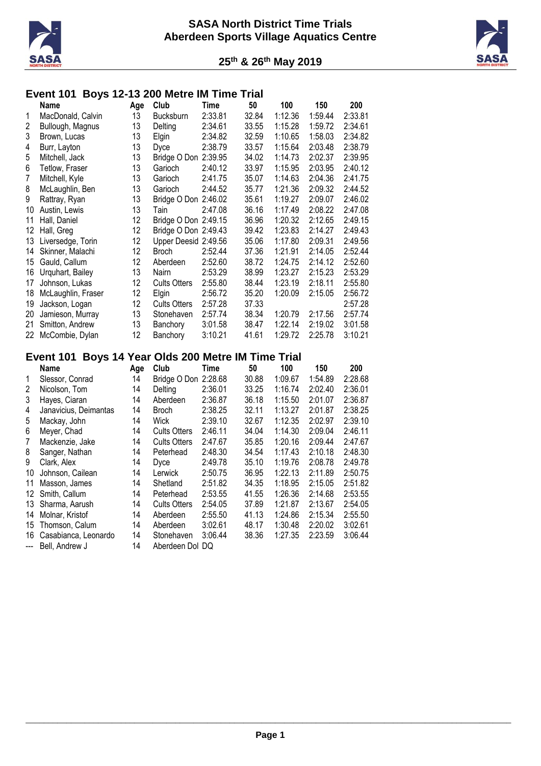# SASA North District Time Trials
## Aberdeen Sports Village Aquatics Centre

### 25th & 26th May 2019

## Event 101 Boys 12-13 200 Metre IM Time Trial

| | Name | Age | Club | Time | 50 | 100 | 150 | 200 |
|---|---|---|---|---|---|---|---|---|
| 1 | MacDonald, Calvin | 13 | Bucksburn | 2:33.81 | 32.84 | 1:12.36 | 1:59.44 | 2:33.81 |
| 2 | Bullough, Magnus | 13 | Delting | 2:34.61 | 33.55 | 1:15.28 | 1:59.72 | 2:34.61 |
| 3 | Brown, Lucas | 13 | Elgin | 2:34.82 | 32.59 | 1:10.65 | 1:58.03 | 2:34.82 |
| 4 | Burr, Layton | 13 | Dyce | 2:38.79 | 33.57 | 1:15.64 | 2:03.48 | 2:38.79 |
| 5 | Mitchell, Jack | 13 | Bridge O Don | 2:39.95 | 34.02 | 1:14.73 | 2:02.37 | 2:39.95 |
| 6 | Tetlow, Fraser | 13 | Garioch | 2:40.12 | 33.97 | 1:15.95 | 2:03.95 | 2:40.12 |
| 7 | Mitchell, Kyle | 13 | Garioch | 2:41.75 | 35.07 | 1:14.63 | 2:04.36 | 2:41.75 |
| 8 | McLaughlin, Ben | 13 | Garioch | 2:44.52 | 35.77 | 1:21.36 | 2:09.32 | 2:44.52 |
| 9 | Rattray, Ryan | 13 | Bridge O Don | 2:46.02 | 35.61 | 1:19.27 | 2:09.07 | 2:46.02 |
| 10 | Austin, Lewis | 13 | Tain | 2:47.08 | 36.16 | 1:17.49 | 2:08.22 | 2:47.08 |
| 11 | Hall, Daniel | 12 | Bridge O Don | 2:49.15 | 36.96 | 1:20.32 | 2:12.65 | 2:49.15 |
| 12 | Hall, Greg | 12 | Bridge O Don | 2:49.43 | 39.42 | 1:23.83 | 2:14.27 | 2:49.43 |
| 13 | Liversedge, Torin | 12 | Upper Deesid | 2:49.56 | 35.06 | 1:17.80 | 2:09.31 | 2:49.56 |
| 14 | Skinner, Malachi | 12 | Broch | 2:52.44 | 37.36 | 1:21.91 | 2:14.05 | 2:52.44 |
| 15 | Gauld, Callum | 12 | Aberdeen | 2:52.60 | 38.72 | 1:24.75 | 2:14.12 | 2:52.60 |
| 16 | Urquhart, Bailey | 13 | Nairn | 2:53.29 | 38.99 | 1:23.27 | 2:15.23 | 2:53.29 |
| 17 | Johnson, Lukas | 12 | Cults Otters | 2:55.80 | 38.44 | 1:23.19 | 2:18.11 | 2:55.80 |
| 18 | McLaughlin, Fraser | 12 | Elgin | 2:56.72 | 35.20 | 1:20.09 | 2:15.05 | 2:56.72 |
| 19 | Jackson, Logan | 12 | Cults Otters | 2:57.28 | 37.33 | | | 2:57.28 |
| 20 | Jamieson, Murray | 13 | Stonehaven | 2:57.74 | 38.34 | 1:20.79 | 2:17.56 | 2:57.74 |
| 21 | Smitton, Andrew | 13 | Banchory | 3:01.58 | 38.47 | 1:22.14 | 2:19.02 | 3:01.58 |
| 22 | McCombie, Dylan | 12 | Banchory | 3:10.21 | 41.61 | 1:29.72 | 2:25.78 | 3:10.21 |

## Event 101 Boys 14 Year Olds 200 Metre IM Time Trial

| | Name | Age | Club | Time | 50 | 100 | 150 | 200 |
|---|---|---|---|---|---|---|---|---|
| 1 | Slessor, Conrad | 14 | Bridge O Don | 2:28.68 | 30.88 | 1:09.67 | 1:54.89 | 2:28.68 |
| 2 | Nicolson, Tom | 14 | Delting | 2:36.01 | 33.25 | 1:16.74 | 2:02.40 | 2:36.01 |
| 3 | Hayes, Ciaran | 14 | Aberdeen | 2:36.87 | 36.18 | 1:15.50 | 2:01.07 | 2:36.87 |
| 4 | Janavicius, Deimantas | 14 | Broch | 2:38.25 | 32.11 | 1:13.27 | 2:01.87 | 2:38.25 |
| 5 | Mackay, John | 14 | Wick | 2:39.10 | 32.67 | 1:12.35 | 2:02.97 | 2:39.10 |
| 6 | Meyer, Chad | 14 | Cults Otters | 2:46.11 | 34.04 | 1:14.30 | 2:09.04 | 2:46.11 |
| 7 | Mackenzie, Jake | 14 | Cults Otters | 2:47.67 | 35.85 | 1:20.16 | 2:09.44 | 2:47.67 |
| 8 | Sanger, Nathan | 14 | Peterhead | 2:48.30 | 34.54 | 1:17.43 | 2:10.18 | 2:48.30 |
| 9 | Clark, Alex | 14 | Dyce | 2:49.78 | 35.10 | 1:19.76 | 2:08.78 | 2:49.78 |
| 10 | Johnson, Cailean | 14 | Lerwick | 2:50.75 | 36.95 | 1:22.13 | 2:11.89 | 2:50.75 |
| 11 | Masson, James | 14 | Shetland | 2:51.82 | 34.35 | 1:18.95 | 2:15.05 | 2:51.82 |
| 12 | Smith, Callum | 14 | Peterhead | 2:53.55 | 41.55 | 1:26.36 | 2:14.68 | 2:53.55 |
| 13 | Sharma, Aarush | 14 | Cults Otters | 2:54.05 | 37.89 | 1:21.87 | 2:13.67 | 2:54.05 |
| 14 | Molnar, Kristof | 14 | Aberdeen | 2:55.50 | 41.13 | 1:24.86 | 2:15.34 | 2:55.50 |
| 15 | Thomson, Calum | 14 | Aberdeen | 3:02.61 | 48.17 | 1:30.48 | 2:20.02 | 3:02.61 |
| 16 | Casabianca, Leonardo | 14 | Stonehaven | 3:06.44 | 38.36 | 1:27.35 | 2:23.59 | 3:06.44 |
| --- | Bell, Andrew J | 14 | Aberdeen Dol | DQ | | | | |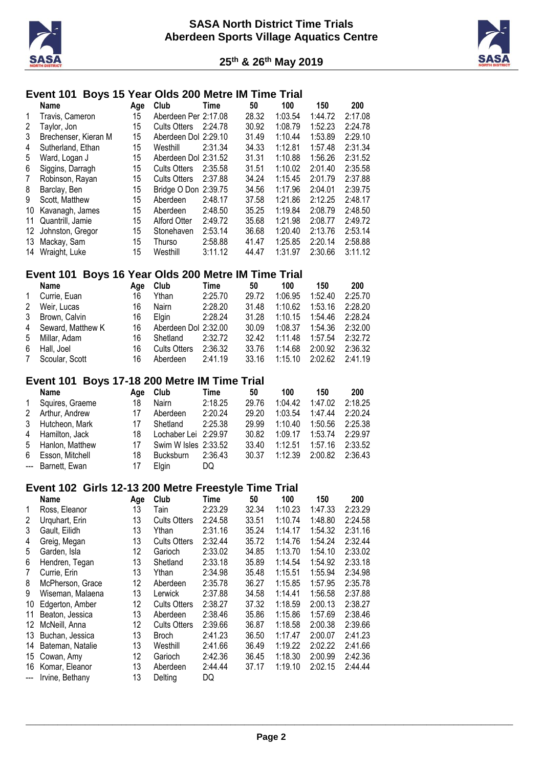## Event 101 Boys 15 Year Olds 200 Metre IM Time Trial

| | Name | Age | Club | Time | 50 | 100 | 150 | 200 |
|---|---|---|---|---|---|---|---|---|
| 1 | Travis, Cameron | 15 | Aberdeen Per | 2:17.08 | 28.32 | 1:03.54 | 1:44.72 | 2:17.08 |
| 2 | Taylor, Jon | 15 | Cults Otters | 2:24.78 | 30.92 | 1:08.79 | 1:52.23 | 2:24.78 |
| 3 | Brechenser, Kieran M | 15 | Aberdeen Dol | 2:29.10 | 31.49 | 1:10.44 | 1:53.89 | 2:29.10 |
| 4 | Sutherland, Ethan | 15 | Westhill | 2:31.34 | 34.33 | 1:12.81 | 1:57.48 | 2:31.34 |
| 5 | Ward, Logan J | 15 | Aberdeen Dol | 2:31.52 | 31.31 | 1:10.88 | 1:56.26 | 2:31.52 |
| 6 | Siggins, Darragh | 15 | Cults Otters | 2:35.58 | 31.51 | 1:10.02 | 2:01.40 | 2:35.58 |
| 7 | Robinson, Rayan | 15 | Cults Otters | 2:37.88 | 34.24 | 1:15.45 | 2:01.79 | 2:37.88 |
| 8 | Barclay, Ben | 15 | Bridge O Don | 2:39.75 | 34.56 | 1:17.96 | 2:04.01 | 2:39.75 |
| 9 | Scott, Matthew | 15 | Aberdeen | 2:48.17 | 37.58 | 1:21.86 | 2:12.25 | 2:48.17 |
| 10 | Kavanagh, James | 15 | Aberdeen | 2:48.50 | 35.25 | 1:19.84 | 2:08.79 | 2:48.50 |
| 11 | Quantrill, Jamie | 15 | Alford Otter | 2:49.72 | 35.68 | 1:21.98 | 2:08.77 | 2:49.72 |
| 12 | Johnston, Gregor | 15 | Stonehaven | 2:53.14 | 36.68 | 1:20.40 | 2:13.76 | 2:53.14 |
| 13 | Mackay, Sam | 15 | Thurso | 2:58.88 | 41.47 | 1:25.85 | 2:20.14 | 2:58.88 |
| 14 | Wraight, Luke | 15 | Westhill | 3:11.12 | 44.47 | 1:31.97 | 2:30.66 | 3:11.12 |

## Event 101 Boys 16 Year Olds 200 Metre IM Time Trial

| | Name | Age | Club | Time | 50 | 100 | 150 | 200 |
|---|---|---|---|---|---|---|---|---|
| 1 | Currie, Euan | 16 | Ythan | 2:25.70 | 29.72 | 1:06.95 | 1:52.40 | 2:25.70 |
| 2 | Weir, Lucas | 16 | Nairn | 2:28.20 | 31.48 | 1:10.62 | 1:53.16 | 2:28.20 |
| 3 | Brown, Calvin | 16 | Elgin | 2:28.24 | 31.28 | 1:10.15 | 1:54.46 | 2:28.24 |
| 4 | Seward, Matthew K | 16 | Aberdeen Dol | 2:32.00 | 30.09 | 1:08.37 | 1:54.36 | 2:32.00 |
| 5 | Millar, Adam | 16 | Shetland | 2:32.72 | 32.42 | 1:11.48 | 1:57.54 | 2:32.72 |
| 6 | Hall, Joel | 16 | Cults Otters | 2:36.32 | 33.76 | 1:14.68 | 2:00.92 | 2:36.32 |
| 7 | Scoular, Scott | 16 | Aberdeen | 2:41.19 | 33.16 | 1:15.10 | 2:02.62 | 2:41.19 |

## Event 101 Boys 17-18 200 Metre IM Time Trial

| | Name | Age | Club | Time | 50 | 100 | 150 | 200 |
|---|---|---|---|---|---|---|---|---|
| 1 | Squires, Graeme | 18 | Nairn | 2:18.25 | 29.76 | 1:04.42 | 1:47.02 | 2:18.25 |
| 2 | Arthur, Andrew | 17 | Aberdeen | 2:20.24 | 29.20 | 1:03.54 | 1:47.44 | 2:20.24 |
| 3 | Hutcheon, Mark | 17 | Shetland | 2:25.38 | 29.99 | 1:10.40 | 1:50.56 | 2:25.38 |
| 4 | Hamilton, Jack | 18 | Lochaber Lei | 2:29.97 | 30.82 | 1:09.17 | 1:53.74 | 2:29.97 |
| 5 | Hanlon, Matthew | 17 | Swim W Isles | 2:33.52 | 33.40 | 1:12.51 | 1:57.16 | 2:33.52 |
| 6 | Esson, Mitchell | 18 | Bucksburn | 2:36.43 | 30.37 | 1:12.39 | 2:00.82 | 2:36.43 |
| --- | Barnett, Ewan | 17 | Elgin | DQ | | | | |

## Event 102 Girls 12-13 200 Metre Freestyle Time Trial

| | Name | Age | Club | Time | 50 | 100 | 150 | 200 |
|---|---|---|---|---|---|---|---|---|
| 1 | Ross, Eleanor | 13 | Tain | 2:23.29 | 32.34 | 1:10.23 | 1:47.33 | 2:23.29 |
| 2 | Urquhart, Erin | 13 | Cults Otters | 2:24.58 | 33.51 | 1:10.74 | 1:48.80 | 2:24.58 |
| 3 | Gault, Eilidh | 13 | Ythan | 2:31.16 | 35.24 | 1:14.17 | 1:54.32 | 2:31.16 |
| 4 | Greig, Megan | 13 | Cults Otters | 2:32.44 | 35.72 | 1:14.76 | 1:54.24 | 2:32.44 |
| 5 | Garden, Isla | 12 | Garioch | 2:33.02 | 34.85 | 1:13.70 | 1:54.10 | 2:33.02 |
| 6 | Hendren, Tegan | 13 | Shetland | 2:33.18 | 35.89 | 1:14.54 | 1:54.92 | 2:33.18 |
| 7 | Currie, Erin | 13 | Ythan | 2:34.98 | 35.48 | 1:15.51 | 1:55.94 | 2:34.98 |
| 8 | McPherson, Grace | 12 | Aberdeen | 2:35.78 | 36.27 | 1:15.85 | 1:57.95 | 2:35.78 |
| 9 | Wiseman, Malaena | 13 | Lerwick | 2:37.88 | 34.58 | 1:14.41 | 1:56.58 | 2:37.88 |
| 10 | Edgerton, Amber | 12 | Cults Otters | 2:38.27 | 37.32 | 1:18.59 | 2:00.13 | 2:38.27 |
| 11 | Beaton, Jessica | 13 | Aberdeen | 2:38.46 | 35.86 | 1:15.86 | 1:57.69 | 2:38.46 |
| 12 | McNeill, Anna | 12 | Cults Otters | 2:39.66 | 36.87 | 1:18.58 | 2:00.38 | 2:39.66 |
| 13 | Buchan, Jessica | 13 | Broch | 2:41.23 | 36.50 | 1:17.47 | 2:00.07 | 2:41.23 |
| 14 | Bateman, Natalie | 13 | Westhill | 2:41.66 | 36.49 | 1:19.22 | 2:02.22 | 2:41.66 |
| 15 | Cowan, Amy | 12 | Garioch | 2:42.36 | 36.45 | 1:18.30 | 2:00.99 | 2:42.36 |
| 16 | Komar, Eleanor | 13 | Aberdeen | 2:44.44 | 37.17 | 1:19.10 | 2:02.15 | 2:44.44 |
| --- | Irvine, Bethany | 13 | Delting | DQ | | | | |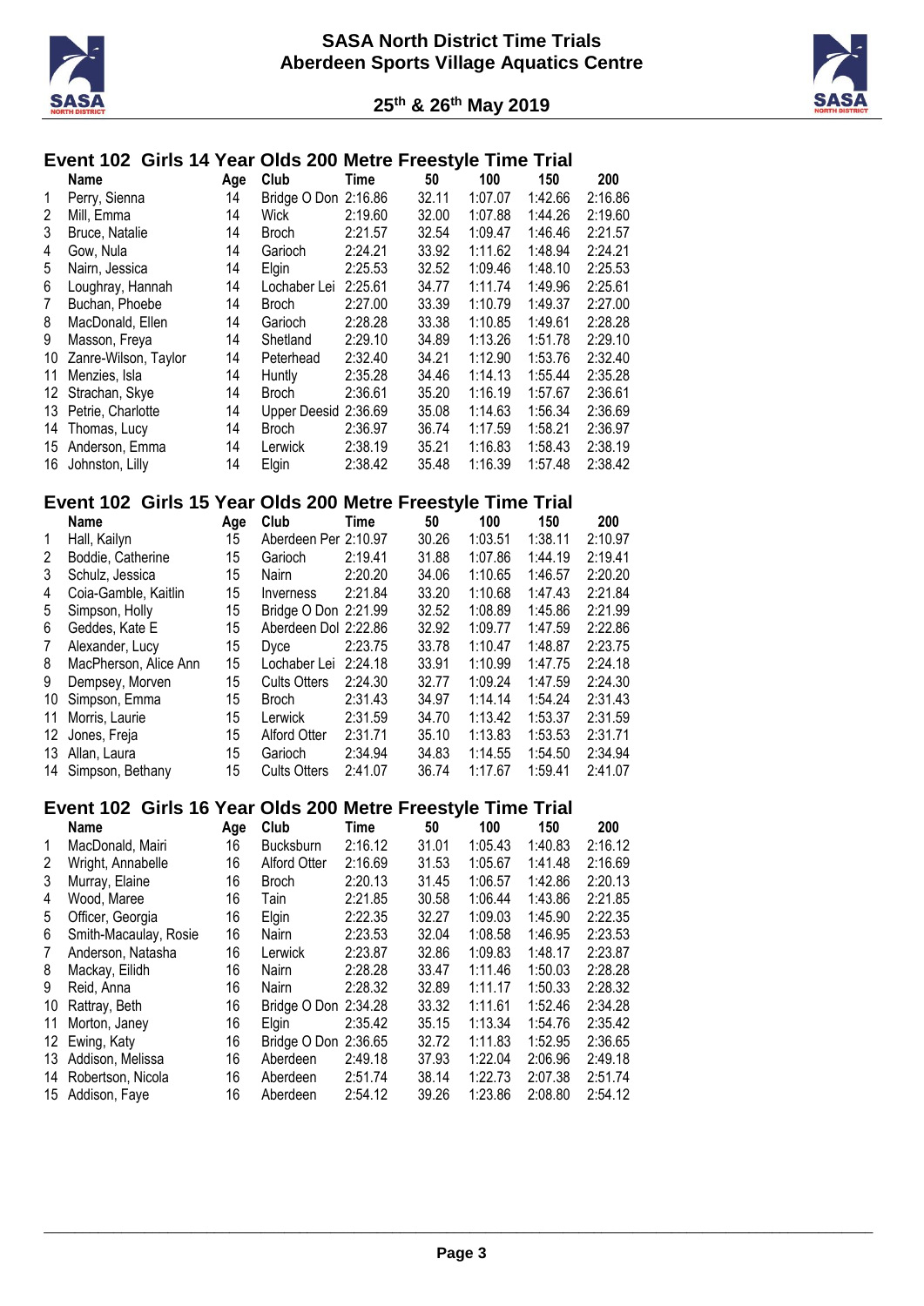## Event 102 Girls 14 Year Olds 200 Metre Freestyle Time Trial

| | Name | Age | Club | Time | 50 | 100 | 150 | 200 |
|---|---|---|---|---|---|---|---|---|
| 1 | Perry, Sienna | 14 | Bridge O Don | 2:16.86 | 32.11 | 1:07.07 | 1:42.66 | 2:16.86 |
| 2 | Mill, Emma | 14 | Wick | 2:19.60 | 32.00 | 1:07.88 | 1:44.26 | 2:19.60 |
| 3 | Bruce, Natalie | 14 | Broch | 2:21.57 | 32.54 | 1:09.47 | 1:46.46 | 2:21.57 |
| 4 | Gow, Nula | 14 | Garioch | 2:24.21 | 33.92 | 1:11.62 | 1:48.94 | 2:24.21 |
| 5 | Nairn, Jessica | 14 | Elgin | 2:25.53 | 32.52 | 1:09.46 | 1:48.10 | 2:25.53 |
| 6 | Loughray, Hannah | 14 | Lochaber Lei | 2:25.61 | 34.77 | 1:11.74 | 1:49.96 | 2:25.61 |
| 7 | Buchan, Phoebe | 14 | Broch | 2:27.00 | 33.39 | 1:10.79 | 1:49.37 | 2:27.00 |
| 8 | MacDonald, Ellen | 14 | Garioch | 2:28.28 | 33.38 | 1:10.85 | 1:49.61 | 2:28.28 |
| 9 | Masson, Freya | 14 | Shetland | 2:29.10 | 34.89 | 1:13.26 | 1:51.78 | 2:29.10 |
| 10 | Zanre-Wilson, Taylor | 14 | Peterhead | 2:32.40 | 34.21 | 1:12.90 | 1:53.76 | 2:32.40 |
| 11 | Menzies, Isla | 14 | Huntly | 2:35.28 | 34.46 | 1:14.13 | 1:55.44 | 2:35.28 |
| 12 | Strachan, Skye | 14 | Broch | 2:36.61 | 35.20 | 1:16.19 | 1:57.67 | 2:36.61 |
| 13 | Petrie, Charlotte | 14 | Upper Deesid | 2:36.69 | 35.08 | 1:14.63 | 1:56.34 | 2:36.69 |
| 14 | Thomas, Lucy | 14 | Broch | 2:36.97 | 36.74 | 1:17.59 | 1:58.21 | 2:36.97 |
| 15 | Anderson, Emma | 14 | Lerwick | 2:38.19 | 35.21 | 1:16.83 | 1:58.43 | 2:38.19 |
| 16 | Johnston, Lilly | 14 | Elgin | 2:38.42 | 35.48 | 1:16.39 | 1:57.48 | 2:38.42 |

## Event 102 Girls 15 Year Olds 200 Metre Freestyle Time Trial

| | Name | Age | Club | Time | 50 | 100 | 150 | 200 |
|---|---|---|---|---|---|---|---|---|
| 1 | Hall, Kailyn | 15 | Aberdeen Per | 2:10.97 | 30.26 | 1:03.51 | 1:38.11 | 2:10.97 |
| 2 | Boddie, Catherine | 15 | Garioch | 2:19.41 | 31.88 | 1:07.86 | 1:44.19 | 2:19.41 |
| 3 | Schulz, Jessica | 15 | Nairn | 2:20.20 | 34.06 | 1:10.65 | 1:46.57 | 2:20.20 |
| 4 | Coia-Gamble, Kaitlin | 15 | Inverness | 2:21.84 | 33.20 | 1:10.68 | 1:47.43 | 2:21.84 |
| 5 | Simpson, Holly | 15 | Bridge O Don | 2:21.99 | 32.52 | 1:08.89 | 1:45.86 | 2:21.99 |
| 6 | Geddes, Kate E | 15 | Aberdeen Dol | 2:22.86 | 32.92 | 1:09.77 | 1:47.59 | 2:22.86 |
| 7 | Alexander, Lucy | 15 | Dyce | 2:23.75 | 33.78 | 1:10.47 | 1:48.87 | 2:23.75 |
| 8 | MacPherson, Alice Ann | 15 | Lochaber Lei | 2:24.18 | 33.91 | 1:10.99 | 1:47.75 | 2:24.18 |
| 9 | Dempsey, Morven | 15 | Cults Otters | 2:24.30 | 32.77 | 1:09.24 | 1:47.59 | 2:24.30 |
| 10 | Simpson, Emma | 15 | Broch | 2:31.43 | 34.97 | 1:14.14 | 1:54.24 | 2:31.43 |
| 11 | Morris, Laurie | 15 | Lerwick | 2:31.59 | 34.70 | 1:13.42 | 1:53.37 | 2:31.59 |
| 12 | Jones, Freja | 15 | Alford Otter | 2:31.71 | 35.10 | 1:13.83 | 1:53.53 | 2:31.71 |
| 13 | Allan, Laura | 15 | Garioch | 2:34.94 | 34.83 | 1:14.55 | 1:54.50 | 2:34.94 |
| 14 | Simpson, Bethany | 15 | Cults Otters | 2:41.07 | 36.74 | 1:17.67 | 1:59.41 | 2:41.07 |

## Event 102 Girls 16 Year Olds 200 Metre Freestyle Time Trial

| | Name | Age | Club | Time | 50 | 100 | 150 | 200 |
|---|---|---|---|---|---|---|---|---|
| 1 | MacDonald, Mairi | 16 | Bucksburn | 2:16.12 | 31.01 | 1:05.43 | 1:40.83 | 2:16.12 |
| 2 | Wright, Annabelle | 16 | Alford Otter | 2:16.69 | 31.53 | 1:05.67 | 1:41.48 | 2:16.69 |
| 3 | Murray, Elaine | 16 | Broch | 2:20.13 | 31.45 | 1:06.57 | 1:42.86 | 2:20.13 |
| 4 | Wood, Maree | 16 | Tain | 2:21.85 | 30.58 | 1:06.44 | 1:43.86 | 2:21.85 |
| 5 | Officer, Georgia | 16 | Elgin | 2:22.35 | 32.27 | 1:09.03 | 1:45.90 | 2:22.35 |
| 6 | Smith-Macaulay, Rosie | 16 | Nairn | 2:23.53 | 32.04 | 1:08.58 | 1:46.95 | 2:23.53 |
| 7 | Anderson, Natasha | 16 | Lerwick | 2:23.87 | 32.86 | 1:09.83 | 1:48.17 | 2:23.87 |
| 8 | Mackay, Eilidh | 16 | Nairn | 2:28.28 | 33.47 | 1:11.46 | 1:50.03 | 2:28.28 |
| 9 | Reid, Anna | 16 | Nairn | 2:28.32 | 32.89 | 1:11.17 | 1:50.33 | 2:28.32 |
| 10 | Rattray, Beth | 16 | Bridge O Don | 2:34.28 | 33.32 | 1:11.61 | 1:52.46 | 2:34.28 |
| 11 | Morton, Janey | 16 | Elgin | 2:35.42 | 35.15 | 1:13.34 | 1:54.76 | 2:35.42 |
| 12 | Ewing, Katy | 16 | Bridge O Don | 2:36.65 | 32.72 | 1:11.83 | 1:52.95 | 2:36.65 |
| 13 | Addison, Melissa | 16 | Aberdeen | 2:49.18 | 37.93 | 1:22.04 | 2:06.96 | 2:49.18 |
| 14 | Robertson, Nicola | 16 | Aberdeen | 2:51.74 | 38.14 | 1:22.73 | 2:07.38 | 2:51.74 |
| 15 | Addison, Faye | 16 | Aberdeen | 2:54.12 | 39.26 | 1:23.86 | 2:08.80 | 2:54.12 |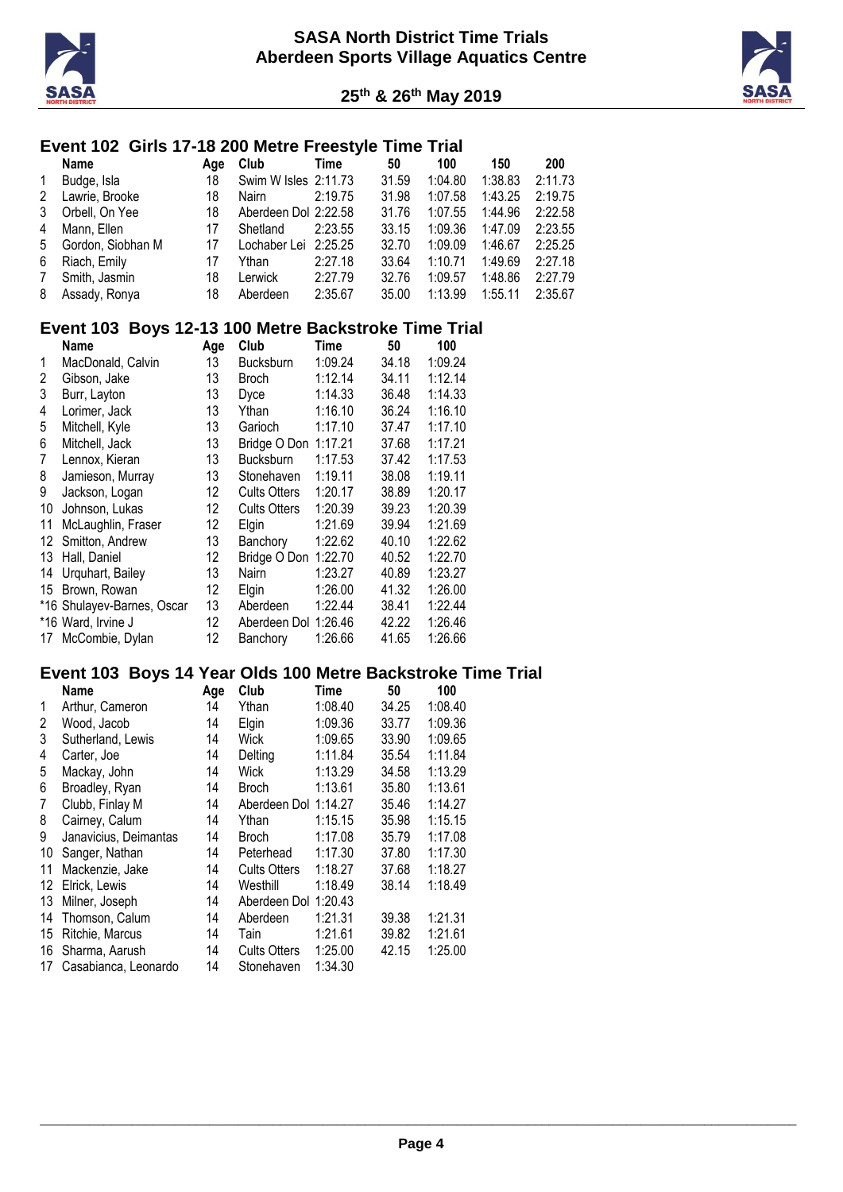## Event 102 Girls 17-18 200 Metre Freestyle Time Trial

| | Name | Age | Club | Time | 50 | 100 | 150 | 200 |
|---|---|---|---|---|---|---|---|---|
| 1 | Budge, Isla | 18 | Swim W Isles | 2:11.73 | 31.59 | 1:04.80 | 1:38.83 | 2:11.73 |
| 2 | Lawrie, Brooke | 18 | Nairn | 2:19.75 | 31.98 | 1:07.58 | 1:43.25 | 2:19.75 |
| 3 | Orbell, On Yee | 18 | Aberdeen Dol | 2:22.58 | 31.76 | 1:07.55 | 1:44.96 | 2:22.58 |
| 4 | Mann, Ellen | 17 | Shetland | 2:23.55 | 33.15 | 1:09.36 | 1:47.09 | 2:23.55 |
| 5 | Gordon, Siobhan M | 17 | Lochaber Lei | 2:25.25 | 32.70 | 1:09.09 | 1:46.67 | 2:25.25 |
| 6 | Riach, Emily | 17 | Ythan | 2:27.18 | 33.64 | 1:10.71 | 1:49.69 | 2:27.18 |
| 7 | Smith, Jasmin | 18 | Lerwick | 2:27.79 | 32.76 | 1:09.57 | 1:48.86 | 2:27.79 |
| 8 | Assady, Ronya | 18 | Aberdeen | 2:35.67 | 35.00 | 1:13.99 | 1:55.11 | 2:35.67 |

## Event 103 Boys 12-13 100 Metre Backstroke Time Trial

| | Name | Age | Club | Time | 50 | 100 |
|---|---|---|---|---|---|---|
| 1 | MacDonald, Calvin | 13 | Bucksburn | 1:09.24 | 34.18 | 1:09.24 |
| 2 | Gibson, Jake | 13 | Broch | 1:12.14 | 34.11 | 1:12.14 |
| 3 | Burr, Layton | 13 | Dyce | 1:14.33 | 36.48 | 1:14.33 |
| 4 | Lorimer, Jack | 13 | Ythan | 1:16.10 | 36.24 | 1:16.10 |
| 5 | Mitchell, Kyle | 13 | Garioch | 1:17.10 | 37.47 | 1:17.10 |
| 6 | Mitchell, Jack | 13 | Bridge O Don | 1:17.21 | 37.68 | 1:17.21 |
| 7 | Lennox, Kieran | 13 | Bucksburn | 1:17.53 | 37.42 | 1:17.53 |
| 8 | Jamieson, Murray | 13 | Stonehaven | 1:19.11 | 38.08 | 1:19.11 |
| 9 | Jackson, Logan | 12 | Cults Otters | 1:20.17 | 38.89 | 1:20.17 |
| 10 | Johnson, Lukas | 12 | Cults Otters | 1:20.39 | 39.23 | 1:20.39 |
| 11 | McLaughlin, Fraser | 12 | Elgin | 1:21.69 | 39.94 | 1:21.69 |
| 12 | Smitton, Andrew | 13 | Banchory | 1:22.62 | 40.10 | 1:22.62 |
| 13 | Hall, Daniel | 12 | Bridge O Don | 1:22.70 | 40.52 | 1:22.70 |
| 14 | Urquhart, Bailey | 13 | Nairn | 1:23.27 | 40.89 | 1:23.27 |
| 15 | Brown, Rowan | 12 | Elgin | 1:26.00 | 41.32 | 1:26.00 |
| *16 | Shulayev-Barnes, Oscar | 13 | Aberdeen | 1:22.44 | 38.41 | 1:22.44 |
| *16 | Ward, Irvine J | 12 | Aberdeen Dol | 1:26.46 | 42.22 | 1:26.46 |
| 17 | McCombie, Dylan | 12 | Banchory | 1:26.66 | 41.65 | 1:26.66 |

## Event 103 Boys 14 Year Olds 100 Metre Backstroke Time Trial

| | Name | Age | Club | Time | 50 | 100 |
|---|---|---|---|---|---|---|
| 1 | Arthur, Cameron | 14 | Ythan | 1:08.40 | 34.25 | 1:08.40 |
| 2 | Wood, Jacob | 14 | Elgin | 1:09.36 | 33.77 | 1:09.36 |
| 3 | Sutherland, Lewis | 14 | Wick | 1:09.65 | 33.90 | 1:09.65 |
| 4 | Carter, Joe | 14 | Delting | 1:11.84 | 35.54 | 1:11.84 |
| 5 | Mackay, John | 14 | Wick | 1:13.29 | 34.58 | 1:13.29 |
| 6 | Broadley, Ryan | 14 | Broch | 1:13.61 | 35.80 | 1:13.61 |
| 7 | Clubb, Finlay M | 14 | Aberdeen Dol | 1:14.27 | 35.46 | 1:14.27 |
| 8 | Cairney, Calum | 14 | Ythan | 1:15.15 | 35.98 | 1:15.15 |
| 9 | Janavicius, Deimantas | 14 | Broch | 1:17.08 | 35.79 | 1:17.08 |
| 10 | Sanger, Nathan | 14 | Peterhead | 1:17.30 | 37.80 | 1:17.30 |
| 11 | Mackenzie, Jake | 14 | Cults Otters | 1:18.27 | 37.68 | 1:18.27 |
| 12 | Elrick, Lewis | 14 | Westhill | 1:18.49 | 38.14 | 1:18.49 |
| 13 | Milner, Joseph | 14 | Aberdeen Dol | 1:20.43 | | |
| 14 | Thomson, Calum | 14 | Aberdeen | 1:21.31 | 39.38 | 1:21.31 |
| 15 | Ritchie, Marcus | 14 | Tain | 1:21.61 | 39.82 | 1:21.61 |
| 16 | Sharma, Aarush | 14 | Cults Otters | 1:25.00 | 42.15 | 1:25.00 |
| 17 | Casabianca, Leonardo | 14 | Stonehaven | 1:34.30 | | |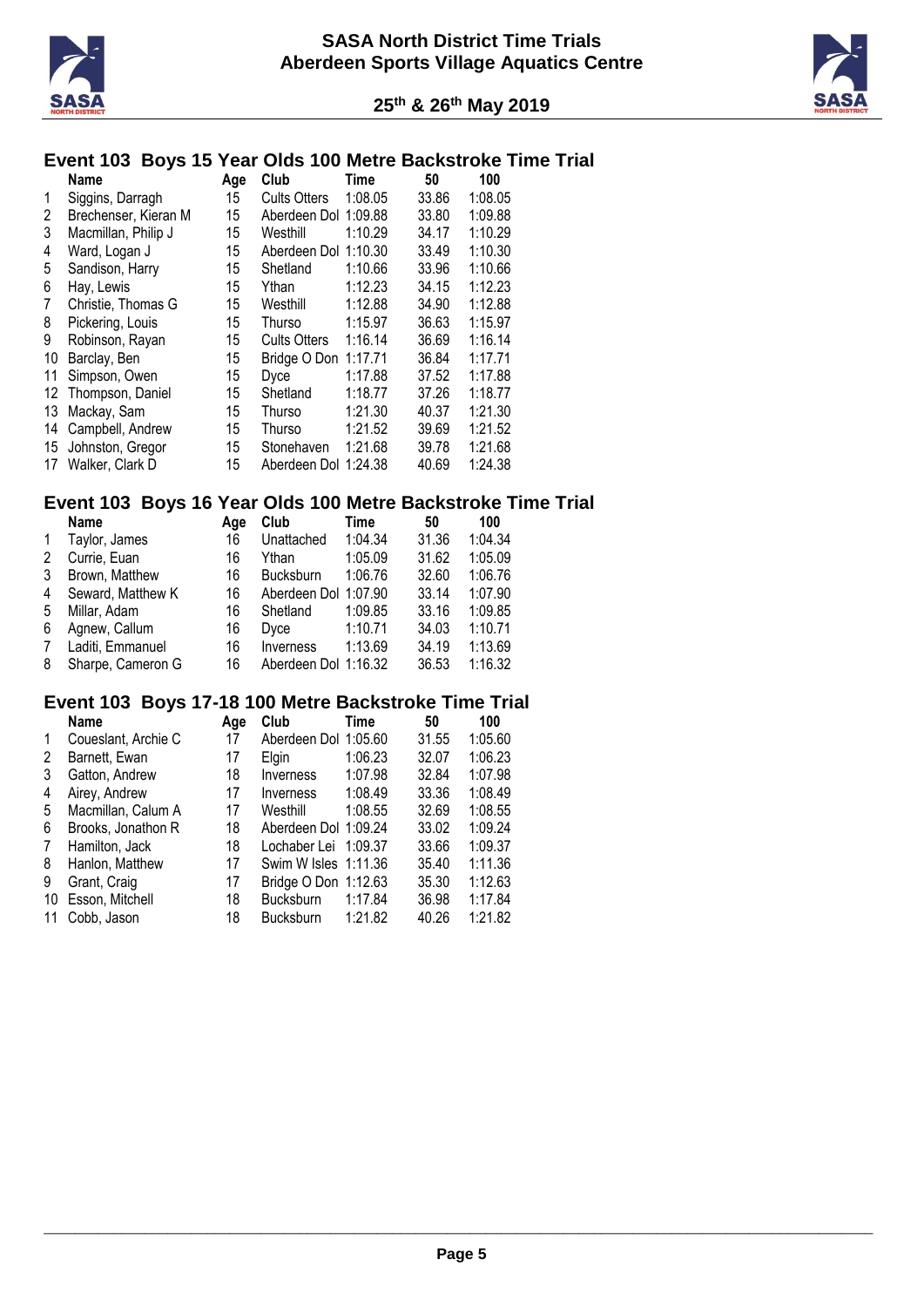## Event 103 Boys 15 Year Olds 100 Metre Backstroke Time Trial

| | Name | Age | Club | Time | 50 | 100 |
|---|---|---|---|---|---|---|
| 1 | Siggins, Darragh | 15 | Cults Otters | 1:08.05 | 33.86 | 1:08.05 |
| 2 | Brechenser, Kieran M | 15 | Aberdeen Dol | 1:09.88 | 33.80 | 1:09.88 |
| 3 | Macmillan, Philip J | 15 | Westhill | 1:10.29 | 34.17 | 1:10.29 |
| 4 | Ward, Logan J | 15 | Aberdeen Dol | 1:10.30 | 33.49 | 1:10.30 |
| 5 | Sandison, Harry | 15 | Shetland | 1:10.66 | 33.96 | 1:10.66 |
| 6 | Hay, Lewis | 15 | Ythan | 1:12.23 | 34.15 | 1:12.23 |
| 7 | Christie, Thomas G | 15 | Westhill | 1:12.88 | 34.90 | 1:12.88 |
| 8 | Pickering, Louis | 15 | Thurso | 1:15.97 | 36.63 | 1:15.97 |
| 9 | Robinson, Rayan | 15 | Cults Otters | 1:16.14 | 36.69 | 1:16.14 |
| 10 | Barclay, Ben | 15 | Bridge O Don | 1:17.71 | 36.84 | 1:17.71 |
| 11 | Simpson, Owen | 15 | Dyce | 1:17.88 | 37.52 | 1:17.88 |
| 12 | Thompson, Daniel | 15 | Shetland | 1:18.77 | 37.26 | 1:18.77 |
| 13 | Mackay, Sam | 15 | Thurso | 1:21.30 | 40.37 | 1:21.30 |
| 14 | Campbell, Andrew | 15 | Thurso | 1:21.52 | 39.69 | 1:21.52 |
| 15 | Johnston, Gregor | 15 | Stonehaven | 1:21.68 | 39.78 | 1:21.68 |
| 17 | Walker, Clark D | 15 | Aberdeen Dol | 1:24.38 | 40.69 | 1:24.38 |

## Event 103 Boys 16 Year Olds 100 Metre Backstroke Time Trial

| | Name | Age | Club | Time | 50 | 100 |
|---|---|---|---|---|---|---|
| 1 | Taylor, James | 16 | Unattached | 1:04.34 | 31.36 | 1:04.34 |
| 2 | Currie, Euan | 16 | Ythan | 1:05.09 | 31.62 | 1:05.09 |
| 3 | Brown, Matthew | 16 | Bucksburn | 1:06.76 | 32.60 | 1:06.76 |
| 4 | Seward, Matthew K | 16 | Aberdeen Dol | 1:07.90 | 33.14 | 1:07.90 |
| 5 | Millar, Adam | 16 | Shetland | 1:09.85 | 33.16 | 1:09.85 |
| 6 | Agnew, Callum | 16 | Dyce | 1:10.71 | 34.03 | 1:10.71 |
| 7 | Laditi, Emmanuel | 16 | Inverness | 1:13.69 | 34.19 | 1:13.69 |
| 8 | Sharpe, Cameron G | 16 | Aberdeen Dol | 1:16.32 | 36.53 | 1:16.32 |

## Event 103 Boys 17-18 100 Metre Backstroke Time Trial

| | Name | Age | Club | Time | 50 | 100 |
|---|---|---|---|---|---|---|
| 1 | Coueslant, Archie C | 17 | Aberdeen Dol | 1:05.60 | 31.55 | 1:05.60 |
| 2 | Barnett, Ewan | 17 | Elgin | 1:06.23 | 32.07 | 1:06.23 |
| 3 | Gatton, Andrew | 18 | Inverness | 1:07.98 | 32.84 | 1:07.98 |
| 4 | Airey, Andrew | 17 | Inverness | 1:08.49 | 33.36 | 1:08.49 |
| 5 | Macmillan, Calum A | 17 | Westhill | 1:08.55 | 32.69 | 1:08.55 |
| 6 | Brooks, Jonathon R | 18 | Aberdeen Dol | 1:09.24 | 33.02 | 1:09.24 |
| 7 | Hamilton, Jack | 18 | Lochaber Lei | 1:09.37 | 33.66 | 1:09.37 |
| 8 | Hanlon, Matthew | 17 | Swim W Isles | 1:11.36 | 35.40 | 1:11.36 |
| 9 | Grant, Craig | 17 | Bridge O Don | 1:12.63 | 35.30 | 1:12.63 |
| 10 | Esson, Mitchell | 18 | Bucksburn | 1:17.84 | 36.98 | 1:17.84 |
| 11 | Cobb, Jason | 18 | Bucksburn | 1:21.82 | 40.26 | 1:21.82 |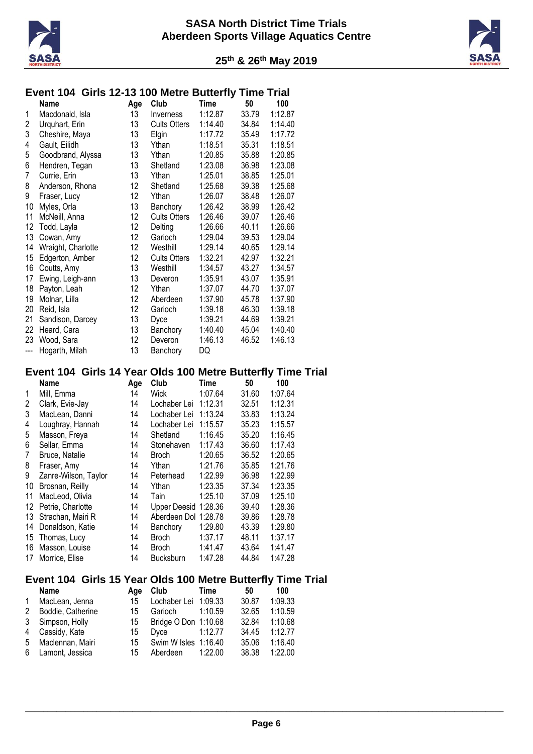## Event 104 Girls 12-13 100 Metre Butterfly Time Trial

| | Name | Age | Club | Time | 50 | 100 |
|---|---|---|---|---|---|---|
| 1 | Macdonald, Isla | 13 | Inverness | 1:12.87 | 33.79 | 1:12.87 |
| 2 | Urquhart, Erin | 13 | Cults Otters | 1:14.40 | 34.84 | 1:14.40 |
| 3 | Cheshire, Maya | 13 | Elgin | 1:17.72 | 35.49 | 1:17.72 |
| 4 | Gault, Eilidh | 13 | Ythan | 1:18.51 | 35.31 | 1:18.51 |
| 5 | Goodbrand, Alyssa | 13 | Ythan | 1:20.85 | 35.88 | 1:20.85 |
| 6 | Hendren, Tegan | 13 | Shetland | 1:23.08 | 36.98 | 1:23.08 |
| 7 | Currie, Erin | 13 | Ythan | 1:25.01 | 38.85 | 1:25.01 |
| 8 | Anderson, Rhona | 12 | Shetland | 1:25.68 | 39.38 | 1:25.68 |
| 9 | Fraser, Lucy | 12 | Ythan | 1:26.07 | 38.48 | 1:26.07 |
| 10 | Myles, Orla | 13 | Banchory | 1:26.42 | 38.99 | 1:26.42 |
| 11 | McNeill, Anna | 12 | Cults Otters | 1:26.46 | 39.07 | 1:26.46 |
| 12 | Todd, Layla | 12 | Delting | 1:26.66 | 40.11 | 1:26.66 |
| 13 | Cowan, Amy | 12 | Garioch | 1:29.04 | 39.53 | 1:29.04 |
| 14 | Wraight, Charlotte | 12 | Westhill | 1:29.14 | 40.65 | 1:29.14 |
| 15 | Edgerton, Amber | 12 | Cults Otters | 1:32.21 | 42.97 | 1:32.21 |
| 16 | Coutts, Amy | 13 | Westhill | 1:34.57 | 43.27 | 1:34.57 |
| 17 | Ewing, Leigh-ann | 13 | Deveron | 1:35.91 | 43.07 | 1:35.91 |
| 18 | Payton, Leah | 12 | Ythan | 1:37.07 | 44.70 | 1:37.07 |
| 19 | Molnar, Lilla | 12 | Aberdeen | 1:37.90 | 45.78 | 1:37.90 |
| 20 | Reid, Isla | 12 | Garioch | 1:39.18 | 46.30 | 1:39.18 |
| 21 | Sandison, Darcey | 13 | Dyce | 1:39.21 | 44.69 | 1:39.21 |
| 22 | Heard, Cara | 13 | Banchory | 1:40.40 | 45.04 | 1:40.40 |
| 23 | Wood, Sara | 12 | Deveron | 1:46.13 | 46.52 | 1:46.13 |
| --- | Hogarth, Milah | 13 | Banchory | DQ | | |

## Event 104 Girls 14 Year Olds 100 Metre Butterfly Time Trial

| | Name | Age | Club | Time | 50 | 100 |
|---|---|---|---|---|---|---|
| 1 | Mill, Emma | 14 | Wick | 1:07.64 | 31.60 | 1:07.64 |
| 2 | Clark, Evie-Jay | 14 | Lochaber Lei | 1:12.31 | 32.51 | 1:12.31 |
| 3 | MacLean, Danni | 14 | Lochaber Lei | 1:13.24 | 33.83 | 1:13.24 |
| 4 | Loughray, Hannah | 14 | Lochaber Lei | 1:15.57 | 35.23 | 1:15.57 |
| 5 | Masson, Freya | 14 | Shetland | 1:16.45 | 35.20 | 1:16.45 |
| 6 | Sellar, Emma | 14 | Stonehaven | 1:17.43 | 36.60 | 1:17.43 |
| 7 | Bruce, Natalie | 14 | Broch | 1:20.65 | 36.52 | 1:20.65 |
| 8 | Fraser, Amy | 14 | Ythan | 1:21.76 | 35.85 | 1:21.76 |
| 9 | Zanre-Wilson, Taylor | 14 | Peterhead | 1:22.99 | 36.98 | 1:22.99 |
| 10 | Brosnan, Reilly | 14 | Ythan | 1:23.35 | 37.34 | 1:23.35 |
| 11 | MacLeod, Olivia | 14 | Tain | 1:25.10 | 37.09 | 1:25.10 |
| 12 | Petrie, Charlotte | 14 | Upper Deesid | 1:28.36 | 39.40 | 1:28.36 |
| 13 | Strachan, Mairi R | 14 | Aberdeen Dol | 1:28.78 | 39.86 | 1:28.78 |
| 14 | Donaldson, Katie | 14 | Banchory | 1:29.80 | 43.39 | 1:29.80 |
| 15 | Thomas, Lucy | 14 | Broch | 1:37.17 | 48.11 | 1:37.17 |
| 16 | Masson, Louise | 14 | Broch | 1:41.47 | 43.64 | 1:41.47 |
| 17 | Morrice, Elise | 14 | Bucksburn | 1:47.28 | 44.84 | 1:47.28 |

## Event 104 Girls 15 Year Olds 100 Metre Butterfly Time Trial

| | Name | Age | Club | Time | 50 | 100 |
|---|---|---|---|---|---|---|
| 1 | MacLean, Jenna | 15 | Lochaber Lei | 1:09.33 | 30.87 | 1:09.33 |
| 2 | Boddie, Catherine | 15 | Garioch | 1:10.59 | 32.65 | 1:10.59 |
| 3 | Simpson, Holly | 15 | Bridge O Don | 1:10.68 | 32.84 | 1:10.68 |
| 4 | Cassidy, Kate | 15 | Dyce | 1:12.77 | 34.45 | 1:12.77 |
| 5 | Maclennan, Mairi | 15 | Swim W Isles | 1:16.40 | 35.06 | 1:16.40 |
| 6 | Lamont, Jessica | 15 | Aberdeen | 1:22.00 | 38.38 | 1:22.00 |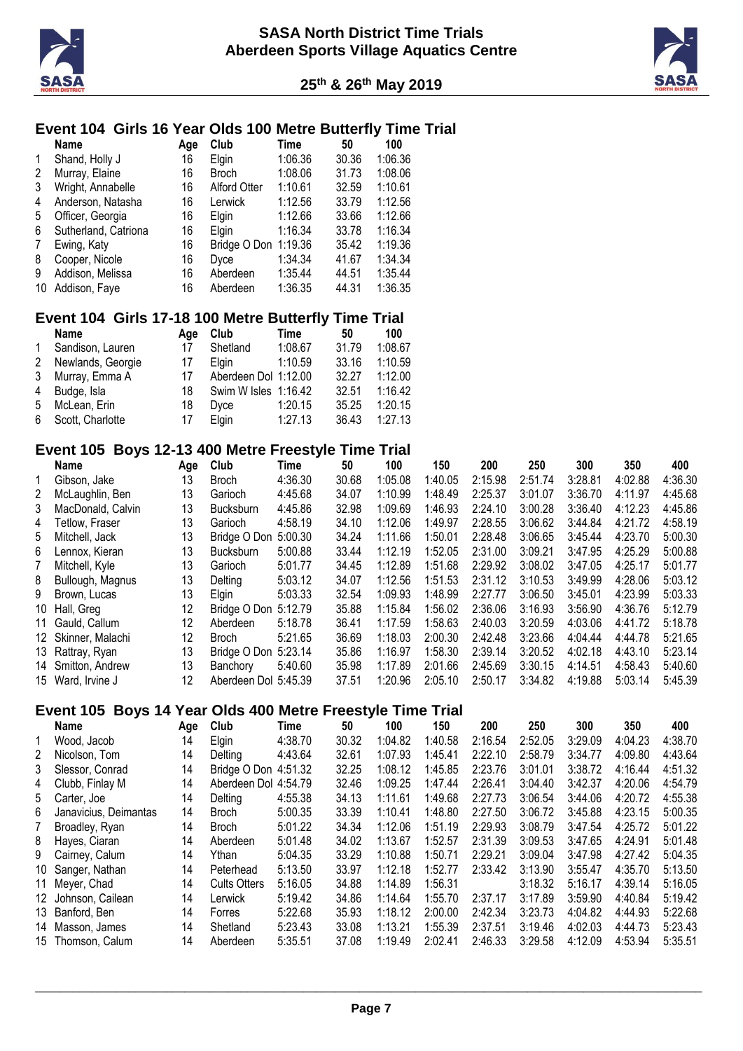# SASA North District Time Trials
# Aberdeen Sports Village Aquatics Centre

### 25th & 26th May 2019

## Event 104 Girls 16 Year Olds 100 Metre Butterfly Time Trial

| | Name | Age | Club | Time | 50 | 100 |
|---|---|---|---|---|---|---|
| 1 | Shand, Holly J | 16 | Elgin | 1:06.36 | 30.36 | 1:06.36 |
| 2 | Murray, Elaine | 16 | Broch | 1:08.06 | 31.73 | 1:08.06 |
| 3 | Wright, Annabelle | 16 | Alford Otter | 1:10.61 | 32.59 | 1:10.61 |
| 4 | Anderson, Natasha | 16 | Lerwick | 1:12.56 | 33.79 | 1:12.56 |
| 5 | Officer, Georgia | 16 | Elgin | 1:12.66 | 33.66 | 1:12.66 |
| 6 | Sutherland, Catriona | 16 | Elgin | 1:16.34 | 33.78 | 1:16.34 |
| 7 | Ewing, Katy | 16 | Bridge O Don | 1:19.36 | 35.42 | 1:19.36 |
| 8 | Cooper, Nicole | 16 | Dyce | 1:34.34 | 41.67 | 1:34.34 |
| 9 | Addison, Melissa | 16 | Aberdeen | 1:35.44 | 44.51 | 1:35.44 |
| 10 | Addison, Faye | 16 | Aberdeen | 1:36.35 | 44.31 | 1:36.35 |

## Event 104 Girls 17-18 100 Metre Butterfly Time Trial

| | Name | Age | Club | Time | 50 | 100 |
|---|---|---|---|---|---|---|
| 1 | Sandison, Lauren | 17 | Shetland | 1:08.67 | 31.79 | 1:08.67 |
| 2 | Newlands, Georgie | 17 | Elgin | 1:10.59 | 33.16 | 1:10.59 |
| 3 | Murray, Emma A | 17 | Aberdeen Dol | 1:12.00 | 32.27 | 1:12.00 |
| 4 | Budge, Isla | 18 | Swim W Isles | 1:16.42 | 32.51 | 1:16.42 |
| 5 | McLean, Erin | 18 | Dyce | 1:20.15 | 35.25 | 1:20.15 |
| 6 | Scott, Charlotte | 17 | Elgin | 1:27.13 | 36.43 | 1:27.13 |

## Event 105 Boys 12-13 400 Metre Freestyle Time Trial

| | Name | Age | Club | Time | 50 | 100 | 150 | 200 | 250 | 300 | 350 | 400 |
|---|---|---|---|---|---|---|---|---|---|---|---|---|
| 1 | Gibson, Jake | 13 | Broch | 4:36.30 | 30.68 | 1:05.08 | 1:40.05 | 2:15.98 | 2:51.74 | 3:28.81 | 4:02.88 | 4:36.30 |
| 2 | McLaughlin, Ben | 13 | Garioch | 4:45.68 | 34.07 | 1:10.99 | 1:48.49 | 2:25.37 | 3:01.07 | 3:36.70 | 4:11.97 | 4:45.68 |
| 3 | MacDonald, Calvin | 13 | Bucksburn | 4:45.86 | 32.98 | 1:09.69 | 1:46.93 | 2:24.10 | 3:00.28 | 3:36.40 | 4:12.23 | 4:45.86 |
| 4 | Tetlow, Fraser | 13 | Garioch | 4:58.19 | 34.10 | 1:12.06 | 1:49.97 | 2:28.55 | 3:06.62 | 3:44.84 | 4:21.72 | 4:58.19 |
| 5 | Mitchell, Jack | 13 | Bridge O Don | 5:00.30 | 34.24 | 1:11.66 | 1:50.01 | 2:28.48 | 3:06.65 | 3:45.44 | 4:23.70 | 5:00.30 |
| 6 | Lennox, Kieran | 13 | Bucksburn | 5:00.88 | 33.44 | 1:12.19 | 1:52.05 | 2:31.00 | 3:09.21 | 3:47.95 | 4:25.29 | 5:00.88 |
| 7 | Mitchell, Kyle | 13 | Garioch | 5:01.77 | 34.45 | 1:12.89 | 1:51.68 | 2:29.92 | 3:08.02 | 3:47.05 | 4:25.17 | 5:01.77 |
| 8 | Bullough, Magnus | 13 | Delting | 5:03.12 | 34.07 | 1:12.56 | 1:51.53 | 2:31.12 | 3:10.53 | 3:49.99 | 4:28.06 | 5:03.12 |
| 9 | Brown, Lucas | 13 | Elgin | 5:03.33 | 32.54 | 1:09.93 | 1:48.99 | 2:27.77 | 3:06.50 | 3:45.01 | 4:23.99 | 5:03.33 |
| 10 | Hall, Greg | 12 | Bridge O Don | 5:12.79 | 35.88 | 1:15.84 | 1:56.02 | 2:36.06 | 3:16.93 | 3:56.90 | 4:36.76 | 5:12.79 |
| 11 | Gauld, Callum | 12 | Aberdeen | 5:18.78 | 36.41 | 1:17.59 | 1:58.63 | 2:40.03 | 3:20.59 | 4:03.06 | 4:41.72 | 5:18.78 |
| 12 | Skinner, Malachi | 12 | Broch | 5:21.65 | 36.69 | 1:18.03 | 2:00.30 | 2:42.48 | 3:23.66 | 4:04.44 | 4:44.78 | 5:21.65 |
| 13 | Rattray, Ryan | 13 | Bridge O Don | 5:23.14 | 35.86 | 1:16.97 | 1:58.30 | 2:39.14 | 3:20.52 | 4:02.18 | 4:43.10 | 5:23.14 |
| 14 | Smitton, Andrew | 13 | Banchory | 5:40.60 | 35.98 | 1:17.89 | 2:01.66 | 2:45.69 | 3:30.15 | 4:14.51 | 4:58.43 | 5:40.60 |
| 15 | Ward, Irvine J | 12 | Aberdeen Dol | 5:45.39 | 37.51 | 1:20.96 | 2:05.10 | 2:50.17 | 3:34.82 | 4:19.88 | 5:03.14 | 5:45.39 |

## Event 105 Boys 14 Year Olds 400 Metre Freestyle Time Trial

| | Name | Age | Club | Time | 50 | 100 | 150 | 200 | 250 | 300 | 350 | 400 |
|---|---|---|---|---|---|---|---|---|---|---|---|---|
| 1 | Wood, Jacob | 14 | Elgin | 4:38.70 | 30.32 | 1:04.82 | 1:40.58 | 2:16.54 | 2:52.05 | 3:29.09 | 4:04.23 | 4:38.70 |
| 2 | Nicolson, Tom | 14 | Delting | 4:43.64 | 32.61 | 1:07.93 | 1:45.41 | 2:22.10 | 2:58.79 | 3:34.77 | 4:09.80 | 4:43.64 |
| 3 | Slessor, Conrad | 14 | Bridge O Don | 4:51.32 | 32.25 | 1:08.12 | 1:45.85 | 2:23.76 | 3:01.01 | 3:38.72 | 4:16.44 | 4:51.32 |
| 4 | Clubb, Finlay M | 14 | Aberdeen Dol | 4:54.79 | 32.46 | 1:09.25 | 1:47.44 | 2:26.41 | 3:04.40 | 3:42.37 | 4:20.06 | 4:54.79 |
| 5 | Carter, Joe | 14 | Delting | 4:55.38 | 34.13 | 1:11.61 | 1:49.68 | 2:27.73 | 3:06.54 | 3:44.06 | 4:20.72 | 4:55.38 |
| 6 | Janavicius, Deimantas | 14 | Broch | 5:00.35 | 33.39 | 1:10.41 | 1:48.80 | 2:27.50 | 3:06.72 | 3:45.88 | 4:23.15 | 5:00.35 |
| 7 | Broadley, Ryan | 14 | Broch | 5:01.22 | 34.34 | 1:12.06 | 1:51.19 | 2:29.93 | 3:08.79 | 3:47.54 | 4:25.72 | 5:01.22 |
| 8 | Hayes, Ciaran | 14 | Aberdeen | 5:01.48 | 34.02 | 1:13.67 | 1:52.57 | 2:31.39 | 3:09.53 | 3:47.65 | 4:24.91 | 5:01.48 |
| 9 | Cairney, Calum | 14 | Ythan | 5:04.35 | 33.29 | 1:10.88 | 1:50.71 | 2:29.21 | 3:09.04 | 3:47.98 | 4:27.42 | 5:04.35 |
| 10 | Sanger, Nathan | 14 | Peterhead | 5:13.50 | 33.97 | 1:12.18 | 1:52.77 | 2:33.42 | 3:13.90 | 3:55.47 | 4:35.70 | 5:13.50 |
| 11 | Meyer, Chad | 14 | Cults Otters | 5:16.05 | 34.88 | 1:14.89 | 1:56.31 | | 3:18.32 | 5:16.17 | 4:39.14 | 5:16.05 |
| 12 | Johnson, Cailean | 14 | Lerwick | 5:19.42 | 34.86 | 1:14.64 | 1:55.70 | 2:37.17 | 3:17.89 | 3:59.90 | 4:40.84 | 5:19.42 |
| 13 | Banford, Ben | 14 | Forres | 5:22.68 | 35.93 | 1:18.12 | 2:00.00 | 2:42.34 | 3:23.73 | 4:04.82 | 4:44.93 | 5:22.68 |
| 14 | Masson, James | 14 | Shetland | 5:23.43 | 33.08 | 1:13.21 | 1:55.39 | 2:37.51 | 3:19.46 | 4:02.03 | 4:44.73 | 5:23.43 |
| 15 | Thomson, Calum | 14 | Aberdeen | 5:35.51 | 37.08 | 1:19.49 | 2:02.41 | 2:46.33 | 3:29.58 | 4:12.09 | 4:53.94 | 5:35.51 |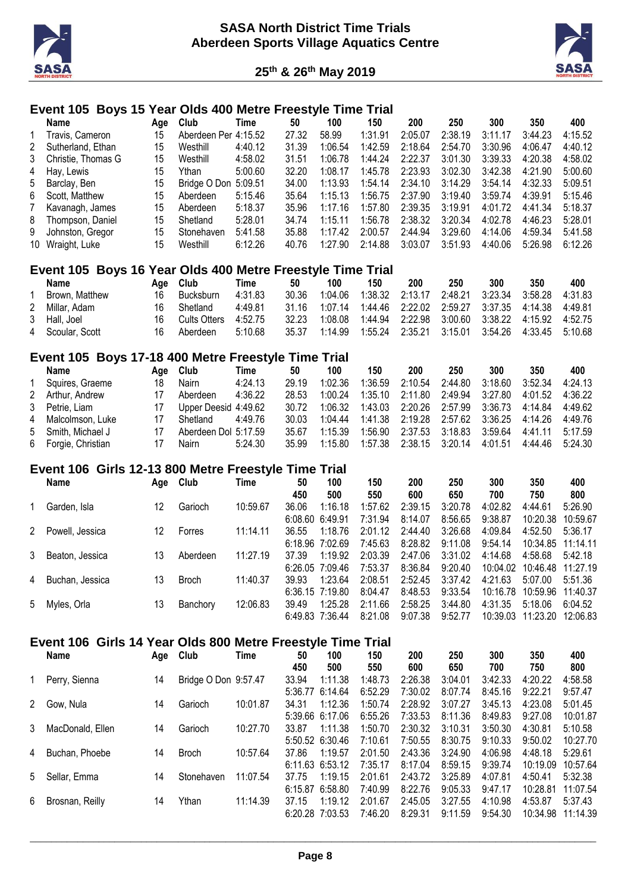# SASA North District Time Trials
## Aberdeen Sports Village Aquatics Centre

### 25th & 26th May 2019

## Event 105 Boys 15 Year Olds 400 Metre Freestyle Time Trial

| | Name | Age | Club | Time | 50 | 100 | 150 | 200 | 250 | 300 | 350 | 400 |
|---|---|---|---|---|---|---|---|---|---|---|---|---|
| 1 | Travis, Cameron | 15 | Aberdeen Per | 4:15.52 | 27.32 | 58.99 | 1:31.91 | 2:05.07 | 2:38.19 | 3:11.17 | 3:44.23 | 4:15.52 |
| 2 | Sutherland, Ethan | 15 | Westhill | 4:40.12 | 31.39 | 1:06.54 | 1:42.59 | 2:18.64 | 2:54.70 | 3:30.96 | 4:06.47 | 4:40.12 |
| 3 | Christie, Thomas G | 15 | Westhill | 4:58.02 | 31.51 | 1:06.78 | 1:44.24 | 2:22.37 | 3:01.30 | 3:39.33 | 4:20.38 | 4:58.02 |
| 4 | Hay, Lewis | 15 | Ythan | 5:00.60 | 32.20 | 1:08.17 | 1:45.78 | 2:23.93 | 3:02.30 | 3:42.38 | 4:21.90 | 5:00.60 |
| 5 | Barclay, Ben | 15 | Bridge O Don | 5:09.51 | 34.00 | 1:13.93 | 1:54.14 | 2:34.10 | 3:14.29 | 3:54.14 | 4:32.33 | 5:09.51 |
| 6 | Scott, Matthew | 15 | Aberdeen | 5:15.46 | 35.64 | 1:15.13 | 1:56.75 | 2:37.90 | 3:19.40 | 3:59.74 | 4:39.91 | 5:15.46 |
| 7 | Kavanagh, James | 15 | Aberdeen | 5:18.37 | 35.96 | 1:17.16 | 1:57.80 | 2:39.35 | 3:19.91 | 4:01.72 | 4:41.34 | 5:18.37 |
| 8 | Thompson, Daniel | 15 | Shetland | 5:28.01 | 34.74 | 1:15.11 | 1:56.78 | 2:38.32 | 3:20.34 | 4:02.78 | 4:46.23 | 5:28.01 |
| 9 | Johnston, Gregor | 15 | Stonehaven | 5:41.58 | 35.88 | 1:17.42 | 2:00.57 | 2:44.94 | 3:29.60 | 4:14.06 | 4:59.34 | 5:41.58 |
| 10 | Wraight, Luke | 15 | Westhill | 6:12.26 | 40.76 | 1:27.90 | 2:14.88 | 3:03.07 | 3:51.93 | 4:40.06 | 5:26.98 | 6:12.26 |

## Event 105 Boys 16 Year Olds 400 Metre Freestyle Time Trial

| | Name | Age | Club | Time | 50 | 100 | 150 | 200 | 250 | 300 | 350 | 400 |
|---|---|---|---|---|---|---|---|---|---|---|---|---|
| 1 | Brown, Matthew | 16 | Bucksburn | 4:31.83 | 30.36 | 1:04.06 | 1:38.32 | 2:13.17 | 2:48.21 | 3:23.34 | 3:58.28 | 4:31.83 |
| 2 | Millar, Adam | 16 | Shetland | 4:49.81 | 31.16 | 1:07.14 | 1:44.46 | 2:22.02 | 2:59.27 | 3:37.35 | 4:14.38 | 4:49.81 |
| 3 | Hall, Joel | 16 | Cults Otters | 4:52.75 | 32.23 | 1:08.08 | 1:44.94 | 2:22.98 | 3:00.60 | 3:38.22 | 4:15.92 | 4:52.75 |
| 4 | Scoular, Scott | 16 | Aberdeen | 5:10.68 | 35.37 | 1:14.99 | 1:55.24 | 2:35.21 | 3:15.01 | 3:54.26 | 4:33.45 | 5:10.68 |

## Event 105 Boys 17-18 400 Metre Freestyle Time Trial

| | Name | Age | Club | Time | 50 | 100 | 150 | 200 | 250 | 300 | 350 | 400 |
|---|---|---|---|---|---|---|---|---|---|---|---|---|
| 1 | Squires, Graeme | 18 | Nairn | 4:24.13 | 29.19 | 1:02.36 | 1:36.59 | 2:10.54 | 2:44.80 | 3:18.60 | 3:52.34 | 4:24.13 |
| 2 | Arthur, Andrew | 17 | Aberdeen | 4:36.22 | 28.53 | 1:00.24 | 1:35.10 | 2:11.80 | 2:49.94 | 3:27.80 | 4:01.52 | 4:36.22 |
| 3 | Petrie, Liam | 17 | Upper Deesid | 4:49.62 | 30.72 | 1:06.32 | 1:43.03 | 2:20.26 | 2:57.99 | 3:36.73 | 4:14.84 | 4:49.62 |
| 4 | Malcolmson, Luke | 17 | Shetland | 4:49.76 | 30.03 | 1:04.44 | 1:41.38 | 2:19.28 | 2:57.62 | 3:36.25 | 4:14.26 | 4:49.76 |
| 5 | Smith, Michael J | 17 | Aberdeen Dol | 5:17.59 | 35.67 | 1:15.39 | 1:56.90 | 2:37.53 | 3:18.83 | 3:59.64 | 4:41.11 | 5:17.59 |
| 6 | Forgie, Christian | 17 | Nairn | 5:24.30 | 35.99 | 1:15.80 | 1:57.38 | 2:38.15 | 3:20.14 | 4:01.51 | 4:44.46 | 5:24.30 |

## Event 106 Girls 12-13 800 Metre Freestyle Time Trial

| | Name | Age | Club | Time | 50 | 100 | 150 | 200 | 250 | 300 | 350 | 400 |
|---|---|---|---|---|---|---|---|---|---|---|---|---|
| | | | | | 450 | 500 | 550 | 600 | 650 | 700 | 750 | 800 |
| 1 | Garden, Isla | 12 | Garioch | 10:59.67 | 36.06 | 1:16.18 | 1:57.62 | 2:39.15 | 3:20.78 | 4:02.82 | 4:44.61 | 5:26.90 |
| | | | | | 6:08.60 | 6:49.91 | 7:31.94 | 8:14.07 | 8:56.65 | 9:38.87 | 10:20.38 | 10:59.67 |
| 2 | Powell, Jessica | 12 | Forres | 11:14.11 | 36.55 | 1:18.76 | 2:01.12 | 2:44.40 | 3:26.68 | 4:09.84 | 4:52.50 | 5:36.17 |
| | | | | | 6:18.96 | 7:02.69 | 7:45.63 | 8:28.82 | 9:11.08 | 9:54.14 | 10:34.85 | 11:14.11 |
| 3 | Beaton, Jessica | 13 | Aberdeen | 11:27.19 | 37.39 | 1:19.92 | 2:03.39 | 2:47.06 | 3:31.02 | 4:14.68 | 4:58.68 | 5:42.18 |
| | | | | | 6:26.05 | 7:09.46 | 7:53.37 | 8:36.84 | 9:20.40 | 10:04.02 | 10:46.48 | 11:27.19 |
| 4 | Buchan, Jessica | 13 | Broch | 11:40.37 | 39.93 | 1:23.64 | 2:08.51 | 2:52.45 | 3:37.42 | 4:21.63 | 5:07.00 | 5:51.36 |
| | | | | | 6:36.15 | 7:19.80 | 8:04.47 | 8:48.53 | 9:33.54 | 10:16.78 | 10:59.96 | 11:40.37 |
| 5 | Myles, Orla | 13 | Banchory | 12:06.83 | 39.49 | 1:25.28 | 2:11.66 | 2:58.25 | 3:44.80 | 4:31.35 | 5:18.06 | 6:04.52 |
| | | | | | 6:49.83 | 7:36.44 | 8:21.08 | 9:07.38 | 9:52.77 | 10:39.03 | 11:23.20 | 12:06.83 |

## Event 106 Girls 14 Year Olds 800 Metre Freestyle Time Trial

| | Name | Age | Club | Time | 50 | 100 | 150 | 200 | 250 | 300 | 350 | 400 |
|---|---|---|---|---|---|---|---|---|---|---|---|---|
| | | | | | 450 | 500 | 550 | 600 | 650 | 700 | 750 | 800 |
| 1 | Perry, Sienna | 14 | Bridge O Don | 9:57.47 | 33.94 | 1:11.38 | 1:48.73 | 2:26.38 | 3:04.01 | 3:42.33 | 4:20.22 | 4:58.58 |
| | | | | | 5:36.77 | 6:14.64 | 6:52.29 | 7:30.02 | 8:07.74 | 8:45.16 | 9:22.21 | 9:57.47 |
| 2 | Gow, Nula | 14 | Garioch | 10:01.87 | 34.31 | 1:12.36 | 1:50.74 | 2:28.92 | 3:07.27 | 3:45.13 | 4:23.08 | 5:01.45 |
| | | | | | 5:39.66 | 6:17.06 | 6:55.26 | 7:33.53 | 8:11.36 | 8:49.83 | 9:27.08 | 10:01.87 |
| 3 | MacDonald, Ellen | 14 | Garioch | 10:27.70 | 33.87 | 1:11.38 | 1:50.70 | 2:30.32 | 3:10.31 | 3:50.30 | 4:30.81 | 5:10.58 |
| | | | | | 5:50.52 | 6:30.46 | 7:10.61 | 7:50.55 | 8:30.75 | 9:10.33 | 9:50.02 | 10:27.70 |
| 4 | Buchan, Phoebe | 14 | Broch | 10:57.64 | 37.86 | 1:19.57 | 2:01.50 | 2:43.36 | 3:24.90 | 4:06.98 | 4:48.18 | 5:29.61 |
| | | | | | 6:11.63 | 6:53.12 | 7:35.17 | 8:17.04 | 8:59.15 | 9:39.74 | 10:19.09 | 10:57.64 |
| 5 | Sellar, Emma | 14 | Stonehaven | 11:07.54 | 37.75 | 1:19.15 | 2:01.61 | 2:43.72 | 3:25.89 | 4:07.81 | 4:50.41 | 5:32.38 |
| | | | | | 6:15.87 | 6:58.80 | 7:40.99 | 8:22.76 | 9:05.33 | 9:47.17 | 10:28.81 | 11:07.54 |
| 6 | Brosnan, Reilly | 14 | Ythan | 11:14.39 | 37.15 | 1:19.12 | 2:01.67 | 2:45.05 | 3:27.55 | 4:10.98 | 4:53.87 | 5:37.43 |
| | | | | | 6:20.28 | 7:03.53 | 7:46.20 | 8:29.31 | 9:11.59 | 9:54.30 | 10:34.98 | 11:14.39 |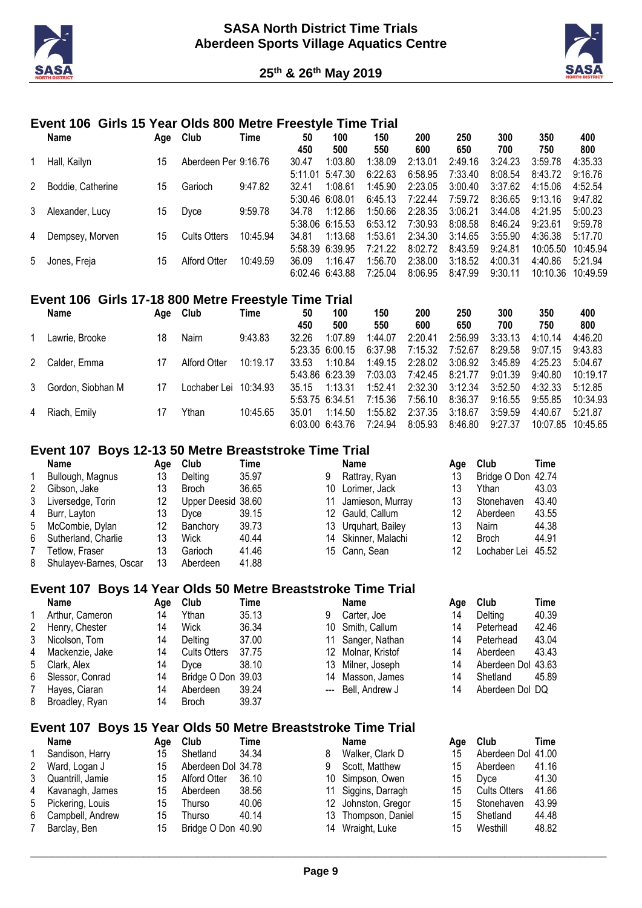# SASA North District Time Trials
## Aberdeen Sports Village Aquatics Centre

25th & 26th May 2019

### Event 106 Girls 15 Year Olds 800 Metre Freestyle Time Trial

| | Name | Age | Club | Time | 50 / 450 | 100 / 500 | 150 / 550 | 200 / 600 | 250 / 650 | 300 / 700 | 350 / 750 | 400 / 800 |
|---|---|---|---|---|---|---|---|---|---|---|---|---|
| 1 | Hall, Kailyn | 15 | Aberdeen Per | 9:16.76 | 30.47 | 1:03.80 | 1:38.09 | 2:13.01 | 2:49.16 | 3:24.23 | 3:59.78 | 4:35.33 |
| | | | | | 5:11.01 | 5:47.30 | 6:22.63 | 6:58.95 | 7:33.40 | 8:08.54 | 8:43.72 | 9:16.76 |
| 2 | Boddie, Catherine | 15 | Garioch | 9:47.82 | 32.41 | 1:08.61 | 1:45.90 | 2:23.05 | 3:00.40 | 3:37.62 | 4:15.06 | 4:52.54 |
| | | | | | 5:30.46 | 6:08.01 | 6:45.13 | 7:22.44 | 7:59.72 | 8:36.65 | 9:13.16 | 9:47.82 |
| 3 | Alexander, Lucy | 15 | Dyce | 9:59.78 | 34.78 | 1:12.86 | 1:50.66 | 2:28.35 | 3:06.21 | 3:44.08 | 4:21.95 | 5:00.23 |
| | | | | | 5:38.06 | 6:15.53 | 6:53.12 | 7:30.93 | 8:08.58 | 8:46.24 | 9:23.61 | 9:59.78 |
| 4 | Dempsey, Morven | 15 | Cults Otters | 10:45.94 | 34.81 | 1:13.68 | 1:53.61 | 2:34.30 | 3:14.65 | 3:55.90 | 4:36.38 | 5:17.70 |
| | | | | | 5:58.39 | 6:39.95 | 7:21.22 | 8:02.72 | 8:43.59 | 9:24.81 | 10:05.50 | 10:45.94 |
| 5 | Jones, Freja | 15 | Alford Otter | 10:49.59 | 36.09 | 1:16.47 | 1:56.70 | 2:38.00 | 3:18.52 | 4:00.31 | 4:40.86 | 5:21.94 |
| | | | | | 6:02.46 | 6:43.88 | 7:25.04 | 8:06.95 | 8:47.99 | 9:30.11 | 10:10.36 | 10:49.59 |

### Event 106 Girls 17-18 800 Metre Freestyle Time Trial

| | Name | Age | Club | Time | 50 / 450 | 100 / 500 | 150 / 550 | 200 / 600 | 250 / 650 | 300 / 700 | 350 / 750 | 400 / 800 |
|---|---|---|---|---|---|---|---|---|---|---|---|---|
| 1 | Lawrie, Brooke | 18 | Nairn | 9:43.83 | 32.26 | 1:07.89 | 1:44.07 | 2:20.41 | 2:56.99 | 3:33.13 | 4:10.14 | 4:46.20 |
| | | | | | 5:23.35 | 6:00.15 | 6:37.98 | 7:15.32 | 7:52.67 | 8:29.58 | 9:07.15 | 9:43.83 |
| 2 | Calder, Emma | 17 | Alford Otter | 10:19.17 | 33.53 | 1:10.84 | 1:49.15 | 2:28.02 | 3:06.92 | 3:45.89 | 4:25.23 | 5:04.67 |
| | | | | | 5:43.86 | 6:23.39 | 7:03.03 | 7:42.45 | 8:21.77 | 9:01.39 | 9:40.80 | 10:19.17 |
| 3 | Gordon, Siobhan M | 17 | Lochaber Lei | 10:34.93 | 35.15 | 1:13.31 | 1:52.41 | 2:32.30 | 3:12.34 | 3:52.50 | 4:32.33 | 5:12.85 |
| | | | | | 5:53.75 | 6:34.51 | 7:15.36 | 7:56.10 | 8:36.37 | 9:16.55 | 9:55.85 | 10:34.93 |
| 4 | Riach, Emily | 17 | Ythan | 10:45.65 | 35.01 | 1:14.50 | 1:55.82 | 2:37.35 | 3:18.67 | 3:59.59 | 4:40.67 | 5:21.87 |
| | | | | | 6:03.00 | 6:43.76 | 7:24.94 | 8:05.93 | 8:46.80 | 9:27.37 | 10:07.85 | 10:45.65 |

### Event 107 Boys 12-13 50 Metre Breaststroke Time Trial

| | Name | Age | Club | Time |
|---|---|---|---|---|
| 1 | Bullough, Magnus | 13 | Delting | 35.97 |
| 2 | Gibson, Jake | 13 | Broch | 36.65 |
| 3 | Liversedge, Torin | 12 | Upper Deesid | 38.60 |
| 4 | Burr, Layton | 13 | Dyce | 39.15 |
| 5 | McCombie, Dylan | 12 | Banchory | 39.73 |
| 6 | Sutherland, Charlie | 13 | Wick | 40.44 |
| 7 | Tetlow, Fraser | 13 | Garioch | 41.46 |
| 8 | Shulayev-Barnes, Oscar | 13 | Aberdeen | 41.88 |
| 9 | Rattray, Ryan | 13 | Bridge O Don | 42.74 |
| 10 | Lorimer, Jack | 13 | Ythan | 43.03 |
| 11 | Jamieson, Murray | 13 | Stonehaven | 43.40 |
| 12 | Gauld, Callum | 12 | Aberdeen | 43.55 |
| 13 | Urquhart, Bailey | 13 | Nairn | 44.38 |
| 14 | Skinner, Malachi | 12 | Broch | 44.91 |
| 15 | Cann, Sean | 12 | Lochaber Lei | 45.52 |

### Event 107 Boys 14 Year Olds 50 Metre Breaststroke Time Trial

| | Name | Age | Club | Time |
|---|---|---|---|---|
| 1 | Arthur, Cameron | 14 | Ythan | 35.13 |
| 2 | Henry, Chester | 14 | Wick | 36.34 |
| 3 | Nicolson, Tom | 14 | Delting | 37.00 |
| 4 | Mackenzie, Jake | 14 | Cults Otters | 37.75 |
| 5 | Clark, Alex | 14 | Dyce | 38.10 |
| 6 | Slessor, Conrad | 14 | Bridge O Don | 39.03 |
| 7 | Hayes, Ciaran | 14 | Aberdeen | 39.24 |
| 8 | Broadley, Ryan | 14 | Broch | 39.37 |
| 9 | Carter, Joe | 14 | Delting | 40.39 |
| 10 | Smith, Callum | 14 | Peterhead | 42.46 |
| 11 | Sanger, Nathan | 14 | Peterhead | 43.04 |
| 12 | Molnar, Kristof | 14 | Aberdeen | 43.43 |
| 13 | Milner, Joseph | 14 | Aberdeen Dol | 43.63 |
| 14 | Masson, James | 14 | Shetland | 45.89 |
| --- | Bell, Andrew J | 14 | Aberdeen Dol | DQ |

### Event 107 Boys 15 Year Olds 50 Metre Breaststroke Time Trial

| | Name | Age | Club | Time |
|---|---|---|---|---|
| 1 | Sandison, Harry | 15 | Shetland | 34.34 |
| 2 | Ward, Logan J | 15 | Aberdeen Dol | 34.78 |
| 3 | Quantrill, Jamie | 15 | Alford Otter | 36.10 |
| 4 | Kavanagh, James | 15 | Aberdeen | 38.56 |
| 5 | Pickering, Louis | 15 | Thurso | 40.06 |
| 6 | Campbell, Andrew | 15 | Thurso | 40.14 |
| 7 | Barclay, Ben | 15 | Bridge O Don | 40.90 |
| 8 | Walker, Clark D | 15 | Aberdeen Dol | 41.00 |
| 9 | Scott, Matthew | 15 | Aberdeen | 41.16 |
| 10 | Simpson, Owen | 15 | Dyce | 41.30 |
| 11 | Siggins, Darragh | 15 | Cults Otters | 41.66 |
| 12 | Johnston, Gregor | 15 | Stonehaven | 43.99 |
| 13 | Thompson, Daniel | 15 | Shetland | 44.48 |
| 14 | Wraight, Luke | 15 | Westhill | 48.82 |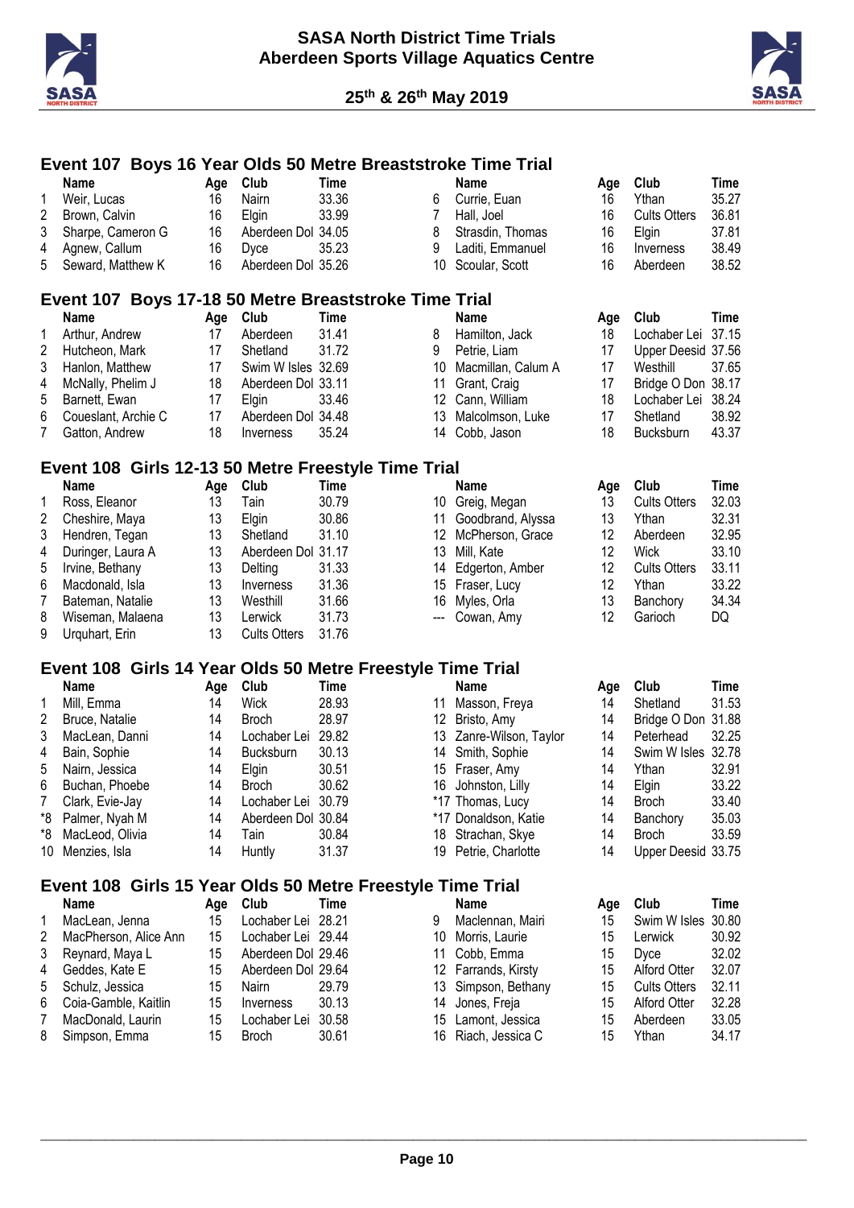## Event 107 Boys 16 Year Olds 50 Metre Breaststroke Time Trial

| | Name | Age | Club | Time |
|---|---|---|---|---|
| 1 | Weir, Lucas | 16 | Nairn | 33.36 |
| 2 | Brown, Calvin | 16 | Elgin | 33.99 |
| 3 | Sharpe, Cameron G | 16 | Aberdeen Dol | 34.05 |
| 4 | Agnew, Callum | 16 | Dyce | 35.23 |
| 5 | Seward, Matthew K | 16 | Aberdeen Dol | 35.26 |
| 6 | Currie, Euan | 16 | Ythan | 35.27 |
| 7 | Hall, Joel | 16 | Cults Otters | 36.81 |
| 8 | Strasdin, Thomas | 16 | Elgin | 37.81 |
| 9 | Laditi, Emmanuel | 16 | Inverness | 38.49 |
| 10 | Scoular, Scott | 16 | Aberdeen | 38.52 |

## Event 107 Boys 17-18 50 Metre Breaststroke Time Trial

| | Name | Age | Club | Time |
|---|---|---|---|---|
| 1 | Arthur, Andrew | 17 | Aberdeen | 31.41 |
| 2 | Hutcheon, Mark | 17 | Shetland | 31.72 |
| 3 | Hanlon, Matthew | 17 | Swim W Isles | 32.69 |
| 4 | McNally, Phelim J | 18 | Aberdeen Dol | 33.11 |
| 5 | Barnett, Ewan | 17 | Elgin | 33.46 |
| 6 | Coueslant, Archie C | 17 | Aberdeen Dol | 34.48 |
| 7 | Gatton, Andrew | 18 | Inverness | 35.24 |
| 8 | Hamilton, Jack | 18 | Lochaber Lei | 37.15 |
| 9 | Petrie, Liam | 17 | Upper Deesid | 37.56 |
| 10 | Macmillan, Calum A | 17 | Westhill | 37.65 |
| 11 | Grant, Craig | 17 | Bridge O Don | 38.17 |
| 12 | Cann, William | 18 | Lochaber Lei | 38.24 |
| 13 | Malcolmson, Luke | 17 | Shetland | 38.92 |
| 14 | Cobb, Jason | 18 | Bucksburn | 43.37 |

## Event 108 Girls 12-13 50 Metre Freestyle Time Trial

| | Name | Age | Club | Time |
|---|---|---|---|---|
| 1 | Ross, Eleanor | 13 | Tain | 30.79 |
| 2 | Cheshire, Maya | 13 | Elgin | 30.86 |
| 3 | Hendren, Tegan | 13 | Shetland | 31.10 |
| 4 | Duringer, Laura A | 13 | Aberdeen Dol | 31.17 |
| 5 | Irvine, Bethany | 13 | Delting | 31.33 |
| 6 | Macdonald, Isla | 13 | Inverness | 31.36 |
| 7 | Bateman, Natalie | 13 | Westhill | 31.66 |
| 8 | Wiseman, Malaena | 13 | Lerwick | 31.73 |
| 9 | Urquhart, Erin | 13 | Cults Otters | 31.76 |
| 10 | Greig, Megan | 13 | Cults Otters | 32.03 |
| 11 | Goodbrand, Alyssa | 13 | Ythan | 32.31 |
| 12 | McPherson, Grace | 12 | Aberdeen | 32.95 |
| 13 | Mill, Kate | 12 | Wick | 33.10 |
| 14 | Edgerton, Amber | 12 | Cults Otters | 33.11 |
| 15 | Fraser, Lucy | 12 | Ythan | 33.22 |
| 16 | Myles, Orla | 13 | Banchory | 34.34 |
| --- | Cowan, Amy | 12 | Garioch | DQ |

## Event 108 Girls 14 Year Olds 50 Metre Freestyle Time Trial

| | Name | Age | Club | Time |
|---|---|---|---|---|
| 1 | Mill, Emma | 14 | Wick | 28.93 |
| 2 | Bruce, Natalie | 14 | Broch | 28.97 |
| 3 | MacLean, Danni | 14 | Lochaber Lei | 29.82 |
| 4 | Bain, Sophie | 14 | Bucksburn | 30.13 |
| 5 | Nairn, Jessica | 14 | Elgin | 30.51 |
| 6 | Buchan, Phoebe | 14 | Broch | 30.62 |
| 7 | Clark, Evie-Jay | 14 | Lochaber Lei | 30.79 |
| *8 | Palmer, Nyah M | 14 | Aberdeen Dol | 30.84 |
| *8 | MacLeod, Olivia | 14 | Tain | 30.84 |
| 10 | Menzies, Isla | 14 | Huntly | 31.37 |
| 11 | Masson, Freya | 14 | Shetland | 31.53 |
| 12 | Bristo, Amy | 14 | Bridge O Don | 31.88 |
| 13 | Zanre-Wilson, Taylor | 14 | Peterhead | 32.25 |
| 14 | Smith, Sophie | 14 | Swim W Isles | 32.78 |
| 15 | Fraser, Amy | 14 | Ythan | 32.91 |
| 16 | Johnston, Lilly | 14 | Elgin | 33.22 |
| *17 | Thomas, Lucy | 14 | Broch | 33.40 |
| *17 | Donaldson, Katie | 14 | Banchory | 35.03 |
| 18 | Strachan, Skye | 14 | Broch | 33.59 |
| 19 | Petrie, Charlotte | 14 | Upper Deesid | 33.75 |

## Event 108 Girls 15 Year Olds 50 Metre Freestyle Time Trial

| | Name | Age | Club | Time |
|---|---|---|---|---|
| 1 | MacLean, Jenna | 15 | Lochaber Lei | 28.21 |
| 2 | MacPherson, Alice Ann | 15 | Lochaber Lei | 29.44 |
| 3 | Reynard, Maya L | 15 | Aberdeen Dol | 29.46 |
| 4 | Geddes, Kate E | 15 | Aberdeen Dol | 29.64 |
| 5 | Schulz, Jessica | 15 | Nairn | 29.79 |
| 6 | Coia-Gamble, Kaitlin | 15 | Inverness | 30.13 |
| 7 | MacDonald, Laurin | 15 | Lochaber Lei | 30.58 |
| 8 | Simpson, Emma | 15 | Broch | 30.61 |
| 9 | Maclennan, Mairi | 15 | Swim W Isles | 30.80 |
| 10 | Morris, Laurie | 15 | Lerwick | 30.92 |
| 11 | Cobb, Emma | 15 | Dyce | 32.02 |
| 12 | Farrands, Kirsty | 15 | Alford Otter | 32.07 |
| 13 | Simpson, Bethany | 15 | Cults Otters | 32.11 |
| 14 | Jones, Freja | 15 | Alford Otter | 32.28 |
| 15 | Lamont, Jessica | 15 | Aberdeen | 33.05 |
| 16 | Riach, Jessica C | 15 | Ythan | 34.17 |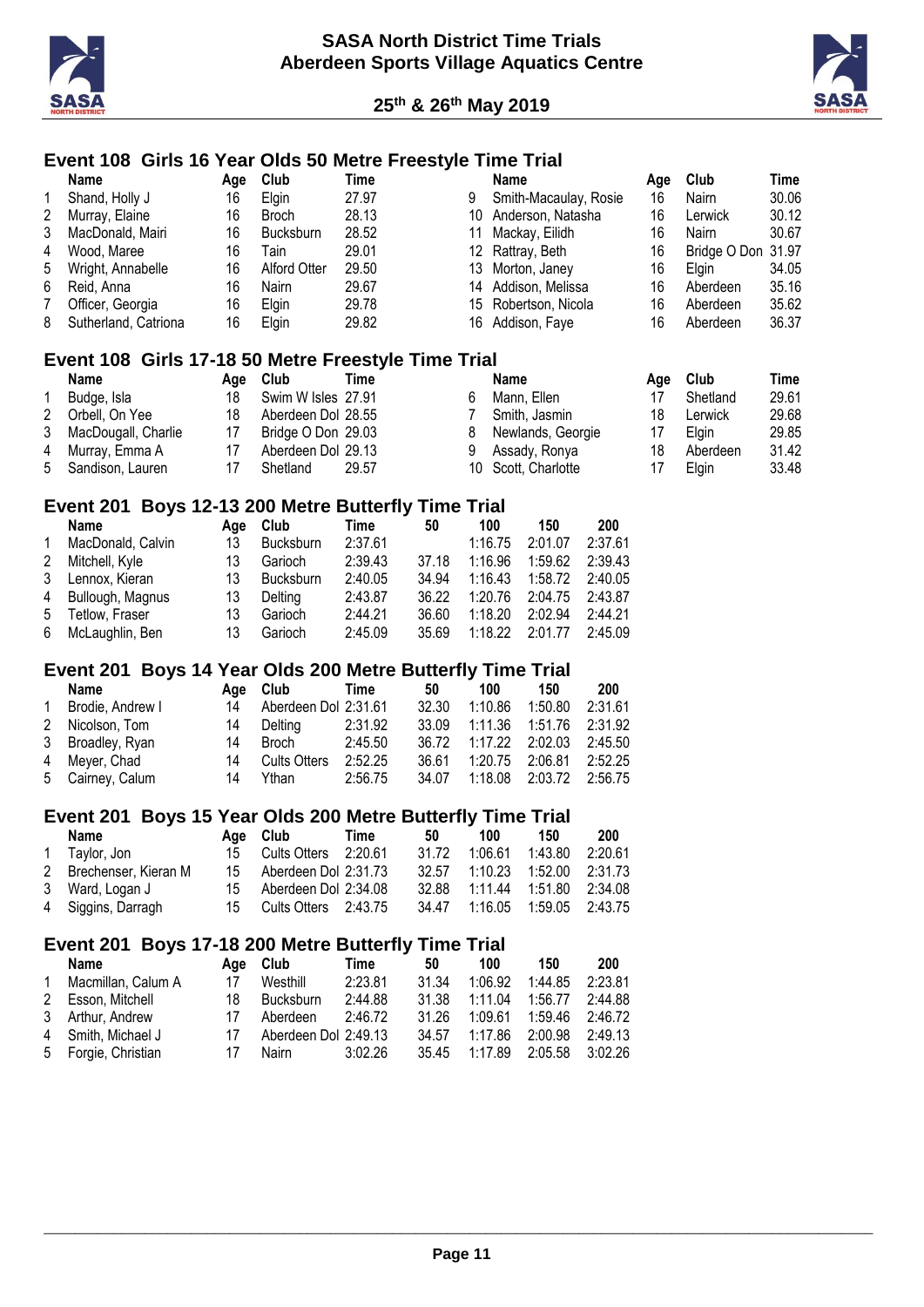## Event 108 Girls 16 Year Olds 50 Metre Freestyle Time Trial

| | Name | Age | Club | Time |
|---|---|---|---|---|
| 1 | Shand, Holly J | 16 | Elgin | 27.97 |
| 2 | Murray, Elaine | 16 | Broch | 28.13 |
| 3 | MacDonald, Mairi | 16 | Bucksburn | 28.52 |
| 4 | Wood, Maree | 16 | Tain | 29.01 |
| 5 | Wright, Annabelle | 16 | Alford Otter | 29.50 |
| 6 | Reid, Anna | 16 | Nairn | 29.67 |
| 7 | Officer, Georgia | 16 | Elgin | 29.78 |
| 8 | Sutherland, Catriona | 16 | Elgin | 29.82 |
| 9 | Smith-Macaulay, Rosie | 16 | Nairn | 30.06 |
| 10 | Anderson, Natasha | 16 | Lerwick | 30.12 |
| 11 | Mackay, Eilidh | 16 | Nairn | 30.67 |
| 12 | Rattray, Beth | 16 | Bridge O Don | 31.97 |
| 13 | Morton, Janey | 16 | Elgin | 34.05 |
| 14 | Addison, Melissa | 16 | Aberdeen | 35.16 |
| 15 | Robertson, Nicola | 16 | Aberdeen | 35.62 |
| 16 | Addison, Faye | 16 | Aberdeen | 36.37 |

## Event 108 Girls 17-18 50 Metre Freestyle Time Trial

| | Name | Age | Club | Time |
|---|---|---|---|---|
| 1 | Budge, Isla | 18 | Swim W Isles | 27.91 |
| 2 | Orbell, On Yee | 18 | Aberdeen Dol | 28.55 |
| 3 | MacDougall, Charlie | 17 | Bridge O Don | 29.03 |
| 4 | Murray, Emma A | 17 | Aberdeen Dol | 29.13 |
| 5 | Sandison, Lauren | 17 | Shetland | 29.57 |
| 6 | Mann, Ellen | 17 | Shetland | 29.61 |
| 7 | Smith, Jasmin | 18 | Lerwick | 29.68 |
| 8 | Newlands, Georgie | 17 | Elgin | 29.85 |
| 9 | Assady, Ronya | 18 | Aberdeen | 31.42 |
| 10 | Scott, Charlotte | 17 | Elgin | 33.48 |

## Event 201 Boys 12-13 200 Metre Butterfly Time Trial

| | Name | Age | Club | Time | 50 | 100 | 150 | 200 |
|---|---|---|---|---|---|---|---|---|
| 1 | MacDonald, Calvin | 13 | Bucksburn | 2:37.61 | | 1:16.75 | 2:01.07 | 2:37.61 |
| 2 | Mitchell, Kyle | 13 | Garioch | 2:39.43 | 37.18 | 1:16.96 | 1:59.62 | 2:39.43 |
| 3 | Lennox, Kieran | 13 | Bucksburn | 2:40.05 | 34.94 | 1:16.43 | 1:58.72 | 2:40.05 |
| 4 | Bullough, Magnus | 13 | Delting | 2:43.87 | 36.22 | 1:20.76 | 2:04.75 | 2:43.87 |
| 5 | Tetlow, Fraser | 13 | Garioch | 2:44.21 | 36.60 | 1:18.20 | 2:02.94 | 2:44.21 |
| 6 | McLaughlin, Ben | 13 | Garioch | 2:45.09 | 35.69 | 1:18.22 | 2:01.77 | 2:45.09 |

## Event 201 Boys 14 Year Olds 200 Metre Butterfly Time Trial

| | Name | Age | Club | Time | 50 | 100 | 150 | 200 |
|---|---|---|---|---|---|---|---|---|
| 1 | Brodie, Andrew I | 14 | Aberdeen Dol | 2:31.61 | 32.30 | 1:10.86 | 1:50.80 | 2:31.61 |
| 2 | Nicolson, Tom | 14 | Delting | 2:31.92 | 33.09 | 1:11.36 | 1:51.76 | 2:31.92 |
| 3 | Broadley, Ryan | 14 | Broch | 2:45.50 | 36.72 | 1:17.22 | 2:02.03 | 2:45.50 |
| 4 | Meyer, Chad | 14 | Cults Otters | 2:52.25 | 36.61 | 1:20.75 | 2:06.81 | 2:52.25 |
| 5 | Cairney, Calum | 14 | Ythan | 2:56.75 | 34.07 | 1:18.08 | 2:03.72 | 2:56.75 |

## Event 201 Boys 15 Year Olds 200 Metre Butterfly Time Trial

| | Name | Age | Club | Time | 50 | 100 | 150 | 200 |
|---|---|---|---|---|---|---|---|---|
| 1 | Taylor, Jon | 15 | Cults Otters | 2:20.61 | 31.72 | 1:06.61 | 1:43.80 | 2:20.61 |
| 2 | Brechenser, Kieran M | 15 | Aberdeen Dol | 2:31.73 | 32.57 | 1:10.23 | 1:52.00 | 2:31.73 |
| 3 | Ward, Logan J | 15 | Aberdeen Dol | 2:34.08 | 32.88 | 1:11.44 | 1:51.80 | 2:34.08 |
| 4 | Siggins, Darragh | 15 | Cults Otters | 2:43.75 | 34.47 | 1:16.05 | 1:59.05 | 2:43.75 |

## Event 201 Boys 17-18 200 Metre Butterfly Time Trial

| | Name | Age | Club | Time | 50 | 100 | 150 | 200 |
|---|---|---|---|---|---|---|---|---|
| 1 | Macmillan, Calum A | 17 | Westhill | 2:23.81 | 31.34 | 1:06.92 | 1:44.85 | 2:23.81 |
| 2 | Esson, Mitchell | 18 | Bucksburn | 2:44.88 | 31.38 | 1:11.04 | 1:56.77 | 2:44.88 |
| 3 | Arthur, Andrew | 17 | Aberdeen | 2:46.72 | 31.26 | 1:09.61 | 1:59.46 | 2:46.72 |
| 4 | Smith, Michael J | 17 | Aberdeen Dol | 2:49.13 | 34.57 | 1:17.86 | 2:00.98 | 2:49.13 |
| 5 | Forgie, Christian | 17 | Nairn | 3:02.26 | 35.45 | 1:17.89 | 2:05.58 | 3:02.26 |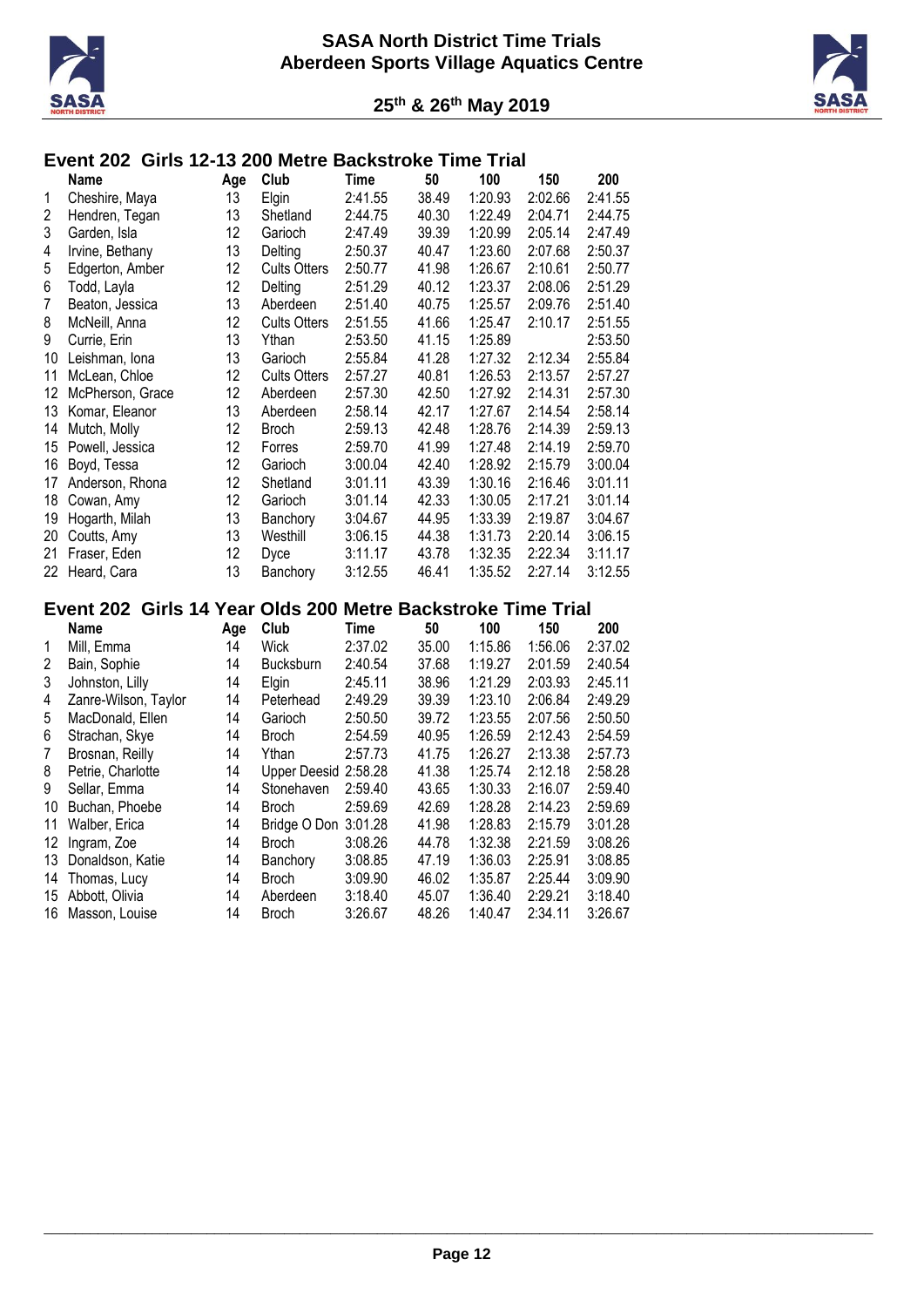## Event 202 Girls 12-13 200 Metre Backstroke Time Trial

| | Name | Age | Club | Time | 50 | 100 | 150 | 200 |
|---|---|---|---|---|---|---|---|---|
| 1 | Cheshire, Maya | 13 | Elgin | 2:41.55 | 38.49 | 1:20.93 | 2:02.66 | 2:41.55 |
| 2 | Hendren, Tegan | 13 | Shetland | 2:44.75 | 40.30 | 1:22.49 | 2:04.71 | 2:44.75 |
| 3 | Garden, Isla | 12 | Garioch | 2:47.49 | 39.39 | 1:20.99 | 2:05.14 | 2:47.49 |
| 4 | Irvine, Bethany | 13 | Delting | 2:50.37 | 40.47 | 1:23.60 | 2:07.68 | 2:50.37 |
| 5 | Edgerton, Amber | 12 | Cults Otters | 2:50.77 | 41.98 | 1:26.67 | 2:10.61 | 2:50.77 |
| 6 | Todd, Layla | 12 | Delting | 2:51.29 | 40.12 | 1:23.37 | 2:08.06 | 2:51.29 |
| 7 | Beaton, Jessica | 13 | Aberdeen | 2:51.40 | 40.75 | 1:25.57 | 2:09.76 | 2:51.40 |
| 8 | McNeill, Anna | 12 | Cults Otters | 2:51.55 | 41.66 | 1:25.47 | 2:10.17 | 2:51.55 |
| 9 | Currie, Erin | 13 | Ythan | 2:53.50 | 41.15 | 1:25.89 | | 2:53.50 |
| 10 | Leishman, Iona | 13 | Garioch | 2:55.84 | 41.28 | 1:27.32 | 2:12.34 | 2:55.84 |
| 11 | McLean, Chloe | 12 | Cults Otters | 2:57.27 | 40.81 | 1:26.53 | 2:13.57 | 2:57.27 |
| 12 | McPherson, Grace | 12 | Aberdeen | 2:57.30 | 42.50 | 1:27.92 | 2:14.31 | 2:57.30 |
| 13 | Komar, Eleanor | 13 | Aberdeen | 2:58.14 | 42.17 | 1:27.67 | 2:14.54 | 2:58.14 |
| 14 | Mutch, Molly | 12 | Broch | 2:59.13 | 42.48 | 1:28.76 | 2:14.39 | 2:59.13 |
| 15 | Powell, Jessica | 12 | Forres | 2:59.70 | 41.99 | 1:27.48 | 2:14.19 | 2:59.70 |
| 16 | Boyd, Tessa | 12 | Garioch | 3:00.04 | 42.40 | 1:28.92 | 2:15.79 | 3:00.04 |
| 17 | Anderson, Rhona | 12 | Shetland | 3:01.11 | 43.39 | 1:30.16 | 2:16.46 | 3:01.11 |
| 18 | Cowan, Amy | 12 | Garioch | 3:01.14 | 42.33 | 1:30.05 | 2:17.21 | 3:01.14 |
| 19 | Hogarth, Milah | 13 | Banchory | 3:04.67 | 44.95 | 1:33.39 | 2:19.87 | 3:04.67 |
| 20 | Coutts, Amy | 13 | Westhill | 3:06.15 | 44.38 | 1:31.73 | 2:20.14 | 3:06.15 |
| 21 | Fraser, Eden | 12 | Dyce | 3:11.17 | 43.78 | 1:32.35 | 2:22.34 | 3:11.17 |
| 22 | Heard, Cara | 13 | Banchory | 3:12.55 | 46.41 | 1:35.52 | 2:27.14 | 3:12.55 |

## Event 202 Girls 14 Year Olds 200 Metre Backstroke Time Trial

| | Name | Age | Club | Time | 50 | 100 | 150 | 200 |
|---|---|---|---|---|---|---|---|---|
| 1 | Mill, Emma | 14 | Wick | 2:37.02 | 35.00 | 1:15.86 | 1:56.06 | 2:37.02 |
| 2 | Bain, Sophie | 14 | Bucksburn | 2:40.54 | 37.68 | 1:19.27 | 2:01.59 | 2:40.54 |
| 3 | Johnston, Lilly | 14 | Elgin | 2:45.11 | 38.96 | 1:21.29 | 2:03.93 | 2:45.11 |
| 4 | Zanre-Wilson, Taylor | 14 | Peterhead | 2:49.29 | 39.39 | 1:23.10 | 2:06.84 | 2:49.29 |
| 5 | MacDonald, Ellen | 14 | Garioch | 2:50.50 | 39.72 | 1:23.55 | 2:07.56 | 2:50.50 |
| 6 | Strachan, Skye | 14 | Broch | 2:54.59 | 40.95 | 1:26.59 | 2:12.43 | 2:54.59 |
| 7 | Brosnan, Reilly | 14 | Ythan | 2:57.73 | 41.75 | 1:26.27 | 2:13.38 | 2:57.73 |
| 8 | Petrie, Charlotte | 14 | Upper Deesid | 2:58.28 | 41.38 | 1:25.74 | 2:12.18 | 2:58.28 |
| 9 | Sellar, Emma | 14 | Stonehaven | 2:59.40 | 43.65 | 1:30.33 | 2:16.07 | 2:59.40 |
| 10 | Buchan, Phoebe | 14 | Broch | 2:59.69 | 42.69 | 1:28.28 | 2:14.23 | 2:59.69 |
| 11 | Walber, Erica | 14 | Bridge O Don | 3:01.28 | 41.98 | 1:28.83 | 2:15.79 | 3:01.28 |
| 12 | Ingram, Zoe | 14 | Broch | 3:08.26 | 44.78 | 1:32.38 | 2:21.59 | 3:08.26 |
| 13 | Donaldson, Katie | 14 | Banchory | 3:08.85 | 47.19 | 1:36.03 | 2:25.91 | 3:08.85 |
| 14 | Thomas, Lucy | 14 | Broch | 3:09.90 | 46.02 | 1:35.87 | 2:25.44 | 3:09.90 |
| 15 | Abbott, Olivia | 14 | Aberdeen | 3:18.40 | 45.07 | 1:36.40 | 2:29.21 | 3:18.40 |
| 16 | Masson, Louise | 14 | Broch | 3:26.67 | 48.26 | 1:40.47 | 2:34.11 | 3:26.67 |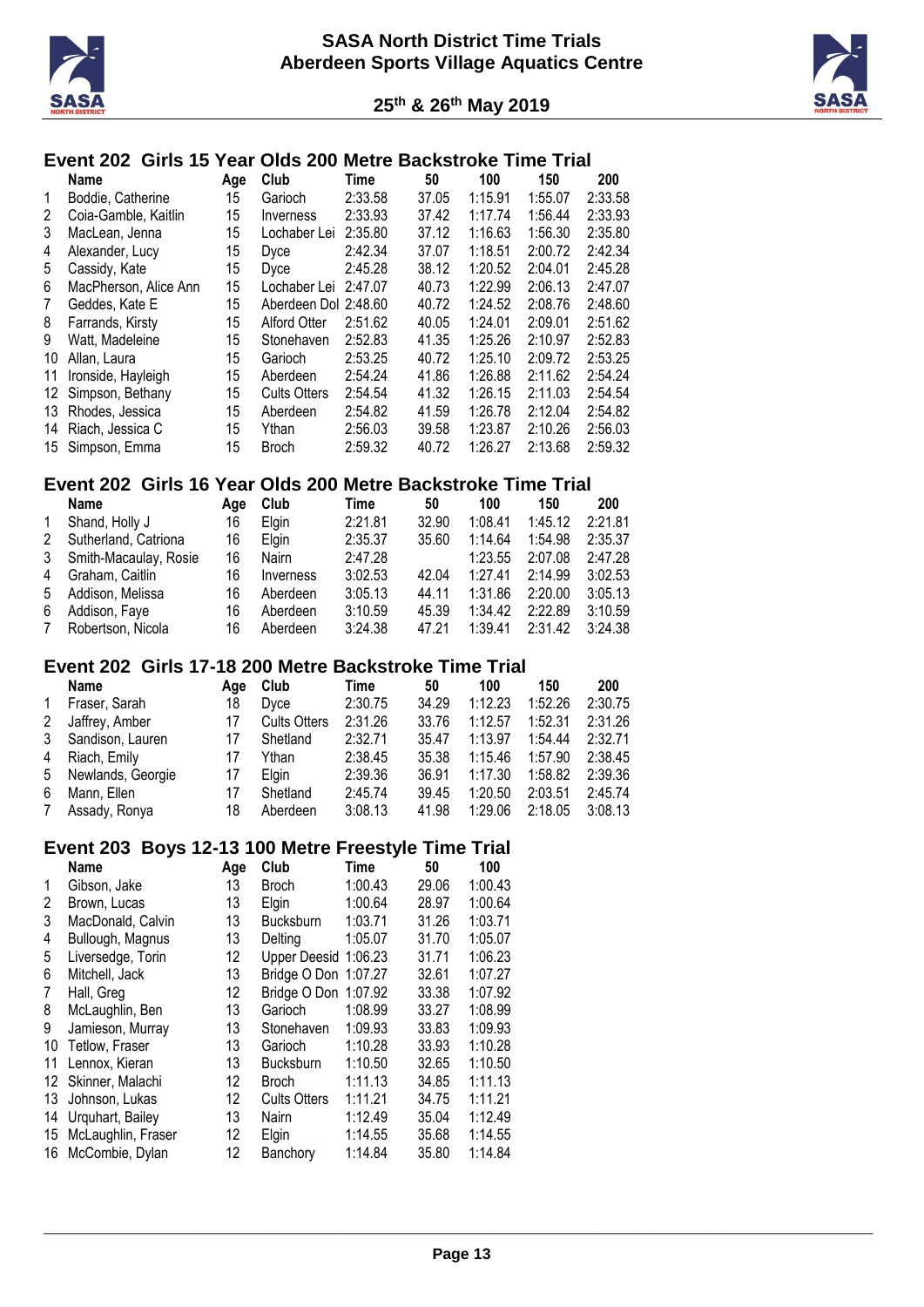## Event 202 Girls 15 Year Olds 200 Metre Backstroke Time Trial

| | Name | Age | Club | Time | 50 | 100 | 150 | 200 |
|---|---|---|---|---|---|---|---|---|
| 1 | Boddie, Catherine | 15 | Garioch | 2:33.58 | 37.05 | 1:15.91 | 1:55.07 | 2:33.58 |
| 2 | Coia-Gamble, Kaitlin | 15 | Inverness | 2:33.93 | 37.42 | 1:17.74 | 1:56.44 | 2:33.93 |
| 3 | MacLean, Jenna | 15 | Lochaber Lei | 2:35.80 | 37.12 | 1:16.63 | 1:56.30 | 2:35.80 |
| 4 | Alexander, Lucy | 15 | Dyce | 2:42.34 | 37.07 | 1:18.51 | 2:00.72 | 2:42.34 |
| 5 | Cassidy, Kate | 15 | Dyce | 2:45.28 | 38.12 | 1:20.52 | 2:04.01 | 2:45.28 |
| 6 | MacPherson, Alice Ann | 15 | Lochaber Lei | 2:47.07 | 40.73 | 1:22.99 | 2:06.13 | 2:47.07 |
| 7 | Geddes, Kate E | 15 | Aberdeen Dol | 2:48.60 | 40.72 | 1:24.52 | 2:08.76 | 2:48.60 |
| 8 | Farrands, Kirsty | 15 | Alford Otter | 2:51.62 | 40.05 | 1:24.01 | 2:09.01 | 2:51.62 |
| 9 | Watt, Madeleine | 15 | Stonehaven | 2:52.83 | 41.35 | 1:25.26 | 2:10.97 | 2:52.83 |
| 10 | Allan, Laura | 15 | Garioch | 2:53.25 | 40.72 | 1:25.10 | 2:09.72 | 2:53.25 |
| 11 | Ironside, Hayleigh | 15 | Aberdeen | 2:54.24 | 41.86 | 1:26.88 | 2:11.62 | 2:54.24 |
| 12 | Simpson, Bethany | 15 | Cults Otters | 2:54.54 | 41.32 | 1:26.15 | 2:11.03 | 2:54.54 |
| 13 | Rhodes, Jessica | 15 | Aberdeen | 2:54.82 | 41.59 | 1:26.78 | 2:12.04 | 2:54.82 |
| 14 | Riach, Jessica C | 15 | Ythan | 2:56.03 | 39.58 | 1:23.87 | 2:10.26 | 2:56.03 |
| 15 | Simpson, Emma | 15 | Broch | 2:59.32 | 40.72 | 1:26.27 | 2:13.68 | 2:59.32 |

## Event 202 Girls 16 Year Olds 200 Metre Backstroke Time Trial

| | Name | Age | Club | Time | 50 | 100 | 150 | 200 |
|---|---|---|---|---|---|---|---|---|
| 1 | Shand, Holly J | 16 | Elgin | 2:21.81 | 32.90 | 1:08.41 | 1:45.12 | 2:21.81 |
| 2 | Sutherland, Catriona | 16 | Elgin | 2:35.37 | 35.60 | 1:14.64 | 1:54.98 | 2:35.37 |
| 3 | Smith-Macaulay, Rosie | 16 | Nairn | 2:47.28 | | 1:23.55 | 2:07.08 | 2:47.28 |
| 4 | Graham, Caitlin | 16 | Inverness | 3:02.53 | 42.04 | 1:27.41 | 2:14.99 | 3:02.53 |
| 5 | Addison, Melissa | 16 | Aberdeen | 3:05.13 | 44.11 | 1:31.86 | 2:20.00 | 3:05.13 |
| 6 | Addison, Faye | 16 | Aberdeen | 3:10.59 | 45.39 | 1:34.42 | 2:22.89 | 3:10.59 |
| 7 | Robertson, Nicola | 16 | Aberdeen | 3:24.38 | 47.21 | 1:39.41 | 2:31.42 | 3:24.38 |

## Event 202 Girls 17-18 200 Metre Backstroke Time Trial

| | Name | Age | Club | Time | 50 | 100 | 150 | 200 |
|---|---|---|---|---|---|---|---|---|
| 1 | Fraser, Sarah | 18 | Dyce | 2:30.75 | 34.29 | 1:12.23 | 1:52.26 | 2:30.75 |
| 2 | Jaffrey, Amber | 17 | Cults Otters | 2:31.26 | 33.76 | 1:12.57 | 1:52.31 | 2:31.26 |
| 3 | Sandison, Lauren | 17 | Shetland | 2:32.71 | 35.47 | 1:13.97 | 1:54.44 | 2:32.71 |
| 4 | Riach, Emily | 17 | Ythan | 2:38.45 | 35.38 | 1:15.46 | 1:57.90 | 2:38.45 |
| 5 | Newlands, Georgie | 17 | Elgin | 2:39.36 | 36.91 | 1:17.30 | 1:58.82 | 2:39.36 |
| 6 | Mann, Ellen | 17 | Shetland | 2:45.74 | 39.45 | 1:20.50 | 2:03.51 | 2:45.74 |
| 7 | Assady, Ronya | 18 | Aberdeen | 3:08.13 | 41.98 | 1:29.06 | 2:18.05 | 3:08.13 |

## Event 203 Boys 12-13 100 Metre Freestyle Time Trial

| | Name | Age | Club | Time | 50 | 100 |
|---|---|---|---|---|---|---|
| 1 | Gibson, Jake | 13 | Broch | 1:00.43 | 29.06 | 1:00.43 |
| 2 | Brown, Lucas | 13 | Elgin | 1:00.64 | 28.97 | 1:00.64 |
| 3 | MacDonald, Calvin | 13 | Bucksburn | 1:03.71 | 31.26 | 1:03.71 |
| 4 | Bullough, Magnus | 13 | Delting | 1:05.07 | 31.70 | 1:05.07 |
| 5 | Liversedge, Torin | 12 | Upper Deesid | 1:06.23 | 31.71 | 1:06.23 |
| 6 | Mitchell, Jack | 13 | Bridge O Don | 1:07.27 | 32.61 | 1:07.27 |
| 7 | Hall, Greg | 12 | Bridge O Don | 1:07.92 | 33.38 | 1:07.92 |
| 8 | McLaughlin, Ben | 13 | Garioch | 1:08.99 | 33.27 | 1:08.99 |
| 9 | Jamieson, Murray | 13 | Stonehaven | 1:09.93 | 33.83 | 1:09.93 |
| 10 | Tetlow, Fraser | 13 | Garioch | 1:10.28 | 33.93 | 1:10.28 |
| 11 | Lennox, Kieran | 13 | Bucksburn | 1:10.50 | 32.65 | 1:10.50 |
| 12 | Skinner, Malachi | 12 | Broch | 1:11.13 | 34.85 | 1:11.13 |
| 13 | Johnson, Lukas | 12 | Cults Otters | 1:11.21 | 34.75 | 1:11.21 |
| 14 | Urquhart, Bailey | 13 | Nairn | 1:12.49 | 35.04 | 1:12.49 |
| 15 | McLaughlin, Fraser | 12 | Elgin | 1:14.55 | 35.68 | 1:14.55 |
| 16 | McCombie, Dylan | 12 | Banchory | 1:14.84 | 35.80 | 1:14.84 |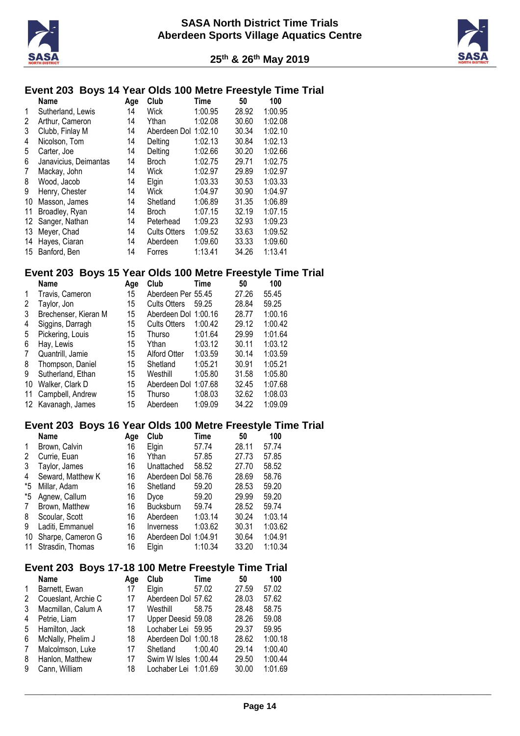## Event 203 Boys 14 Year Olds 100 Metre Freestyle Time Trial

| | Name | Age | Club | Time | 50 | 100 |
|---|---|---|---|---|---|---|
| 1 | Sutherland, Lewis | 14 | Wick | 1:00.95 | 28.92 | 1:00.95 |
| 2 | Arthur, Cameron | 14 | Ythan | 1:02.08 | 30.60 | 1:02.08 |
| 3 | Clubb, Finlay M | 14 | Aberdeen Dol | 1:02.10 | 30.34 | 1:02.10 |
| 4 | Nicolson, Tom | 14 | Delting | 1:02.13 | 30.84 | 1:02.13 |
| 5 | Carter, Joe | 14 | Delting | 1:02.66 | 30.20 | 1:02.66 |
| 6 | Janavicius, Deimantas | 14 | Broch | 1:02.75 | 29.71 | 1:02.75 |
| 7 | Mackay, John | 14 | Wick | 1:02.97 | 29.89 | 1:02.97 |
| 8 | Wood, Jacob | 14 | Elgin | 1:03.33 | 30.53 | 1:03.33 |
| 9 | Henry, Chester | 14 | Wick | 1:04.97 | 30.90 | 1:04.97 |
| 10 | Masson, James | 14 | Shetland | 1:06.89 | 31.35 | 1:06.89 |
| 11 | Broadley, Ryan | 14 | Broch | 1:07.15 | 32.19 | 1:07.15 |
| 12 | Sanger, Nathan | 14 | Peterhead | 1:09.23 | 32.93 | 1:09.23 |
| 13 | Meyer, Chad | 14 | Cults Otters | 1:09.52 | 33.63 | 1:09.52 |
| 14 | Hayes, Ciaran | 14 | Aberdeen | 1:09.60 | 33.33 | 1:09.60 |
| 15 | Banford, Ben | 14 | Forres | 1:13.41 | 34.26 | 1:13.41 |

## Event 203 Boys 15 Year Olds 100 Metre Freestyle Time Trial

| | Name | Age | Club | Time | 50 | 100 |
|---|---|---|---|---|---|---|
| 1 | Travis, Cameron | 15 | Aberdeen Per | 55.45 | 27.26 | 55.45 |
| 2 | Taylor, Jon | 15 | Cults Otters | 59.25 | 28.84 | 59.25 |
| 3 | Brechenser, Kieran M | 15 | Aberdeen Dol | 1:00.16 | 28.77 | 1:00.16 |
| 4 | Siggins, Darragh | 15 | Cults Otters | 1:00.42 | 29.12 | 1:00.42 |
| 5 | Pickering, Louis | 15 | Thurso | 1:01.64 | 29.99 | 1:01.64 |
| 6 | Hay, Lewis | 15 | Ythan | 1:03.12 | 30.11 | 1:03.12 |
| 7 | Quantrill, Jamie | 15 | Alford Otter | 1:03.59 | 30.14 | 1:03.59 |
| 8 | Thompson, Daniel | 15 | Shetland | 1:05.21 | 30.91 | 1:05.21 |
| 9 | Sutherland, Ethan | 15 | Westhill | 1:05.80 | 31.58 | 1:05.80 |
| 10 | Walker, Clark D | 15 | Aberdeen Dol | 1:07.68 | 32.45 | 1:07.68 |
| 11 | Campbell, Andrew | 15 | Thurso | 1:08.03 | 32.62 | 1:08.03 |
| 12 | Kavanagh, James | 15 | Aberdeen | 1:09.09 | 34.22 | 1:09.09 |

## Event 203 Boys 16 Year Olds 100 Metre Freestyle Time Trial

| | Name | Age | Club | Time | 50 | 100 |
|---|---|---|---|---|---|---|
| 1 | Brown, Calvin | 16 | Elgin | 57.74 | 28.11 | 57.74 |
| 2 | Currie, Euan | 16 | Ythan | 57.85 | 27.73 | 57.85 |
| 3 | Taylor, James | 16 | Unattached | 58.52 | 27.70 | 58.52 |
| 4 | Seward, Matthew K | 16 | Aberdeen Dol | 58.76 | 28.69 | 58.76 |
| *5 | Millar, Adam | 16 | Shetland | 59.20 | 28.53 | 59.20 |
| *5 | Agnew, Callum | 16 | Dyce | 59.20 | 29.99 | 59.20 |
| 7 | Brown, Matthew | 16 | Bucksburn | 59.74 | 28.52 | 59.74 |
| 8 | Scoular, Scott | 16 | Aberdeen | 1:03.14 | 30.24 | 1:03.14 |
| 9 | Laditi, Emmanuel | 16 | Inverness | 1:03.62 | 30.31 | 1:03.62 |
| 10 | Sharpe, Cameron G | 16 | Aberdeen Dol | 1:04.91 | 30.64 | 1:04.91 |
| 11 | Strasdin, Thomas | 16 | Elgin | 1:10.34 | 33.20 | 1:10.34 |

## Event 203 Boys 17-18 100 Metre Freestyle Time Trial

| | Name | Age | Club | Time | 50 | 100 |
|---|---|---|---|---|---|---|
| 1 | Barnett, Ewan | 17 | Elgin | 57.02 | 27.59 | 57.02 |
| 2 | Coueslant, Archie C | 17 | Aberdeen Dol | 57.62 | 28.03 | 57.62 |
| 3 | Macmillan, Calum A | 17 | Westhill | 58.75 | 28.48 | 58.75 |
| 4 | Petrie, Liam | 17 | Upper Deesid | 59.08 | 28.26 | 59.08 |
| 5 | Hamilton, Jack | 18 | Lochaber Lei | 59.95 | 29.37 | 59.95 |
| 6 | McNally, Phelim J | 18 | Aberdeen Dol | 1:00.18 | 28.62 | 1:00.18 |
| 7 | Malcolmson, Luke | 17 | Shetland | 1:00.40 | 29.14 | 1:00.40 |
| 8 | Hanlon, Matthew | 17 | Swim W Isles | 1:00.44 | 29.50 | 1:00.44 |
| 9 | Cann, William | 18 | Lochaber Lei | 1:01.69 | 30.00 | 1:01.69 |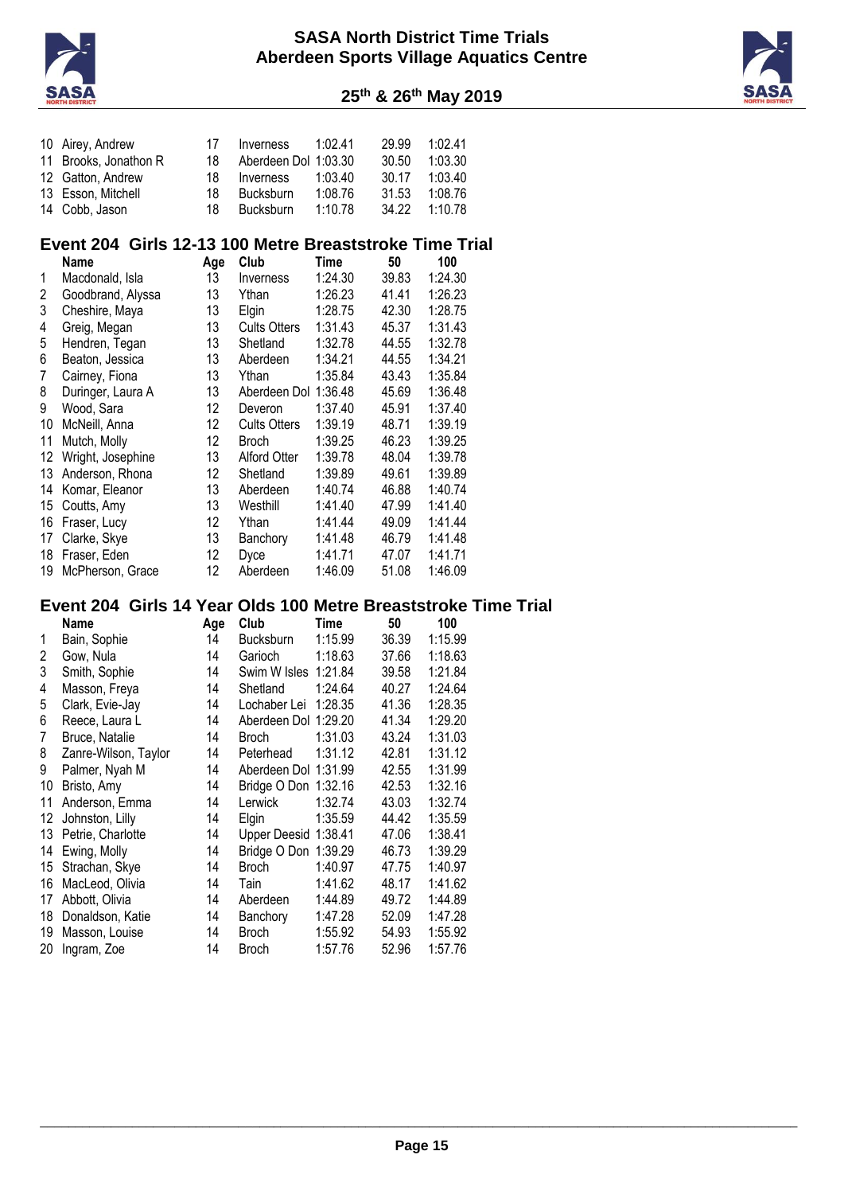| | Name | Age | Club | Time | 50 | 100 |
|---|---|---|---|---|---|---|
| 10 | Airey, Andrew | 17 | Inverness | 1:02.41 | 29.99 | 1:02.41 |
| 11 | Brooks, Jonathon R | 18 | Aberdeen Dol | 1:03.30 | 30.50 | 1:03.30 |
| 12 | Gatton, Andrew | 18 | Inverness | 1:03.40 | 30.17 | 1:03.40 |
| 13 | Esson, Mitchell | 18 | Bucksburn | 1:08.76 | 31.53 | 1:08.76 |
| 14 | Cobb, Jason | 18 | Bucksburn | 1:10.78 | 34.22 | 1:10.78 |

## Event 204 Girls 12-13 100 Metre Breaststroke Time Trial

| | Name | Age | Club | Time | 50 | 100 |
|---|---|---|---|---|---|---|
| 1 | Macdonald, Isla | 13 | Inverness | 1:24.30 | 39.83 | 1:24.30 |
| 2 | Goodbrand, Alyssa | 13 | Ythan | 1:26.23 | 41.41 | 1:26.23 |
| 3 | Cheshire, Maya | 13 | Elgin | 1:28.75 | 42.30 | 1:28.75 |
| 4 | Greig, Megan | 13 | Cults Otters | 1:31.43 | 45.37 | 1:31.43 |
| 5 | Hendren, Tegan | 13 | Shetland | 1:32.78 | 44.55 | 1:32.78 |
| 6 | Beaton, Jessica | 13 | Aberdeen | 1:34.21 | 44.55 | 1:34.21 |
| 7 | Cairney, Fiona | 13 | Ythan | 1:35.84 | 43.43 | 1:35.84 |
| 8 | Duringer, Laura A | 13 | Aberdeen Dol | 1:36.48 | 45.69 | 1:36.48 |
| 9 | Wood, Sara | 12 | Deveron | 1:37.40 | 45.91 | 1:37.40 |
| 10 | McNeill, Anna | 12 | Cults Otters | 1:39.19 | 48.71 | 1:39.19 |
| 11 | Mutch, Molly | 12 | Broch | 1:39.25 | 46.23 | 1:39.25 |
| 12 | Wright, Josephine | 13 | Alford Otter | 1:39.78 | 48.04 | 1:39.78 |
| 13 | Anderson, Rhona | 12 | Shetland | 1:39.89 | 49.61 | 1:39.89 |
| 14 | Komar, Eleanor | 13 | Aberdeen | 1:40.74 | 46.88 | 1:40.74 |
| 15 | Coutts, Amy | 13 | Westhill | 1:41.40 | 47.99 | 1:41.40 |
| 16 | Fraser, Lucy | 12 | Ythan | 1:41.44 | 49.09 | 1:41.44 |
| 17 | Clarke, Skye | 13 | Banchory | 1:41.48 | 46.79 | 1:41.48 |
| 18 | Fraser, Eden | 12 | Dyce | 1:41.71 | 47.07 | 1:41.71 |
| 19 | McPherson, Grace | 12 | Aberdeen | 1:46.09 | 51.08 | 1:46.09 |

## Event 204 Girls 14 Year Olds 100 Metre Breaststroke Time Trial

| | Name | Age | Club | Time | 50 | 100 |
|---|---|---|---|---|---|---|
| 1 | Bain, Sophie | 14 | Bucksburn | 1:15.99 | 36.39 | 1:15.99 |
| 2 | Gow, Nula | 14 | Garioch | 1:18.63 | 37.66 | 1:18.63 |
| 3 | Smith, Sophie | 14 | Swim W Isles | 1:21.84 | 39.58 | 1:21.84 |
| 4 | Masson, Freya | 14 | Shetland | 1:24.64 | 40.27 | 1:24.64 |
| 5 | Clark, Evie-Jay | 14 | Lochaber Lei | 1:28.35 | 41.36 | 1:28.35 |
| 6 | Reece, Laura L | 14 | Aberdeen Dol | 1:29.20 | 41.34 | 1:29.20 |
| 7 | Bruce, Natalie | 14 | Broch | 1:31.03 | 43.24 | 1:31.03 |
| 8 | Zanre-Wilson, Taylor | 14 | Peterhead | 1:31.12 | 42.81 | 1:31.12 |
| 9 | Palmer, Nyah M | 14 | Aberdeen Dol | 1:31.99 | 42.55 | 1:31.99 |
| 10 | Bristo, Amy | 14 | Bridge O Don | 1:32.16 | 42.53 | 1:32.16 |
| 11 | Anderson, Emma | 14 | Lerwick | 1:32.74 | 43.03 | 1:32.74 |
| 12 | Johnston, Lilly | 14 | Elgin | 1:35.59 | 44.42 | 1:35.59 |
| 13 | Petrie, Charlotte | 14 | Upper Deesid | 1:38.41 | 47.06 | 1:38.41 |
| 14 | Ewing, Molly | 14 | Bridge O Don | 1:39.29 | 46.73 | 1:39.29 |
| 15 | Strachan, Skye | 14 | Broch | 1:40.97 | 47.75 | 1:40.97 |
| 16 | MacLeod, Olivia | 14 | Tain | 1:41.62 | 48.17 | 1:41.62 |
| 17 | Abbott, Olivia | 14 | Aberdeen | 1:44.89 | 49.72 | 1:44.89 |
| 18 | Donaldson, Katie | 14 | Banchory | 1:47.28 | 52.09 | 1:47.28 |
| 19 | Masson, Louise | 14 | Broch | 1:55.92 | 54.93 | 1:55.92 |
| 20 | Ingram, Zoe | 14 | Broch | 1:57.76 | 52.96 | 1:57.76 |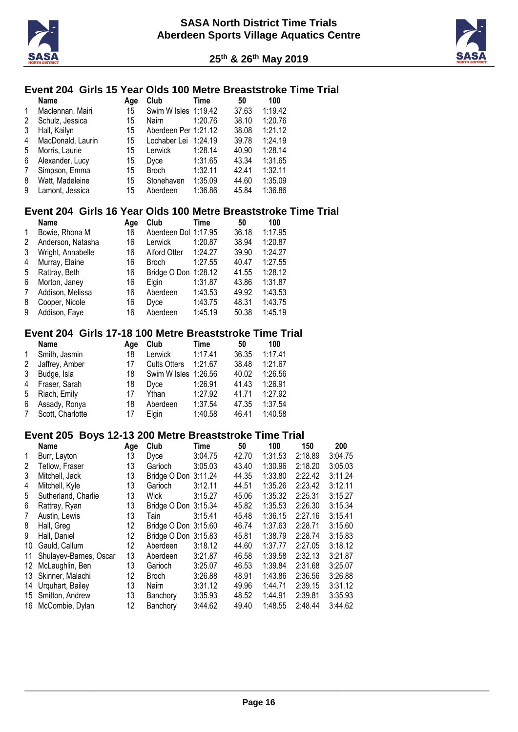## Event 204 Girls 15 Year Olds 100 Metre Breaststroke Time Trial

| | Name | Age | Club | Time | 50 | 100 |
|---|---|---|---|---|---|---|
| 1 | Maclennan, Mairi | 15 | Swim W Isles | 1:19.42 | 37.63 | 1:19.42 |
| 2 | Schulz, Jessica | 15 | Nairn | 1:20.76 | 38.10 | 1:20.76 |
| 3 | Hall, Kailyn | 15 | Aberdeen Per | 1:21.12 | 38.08 | 1:21.12 |
| 4 | MacDonald, Laurin | 15 | Lochaber Lei | 1:24.19 | 39.78 | 1:24.19 |
| 5 | Morris, Laurie | 15 | Lerwick | 1:28.14 | 40.90 | 1:28.14 |
| 6 | Alexander, Lucy | 15 | Dyce | 1:31.65 | 43.34 | 1:31.65 |
| 7 | Simpson, Emma | 15 | Broch | 1:32.11 | 42.41 | 1:32.11 |
| 8 | Watt, Madeleine | 15 | Stonehaven | 1:35.09 | 44.60 | 1:35.09 |
| 9 | Lamont, Jessica | 15 | Aberdeen | 1:36.86 | 45.84 | 1:36.86 |

## Event 204 Girls 16 Year Olds 100 Metre Breaststroke Time Trial

| | Name | Age | Club | Time | 50 | 100 |
|---|---|---|---|---|---|---|
| 1 | Bowie, Rhona M | 16 | Aberdeen Dol | 1:17.95 | 36.18 | 1:17.95 |
| 2 | Anderson, Natasha | 16 | Lerwick | 1:20.87 | 38.94 | 1:20.87 |
| 3 | Wright, Annabelle | 16 | Alford Otter | 1:24.27 | 39.90 | 1:24.27 |
| 4 | Murray, Elaine | 16 | Broch | 1:27.55 | 40.47 | 1:27.55 |
| 5 | Rattray, Beth | 16 | Bridge O Don | 1:28.12 | 41.55 | 1:28.12 |
| 6 | Morton, Janey | 16 | Elgin | 1:31.87 | 43.86 | 1:31.87 |
| 7 | Addison, Melissa | 16 | Aberdeen | 1:43.53 | 49.92 | 1:43.53 |
| 8 | Cooper, Nicole | 16 | Dyce | 1:43.75 | 48.31 | 1:43.75 |
| 9 | Addison, Faye | 16 | Aberdeen | 1:45.19 | 50.38 | 1:45.19 |

## Event 204 Girls 17-18 100 Metre Breaststroke Time Trial

| | Name | Age | Club | Time | 50 | 100 |
|---|---|---|---|---|---|---|
| 1 | Smith, Jasmin | 18 | Lerwick | 1:17.41 | 36.35 | 1:17.41 |
| 2 | Jaffrey, Amber | 17 | Cults Otters | 1:21.67 | 38.48 | 1:21.67 |
| 3 | Budge, Isla | 18 | Swim W Isles | 1:26.56 | 40.02 | 1:26.56 |
| 4 | Fraser, Sarah | 18 | Dyce | 1:26.91 | 41.43 | 1:26.91 |
| 5 | Riach, Emily | 17 | Ythan | 1:27.92 | 41.71 | 1:27.92 |
| 6 | Assady, Ronya | 18 | Aberdeen | 1:37.54 | 47.35 | 1:37.54 |
| 7 | Scott, Charlotte | 17 | Elgin | 1:40.58 | 46.41 | 1:40.58 |

## Event 205 Boys 12-13 200 Metre Breaststroke Time Trial

| | Name | Age | Club | Time | 50 | 100 | 150 | 200 |
|---|---|---|---|---|---|---|---|---|
| 1 | Burr, Layton | 13 | Dyce | 3:04.75 | 42.70 | 1:31.53 | 2:18.89 | 3:04.75 |
| 2 | Tetlow, Fraser | 13 | Garioch | 3:05.03 | 43.40 | 1:30.96 | 2:18.20 | 3:05.03 |
| 3 | Mitchell, Jack | 13 | Bridge O Don | 3:11.24 | 44.35 | 1:33.80 | 2:22.42 | 3:11.24 |
| 4 | Mitchell, Kyle | 13 | Garioch | 3:12.11 | 44.51 | 1:35.26 | 2:23.42 | 3:12.11 |
| 5 | Sutherland, Charlie | 13 | Wick | 3:15.27 | 45.06 | 1:35.32 | 2:25.31 | 3:15.27 |
| 6 | Rattray, Ryan | 13 | Bridge O Don | 3:15.34 | 45.82 | 1:35.53 | 2:26.30 | 3:15.34 |
| 7 | Austin, Lewis | 13 | Tain | 3:15.41 | 45.48 | 1:36.15 | 2:27.16 | 3:15.41 |
| 8 | Hall, Greg | 12 | Bridge O Don | 3:15.60 | 46.74 | 1:37.63 | 2:28.71 | 3:15.60 |
| 9 | Hall, Daniel | 12 | Bridge O Don | 3:15.83 | 45.81 | 1:38.79 | 2:28.74 | 3:15.83 |
| 10 | Gauld, Callum | 12 | Aberdeen | 3:18.12 | 44.60 | 1:37.77 | 2:27.05 | 3:18.12 |
| 11 | Shulayev-Barnes, Oscar | 13 | Aberdeen | 3:21.87 | 46.58 | 1:39.58 | 2:32.13 | 3:21.87 |
| 12 | McLaughlin, Ben | 13 | Garioch | 3:25.07 | 46.53 | 1:39.84 | 2:31.68 | 3:25.07 |
| 13 | Skinner, Malachi | 12 | Broch | 3:26.88 | 48.91 | 1:43.86 | 2:36.56 | 3:26.88 |
| 14 | Urquhart, Bailey | 13 | Nairn | 3:31.12 | 49.96 | 1:44.71 | 2:39.15 | 3:31.12 |
| 15 | Smitton, Andrew | 13 | Banchory | 3:35.93 | 48.52 | 1:44.91 | 2:39.81 | 3:35.93 |
| 16 | McCombie, Dylan | 12 | Banchory | 3:44.62 | 49.40 | 1:48.55 | 2:48.44 | 3:44.62 |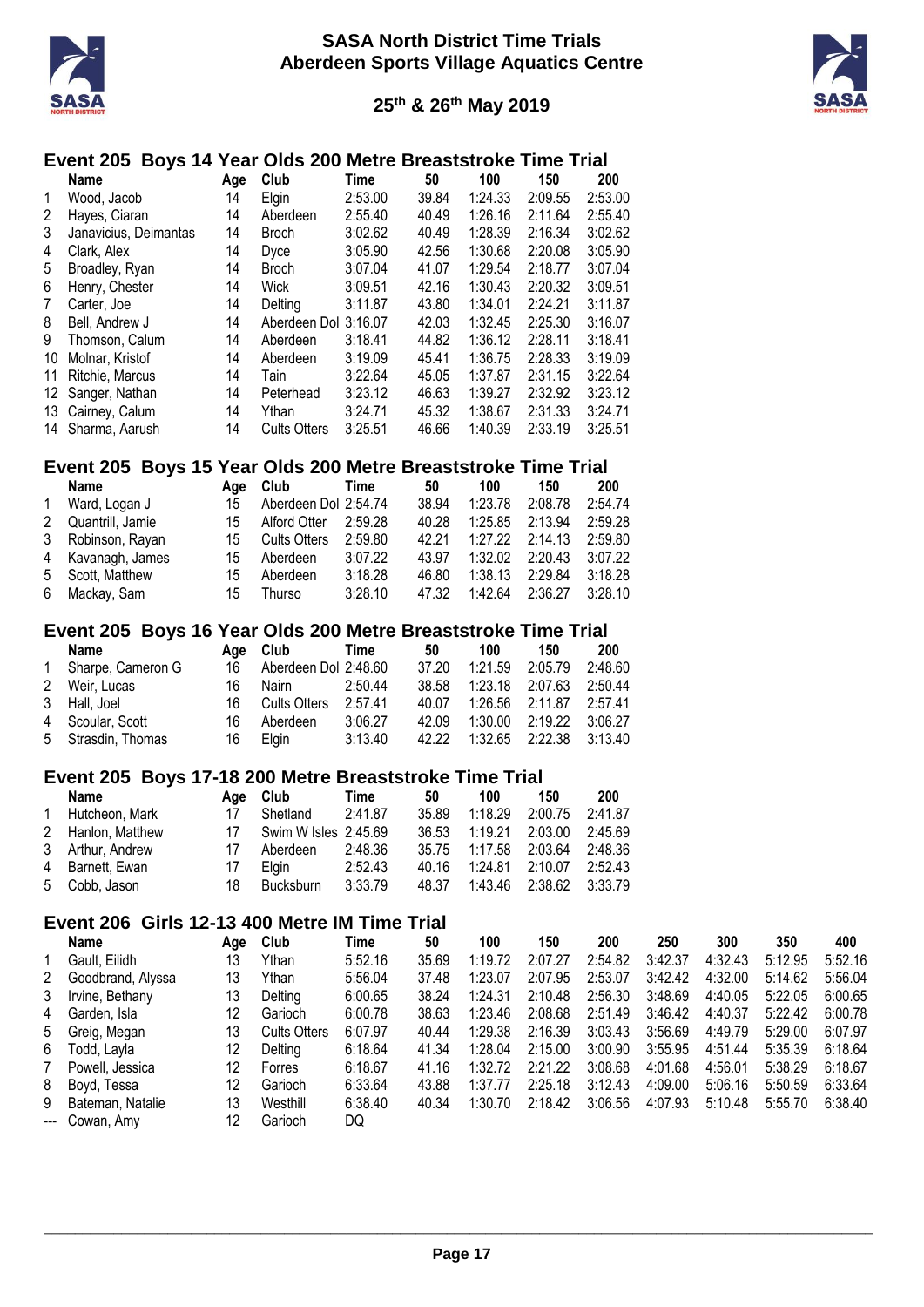## Event 205 Boys 14 Year Olds 200 Metre Breaststroke Time Trial

| | Name | Age | Club | Time | 50 | 100 | 150 | 200 |
|---|---|---|---|---|---|---|---|---|
| 1 | Wood, Jacob | 14 | Elgin | 2:53.00 | 39.84 | 1:24.33 | 2:09.55 | 2:53.00 |
| 2 | Hayes, Ciaran | 14 | Aberdeen | 2:55.40 | 40.49 | 1:26.16 | 2:11.64 | 2:55.40 |
| 3 | Janavicius, Deimantas | 14 | Broch | 3:02.62 | 40.49 | 1:28.39 | 2:16.34 | 3:02.62 |
| 4 | Clark, Alex | 14 | Dyce | 3:05.90 | 42.56 | 1:30.68 | 2:20.08 | 3:05.90 |
| 5 | Broadley, Ryan | 14 | Broch | 3:07.04 | 41.07 | 1:29.54 | 2:18.77 | 3:07.04 |
| 6 | Henry, Chester | 14 | Wick | 3:09.51 | 42.16 | 1:30.43 | 2:20.32 | 3:09.51 |
| 7 | Carter, Joe | 14 | Delting | 3:11.87 | 43.80 | 1:34.01 | 2:24.21 | 3:11.87 |
| 8 | Bell, Andrew J | 14 | Aberdeen Dol | 3:16.07 | 42.03 | 1:32.45 | 2:25.30 | 3:16.07 |
| 9 | Thomson, Calum | 14 | Aberdeen | 3:18.41 | 44.82 | 1:36.12 | 2:28.11 | 3:18.41 |
| 10 | Molnar, Kristof | 14 | Aberdeen | 3:19.09 | 45.41 | 1:36.75 | 2:28.33 | 3:19.09 |
| 11 | Ritchie, Marcus | 14 | Tain | 3:22.64 | 45.05 | 1:37.87 | 2:31.15 | 3:22.64 |
| 12 | Sanger, Nathan | 14 | Peterhead | 3:23.12 | 46.63 | 1:39.27 | 2:32.92 | 3:23.12 |
| 13 | Cairney, Calum | 14 | Ythan | 3:24.71 | 45.32 | 1:38.67 | 2:31.33 | 3:24.71 |
| 14 | Sharma, Aarush | 14 | Cults Otters | 3:25.51 | 46.66 | 1:40.39 | 2:33.19 | 3:25.51 |

## Event 205 Boys 15 Year Olds 200 Metre Breaststroke Time Trial

| | Name | Age | Club | Time | 50 | 100 | 150 | 200 |
|---|---|---|---|---|---|---|---|---|
| 1 | Ward, Logan J | 15 | Aberdeen Dol | 2:54.74 | 38.94 | 1:23.78 | 2:08.78 | 2:54.74 |
| 2 | Quantrill, Jamie | 15 | Alford Otter | 2:59.28 | 40.28 | 1:25.85 | 2:13.94 | 2:59.28 |
| 3 | Robinson, Rayan | 15 | Cults Otters | 2:59.80 | 42.21 | 1:27.22 | 2:14.13 | 2:59.80 |
| 4 | Kavanagh, James | 15 | Aberdeen | 3:07.22 | 43.97 | 1:32.02 | 2:20.43 | 3:07.22 |
| 5 | Scott, Matthew | 15 | Aberdeen | 3:18.28 | 46.80 | 1:38.13 | 2:29.84 | 3:18.28 |
| 6 | Mackay, Sam | 15 | Thurso | 3:28.10 | 47.32 | 1:42.64 | 2:36.27 | 3:28.10 |

## Event 205 Boys 16 Year Olds 200 Metre Breaststroke Time Trial

| | Name | Age | Club | Time | 50 | 100 | 150 | 200 |
|---|---|---|---|---|---|---|---|---|
| 1 | Sharpe, Cameron G | 16 | Aberdeen Dol | 2:48.60 | 37.20 | 1:21.59 | 2:05.79 | 2:48.60 |
| 2 | Weir, Lucas | 16 | Nairn | 2:50.44 | 38.58 | 1:23.18 | 2:07.63 | 2:50.44 |
| 3 | Hall, Joel | 16 | Cults Otters | 2:57.41 | 40.07 | 1:26.56 | 2:11.87 | 2:57.41 |
| 4 | Scoular, Scott | 16 | Aberdeen | 3:06.27 | 42.09 | 1:30.00 | 2:19.22 | 3:06.27 |
| 5 | Stradsin, Thomas | 16 | Elgin | 3:13.40 | 42.22 | 1:32.65 | 2:22.38 | 3:13.40 |

## Event 205 Boys 17-18 200 Metre Breaststroke Time Trial

| | Name | Age | Club | Time | 50 | 100 | 150 | 200 |
|---|---|---|---|---|---|---|---|---|
| 1 | Hutcheon, Mark | 17 | Shetland | 2:41.87 | 35.89 | 1:18.29 | 2:00.75 | 2:41.87 |
| 2 | Hanlon, Matthew | 17 | Swim W Isles | 2:45.69 | 36.53 | 1:19.21 | 2:03.00 | 2:45.69 |
| 3 | Arthur, Andrew | 17 | Aberdeen | 2:48.36 | 35.75 | 1:17.58 | 2:03.64 | 2:48.36 |
| 4 | Barnett, Ewan | 17 | Elgin | 2:52.43 | 40.16 | 1:24.81 | 2:10.07 | 2:52.43 |
| 5 | Cobb, Jason | 18 | Bucksburn | 3:33.79 | 48.37 | 1:43.46 | 2:38.62 | 3:33.79 |

## Event 206 Girls 12-13 400 Metre IM Time Trial

| | Name | Age | Club | Time | 50 | 100 | 150 | 200 | 250 | 300 | 350 | 400 |
|---|---|---|---|---|---|---|---|---|---|---|---|---|
| 1 | Gault, Eilidh | 13 | Ythan | 5:52.16 | 35.69 | 1:19.72 | 2:07.27 | 2:54.82 | 3:42.37 | 4:32.43 | 5:12.95 | 5:52.16 |
| 2 | Goodbrand, Alyssa | 13 | Ythan | 5:56.04 | 37.48 | 1:23.07 | 2:07.95 | 2:53.07 | 3:42.42 | 4:32.00 | 5:14.62 | 5:56.04 |
| 3 | Irvine, Bethany | 13 | Delting | 6:00.65 | 38.24 | 1:24.31 | 2:10.48 | 2:56.30 | 3:48.69 | 4:40.05 | 5:22.05 | 6:00.65 |
| 4 | Garden, Isla | 12 | Garioch | 6:00.78 | 38.63 | 1:23.46 | 2:08.68 | 2:51.49 | 3:46.42 | 4:40.37 | 5:22.42 | 6:00.78 |
| 5 | Greig, Megan | 13 | Cults Otters | 6:07.97 | 40.44 | 1:29.38 | 2:16.39 | 3:03.43 | 3:56.69 | 4:49.79 | 5:29.00 | 6:07.97 |
| 6 | Todd, Layla | 12 | Delting | 6:18.64 | 41.34 | 1:28.04 | 2:15.00 | 3:00.90 | 3:55.95 | 4:51.44 | 5:35.39 | 6:18.64 |
| 7 | Powell, Jessica | 12 | Forres | 6:18.67 | 41.16 | 1:32.72 | 2:21.22 | 3:08.68 | 4:01.68 | 4:56.01 | 5:38.29 | 6:18.67 |
| 8 | Boyd, Tessa | 12 | Garioch | 6:33.64 | 43.88 | 1:37.77 | 2:25.18 | 3:12.43 | 4:09.00 | 5:06.16 | 5:50.59 | 6:33.64 |
| 9 | Bateman, Natalie | 13 | Westhill | 6:38.40 | 40.34 | 1:30.70 | 2:18.42 | 3:06.56 | 4:07.93 | 5:10.48 | 5:55.70 | 6:38.40 |
| --- | Cowan, Amy | 12 | Garioch | DQ | | | | | | | | |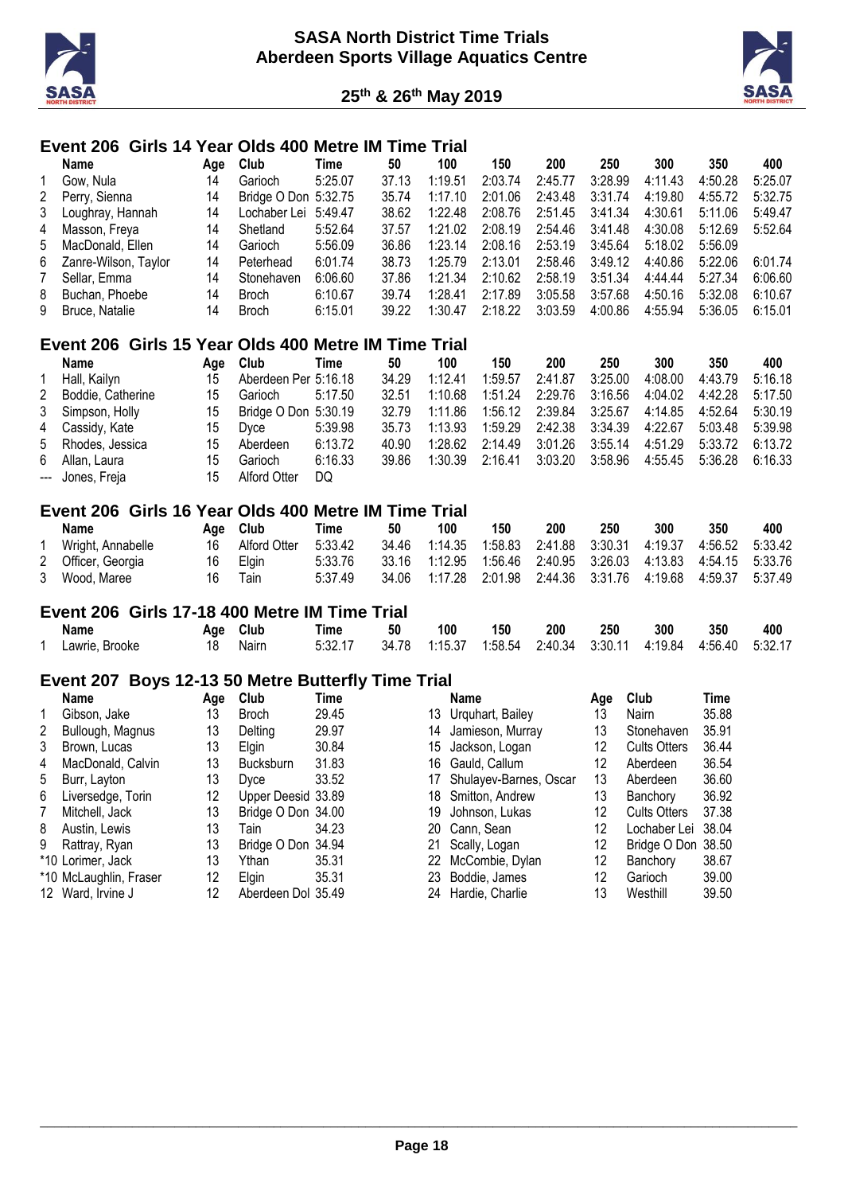# SASA North District Time Trials
## Aberdeen Sports Village Aquatics Centre
### 25th & 26th May 2019

### Event 206 Girls 14 Year Olds 400 Metre IM Time Trial

| | Name | Age | Club | Time | 50 | 100 | 150 | 200 | 250 | 300 | 350 | 400 |
|---|---|---|---|---|---|---|---|---|---|---|---|---|
| 1 | Gow, Nula | 14 | Garioch | 5:25.07 | 37.13 | 1:19.51 | 2:03.74 | 2:45.77 | 3:28.99 | 4:11.43 | 4:50.28 | 5:25.07 |
| 2 | Perry, Sienna | 14 | Bridge O Don | 5:32.75 | 35.74 | 1:17.10 | 2:01.06 | 2:43.48 | 3:31.74 | 4:19.80 | 4:55.72 | 5:32.75 |
| 3 | Loughray, Hannah | 14 | Lochaber Lei | 5:49.47 | 38.62 | 1:22.48 | 2:08.76 | 2:51.45 | 3:41.34 | 4:30.61 | 5:11.06 | 5:49.47 |
| 4 | Masson, Freya | 14 | Shetland | 5:52.64 | 37.57 | 1:21.02 | 2:08.19 | 2:54.46 | 3:41.48 | 4:30.08 | 5:12.69 | 5:52.64 |
| 5 | MacDonald, Ellen | 14 | Garioch | 5:56.09 | 36.86 | 1:23.14 | 2:08.16 | 2:53.19 | 3:45.64 | 5:18.02 | 5:56.09 | |
| 6 | Zanre-Wilson, Taylor | 14 | Peterhead | 6:01.74 | 38.73 | 1:25.79 | 2:13.01 | 2:58.46 | 3:49.12 | 4:40.86 | 5:22.06 | 6:01.74 |
| 7 | Sellar, Emma | 14 | Stonehaven | 6:06.60 | 37.86 | 1:21.34 | 2:10.62 | 2:58.19 | 3:51.34 | 4:44.44 | 5:27.34 | 6:06.60 |
| 8 | Buchan, Phoebe | 14 | Broch | 6:10.67 | 39.74 | 1:28.41 | 2:17.89 | 3:05.58 | 3:57.68 | 4:50.16 | 5:32.08 | 6:10.67 |
| 9 | Bruce, Natalie | 14 | Broch | 6:15.01 | 39.22 | 1:30.47 | 2:18.22 | 3:03.59 | 4:00.86 | 4:55.94 | 5:36.05 | 6:15.01 |

### Event 206 Girls 15 Year Olds 400 Metre IM Time Trial

| | Name | Age | Club | Time | 50 | 100 | 150 | 200 | 250 | 300 | 350 | 400 |
|---|---|---|---|---|---|---|---|---|---|---|---|---|
| 1 | Hall, Kailyn | 15 | Aberdeen Per | 5:16.18 | 34.29 | 1:12.41 | 1:59.57 | 2:41.87 | 3:25.00 | 4:08.00 | 4:43.79 | 5:16.18 |
| 2 | Boddie, Catherine | 15 | Garioch | 5:17.50 | 32.51 | 1:10.68 | 1:51.24 | 2:29.76 | 3:16.56 | 4:04.02 | 4:42.28 | 5:17.50 |
| 3 | Simpson, Holly | 15 | Bridge O Don | 5:30.19 | 32.79 | 1:11.86 | 1:56.12 | 2:39.84 | 3:25.67 | 4:14.85 | 4:52.64 | 5:30.19 |
| 4 | Cassidy, Kate | 15 | Dyce | 5:39.98 | 35.73 | 1:13.93 | 1:59.29 | 2:42.38 | 3:34.39 | 4:22.67 | 5:03.48 | 5:39.98 |
| 5 | Rhodes, Jessica | 15 | Aberdeen | 6:13.72 | 40.90 | 1:28.62 | 2:14.49 | 3:01.26 | 3:55.14 | 4:51.29 | 5:33.72 | 6:13.72 |
| 6 | Allan, Laura | 15 | Garioch | 6:16.33 | 39.86 | 1:30.39 | 2:16.41 | 3:03.20 | 3:58.96 | 4:55.45 | 5:36.28 | 6:16.33 |
| --- | Jones, Freja | 15 | Alford Otter | DQ | | | | | | | | |

### Event 206 Girls 16 Year Olds 400 Metre IM Time Trial

| | Name | Age | Club | Time | 50 | 100 | 150 | 200 | 250 | 300 | 350 | 400 |
|---|---|---|---|---|---|---|---|---|---|---|---|---|
| 1 | Wright, Annabelle | 16 | Alford Otter | 5:33.42 | 34.46 | 1:14.35 | 1:58.83 | 2:41.88 | 3:30.31 | 4:19.37 | 4:56.52 | 5:33.42 |
| 2 | Officer, Georgia | 16 | Elgin | 5:33.76 | 33.16 | 1:12.95 | 1:56.46 | 2:40.95 | 3:26.03 | 4:13.83 | 4:54.15 | 5:33.76 |
| 3 | Wood, Maree | 16 | Tain | 5:37.49 | 34.06 | 1:17.28 | 2:01.98 | 2:44.36 | 3:31.76 | 4:19.68 | 4:59.37 | 5:37.49 |

### Event 206 Girls 17-18 400 Metre IM Time Trial

| | Name | Age | Club | Time | 50 | 100 | 150 | 200 | 250 | 300 | 350 | 400 |
|---|---|---|---|---|---|---|---|---|---|---|---|---|
| 1 | Lawrie, Brooke | 18 | Nairn | 5:32.17 | 34.78 | 1:15.37 | 1:58.54 | 2:40.34 | 3:30.11 | 4:19.84 | 4:56.40 | 5:32.17 |

### Event 207 Boys 12-13 50 Metre Butterfly Time Trial

| | Name | Age | Club | Time |
|---|---|---|---|---|
| 1 | Gibson, Jake | 13 | Broch | 29.45 |
| 2 | Bullough, Magnus | 13 | Delting | 29.97 |
| 3 | Brown, Lucas | 13 | Elgin | 30.84 |
| 4 | MacDonald, Calvin | 13 | Bucksburn | 31.83 |
| 5 | Burr, Layton | 13 | Dyce | 33.52 |
| 6 | Liversedge, Torin | 12 | Upper Deesid | 33.89 |
| 7 | Mitchell, Jack | 13 | Bridge O Don | 34.00 |
| 8 | Austin, Lewis | 13 | Tain | 34.23 |
| 9 | Rattray, Ryan | 13 | Bridge O Don | 34.94 |
| *10 | Lorimer, Jack | 13 | Ythan | 35.31 |
| *10 | McLaughlin, Fraser | 12 | Elgin | 35.31 |
| 12 | Ward, Irvine J | 12 | Aberdeen Dol | 35.49 |
| 13 | Urquhart, Bailey | 13 | Nairn | 35.88 |
| 14 | Jamieson, Murray | 13 | Stonehaven | 35.91 |
| 15 | Jackson, Logan | 12 | Cults Otters | 36.44 |
| 16 | Gauld, Callum | 12 | Aberdeen | 36.54 |
| 17 | Shulayev-Barnes, Oscar | 13 | Aberdeen | 36.60 |
| 18 | Smitton, Andrew | 13 | Banchory | 36.92 |
| 19 | Johnson, Lukas | 12 | Cults Otters | 37.38 |
| 20 | Cann, Sean | 12 | Lochaber Lei | 38.04 |
| 21 | Scally, Logan | 12 | Bridge O Don | 38.50 |
| 22 | McCombie, Dylan | 12 | Banchory | 38.67 |
| 23 | Boddie, James | 12 | Garioch | 39.00 |
| 24 | Hardie, Charlie | 13 | Westhill | 39.50 |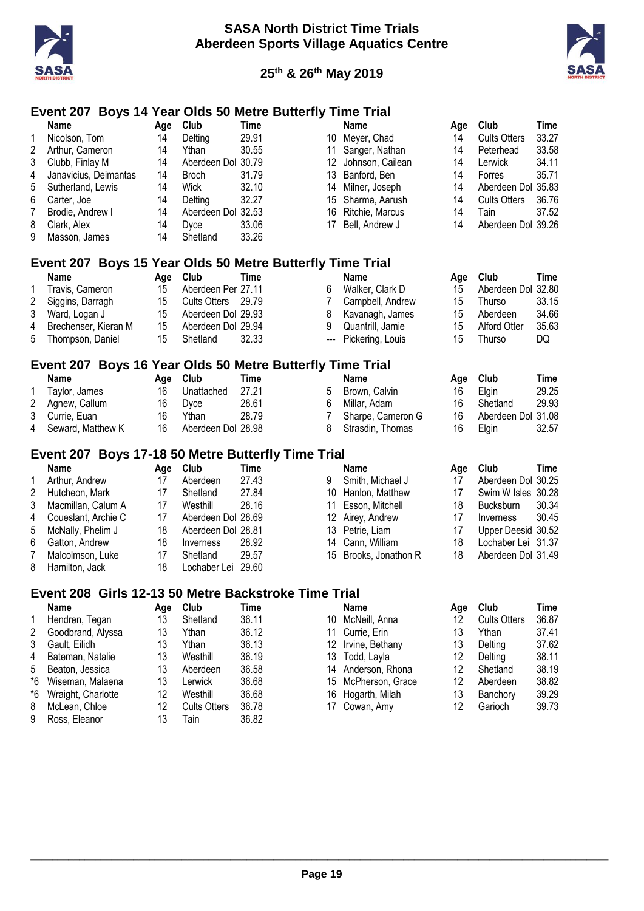## Event 207 Boys 14 Year Olds 50 Metre Butterfly Time Trial

| | Name | Age | Club | Time |
|---|---|---|---|---|
| 1 | Nicolson, Tom | 14 | Delting | 29.91 |
| 2 | Arthur, Cameron | 14 | Ythan | 30.55 |
| 3 | Clubb, Finlay M | 14 | Aberdeen Dol | 30.79 |
| 4 | Janavicius, Deimantas | 14 | Broch | 31.79 |
| 5 | Sutherland, Lewis | 14 | Wick | 32.10 |
| 6 | Carter, Joe | 14 | Delting | 32.27 |
| 7 | Brodie, Andrew I | 14 | Aberdeen Dol | 32.53 |
| 8 | Clark, Alex | 14 | Dyce | 33.06 |
| 9 | Masson, James | 14 | Shetland | 33.26 |
| 10 | Meyer, Chad | 14 | Cults Otters | 33.27 |
| 11 | Sanger, Nathan | 14 | Peterhead | 33.58 |
| 12 | Johnson, Cailean | 14 | Lerwick | 34.11 |
| 13 | Banford, Ben | 14 | Forres | 35.71 |
| 14 | Milner, Joseph | 14 | Aberdeen Dol | 35.83 |
| 15 | Sharma, Aarush | 14 | Cults Otters | 36.76 |
| 16 | Ritchie, Marcus | 14 | Tain | 37.52 |
| 17 | Bell, Andrew J | 14 | Aberdeen Dol | 39.26 |

## Event 207 Boys 15 Year Olds 50 Metre Butterfly Time Trial

| | Name | Age | Club | Time |
|---|---|---|---|---|
| 1 | Travis, Cameron | 15 | Aberdeen Per | 27.11 |
| 2 | Siggins, Darragh | 15 | Cults Otters | 29.79 |
| 3 | Ward, Logan J | 15 | Aberdeen Dol | 29.93 |
| 4 | Brechenser, Kieran M | 15 | Aberdeen Dol | 29.94 |
| 5 | Thompson, Daniel | 15 | Shetland | 32.33 |
| 6 | Walker, Clark D | 15 | Aberdeen Dol | 32.80 |
| 7 | Campbell, Andrew | 15 | Thurso | 33.15 |
| 8 | Kavanagh, James | 15 | Aberdeen | 34.66 |
| 9 | Quantrill, Jamie | 15 | Alford Otter | 35.63 |
| --- | Pickering, Louis | 15 | Thurso | DQ |

## Event 207 Boys 16 Year Olds 50 Metre Butterfly Time Trial

| | Name | Age | Club | Time |
|---|---|---|---|---|
| 1 | Taylor, James | 16 | Unattached | 27.21 |
| 2 | Agnew, Callum | 16 | Dyce | 28.61 |
| 3 | Currie, Euan | 16 | Ythan | 28.79 |
| 4 | Seward, Matthew K | 16 | Aberdeen Dol | 28.98 |
| 5 | Brown, Calvin | 16 | Elgin | 29.25 |
| 6 | Millar, Adam | 16 | Shetland | 29.93 |
| 7 | Sharpe, Cameron G | 16 | Aberdeen Dol | 31.08 |
| 8 | Strasdin, Thomas | 16 | Elgin | 32.57 |

## Event 207 Boys 17-18 50 Metre Butterfly Time Trial

| | Name | Age | Club | Time |
|---|---|---|---|---|
| 1 | Arthur, Andrew | 17 | Aberdeen | 27.43 |
| 2 | Hutcheon, Mark | 17 | Shetland | 27.84 |
| 3 | Macmillan, Calum A | 17 | Westhill | 28.16 |
| 4 | Coueslant, Archie C | 17 | Aberdeen Dol | 28.69 |
| 5 | McNally, Phelim J | 18 | Aberdeen Dol | 28.81 |
| 6 | Gatton, Andrew | 18 | Inverness | 28.92 |
| 7 | Malcolmson, Luke | 17 | Shetland | 29.57 |
| 8 | Hamilton, Jack | 18 | Lochaber Lei | 29.60 |
| 9 | Smith, Michael J | 17 | Aberdeen Dol | 30.25 |
| 10 | Hanlon, Matthew | 17 | Swim W Isles | 30.28 |
| 11 | Esson, Mitchell | 18 | Bucksburn | 30.34 |
| 12 | Airey, Andrew | 17 | Inverness | 30.45 |
| 13 | Petrie, Liam | 17 | Upper Deesid | 30.52 |
| 14 | Cann, William | 18 | Lochaber Lei | 31.37 |
| 15 | Brooks, Jonathon R | 18 | Aberdeen Dol | 31.49 |

## Event 208 Girls 12-13 50 Metre Backstroke Time Trial

| | Name | Age | Club | Time |
|---|---|---|---|---|
| 1 | Hendren, Tegan | 13 | Shetland | 36.11 |
| 2 | Goodbrand, Alyssa | 13 | Ythan | 36.12 |
| 3 | Gault, Eilidh | 13 | Ythan | 36.13 |
| 4 | Bateman, Natalie | 13 | Westhill | 36.19 |
| 5 | Beaton, Jessica | 13 | Aberdeen | 36.58 |
| *6 | Wiseman, Malaena | 13 | Lerwick | 36.68 |
| *6 | Wraight, Charlotte | 12 | Westhill | 36.68 |
| 8 | McLean, Chloe | 12 | Cults Otters | 36.78 |
| 9 | Ross, Eleanor | 13 | Tain | 36.82 |
| 10 | McNeill, Anna | 12 | Cults Otters | 36.87 |
| 11 | Currie, Erin | 13 | Ythan | 37.41 |
| 12 | Irvine, Bethany | 13 | Delting | 37.62 |
| 13 | Todd, Layla | 12 | Delting | 38.11 |
| 14 | Anderson, Rhona | 12 | Shetland | 38.19 |
| 15 | McPherson, Grace | 12 | Aberdeen | 38.82 |
| 16 | Hogarth, Milah | 13 | Banchory | 39.29 |
| 17 | Cowan, Amy | 12 | Garioch | 39.73 |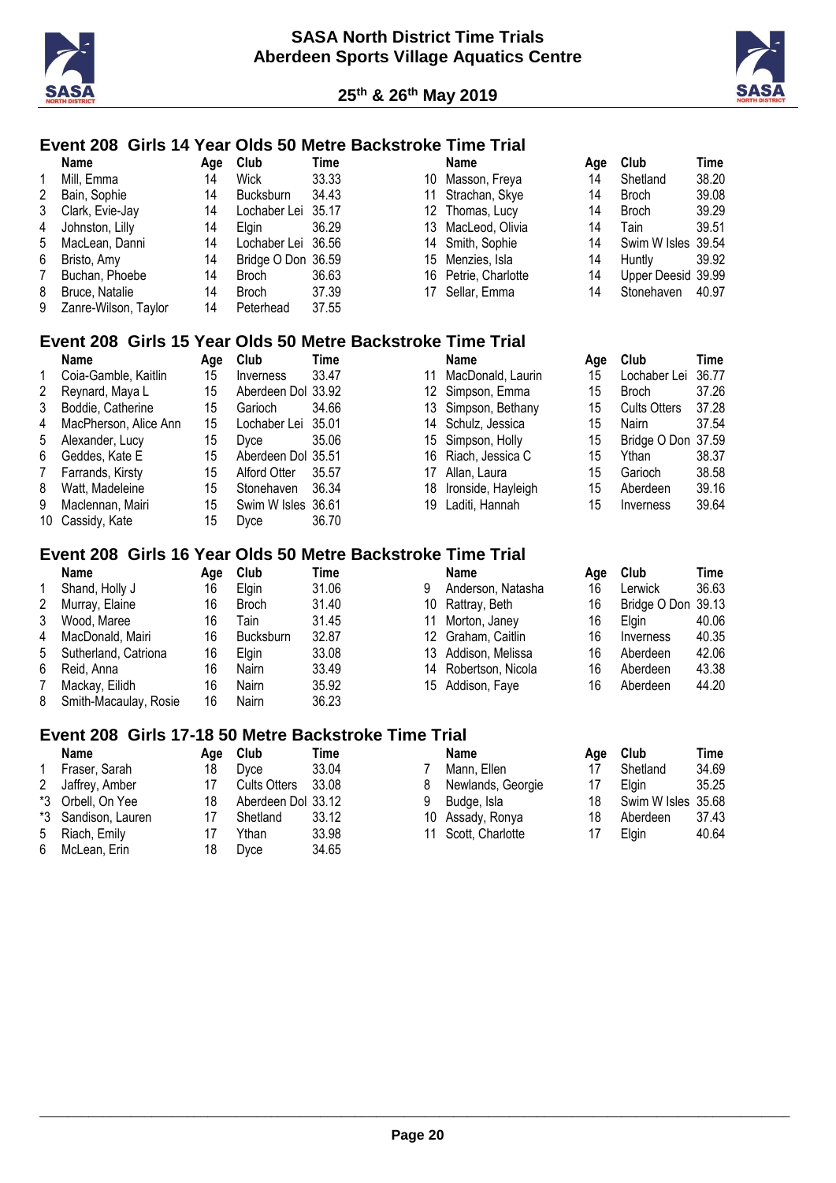# SASA North District Time Trials
# Aberdeen Sports Village Aquatics Centre

**25th & 26th May 2019**

## Event 208 Girls 14 Year Olds 50 Metre Backstroke Time Trial

| | Name | Age | Club | Time |
|---|---|---|---|---|
| 1 | Mill, Emma | 14 | Wick | 33.33 |
| 2 | Bain, Sophie | 14 | Bucksburn | 34.43 |
| 3 | Clark, Evie-Jay | 14 | Lochaber Lei | 35.17 |
| 4 | Johnston, Lilly | 14 | Elgin | 36.29 |
| 5 | MacLean, Danni | 14 | Lochaber Lei | 36.56 |
| 6 | Bristo, Amy | 14 | Bridge O Don | 36.59 |
| 7 | Buchan, Phoebe | 14 | Broch | 36.63 |
| 8 | Bruce, Natalie | 14 | Broch | 37.39 |
| 9 | Zanre-Wilson, Taylor | 14 | Peterhead | 37.55 |
| 10 | Masson, Freya | 14 | Shetland | 38.20 |
| 11 | Strachan, Skye | 14 | Broch | 39.08 |
| 12 | Thomas, Lucy | 14 | Broch | 39.29 |
| 13 | MacLeod, Olivia | 14 | Tain | 39.51 |
| 14 | Smith, Sophie | 14 | Swim W Isles | 39.54 |
| 15 | Menzies, Isla | 14 | Huntly | 39.92 |
| 16 | Petrie, Charlotte | 14 | Upper Deesid | 39.99 |
| 17 | Sellar, Emma | 14 | Stonehaven | 40.97 |

## Event 208 Girls 15 Year Olds 50 Metre Backstroke Time Trial

| | Name | Age | Club | Time |
|---|---|---|---|---|
| 1 | Coia-Gamble, Kaitlin | 15 | Inverness | 33.47 |
| 2 | Reynard, Maya L | 15 | Aberdeen Dol | 33.92 |
| 3 | Boddie, Catherine | 15 | Garioch | 34.66 |
| 4 | MacPherson, Alice Ann | 15 | Lochaber Lei | 35.01 |
| 5 | Alexander, Lucy | 15 | Dyce | 35.06 |
| 6 | Geddes, Kate E | 15 | Aberdeen Dol | 35.51 |
| 7 | Farrands, Kirsty | 15 | Alford Otter | 35.57 |
| 8 | Watt, Madeleine | 15 | Stonehaven | 36.34 |
| 9 | Maclennan, Mairi | 15 | Swim W Isles | 36.61 |
| 10 | Cassidy, Kate | 15 | Dyce | 36.70 |
| 11 | MacDonald, Laurin | 15 | Lochaber Lei | 36.77 |
| 12 | Simpson, Emma | 15 | Broch | 37.26 |
| 13 | Simpson, Bethany | 15 | Cults Otters | 37.28 |
| 14 | Schulz, Jessica | 15 | Nairn | 37.54 |
| 15 | Simpson, Holly | 15 | Bridge O Don | 37.59 |
| 16 | Riach, Jessica C | 15 | Ythan | 38.37 |
| 17 | Allan, Laura | 15 | Garioch | 38.58 |
| 18 | Ironside, Hayleigh | 15 | Aberdeen | 39.16 |
| 19 | Laditi, Hannah | 15 | Inverness | 39.64 |

## Event 208 Girls 16 Year Olds 50 Metre Backstroke Time Trial

| | Name | Age | Club | Time |
|---|---|---|---|---|
| 1 | Shand, Holly J | 16 | Elgin | 31.06 |
| 2 | Murray, Elaine | 16 | Broch | 31.40 |
| 3 | Wood, Maree | 16 | Tain | 31.45 |
| 4 | MacDonald, Mairi | 16 | Bucksburn | 32.87 |
| 5 | Sutherland, Catriona | 16 | Elgin | 33.08 |
| 6 | Reid, Anna | 16 | Nairn | 33.49 |
| 7 | Mackay, Eilidh | 16 | Nairn | 35.92 |
| 8 | Smith-Macaulay, Rosie | 16 | Nairn | 36.23 |
| 9 | Anderson, Natasha | 16 | Lerwick | 36.63 |
| 10 | Rattray, Beth | 16 | Bridge O Don | 39.13 |
| 11 | Morton, Janey | 16 | Elgin | 40.06 |
| 12 | Graham, Caitlin | 16 | Inverness | 40.35 |
| 13 | Addison, Melissa | 16 | Aberdeen | 42.06 |
| 14 | Robertson, Nicola | 16 | Aberdeen | 43.38 |
| 15 | Addison, Faye | 16 | Aberdeen | 44.20 |

## Event 208 Girls 17-18 50 Metre Backstroke Time Trial

| | Name | Age | Club | Time |
|---|---|---|---|---|
| 1 | Fraser, Sarah | 18 | Dyce | 33.04 |
| 2 | Jaffrey, Amber | 17 | Cults Otters | 33.08 |
| *3 | Orbell, On Yee | 18 | Aberdeen Dol | 33.12 |
| *3 | Sandison, Lauren | 17 | Shetland | 33.12 |
| 5 | Riach, Emily | 17 | Ythan | 33.98 |
| 6 | McLean, Erin | 18 | Dyce | 34.65 |
| 7 | Mann, Ellen | 17 | Shetland | 34.69 |
| 8 | Newlands, Georgie | 17 | Elgin | 35.25 |
| 9 | Budge, Isla | 18 | Swim W Isles | 35.68 |
| 10 | Assady, Ronya | 18 | Aberdeen | 37.43 |
| 11 | Scott, Charlotte | 17 | Elgin | 40.64 |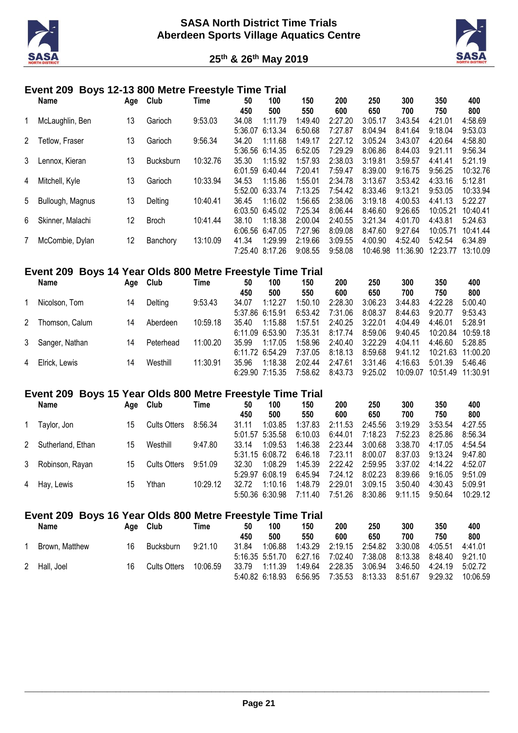# SASA North District Time Trials
## Aberdeen Sports Village Aquatics Centre

### 25th & 26th May 2019

## Event 209 Boys 12-13 800 Metre Freestyle Time Trial

| | Name | Age | Club | Time | 50 / 450 | 100 / 500 | 150 / 550 | 200 / 600 | 250 / 650 | 300 / 700 | 350 / 750 | 400 / 800 |
|---|---|---|---|---|---|---|---|---|---|---|---|---|
| 1 | McLaughlin, Ben | 13 | Garioch | 9:53.03 | 34.08 | 1:11.79 | 1:49.40 | 2:27.20 | 3:05.17 | 3:43.54 | 4:21.01 | 4:58.69 |
| | | | | | 5:36.07 | 6:13.34 | 6:50.68 | 7:27.87 | 8:04.94 | 8:41.64 | 9:18.04 | 9:53.03 |
| 2 | Tetlow, Fraser | 13 | Garioch | 9:56.34 | 34.20 | 1:11.68 | 1:49.17 | 2:27.12 | 3:05.24 | 3:43.07 | 4:20.64 | 4:58.80 |
| | | | | | 5:36.56 | 6:14.35 | 6:52.05 | 7:29.29 | 8:06.86 | 8:44.03 | 9:21.11 | 9:56.34 |
| 3 | Lennox, Kieran | 13 | Bucksburn | 10:32.76 | 35.30 | 1:15.92 | 1:57.93 | 2:38.03 | 3:19.81 | 3:59.57 | 4:41.41 | 5:21.19 |
| | | | | | 6:01.59 | 6:40.44 | 7:20.41 | 7:59.47 | 8:39.00 | 9:16.75 | 9:56.25 | 10:32.76 |
| 4 | Mitchell, Kyle | 13 | Garioch | 10:33.94 | 34.53 | 1:15.86 | 1:55.01 | 2:34.78 | 3:13.67 | 3:53.42 | 4:33.16 | 5:12.81 |
| | | | | | 5:52.00 | 6:33.74 | 7:13.25 | 7:54.42 | 8:33.46 | 9:13.21 | 9:53.05 | 10:33.94 |
| 5 | Bullough, Magnus | 13 | Delting | 10:40.41 | 36.45 | 1:16.02 | 1:56.65 | 2:38.06 | 3:19.18 | 4:00.53 | 4:41.13 | 5:22.27 |
| | | | | | 6:03.50 | 6:45.02 | 7:25.34 | 8:06.44 | 8:46.60 | 9:26.65 | 10:05.21 | 10:40.41 |
| 6 | Skinner, Malachi | 12 | Broch | 10:41.44 | 38.10 | 1:18.38 | 2:00.04 | 2:40.55 | 3:21.34 | 4:01.70 | 4:43.81 | 5:24.63 |
| | | | | | 6:06.56 | 6:47.05 | 7:27.96 | 8:09.08 | 8:47.60 | 9:27.64 | 10:05.71 | 10:41.44 |
| 7 | McCombie, Dylan | 12 | Banchory | 13:10.09 | 41.34 | 1:29.99 | 2:19.66 | 3:09.55 | 4:00.90 | 4:52.40 | 5:42.54 | 6:34.89 |
| | | | | | 7:25.40 | 8:17.26 | 9:08.55 | 9:58.08 | 10:46.98 | 11:36.90 | 12:23.77 | 13:10.09 |

## Event 209 Boys 14 Year Olds 800 Metre Freestyle Time Trial

| | Name | Age | Club | Time | 50 / 450 | 100 / 500 | 150 / 550 | 200 / 600 | 250 / 650 | 300 / 700 | 350 / 750 | 400 / 800 |
|---|---|---|---|---|---|---|---|---|---|---|---|---|
| 1 | Nicolson, Tom | 14 | Delting | 9:53.43 | 34.07 | 1:12.27 | 1:50.10 | 2:28.30 | 3:06.23 | 3:44.83 | 4:22.28 | 5:00.40 |
| | | | | | 5:37.86 | 6:15.91 | 6:53.42 | 7:31.06 | 8:08.37 | 8:44.63 | 9:20.77 | 9:53.43 |
| 2 | Thomson, Calum | 14 | Aberdeen | 10:59.18 | 35.40 | 1:15.88 | 1:57.51 | 2:40.25 | 3:22.01 | 4:04.49 | 4:46.01 | 5:28.91 |
| | | | | | 6:11.09 | 6:53.90 | 7:35.31 | 8:17.74 | 8:59.06 | 9:40.45 | 10:20.84 | 10:59.18 |
| 3 | Sanger, Nathan | 14 | Peterhead | 11:00.20 | 35.99 | 1:17.05 | 1:58.96 | 2:40.40 | 3:22.29 | 4:04.11 | 4:46.60 | 5:28.85 |
| | | | | | 6:11.72 | 6:54.29 | 7:37.05 | 8:18.13 | 8:59.68 | 9:41.12 | 10:21.63 | 11:00.20 |
| 4 | Elrick, Lewis | 14 | Westhill | 11:30.91 | 35.96 | 1:18.38 | 2:02.44 | 2:47.61 | 3:31.46 | 4:16.63 | 5:01.39 | 5:46.46 |
| | | | | | 6:29.90 | 7:15.35 | 7:58.62 | 8:43.73 | 9:25.02 | 10:09.07 | 10:51.49 | 11:30.91 |

## Event 209 Boys 15 Year Olds 800 Metre Freestyle Time Trial

| | Name | Age | Club | Time | 50 / 450 | 100 / 500 | 150 / 550 | 200 / 600 | 250 / 650 | 300 / 700 | 350 / 750 | 400 / 800 |
|---|---|---|---|---|---|---|---|---|---|---|---|---|
| 1 | Taylor, Jon | 15 | Cults Otters | 8:56.34 | 31.11 | 1:03.85 | 1:37.83 | 2:11.53 | 2:45.56 | 3:19.29 | 3:53.54 | 4:27.55 |
| | | | | | 5:01.57 | 5:35.58 | 6:10.03 | 6:44.01 | 7:18.23 | 7:52.23 | 8:25.86 | 8:56.34 |
| 2 | Sutherland, Ethan | 15 | Westhill | 9:47.80 | 33.14 | 1:09.53 | 1:46.38 | 2:23.44 | 3:00.68 | 3:38.70 | 4:17.05 | 4:54.54 |
| | | | | | 5:31.15 | 6:08.72 | 6:46.18 | 7:23.11 | 8:00.07 | 8:37.03 | 9:13.24 | 9:47.80 |
| 3 | Robinson, Rayan | 15 | Cults Otters | 9:51.09 | 32.30 | 1:08.29 | 1:45.39 | 2:22.42 | 2:59.95 | 3:37.02 | 4:14.22 | 4:52.07 |
| | | | | | 5:29.97 | 6:08.19 | 6:45.94 | 7:24.12 | 8:02.23 | 8:39.66 | 9:16.05 | 9:51.09 |
| 4 | Hay, Lewis | 15 | Ythan | 10:29.12 | 32.72 | 1:10.16 | 1:48.79 | 2:29.01 | 3:09.15 | 3:50.40 | 4:30.43 | 5:09.91 |
| | | | | | 5:50.36 | 6:30.98 | 7:11.40 | 7:51.26 | 8:30.86 | 9:11.15 | 9:50.64 | 10:29.12 |

## Event 209 Boys 16 Year Olds 800 Metre Freestyle Time Trial

| | Name | Age | Club | Time | 50 / 450 | 100 / 500 | 150 / 550 | 200 / 600 | 250 / 650 | 300 / 700 | 350 / 750 | 400 / 800 |
|---|---|---|---|---|---|---|---|---|---|---|---|---|
| 1 | Brown, Matthew | 16 | Bucksburn | 9:21.10 | 31.84 | 1:06.88 | 1:43.29 | 2:19.15 | 2:54.82 | 3:30.08 | 4:05.51 | 4:41.01 |
| | | | | | 5:16.35 | 5:51.70 | 6:27.16 | 7:02.40 | 7:38.08 | 8:13.38 | 8:48.40 | 9:21.10 |
| 2 | Hall, Joel | 16 | Cults Otters | 10:06.59 | 33.79 | 1:11.39 | 1:49.64 | 2:28.35 | 3:06.94 | 3:46.50 | 4:24.19 | 5:02.72 |
| | | | | | 5:40.82 | 6:18.93 | 6:56.95 | 7:35.53 | 8:13.33 | 8:51.67 | 9:29.32 | 10:06.59 |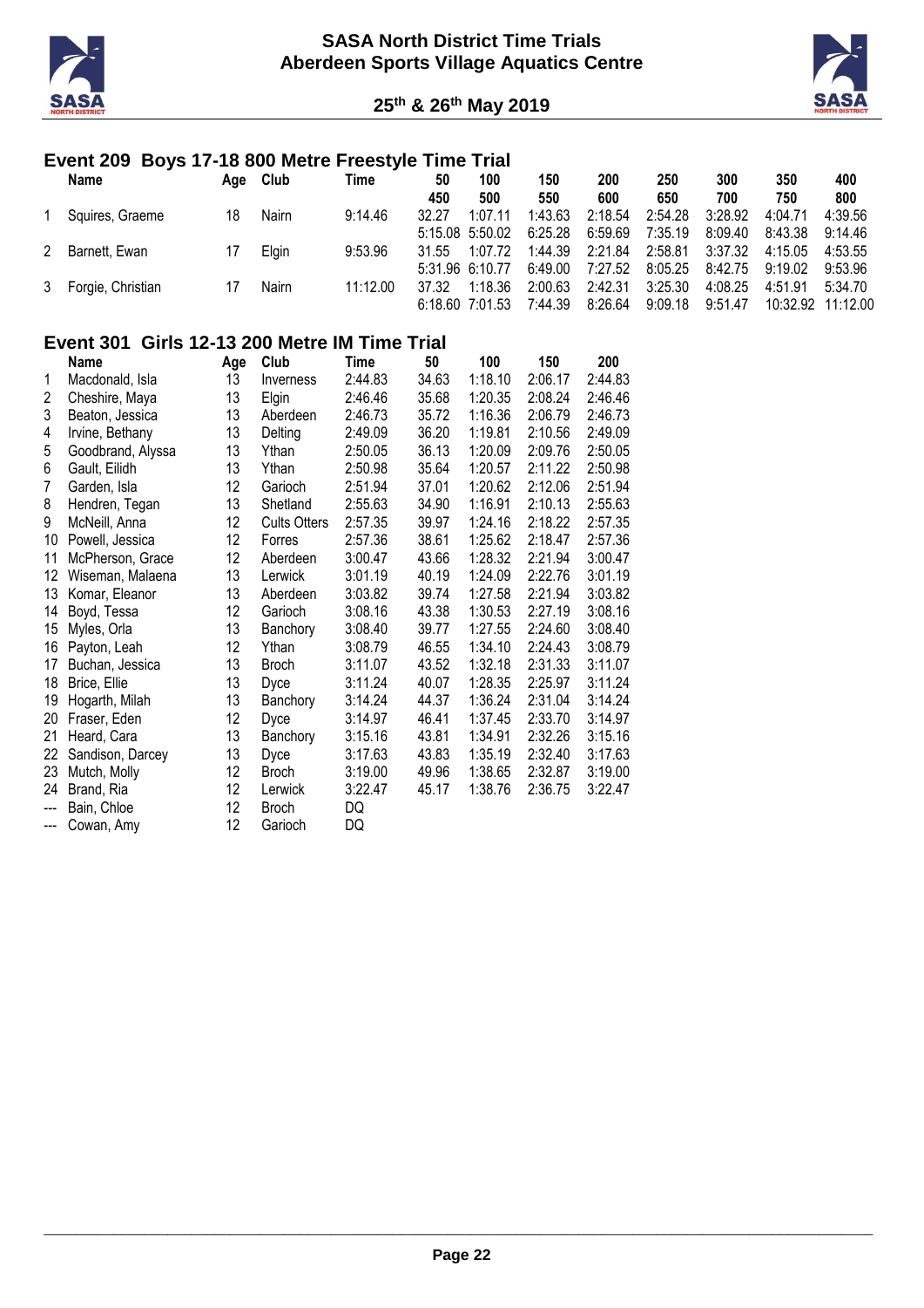# SASA North District Time Trials
## Aberdeen Sports Village Aquatics Centre

### 25th & 26th May 2019

## Event 209 Boys 17-18 800 Metre Freestyle Time Trial

| | Name | Age | Club | Time | 50 / 450 | 100 / 500 | 150 / 550 | 200 / 600 | 250 / 650 | 300 / 700 | 350 / 750 | 400 / 800 |
|---|---|---|---|---|---|---|---|---|---|---|---|---|
| 1 | Squires, Graeme | 18 | Nairn | 9:14.46 | 32.27 | 1:07.11 | 1:43.63 | 2:18.54 | 2:54.28 | 3:28.92 | 4:04.71 | 4:39.56 |
| | | | | | 5:15.08 | 5:50.02 | 6:25.28 | 6:59.69 | 7:35.19 | 8:09.40 | 8:43.38 | 9:14.46 |
| 2 | Barnett, Ewan | 17 | Elgin | 9:53.96 | 31.55 | 1:07.72 | 1:44.39 | 2:21.84 | 2:58.81 | 3:37.32 | 4:15.05 | 4:53.55 |
| | | | | | 5:31.96 | 6:10.77 | 6:49.00 | 7:27.52 | 8:05.25 | 8:42.75 | 9:19.02 | 9:53.96 |
| 3 | Forgie, Christian | 17 | Nairn | 11:12.00 | 37.32 | 1:18.36 | 2:00.63 | 2:42.31 | 3:25.30 | 4:08.25 | 4:51.91 | 5:34.70 |
| | | | | | 6:18.60 | 7:01.53 | 7:44.39 | 8:26.64 | 9:09.18 | 9:51.47 | 10:32.92 | 11:12.00 |

## Event 301 Girls 12-13 200 Metre IM Time Trial

| | Name | Age | Club | Time | 50 | 100 | 150 | 200 |
|---|---|---|---|---|---|---|---|---|
| 1 | Macdonald, Isla | 13 | Inverness | 2:44.83 | 34.63 | 1:18.10 | 2:06.17 | 2:44.83 |
| 2 | Cheshire, Maya | 13 | Elgin | 2:46.46 | 35.68 | 1:20.35 | 2:08.24 | 2:46.46 |
| 3 | Beaton, Jessica | 13 | Aberdeen | 2:46.73 | 35.72 | 1:16.36 | 2:06.79 | 2:46.73 |
| 4 | Irvine, Bethany | 13 | Delting | 2:49.09 | 36.20 | 1:19.81 | 2:10.56 | 2:49.09 |
| 5 | Goodbrand, Alyssa | 13 | Ythan | 2:50.05 | 36.13 | 1:20.09 | 2:09.76 | 2:50.05 |
| 6 | Gault, Eilidh | 13 | Ythan | 2:50.98 | 35.64 | 1:20.57 | 2:11.22 | 2:50.98 |
| 7 | Garden, Isla | 12 | Garioch | 2:51.94 | 37.01 | 1:20.62 | 2:12.06 | 2:51.94 |
| 8 | Hendren, Tegan | 13 | Shetland | 2:55.63 | 34.90 | 1:16.91 | 2:10.13 | 2:55.63 |
| 9 | McNeill, Anna | 12 | Cults Otters | 2:57.35 | 39.97 | 1:24.16 | 2:18.22 | 2:57.35 |
| 10 | Powell, Jessica | 12 | Forres | 2:57.36 | 38.61 | 1:25.62 | 2:18.47 | 2:57.36 |
| 11 | McPherson, Grace | 12 | Aberdeen | 3:00.47 | 43.66 | 1:28.32 | 2:21.94 | 3:00.47 |
| 12 | Wiseman, Malaena | 13 | Lerwick | 3:01.19 | 40.19 | 1:24.09 | 2:22.76 | 3:01.19 |
| 13 | Komar, Eleanor | 13 | Aberdeen | 3:03.82 | 39.74 | 1:27.58 | 2:21.94 | 3:03.82 |
| 14 | Boyd, Tessa | 12 | Garioch | 3:08.16 | 43.38 | 1:30.53 | 2:27.19 | 3:08.16 |
| 15 | Myles, Orla | 13 | Banchory | 3:08.40 | 39.77 | 1:27.55 | 2:24.60 | 3:08.40 |
| 16 | Payton, Leah | 12 | Ythan | 3:08.79 | 46.55 | 1:34.10 | 2:24.43 | 3:08.79 |
| 17 | Buchan, Jessica | 13 | Broch | 3:11.07 | 43.52 | 1:32.18 | 2:31.33 | 3:11.07 |
| 18 | Brice, Ellie | 13 | Dyce | 3:11.24 | 40.07 | 1:28.35 | 2:25.97 | 3:11.24 |
| 19 | Hogarth, Milah | 13 | Banchory | 3:14.24 | 44.37 | 1:36.24 | 2:31.04 | 3:14.24 |
| 20 | Fraser, Eden | 12 | Dyce | 3:14.97 | 46.41 | 1:37.45 | 2:33.70 | 3:14.97 |
| 21 | Heard, Cara | 13 | Banchory | 3:15.16 | 43.81 | 1:34.91 | 2:32.26 | 3:15.16 |
| 22 | Sandison, Darcey | 13 | Dyce | 3:17.63 | 43.83 | 1:35.19 | 2:32.40 | 3:17.63 |
| 23 | Mutch, Molly | 12 | Broch | 3:19.00 | 49.96 | 1:38.65 | 2:32.87 | 3:19.00 |
| 24 | Brand, Ria | 12 | Lerwick | 3:22.47 | 45.17 | 1:38.76 | 2:36.75 | 3:22.47 |
| --- | Bain, Chloe | 12 | Broch | DQ | | | | |
| --- | Cowan, Amy | 12 | Garioch | DQ | | | | |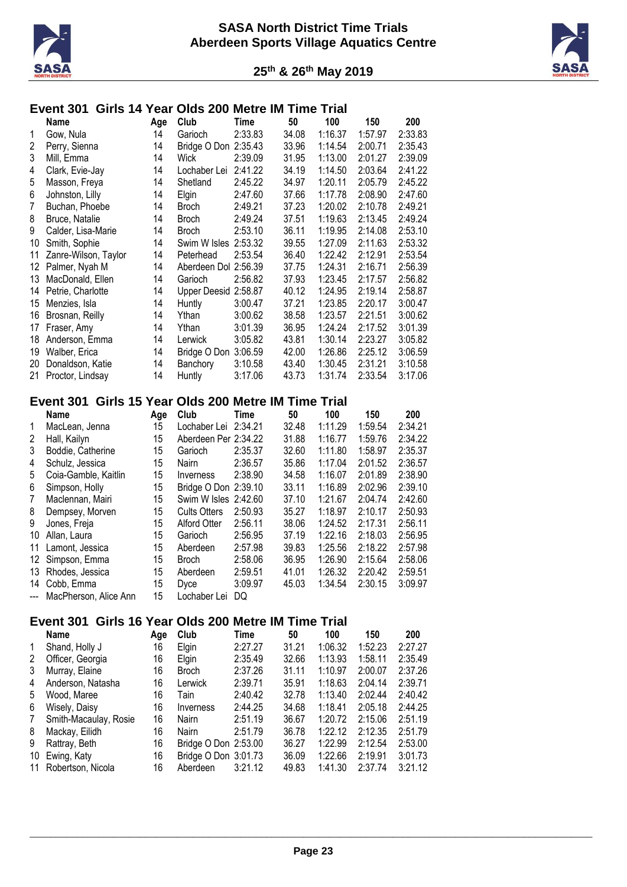# SASA North District Time Trials
## Aberdeen Sports Village Aquatics Centre

**25th & 26th May 2019**

### Event 301 Girls 14 Year Olds 200 Metre IM Time Trial

| | Name | Age | Club | Time | 50 | 100 | 150 | 200 |
|---|---|---|---|---|---|---|---|---|
| 1 | Gow, Nula | 14 | Garioch | 2:33.83 | 34.08 | 1:16.37 | 1:57.97 | 2:33.83 |
| 2 | Perry, Sienna | 14 | Bridge O Don | 2:35.43 | 33.96 | 1:14.54 | 2:00.71 | 2:35.43 |
| 3 | Mill, Emma | 14 | Wick | 2:39.09 | 31.95 | 1:13.00 | 2:01.27 | 2:39.09 |
| 4 | Clark, Evie-Jay | 14 | Lochaber Lei | 2:41.22 | 34.19 | 1:14.50 | 2:03.64 | 2:41.22 |
| 5 | Masson, Freya | 14 | Shetland | 2:45.22 | 34.97 | 1:20.11 | 2:05.79 | 2:45.22 |
| 6 | Johnston, Lilly | 14 | Elgin | 2:47.60 | 37.66 | 1:17.78 | 2:08.90 | 2:47.60 |
| 7 | Buchan, Phoebe | 14 | Broch | 2:49.21 | 37.23 | 1:20.02 | 2:10.78 | 2:49.21 |
| 8 | Bruce, Natalie | 14 | Broch | 2:49.24 | 37.51 | 1:19.63 | 2:13.45 | 2:49.24 |
| 9 | Calder, Lisa-Marie | 14 | Broch | 2:53.10 | 36.11 | 1:19.95 | 2:14.08 | 2:53.10 |
| 10 | Smith, Sophie | 14 | Swim W Isles | 2:53.32 | 39.55 | 1:27.09 | 2:11.63 | 2:53.32 |
| 11 | Zanre-Wilson, Taylor | 14 | Peterhead | 2:53.54 | 36.40 | 1:22.42 | 2:12.91 | 2:53.54 |
| 12 | Palmer, Nyah M | 14 | Aberdeen Dol | 2:56.39 | 37.75 | 1:24.31 | 2:16.71 | 2:56.39 |
| 13 | MacDonald, Ellen | 14 | Garioch | 2:56.82 | 37.93 | 1:23.45 | 2:17.57 | 2:56.82 |
| 14 | Petrie, Charlotte | 14 | Upper Deesid | 2:58.87 | 40.12 | 1:24.95 | 2:19.14 | 2:58.87 |
| 15 | Menzies, Isla | 14 | Huntly | 3:00.47 | 37.21 | 1:23.85 | 2:20.17 | 3:00.47 |
| 16 | Brosnan, Reilly | 14 | Ythan | 3:00.62 | 38.58 | 1:23.57 | 2:21.51 | 3:00.62 |
| 17 | Fraser, Amy | 14 | Ythan | 3:01.39 | 36.95 | 1:24.24 | 2:17.52 | 3:01.39 |
| 18 | Anderson, Emma | 14 | Lerwick | 3:05.82 | 43.81 | 1:30.14 | 2:23.27 | 3:05.82 |
| 19 | Walber, Erica | 14 | Bridge O Don | 3:06.59 | 42.00 | 1:26.86 | 2:25.12 | 3:06.59 |
| 20 | Donaldson, Katie | 14 | Banchory | 3:10.58 | 43.40 | 1:30.45 | 2:31.21 | 3:10.58 |
| 21 | Proctor, Lindsay | 14 | Huntly | 3:17.06 | 43.73 | 1:31.74 | 2:33.54 | 3:17.06 |

### Event 301 Girls 15 Year Olds 200 Metre IM Time Trial

| | Name | Age | Club | Time | 50 | 100 | 150 | 200 |
|---|---|---|---|---|---|---|---|---|
| 1 | MacLean, Jenna | 15 | Lochaber Lei | 2:34.21 | 32.48 | 1:11.29 | 1:59.54 | 2:34.21 |
| 2 | Hall, Kailyn | 15 | Aberdeen Per | 2:34.22 | 31.88 | 1:16.77 | 1:59.76 | 2:34.22 |
| 3 | Boddie, Catherine | 15 | Garioch | 2:35.37 | 32.60 | 1:11.80 | 1:58.97 | 2:35.37 |
| 4 | Schulz, Jessica | 15 | Nairn | 2:36.57 | 35.86 | 1:17.04 | 2:01.52 | 2:36.57 |
| 5 | Coia-Gamble, Kaitlin | 15 | Inverness | 2:38.90 | 34.58 | 1:16.07 | 2:01.89 | 2:38.90 |
| 6 | Simpson, Holly | 15 | Bridge O Don | 2:39.10 | 33.11 | 1:16.89 | 2:02.96 | 2:39.10 |
| 7 | Maclennan, Mairi | 15 | Swim W Isles | 2:42.60 | 37.10 | 1:21.67 | 2:04.74 | 2:42.60 |
| 8 | Dempsey, Morven | 15 | Cults Otters | 2:50.93 | 35.27 | 1:18.97 | 2:10.17 | 2:50.93 |
| 9 | Jones, Freja | 15 | Alford Otter | 2:56.11 | 38.06 | 1:24.52 | 2:17.31 | 2:56.11 |
| 10 | Allan, Laura | 15 | Garioch | 2:56.95 | 37.19 | 1:22.16 | 2:18.03 | 2:56.95 |
| 11 | Lamont, Jessica | 15 | Aberdeen | 2:57.98 | 39.83 | 1:25.56 | 2:18.22 | 2:57.98 |
| 12 | Simpson, Emma | 15 | Broch | 2:58.06 | 36.95 | 1:26.90 | 2:15.64 | 2:58.06 |
| 13 | Rhodes, Jessica | 15 | Aberdeen | 2:59.51 | 41.01 | 1:26.32 | 2:20.42 | 2:59.51 |
| 14 | Cobb, Emma | 15 | Dyce | 3:09.97 | 45.03 | 1:34.54 | 2:30.15 | 3:09.97 |
| --- | MacPherson, Alice Ann | 15 | Lochaber Lei | DQ | | | | |

### Event 301 Girls 16 Year Olds 200 Metre IM Time Trial

| | Name | Age | Club | Time | 50 | 100 | 150 | 200 |
|---|---|---|---|---|---|---|---|---|
| 1 | Shand, Holly J | 16 | Elgin | 2:27.27 | 31.21 | 1:06.32 | 1:52.23 | 2:27.27 |
| 2 | Officer, Georgia | 16 | Elgin | 2:35.49 | 32.66 | 1:13.93 | 1:58.11 | 2:35.49 |
| 3 | Murray, Elaine | 16 | Broch | 2:37.26 | 31.11 | 1:10.97 | 2:00.07 | 2:37.26 |
| 4 | Anderson, Natasha | 16 | Lerwick | 2:39.71 | 35.91 | 1:18.63 | 2:04.14 | 2:39.71 |
| 5 | Wood, Maree | 16 | Tain | 2:40.42 | 32.78 | 1:13.40 | 2:02.44 | 2:40.42 |
| 6 | Wisely, Daisy | 16 | Inverness | 2:44.25 | 34.68 | 1:18.41 | 2:05.18 | 2:44.25 |
| 7 | Smith-Macaulay, Rosie | 16 | Nairn | 2:51.19 | 36.67 | 1:20.72 | 2:15.06 | 2:51.19 |
| 8 | Mackay, Eilidh | 16 | Nairn | 2:51.79 | 36.78 | 1:22.12 | 2:12.35 | 2:51.79 |
| 9 | Rattray, Beth | 16 | Bridge O Don | 2:53.00 | 36.27 | 1:22.99 | 2:12.54 | 2:53.00 |
| 10 | Ewing, Katy | 16 | Bridge O Don | 3:01.73 | 36.09 | 1:22.66 | 2:19.91 | 3:01.73 |
| 11 | Robertson, Nicola | 16 | Aberdeen | 3:21.12 | 49.83 | 1:41.30 | 2:37.74 | 3:21.12 |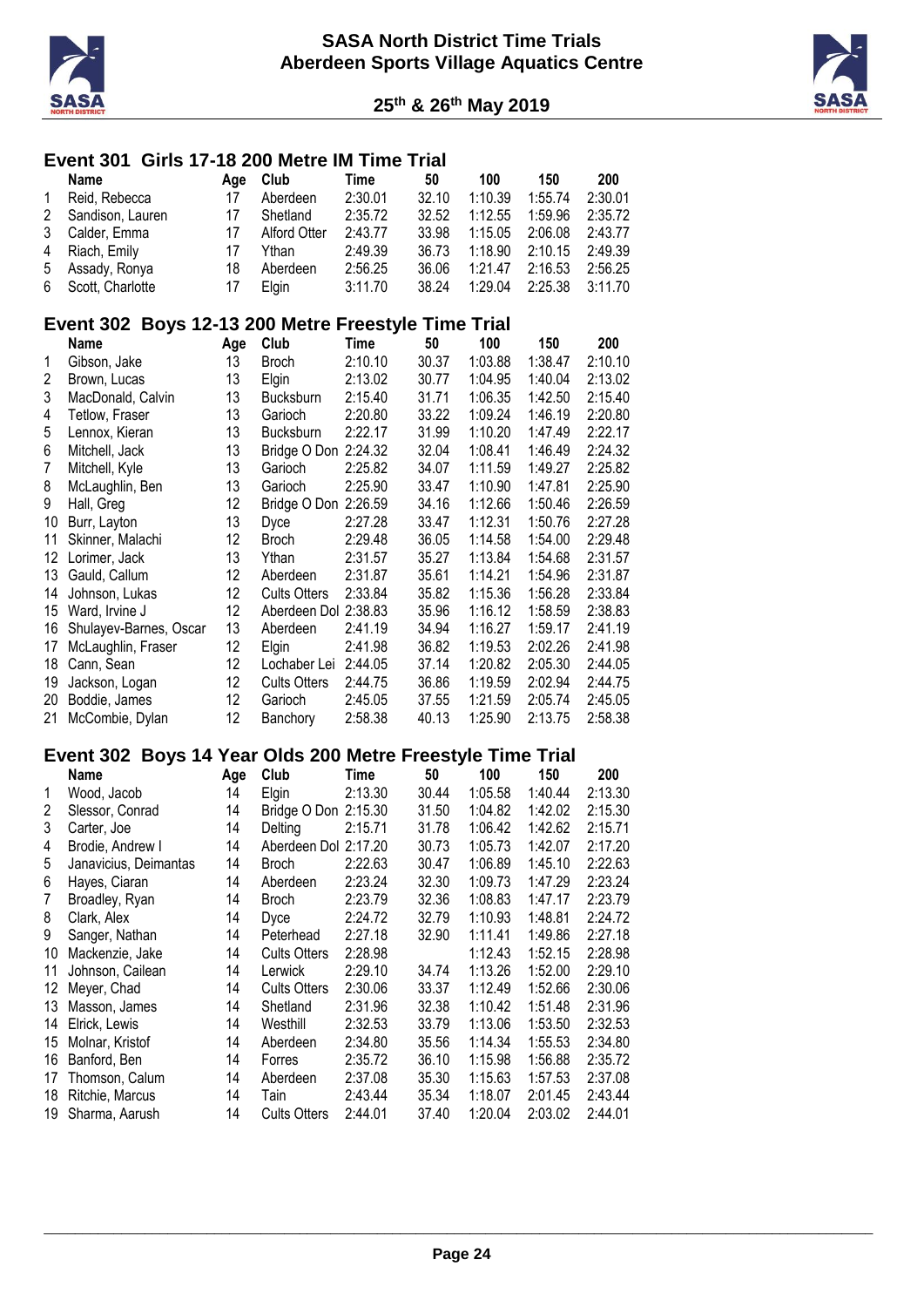# SASA North District Time Trials
## Aberdeen Sports Village Aquatics Centre

### 25th & 26th May 2019

## Event 301 Girls 17-18 200 Metre IM Time Trial

| | Name | Age | Club | Time | 50 | 100 | 150 | 200 |
|---|---|---|---|---|---|---|---|---|
| 1 | Reid, Rebecca | 17 | Aberdeen | 2:30.01 | 32.10 | 1:10.39 | 1:55.74 | 2:30.01 |
| 2 | Sandison, Lauren | 17 | Shetland | 2:35.72 | 32.52 | 1:12.55 | 1:59.96 | 2:35.72 |
| 3 | Calder, Emma | 17 | Alford Otter | 2:43.77 | 33.98 | 1:15.05 | 2:06.08 | 2:43.77 |
| 4 | Riach, Emily | 17 | Ythan | 2:49.39 | 36.73 | 1:18.90 | 2:10.15 | 2:49.39 |
| 5 | Assady, Ronya | 18 | Aberdeen | 2:56.25 | 36.06 | 1:21.47 | 2:16.53 | 2:56.25 |
| 6 | Scott, Charlotte | 17 | Elgin | 3:11.70 | 38.24 | 1:29.04 | 2:25.38 | 3:11.70 |

## Event 302 Boys 12-13 200 Metre Freestyle Time Trial

| | Name | Age | Club | Time | 50 | 100 | 150 | 200 |
|---|---|---|---|---|---|---|---|---|
| 1 | Gibson, Jake | 13 | Broch | 2:10.10 | 30.37 | 1:03.88 | 1:38.47 | 2:10.10 |
| 2 | Brown, Lucas | 13 | Elgin | 2:13.02 | 30.77 | 1:04.95 | 1:40.04 | 2:13.02 |
| 3 | MacDonald, Calvin | 13 | Bucksburn | 2:15.40 | 31.71 | 1:06.35 | 1:42.50 | 2:15.40 |
| 4 | Tetlow, Fraser | 13 | Garioch | 2:20.80 | 33.22 | 1:09.24 | 1:46.19 | 2:20.80 |
| 5 | Lennox, Kieran | 13 | Bucksburn | 2:22.17 | 31.99 | 1:10.20 | 1:47.49 | 2:22.17 |
| 6 | Mitchell, Jack | 13 | Bridge O Don | 2:24.32 | 32.04 | 1:08.41 | 1:46.49 | 2:24.32 |
| 7 | Mitchell, Kyle | 13 | Garioch | 2:25.82 | 34.07 | 1:11.59 | 1:49.27 | 2:25.82 |
| 8 | McLaughlin, Ben | 13 | Garioch | 2:25.90 | 33.47 | 1:10.90 | 1:47.81 | 2:25.90 |
| 9 | Hall, Greg | 12 | Bridge O Don | 2:26.59 | 34.16 | 1:12.66 | 1:50.46 | 2:26.59 |
| 10 | Burr, Layton | 13 | Dyce | 2:27.28 | 33.47 | 1:12.31 | 1:50.76 | 2:27.28 |
| 11 | Skinner, Malachi | 12 | Broch | 2:29.48 | 36.05 | 1:14.58 | 1:54.00 | 2:29.48 |
| 12 | Lorimer, Jack | 13 | Ythan | 2:31.57 | 35.27 | 1:13.84 | 1:54.68 | 2:31.57 |
| 13 | Gauld, Callum | 12 | Aberdeen | 2:31.87 | 35.61 | 1:14.21 | 1:54.96 | 2:31.87 |
| 14 | Johnson, Lukas | 12 | Cults Otters | 2:33.84 | 35.82 | 1:15.36 | 1:56.28 | 2:33.84 |
| 15 | Ward, Irvine J | 12 | Aberdeen Dol | 2:38.83 | 35.96 | 1:16.12 | 1:58.59 | 2:38.83 |
| 16 | Shulayev-Barnes, Oscar | 13 | Aberdeen | 2:41.19 | 34.94 | 1:16.27 | 1:59.17 | 2:41.19 |
| 17 | McLaughlin, Fraser | 12 | Elgin | 2:41.98 | 36.82 | 1:19.53 | 2:02.26 | 2:41.98 |
| 18 | Cann, Sean | 12 | Lochaber Lei | 2:44.05 | 37.14 | 1:20.82 | 2:05.30 | 2:44.05 |
| 19 | Jackson, Logan | 12 | Cults Otters | 2:44.75 | 36.86 | 1:19.59 | 2:02.94 | 2:44.75 |
| 20 | Boddie, James | 12 | Garioch | 2:45.05 | 37.55 | 1:21.59 | 2:05.74 | 2:45.05 |
| 21 | McCombie, Dylan | 12 | Banchory | 2:58.38 | 40.13 | 1:25.90 | 2:13.75 | 2:58.38 |

## Event 302 Boys 14 Year Olds 200 Metre Freestyle Time Trial

| | Name | Age | Club | Time | 50 | 100 | 150 | 200 |
|---|---|---|---|---|---|---|---|---|
| 1 | Wood, Jacob | 14 | Elgin | 2:13.30 | 30.44 | 1:05.58 | 1:40.44 | 2:13.30 |
| 2 | Slessor, Conrad | 14 | Bridge O Don | 2:15.30 | 31.50 | 1:04.82 | 1:42.02 | 2:15.30 |
| 3 | Carter, Joe | 14 | Delting | 2:15.71 | 31.78 | 1:06.42 | 1:42.62 | 2:15.71 |
| 4 | Brodie, Andrew I | 14 | Aberdeen Dol | 2:17.20 | 30.73 | 1:05.73 | 1:42.07 | 2:17.20 |
| 5 | Janavicius, Deimantas | 14 | Broch | 2:22.63 | 30.47 | 1:06.89 | 1:45.10 | 2:22.63 |
| 6 | Hayes, Ciaran | 14 | Aberdeen | 2:23.24 | 32.30 | 1:09.73 | 1:47.29 | 2:23.24 |
| 7 | Broadley, Ryan | 14 | Broch | 2:23.79 | 32.36 | 1:08.83 | 1:47.17 | 2:23.79 |
| 8 | Clark, Alex | 14 | Dyce | 2:24.72 | 32.79 | 1:10.93 | 1:48.81 | 2:24.72 |
| 9 | Sanger, Nathan | 14 | Peterhead | 2:27.18 | 32.90 | 1:11.41 | 1:49.86 | 2:27.18 |
| 10 | Mackenzie, Jake | 14 | Cults Otters | 2:28.98 | | 1:12.43 | 1:52.15 | 2:28.98 |
| 11 | Johnson, Cailean | 14 | Lerwick | 2:29.10 | 34.74 | 1:13.26 | 1:52.00 | 2:29.10 |
| 12 | Meyer, Chad | 14 | Cults Otters | 2:30.06 | 33.37 | 1:12.49 | 1:52.66 | 2:30.06 |
| 13 | Masson, James | 14 | Shetland | 2:31.96 | 32.38 | 1:10.42 | 1:51.48 | 2:31.96 |
| 14 | Elrick, Lewis | 14 | Westhill | 2:32.53 | 33.79 | 1:13.06 | 1:53.50 | 2:32.53 |
| 15 | Molnar, Kristof | 14 | Aberdeen | 2:34.80 | 35.56 | 1:14.34 | 1:55.53 | 2:34.80 |
| 16 | Banford, Ben | 14 | Forres | 2:35.72 | 36.10 | 1:15.98 | 1:56.88 | 2:35.72 |
| 17 | Thomson, Calum | 14 | Aberdeen | 2:37.08 | 35.30 | 1:15.63 | 1:57.53 | 2:37.08 |
| 18 | Ritchie, Marcus | 14 | Tain | 2:43.44 | 35.34 | 1:18.07 | 2:01.45 | 2:43.44 |
| 19 | Sharma, Aarush | 14 | Cults Otters | 2:44.01 | 37.40 | 1:20.04 | 2:03.02 | 2:44.01 |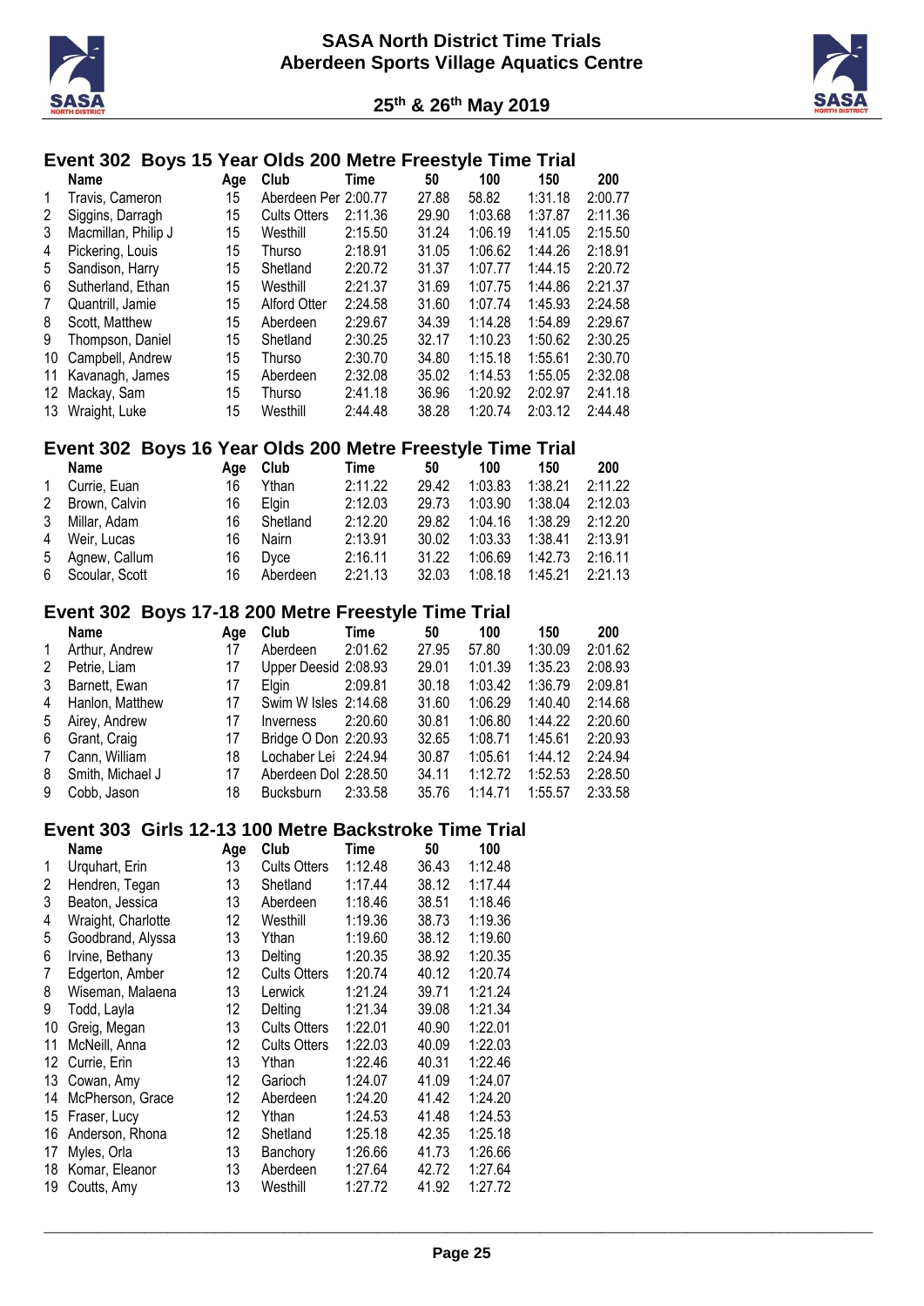# SASA North District Time Trials
## Aberdeen Sports Village Aquatics Centre

**25th & 26th May 2019**

### Event 302 Boys 15 Year Olds 200 Metre Freestyle Time Trial

| | Name | Age | Club | Time | 50 | 100 | 150 | 200 |
|---|---|---|---|---|---|---|---|---|
| 1 | Travis, Cameron | 15 | Aberdeen Per | 2:00.77 | 27.88 | 58.82 | 1:31.18 | 2:00.77 |
| 2 | Siggins, Darragh | 15 | Cults Otters | 2:11.36 | 29.90 | 1:03.68 | 1:37.87 | 2:11.36 |
| 3 | Macmillan, Philip J | 15 | Westhill | 2:15.50 | 31.24 | 1:06.19 | 1:41.05 | 2:15.50 |
| 4 | Pickering, Louis | 15 | Thurso | 2:18.91 | 31.05 | 1:06.62 | 1:44.26 | 2:18.91 |
| 5 | Sandison, Harry | 15 | Shetland | 2:20.72 | 31.37 | 1:07.77 | 1:44.15 | 2:20.72 |
| 6 | Sutherland, Ethan | 15 | Westhill | 2:21.37 | 31.69 | 1:07.75 | 1:44.86 | 2:21.37 |
| 7 | Quantrill, Jamie | 15 | Alford Otter | 2:24.58 | 31.60 | 1:07.74 | 1:45.93 | 2:24.58 |
| 8 | Scott, Matthew | 15 | Aberdeen | 2:29.67 | 34.39 | 1:14.28 | 1:54.89 | 2:29.67 |
| 9 | Thompson, Daniel | 15 | Shetland | 2:30.25 | 32.17 | 1:10.23 | 1:50.62 | 2:30.25 |
| 10 | Campbell, Andrew | 15 | Thurso | 2:30.70 | 34.80 | 1:15.18 | 1:55.61 | 2:30.70 |
| 11 | Kavanagh, James | 15 | Aberdeen | 2:32.08 | 35.02 | 1:14.53 | 1:55.05 | 2:32.08 |
| 12 | Mackay, Sam | 15 | Thurso | 2:41.18 | 36.96 | 1:20.92 | 2:02.97 | 2:41.18 |
| 13 | Wraight, Luke | 15 | Westhill | 2:44.48 | 38.28 | 1:20.74 | 2:03.12 | 2:44.48 |

### Event 302 Boys 16 Year Olds 200 Metre Freestyle Time Trial

| | Name | Age | Club | Time | 50 | 100 | 150 | 200 |
|---|---|---|---|---|---|---|---|---|
| 1 | Currie, Euan | 16 | Ythan | 2:11.22 | 29.42 | 1:03.83 | 1:38.21 | 2:11.22 |
| 2 | Brown, Calvin | 16 | Elgin | 2:12.03 | 29.73 | 1:03.90 | 1:38.04 | 2:12.03 |
| 3 | Millar, Adam | 16 | Shetland | 2:12.20 | 29.82 | 1:04.16 | 1:38.29 | 2:12.20 |
| 4 | Weir, Lucas | 16 | Nairn | 2:13.91 | 30.02 | 1:03.33 | 1:38.41 | 2:13.91 |
| 5 | Agnew, Callum | 16 | Dyce | 2:16.11 | 31.22 | 1:06.69 | 1:42.73 | 2:16.11 |
| 6 | Scoular, Scott | 16 | Aberdeen | 2:21.13 | 32.03 | 1:08.18 | 1:45.21 | 2:21.13 |

### Event 302 Boys 17-18 200 Metre Freestyle Time Trial

| | Name | Age | Club | Time | 50 | 100 | 150 | 200 |
|---|---|---|---|---|---|---|---|---|
| 1 | Arthur, Andrew | 17 | Aberdeen | 2:01.62 | 27.95 | 57.80 | 1:30.09 | 2:01.62 |
| 2 | Petrie, Liam | 17 | Upper Deesid | 2:08.93 | 29.01 | 1:01.39 | 1:35.23 | 2:08.93 |
| 3 | Barnett, Ewan | 17 | Elgin | 2:09.81 | 30.18 | 1:03.42 | 1:36.79 | 2:09.81 |
| 4 | Hanlon, Matthew | 17 | Swim W Isles | 2:14.68 | 31.60 | 1:06.29 | 1:40.40 | 2:14.68 |
| 5 | Airey, Andrew | 17 | Inverness | 2:20.60 | 30.81 | 1:06.80 | 1:44.22 | 2:20.60 |
| 6 | Grant, Craig | 17 | Bridge O Don | 2:20.93 | 32.65 | 1:08.71 | 1:45.61 | 2:20.93 |
| 7 | Cann, William | 18 | Lochaber Lei | 2:24.94 | 30.87 | 1:05.61 | 1:44.12 | 2:24.94 |
| 8 | Smith, Michael J | 17 | Aberdeen Dol | 2:28.50 | 34.11 | 1:12.72 | 1:52.53 | 2:28.50 |
| 9 | Cobb, Jason | 18 | Bucksburn | 2:33.58 | 35.76 | 1:14.71 | 1:55.57 | 2:33.58 |

### Event 303 Girls 12-13 100 Metre Backstroke Time Trial

| | Name | Age | Club | Time | 50 | 100 |
|---|---|---|---|---|---|---|
| 1 | Urquhart, Erin | 13 | Cults Otters | 1:12.48 | 36.43 | 1:12.48 |
| 2 | Hendren, Tegan | 13 | Shetland | 1:17.44 | 38.12 | 1:17.44 |
| 3 | Beaton, Jessica | 13 | Aberdeen | 1:18.46 | 38.51 | 1:18.46 |
| 4 | Wraight, Charlotte | 12 | Westhill | 1:19.36 | 38.73 | 1:19.36 |
| 5 | Goodbrand, Alyssa | 13 | Ythan | 1:19.60 | 38.12 | 1:19.60 |
| 6 | Irvine, Bethany | 13 | Delting | 1:20.35 | 38.92 | 1:20.35 |
| 7 | Edgerton, Amber | 12 | Cults Otters | 1:20.74 | 40.12 | 1:20.74 |
| 8 | Wiseman, Malaena | 13 | Lerwick | 1:21.24 | 39.71 | 1:21.24 |
| 9 | Todd, Layla | 12 | Delting | 1:21.34 | 39.08 | 1:21.34 |
| 10 | Greig, Megan | 13 | Cults Otters | 1:22.01 | 40.90 | 1:22.01 |
| 11 | McNeill, Anna | 12 | Cults Otters | 1:22.03 | 40.09 | 1:22.03 |
| 12 | Currie, Erin | 13 | Ythan | 1:22.46 | 40.31 | 1:22.46 |
| 13 | Cowan, Amy | 12 | Garioch | 1:24.07 | 41.09 | 1:24.07 |
| 14 | McPherson, Grace | 12 | Aberdeen | 1:24.20 | 41.42 | 1:24.20 |
| 15 | Fraser, Lucy | 12 | Ythan | 1:24.53 | 41.48 | 1:24.53 |
| 16 | Anderson, Rhona | 12 | Shetland | 1:25.18 | 42.35 | 1:25.18 |
| 17 | Myles, Orla | 13 | Banchory | 1:26.66 | 41.73 | 1:26.66 |
| 18 | Komar, Eleanor | 13 | Aberdeen | 1:27.64 | 42.72 | 1:27.64 |
| 19 | Coutts, Amy | 13 | Westhill | 1:27.72 | 41.92 | 1:27.72 |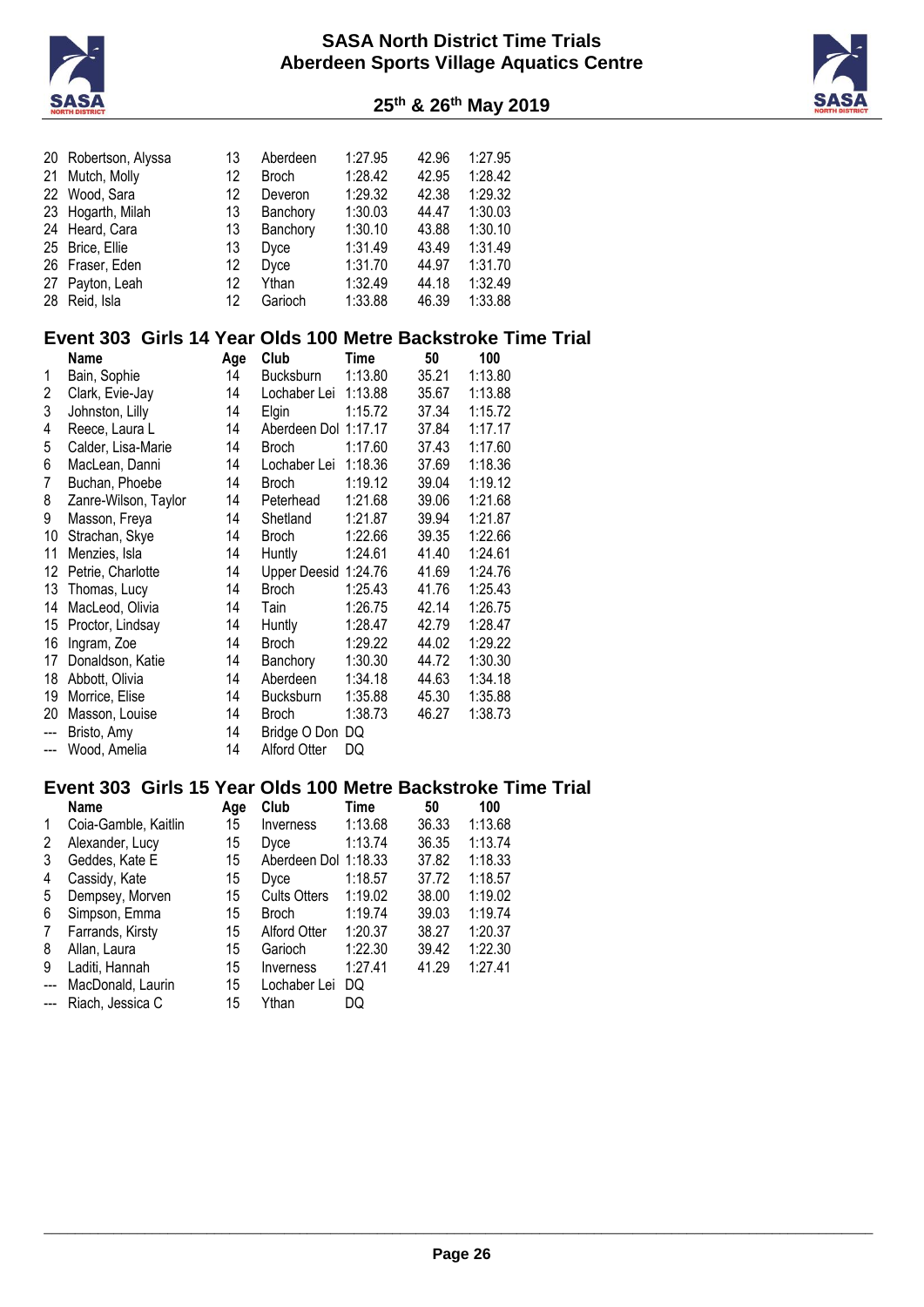| | | | | | | |
|---|---|---|---|---|---|---|
| 20 | Robertson, Alyssa | 13 | Aberdeen | 1:27.95 | 42.96 | 1:27.95 |
| 21 | Mutch, Molly | 12 | Broch | 1:28.42 | 42.95 | 1:28.42 |
| 22 | Wood, Sara | 12 | Deveron | 1:29.32 | 42.38 | 1:29.32 |
| 23 | Hogarth, Milah | 13 | Banchory | 1:30.03 | 44.47 | 1:30.03 |
| 24 | Heard, Cara | 13 | Banchory | 1:30.10 | 43.88 | 1:30.10 |
| 25 | Brice, Ellie | 13 | Dyce | 1:31.49 | 43.49 | 1:31.49 |
| 26 | Fraser, Eden | 12 | Dyce | 1:31.70 | 44.97 | 1:31.70 |
| 27 | Payton, Leah | 12 | Ythan | 1:32.49 | 44.18 | 1:32.49 |
| 28 | Reid, Isla | 12 | Garioch | 1:33.88 | 46.39 | 1:33.88 |

## Event 303 Girls 14 Year Olds 100 Metre Backstroke Time Trial

| | Name | Age | Club | Time | 50 | 100 |
|---|---|---|---|---|---|---|
| 1 | Bain, Sophie | 14 | Bucksburn | 1:13.80 | 35.21 | 1:13.80 |
| 2 | Clark, Evie-Jay | 14 | Lochaber Lei | 1:13.88 | 35.67 | 1:13.88 |
| 3 | Johnston, Lilly | 14 | Elgin | 1:15.72 | 37.34 | 1:15.72 |
| 4 | Reece, Laura L | 14 | Aberdeen Dol | 1:17.17 | 37.84 | 1:17.17 |
| 5 | Calder, Lisa-Marie | 14 | Broch | 1:17.60 | 37.43 | 1:17.60 |
| 6 | MacLean, Danni | 14 | Lochaber Lei | 1:18.36 | 37.69 | 1:18.36 |
| 7 | Buchan, Phoebe | 14 | Broch | 1:19.12 | 39.04 | 1:19.12 |
| 8 | Zanre-Wilson, Taylor | 14 | Peterhead | 1:21.68 | 39.06 | 1:21.68 |
| 9 | Masson, Freya | 14 | Shetland | 1:21.87 | 39.94 | 1:21.87 |
| 10 | Strachan, Skye | 14 | Broch | 1:22.66 | 39.35 | 1:22.66 |
| 11 | Menzies, Isla | 14 | Huntly | 1:24.61 | 41.40 | 1:24.61 |
| 12 | Petrie, Charlotte | 14 | Upper Deesid | 1:24.76 | 41.69 | 1:24.76 |
| 13 | Thomas, Lucy | 14 | Broch | 1:25.43 | 41.76 | 1:25.43 |
| 14 | MacLeod, Olivia | 14 | Tain | 1:26.75 | 42.14 | 1:26.75 |
| 15 | Proctor, Lindsay | 14 | Huntly | 1:28.47 | 42.79 | 1:28.47 |
| 16 | Ingram, Zoe | 14 | Broch | 1:29.22 | 44.02 | 1:29.22 |
| 17 | Donaldson, Katie | 14 | Banchory | 1:30.30 | 44.72 | 1:30.30 |
| 18 | Abbott, Olivia | 14 | Aberdeen | 1:34.18 | 44.63 | 1:34.18 |
| 19 | Morrice, Elise | 14 | Bucksburn | 1:35.88 | 45.30 | 1:35.88 |
| 20 | Masson, Louise | 14 | Broch | 1:38.73 | 46.27 | 1:38.73 |
| --- | Bristo, Amy | 14 | Bridge O Don | DQ | | |
| --- | Wood, Amelia | 14 | Alford Otter | DQ | | |

## Event 303 Girls 15 Year Olds 100 Metre Backstroke Time Trial

| | Name | Age | Club | Time | 50 | 100 |
|---|---|---|---|---|---|---|
| 1 | Coia-Gamble, Kaitlin | 15 | Inverness | 1:13.68 | 36.33 | 1:13.68 |
| 2 | Alexander, Lucy | 15 | Dyce | 1:13.74 | 36.35 | 1:13.74 |
| 3 | Geddes, Kate E | 15 | Aberdeen Dol | 1:18.33 | 37.82 | 1:18.33 |
| 4 | Cassidy, Kate | 15 | Dyce | 1:18.57 | 37.72 | 1:18.57 |
| 5 | Dempsey, Morven | 15 | Cults Otters | 1:19.02 | 38.00 | 1:19.02 |
| 6 | Simpson, Emma | 15 | Broch | 1:19.74 | 39.03 | 1:19.74 |
| 7 | Farrands, Kirsty | 15 | Alford Otter | 1:20.37 | 38.27 | 1:20.37 |
| 8 | Allan, Laura | 15 | Garioch | 1:22.30 | 39.42 | 1:22.30 |
| 9 | Laditi, Hannah | 15 | Inverness | 1:27.41 | 41.29 | 1:27.41 |
| --- | MacDonald, Laurin | 15 | Lochaber Lei | DQ | | |
| --- | Riach, Jessica C | 15 | Ythan | DQ | | |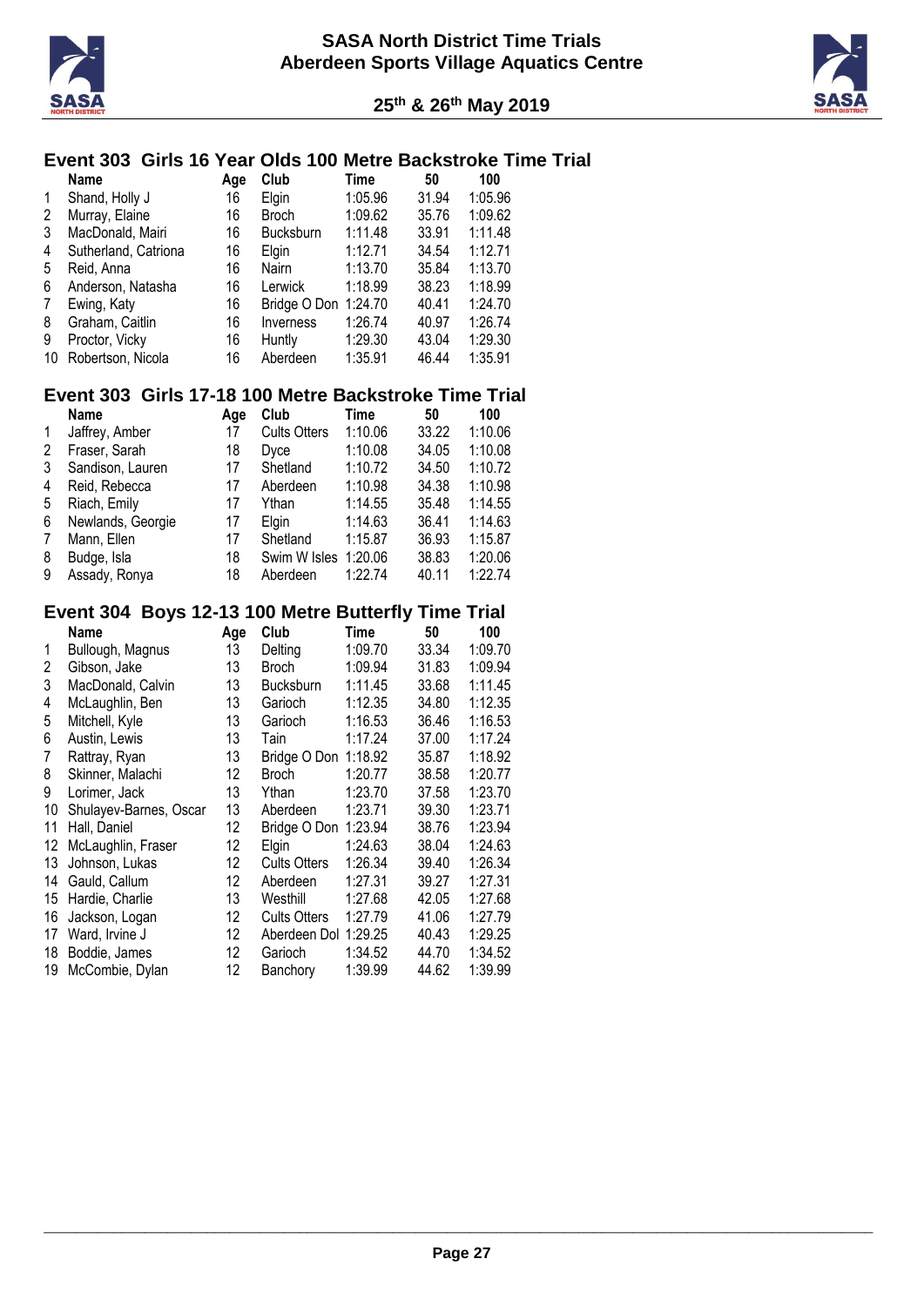## Event 303 Girls 16 Year Olds 100 Metre Backstroke Time Trial

| | Name | Age | Club | Time | 50 | 100 |
|---|---|---|---|---|---|---|
| 1 | Shand, Holly J | 16 | Elgin | 1:05.96 | 31.94 | 1:05.96 |
| 2 | Murray, Elaine | 16 | Broch | 1:09.62 | 35.76 | 1:09.62 |
| 3 | MacDonald, Mairi | 16 | Bucksburn | 1:11.48 | 33.91 | 1:11.48 |
| 4 | Sutherland, Catriona | 16 | Elgin | 1:12.71 | 34.54 | 1:12.71 |
| 5 | Reid, Anna | 16 | Nairn | 1:13.70 | 35.84 | 1:13.70 |
| 6 | Anderson, Natasha | 16 | Lerwick | 1:18.99 | 38.23 | 1:18.99 |
| 7 | Ewing, Katy | 16 | Bridge O Don | 1:24.70 | 40.41 | 1:24.70 |
| 8 | Graham, Caitlin | 16 | Inverness | 1:26.74 | 40.97 | 1:26.74 |
| 9 | Proctor, Vicky | 16 | Huntly | 1:29.30 | 43.04 | 1:29.30 |
| 10 | Robertson, Nicola | 16 | Aberdeen | 1:35.91 | 46.44 | 1:35.91 |

## Event 303 Girls 17-18 100 Metre Backstroke Time Trial

| | Name | Age | Club | Time | 50 | 100 |
|---|---|---|---|---|---|---|
| 1 | Jaffrey, Amber | 17 | Cults Otters | 1:10.06 | 33.22 | 1:10.06 |
| 2 | Fraser, Sarah | 18 | Dyce | 1:10.08 | 34.05 | 1:10.08 |
| 3 | Sandison, Lauren | 17 | Shetland | 1:10.72 | 34.50 | 1:10.72 |
| 4 | Reid, Rebecca | 17 | Aberdeen | 1:10.98 | 34.38 | 1:10.98 |
| 5 | Riach, Emily | 17 | Ythan | 1:14.55 | 35.48 | 1:14.55 |
| 6 | Newlands, Georgie | 17 | Elgin | 1:14.63 | 36.41 | 1:14.63 |
| 7 | Mann, Ellen | 17 | Shetland | 1:15.87 | 36.93 | 1:15.87 |
| 8 | Budge, Isla | 18 | Swim W Isles | 1:20.06 | 38.83 | 1:20.06 |
| 9 | Assady, Ronya | 18 | Aberdeen | 1:22.74 | 40.11 | 1:22.74 |

## Event 304 Boys 12-13 100 Metre Butterfly Time Trial

| | Name | Age | Club | Time | 50 | 100 |
|---|---|---|---|---|---|---|
| 1 | Bullough, Magnus | 13 | Delting | 1:09.70 | 33.34 | 1:09.70 |
| 2 | Gibson, Jake | 13 | Broch | 1:09.94 | 31.83 | 1:09.94 |
| 3 | MacDonald, Calvin | 13 | Bucksburn | 1:11.45 | 33.68 | 1:11.45 |
| 4 | McLaughlin, Ben | 13 | Garioch | 1:12.35 | 34.80 | 1:12.35 |
| 5 | Mitchell, Kyle | 13 | Garioch | 1:16.53 | 36.46 | 1:16.53 |
| 6 | Austin, Lewis | 13 | Tain | 1:17.24 | 37.00 | 1:17.24 |
| 7 | Rattray, Ryan | 13 | Bridge O Don | 1:18.92 | 35.87 | 1:18.92 |
| 8 | Skinner, Malachi | 12 | Broch | 1:20.77 | 38.58 | 1:20.77 |
| 9 | Lorimer, Jack | 13 | Ythan | 1:23.70 | 37.58 | 1:23.70 |
| 10 | Shulayev-Barnes, Oscar | 13 | Aberdeen | 1:23.71 | 39.30 | 1:23.71 |
| 11 | Hall, Daniel | 12 | Bridge O Don | 1:23.94 | 38.76 | 1:23.94 |
| 12 | McLaughlin, Fraser | 12 | Elgin | 1:24.63 | 38.04 | 1:24.63 |
| 13 | Johnson, Lukas | 12 | Cults Otters | 1:26.34 | 39.40 | 1:26.34 |
| 14 | Gauld, Callum | 12 | Aberdeen | 1:27.31 | 39.27 | 1:27.31 |
| 15 | Hardie, Charlie | 13 | Westhill | 1:27.68 | 42.05 | 1:27.68 |
| 16 | Jackson, Logan | 12 | Cults Otters | 1:27.79 | 41.06 | 1:27.79 |
| 17 | Ward, Irvine J | 12 | Aberdeen Dol | 1:29.25 | 40.43 | 1:29.25 |
| 18 | Boddie, James | 12 | Garioch | 1:34.52 | 44.70 | 1:34.52 |
| 19 | McCombie, Dylan | 12 | Banchory | 1:39.99 | 44.62 | 1:39.99 |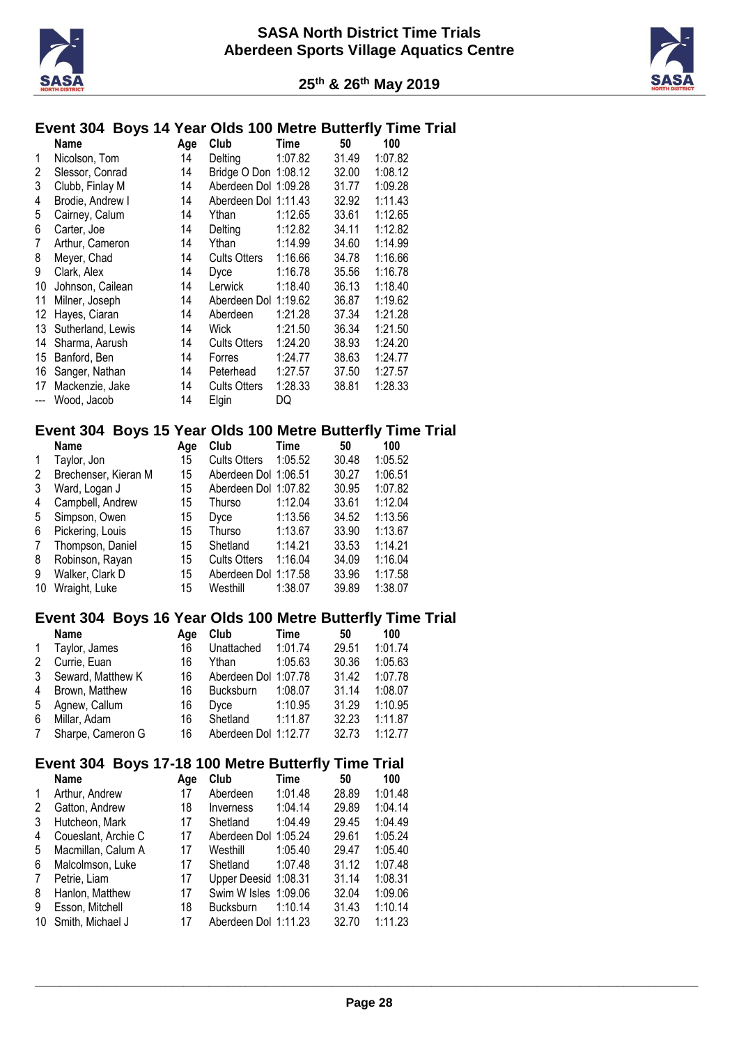## Event 304 Boys 14 Year Olds 100 Metre Butterfly Time Trial

| | Name | Age | Club | Time | 50 | 100 |
|---|---|---|---|---|---|---|
| 1 | Nicolson, Tom | 14 | Delting | 1:07.82 | 31.49 | 1:07.82 |
| 2 | Slessor, Conrad | 14 | Bridge O Don | 1:08.12 | 32.00 | 1:08.12 |
| 3 | Clubb, Finlay M | 14 | Aberdeen Dol | 1:09.28 | 31.77 | 1:09.28 |
| 4 | Brodie, Andrew I | 14 | Aberdeen Dol | 1:11.43 | 32.92 | 1:11.43 |
| 5 | Cairney, Calum | 14 | Ythan | 1:12.65 | 33.61 | 1:12.65 |
| 6 | Carter, Joe | 14 | Delting | 1:12.82 | 34.11 | 1:12.82 |
| 7 | Arthur, Cameron | 14 | Ythan | 1:14.99 | 34.60 | 1:14.99 |
| 8 | Meyer, Chad | 14 | Cults Otters | 1:16.66 | 34.78 | 1:16.66 |
| 9 | Clark, Alex | 14 | Dyce | 1:16.78 | 35.56 | 1:16.78 |
| 10 | Johnson, Cailean | 14 | Lerwick | 1:18.40 | 36.13 | 1:18.40 |
| 11 | Milner, Joseph | 14 | Aberdeen Dol | 1:19.62 | 36.87 | 1:19.62 |
| 12 | Hayes, Ciaran | 14 | Aberdeen | 1:21.28 | 37.34 | 1:21.28 |
| 13 | Sutherland, Lewis | 14 | Wick | 1:21.50 | 36.34 | 1:21.50 |
| 14 | Sharma, Aarush | 14 | Cults Otters | 1:24.20 | 38.93 | 1:24.20 |
| 15 | Banford, Ben | 14 | Forres | 1:24.77 | 38.63 | 1:24.77 |
| 16 | Sanger, Nathan | 14 | Peterhead | 1:27.57 | 37.50 | 1:27.57 |
| 17 | Mackenzie, Jake | 14 | Cults Otters | 1:28.33 | 38.81 | 1:28.33 |
| --- | Wood, Jacob | 14 | Elgin | DQ | | |

## Event 304 Boys 15 Year Olds 100 Metre Butterfly Time Trial

| | Name | Age | Club | Time | 50 | 100 |
|---|---|---|---|---|---|---|
| 1 | Taylor, Jon | 15 | Cults Otters | 1:05.52 | 30.48 | 1:05.52 |
| 2 | Brechenser, Kieran M | 15 | Aberdeen Dol | 1:06.51 | 30.27 | 1:06.51 |
| 3 | Ward, Logan J | 15 | Aberdeen Dol | 1:07.82 | 30.95 | 1:07.82 |
| 4 | Campbell, Andrew | 15 | Thurso | 1:12.04 | 33.61 | 1:12.04 |
| 5 | Simpson, Owen | 15 | Dyce | 1:13.56 | 34.52 | 1:13.56 |
| 6 | Pickering, Louis | 15 | Thurso | 1:13.67 | 33.90 | 1:13.67 |
| 7 | Thompson, Daniel | 15 | Shetland | 1:14.21 | 33.53 | 1:14.21 |
| 8 | Robinson, Rayan | 15 | Cults Otters | 1:16.04 | 34.09 | 1:16.04 |
| 9 | Walker, Clark D | 15 | Aberdeen Dol | 1:17.58 | 33.96 | 1:17.58 |
| 10 | Wraight, Luke | 15 | Westhill | 1:38.07 | 39.89 | 1:38.07 |

## Event 304 Boys 16 Year Olds 100 Metre Butterfly Time Trial

| | Name | Age | Club | Time | 50 | 100 |
|---|---|---|---|---|---|---|
| 1 | Taylor, James | 16 | Unattached | 1:01.74 | 29.51 | 1:01.74 |
| 2 | Currie, Euan | 16 | Ythan | 1:05.63 | 30.36 | 1:05.63 |
| 3 | Seward, Matthew K | 16 | Aberdeen Dol | 1:07.78 | 31.42 | 1:07.78 |
| 4 | Brown, Matthew | 16 | Bucksburn | 1:08.07 | 31.14 | 1:08.07 |
| 5 | Agnew, Callum | 16 | Dyce | 1:10.95 | 31.29 | 1:10.95 |
| 6 | Millar, Adam | 16 | Shetland | 1:11.87 | 32.23 | 1:11.87 |
| 7 | Sharpe, Cameron G | 16 | Aberdeen Dol | 1:12.77 | 32.73 | 1:12.77 |

## Event 304 Boys 17-18 100 Metre Butterfly Time Trial

| | Name | Age | Club | Time | 50 | 100 |
|---|---|---|---|---|---|---|
| 1 | Arthur, Andrew | 17 | Aberdeen | 1:01.48 | 28.89 | 1:01.48 |
| 2 | Gatton, Andrew | 18 | Inverness | 1:04.14 | 29.89 | 1:04.14 |
| 3 | Hutcheon, Mark | 17 | Shetland | 1:04.49 | 29.45 | 1:04.49 |
| 4 | Coueslant, Archie C | 17 | Aberdeen Dol | 1:05.24 | 29.61 | 1:05.24 |
| 5 | Macmillan, Calum A | 17 | Westhill | 1:05.40 | 29.47 | 1:05.40 |
| 6 | Malcolmson, Luke | 17 | Shetland | 1:07.48 | 31.12 | 1:07.48 |
| 7 | Petrie, Liam | 17 | Upper Deesid | 1:08.31 | 31.14 | 1:08.31 |
| 8 | Hanlon, Matthew | 17 | Swim W Isles | 1:09.06 | 32.04 | 1:09.06 |
| 9 | Esson, Mitchell | 18 | Bucksburn | 1:10.14 | 31.43 | 1:10.14 |
| 10 | Smith, Michael J | 17 | Aberdeen Dol | 1:11.23 | 32.70 | 1:11.23 |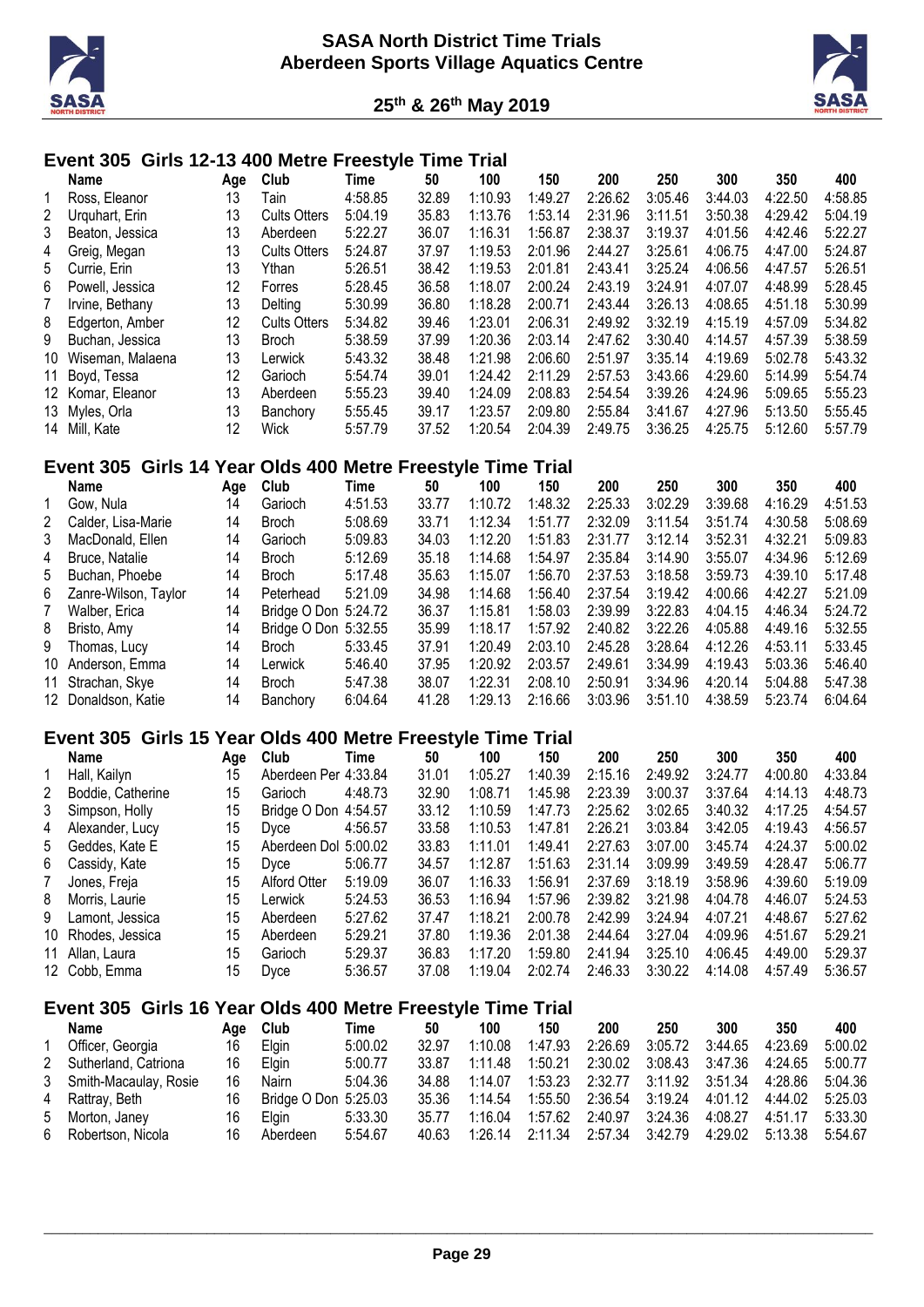# SASA North District Time Trials
## Aberdeen Sports Village Aquatics Centre

**25th & 26th May 2019**

### Event 305 Girls 12-13 400 Metre Freestyle Time Trial

| | Name | Age | Club | Time | 50 | 100 | 150 | 200 | 250 | 300 | 350 | 400 |
|---|---|---|---|---|---|---|---|---|---|---|---|---|
| 1 | Ross, Eleanor | 13 | Tain | 4:58.85 | 32.89 | 1:10.93 | 1:49.27 | 2:26.62 | 3:05.46 | 3:44.03 | 4:22.50 | 4:58.85 |
| 2 | Urquhart, Erin | 13 | Cults Otters | 5:04.19 | 35.83 | 1:13.76 | 1:53.14 | 2:31.96 | 3:11.51 | 3:50.38 | 4:29.42 | 5:04.19 |
| 3 | Beaton, Jessica | 13 | Aberdeen | 5:22.27 | 36.07 | 1:16.31 | 1:56.87 | 2:38.37 | 3:19.37 | 4:01.56 | 4:42.46 | 5:22.27 |
| 4 | Greig, Megan | 13 | Cults Otters | 5:24.87 | 37.97 | 1:19.53 | 2:01.96 | 2:44.27 | 3:25.61 | 4:06.75 | 4:47.00 | 5:24.87 |
| 5 | Currie, Erin | 13 | Ythan | 5:26.51 | 38.42 | 1:19.53 | 2:01.81 | 2:43.41 | 3:25.24 | 4:06.56 | 4:47.57 | 5:26.51 |
| 6 | Powell, Jessica | 12 | Forres | 5:28.45 | 36.58 | 1:18.07 | 2:00.24 | 2:43.19 | 3:24.91 | 4:07.07 | 4:48.99 | 5:28.45 |
| 7 | Irvine, Bethany | 13 | Delting | 5:30.99 | 36.80 | 1:18.28 | 2:00.71 | 2:43.44 | 3:26.13 | 4:08.65 | 4:51.18 | 5:30.99 |
| 8 | Edgerton, Amber | 12 | Cults Otters | 5:34.82 | 39.46 | 1:23.01 | 2:06.31 | 2:49.92 | 3:32.19 | 4:15.19 | 4:57.09 | 5:34.82 |
| 9 | Buchan, Jessica | 13 | Broch | 5:38.59 | 37.99 | 1:20.36 | 2:03.14 | 2:47.62 | 3:30.40 | 4:14.57 | 4:57.39 | 5:38.59 |
| 10 | Wiseman, Malaena | 13 | Lerwick | 5:43.32 | 38.48 | 1:21.98 | 2:06.60 | 2:51.97 | 3:35.14 | 4:19.69 | 5:02.78 | 5:43.32 |
| 11 | Boyd, Tessa | 12 | Garioch | 5:54.74 | 39.01 | 1:24.42 | 2:11.29 | 2:57.53 | 3:43.66 | 4:29.60 | 5:14.99 | 5:54.74 |
| 12 | Komar, Eleanor | 13 | Aberdeen | 5:55.23 | 39.40 | 1:24.09 | 2:08.83 | 2:54.54 | 3:39.26 | 4:24.96 | 5:09.65 | 5:55.23 |
| 13 | Myles, Orla | 13 | Banchory | 5:55.45 | 39.17 | 1:23.57 | 2:09.80 | 2:55.84 | 3:41.67 | 4:27.96 | 5:13.50 | 5:55.45 |
| 14 | Mill, Kate | 12 | Wick | 5:57.79 | 37.52 | 1:20.54 | 2:04.39 | 2:49.75 | 3:36.25 | 4:25.75 | 5:12.60 | 5:57.79 |

### Event 305 Girls 14 Year Olds 400 Metre Freestyle Time Trial

| | Name | Age | Club | Time | 50 | 100 | 150 | 200 | 250 | 300 | 350 | 400 |
|---|---|---|---|---|---|---|---|---|---|---|---|---|
| 1 | Gow, Nula | 14 | Garioch | 4:51.53 | 33.77 | 1:10.72 | 1:48.32 | 2:25.33 | 3:02.29 | 3:39.68 | 4:16.29 | 4:51.53 |
| 2 | Calder, Lisa-Marie | 14 | Broch | 5:08.69 | 33.71 | 1:12.34 | 1:51.77 | 2:32.09 | 3:11.54 | 3:51.74 | 4:30.58 | 5:08.69 |
| 3 | MacDonald, Ellen | 14 | Garioch | 5:09.83 | 34.03 | 1:12.20 | 1:51.83 | 2:31.77 | 3:12.14 | 3:52.31 | 4:32.21 | 5:09.83 |
| 4 | Bruce, Natalie | 14 | Broch | 5:12.69 | 35.18 | 1:14.68 | 1:54.97 | 2:35.84 | 3:14.90 | 3:55.07 | 4:34.96 | 5:12.69 |
| 5 | Buchan, Phoebe | 14 | Broch | 5:17.48 | 35.63 | 1:15.07 | 1:56.70 | 2:37.53 | 3:18.58 | 3:59.73 | 4:39.10 | 5:17.48 |
| 6 | Zanre-Wilson, Taylor | 14 | Peterhead | 5:21.09 | 34.98 | 1:14.68 | 1:56.40 | 2:37.54 | 3:19.42 | 4:00.66 | 4:42.27 | 5:21.09 |
| 7 | Walber, Erica | 14 | Bridge O Don | 5:24.72 | 36.37 | 1:15.81 | 1:58.03 | 2:39.99 | 3:22.83 | 4:04.15 | 4:46.34 | 5:24.72 |
| 8 | Bristo, Amy | 14 | Bridge O Don | 5:32.55 | 35.99 | 1:18.17 | 1:57.92 | 2:40.82 | 3:22.26 | 4:05.88 | 4:49.16 | 5:32.55 |
| 9 | Thomas, Lucy | 14 | Broch | 5:33.45 | 37.91 | 1:20.49 | 2:03.10 | 2:45.28 | 3:28.64 | 4:12.26 | 4:53.11 | 5:33.45 |
| 10 | Anderson, Emma | 14 | Lerwick | 5:46.40 | 37.95 | 1:20.92 | 2:03.57 | 2:49.61 | 3:34.99 | 4:19.43 | 5:03.36 | 5:46.40 |
| 11 | Strachan, Skye | 14 | Broch | 5:47.38 | 38.07 | 1:22.31 | 2:08.10 | 2:50.91 | 3:34.96 | 4:20.14 | 5:04.88 | 5:47.38 |
| 12 | Donaldson, Katie | 14 | Banchory | 6:04.64 | 41.28 | 1:29.13 | 2:16.66 | 3:03.96 | 3:51.10 | 4:38.59 | 5:23.74 | 6:04.64 |

### Event 305 Girls 15 Year Olds 400 Metre Freestyle Time Trial

| | Name | Age | Club | Time | 50 | 100 | 150 | 200 | 250 | 300 | 350 | 400 |
|---|---|---|---|---|---|---|---|---|---|---|---|---|
| 1 | Hall, Kailyn | 15 | Aberdeen Per | 4:33.84 | 31.01 | 1:05.27 | 1:40.39 | 2:15.16 | 2:49.92 | 3:24.77 | 4:00.80 | 4:33.84 |
| 2 | Boddie, Catherine | 15 | Garioch | 4:48.73 | 32.90 | 1:08.71 | 1:45.98 | 2:23.39 | 3:00.37 | 3:37.64 | 4:14.13 | 4:48.73 |
| 3 | Simpson, Holly | 15 | Bridge O Don | 4:54.57 | 33.12 | 1:10.59 | 1:47.73 | 2:25.62 | 3:02.65 | 3:40.32 | 4:17.25 | 4:54.57 |
| 4 | Alexander, Lucy | 15 | Dyce | 4:56.57 | 33.58 | 1:10.53 | 1:47.81 | 2:26.21 | 3:03.84 | 3:42.05 | 4:19.43 | 4:56.57 |
| 5 | Geddes, Kate E | 15 | Aberdeen Dol | 5:00.02 | 33.83 | 1:11.01 | 1:49.41 | 2:27.63 | 3:07.00 | 3:45.74 | 4:24.37 | 5:00.02 |
| 6 | Cassidy, Kate | 15 | Dyce | 5:06.77 | 34.57 | 1:12.87 | 1:51.63 | 2:31.14 | 3:09.99 | 3:49.59 | 4:28.47 | 5:06.77 |
| 7 | Jones, Freja | 15 | Alford Otter | 5:19.09 | 36.07 | 1:16.33 | 1:56.91 | 2:37.69 | 3:18.19 | 3:58.96 | 4:39.60 | 5:19.09 |
| 8 | Morris, Laurie | 15 | Lerwick | 5:24.53 | 36.53 | 1:16.94 | 1:57.96 | 2:39.82 | 3:21.98 | 4:04.78 | 4:46.07 | 5:24.53 |
| 9 | Lamont, Jessica | 15 | Aberdeen | 5:27.62 | 37.47 | 1:18.21 | 2:00.78 | 2:42.99 | 3:24.94 | 4:07.21 | 4:48.67 | 5:27.62 |
| 10 | Rhodes, Jessica | 15 | Aberdeen | 5:29.21 | 37.80 | 1:19.36 | 2:01.38 | 2:44.64 | 3:27.04 | 4:09.96 | 4:51.67 | 5:29.21 |
| 11 | Allan, Laura | 15 | Garioch | 5:29.37 | 36.83 | 1:17.20 | 1:59.80 | 2:41.94 | 3:25.10 | 4:06.45 | 4:49.00 | 5:29.37 |
| 12 | Cobb, Emma | 15 | Dyce | 5:36.57 | 37.08 | 1:19.04 | 2:02.74 | 2:46.33 | 3:30.22 | 4:14.08 | 4:57.49 | 5:36.57 |

### Event 305 Girls 16 Year Olds 400 Metre Freestyle Time Trial

| | Name | Age | Club | Time | 50 | 100 | 150 | 200 | 250 | 300 | 350 | 400 |
|---|---|---|---|---|---|---|---|---|---|---|---|---|
| 1 | Officer, Georgia | 16 | Elgin | 5:00.02 | 32.97 | 1:10.08 | 1:47.93 | 2:26.69 | 3:05.72 | 3:44.65 | 4:23.69 | 5:00.02 |
| 2 | Sutherland, Catriona | 16 | Elgin | 5:00.77 | 33.87 | 1:11.48 | 1:50.21 | 2:30.02 | 3:08.43 | 3:47.36 | 4:24.65 | 5:00.77 |
| 3 | Smith-Macaulay, Rosie | 16 | Nairn | 5:04.36 | 34.88 | 1:14.07 | 1:53.23 | 2:32.77 | 3:11.92 | 3:51.34 | 4:28.86 | 5:04.36 |
| 4 | Rattray, Beth | 16 | Bridge O Don | 5:25.03 | 35.36 | 1:14.54 | 1:55.50 | 2:36.54 | 3:19.24 | 4:01.12 | 4:44.02 | 5:25.03 |
| 5 | Morton, Janey | 16 | Elgin | 5:33.30 | 35.77 | 1:16.04 | 1:57.62 | 2:40.97 | 3:24.36 | 4:08.27 | 4:51.17 | 5:33.30 |
| 6 | Robertson, Nicola | 16 | Aberdeen | 5:54.67 | 40.63 | 1:26.14 | 2:11.34 | 2:57.34 | 3:42.79 | 4:29.02 | 5:13.38 | 5:54.67 |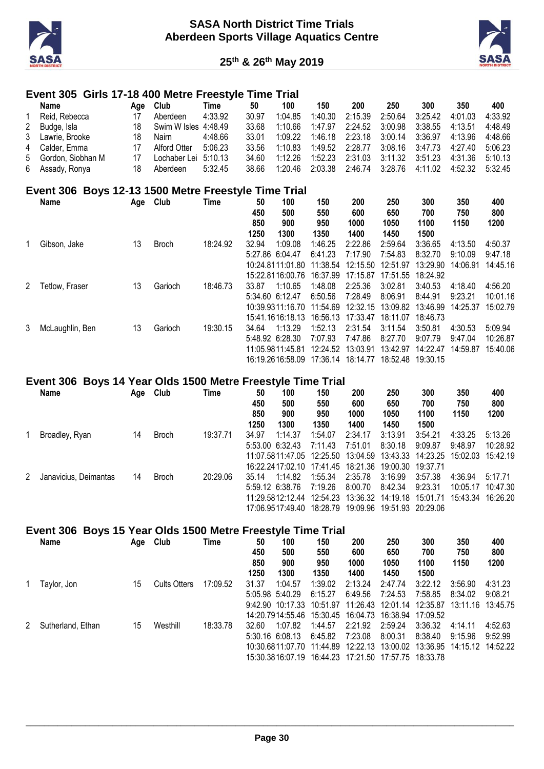## Event 305 Girls 17-18 400 Metre Freestyle Time Trial

| | Name | Age | Club | Time | 50 | 100 | 150 | 200 | 250 | 300 | 350 | 400 |
|---|---|---|---|---|---|---|---|---|---|---|---|---|
| 1 | Reid, Rebecca | 17 | Aberdeen | 4:33.92 | 30.97 | 1:04.85 | 1:40.30 | 2:15.39 | 2:50.64 | 3:25.42 | 4:01.03 | 4:33.92 |
| 2 | Budge, Isla | 18 | Swim W Isles | 4:48.49 | 33.68 | 1:10.66 | 1:47.97 | 2:24.52 | 3:00.98 | 3:38.55 | 4:13.51 | 4:48.49 |
| 3 | Lawrie, Brooke | 18 | Nairn | 4:48.66 | 33.01 | 1:09.22 | 1:46.18 | 2:23.18 | 3:00.14 | 3:36.97 | 4:13.96 | 4:48.66 |
| 4 | Calder, Emma | 17 | Alford Otter | 5:06.23 | 33.56 | 1:10.83 | 1:49.52 | 2:28.77 | 3:08.16 | 3:47.73 | 4:27.40 | 5:06.23 |
| 5 | Gordon, Siobhan M | 17 | Lochaber Lei | 5:10.13 | 34.60 | 1:12.26 | 1:52.23 | 2:31.03 | 3:11.32 | 3:51.23 | 4:31.36 | 5:10.13 |
| 6 | Assady, Ronya | 18 | Aberdeen | 5:32.45 | 38.66 | 1:20.46 | 2:03.38 | 2:46.74 | 3:28.76 | 4:11.02 | 4:52.32 | 5:32.45 |

## Event 306 Boys 12-13 1500 Metre Freestyle Time Trial

| | Name | Age | Club | Time | 50 / 450 / 850 / 1250 | 100 / 500 / 900 / 1300 | 150 / 550 / 950 / 1350 | 200 / 600 / 1000 / 1400 | 250 / 650 / 1050 / 1450 | 300 / 700 / 1100 / 1500 | 350 / 750 / 1150 | 400 / 800 / 1200 |
|---|---|---|---|---|---|---|---|---|---|---|---|---|
| 1 | Gibson, Jake | 13 | Broch | 18:24.92 | 32.94 | 1:09.08 | 1:46.25 | 2:22.86 | 2:59.64 | 3:36.65 | 4:13.50 | 4:50.37 |
| | | | | | 5:27.86 | 6:04.47 | 6:41.23 | 7:17.90 | 7:54.83 | 8:32.70 | 9:10.09 | 9:47.18 |
| | | | | | 10:24.81 | 11:01.80 | 11:38.54 | 12:15.50 | 12:51.97 | 13:29.90 | 14:06.91 | 14:45.16 |
| | | | | | 15:22.81 | 16:00.76 | 16:37.99 | 17:15.87 | 17:51.55 | 18:24.92 | | |
| 2 | Tetlow, Fraser | 13 | Garioch | 18:46.73 | 33.87 | 1:10.65 | 1:48.08 | 2:25.36 | 3:02.81 | 3:40.53 | 4:18.40 | 4:56.20 |
| | | | | | 5:34.60 | 6:12.47 | 6:50.56 | 7:28.49 | 8:06.91 | 8:44.91 | 9:23.21 | 10:01.16 |
| | | | | | 10:39.93 | 11:16.70 | 11:54.69 | 12:32.15 | 13:09.82 | 13:46.99 | 14:25.37 | 15:02.79 |
| | | | | | 15:41.16 | 16:18.13 | 16:56.13 | 17:33.47 | 18:11.07 | 18:46.73 | | |
| 3 | McLaughlin, Ben | 13 | Garioch | 19:30.15 | 34.64 | 1:13.29 | 1:52.13 | 2:31.54 | 3:11.54 | 3:50.81 | 4:30.53 | 5:09.94 |
| | | | | | 5:48.92 | 6:28.30 | 7:07.93 | 7:47.86 | 8:27.70 | 9:07.79 | 9:47.04 | 10:26.87 |
| | | | | | 11:05.98 | 11:45.81 | 12:24.52 | 13:03.91 | 13:42.97 | 14:22.47 | 14:59.87 | 15:40.06 |
| | | | | | 16:19.26 | 16:58.09 | 17:36.14 | 18:14.77 | 18:52.48 | 19:30.15 | | |

## Event 306 Boys 14 Year Olds 1500 Metre Freestyle Time Trial

| | Name | Age | Club | Time | 50 / 450 / 850 / 1250 | 100 / 500 / 900 / 1300 | 150 / 550 / 950 / 1350 | 200 / 600 / 1000 / 1400 | 250 / 650 / 1050 / 1450 | 300 / 700 / 1100 / 1500 | 350 / 750 / 1150 | 400 / 800 / 1200 |
|---|---|---|---|---|---|---|---|---|---|---|---|---|
| 1 | Broadley, Ryan | 14 | Broch | 19:37.71 | 34.97 | 1:14.37 | 1:54.07 | 2:34.17 | 3:13.91 | 3:54.21 | 4:33.25 | 5:13.26 |
| | | | | | 5:53.00 | 6:32.43 | 7:11.43 | 7:51.01 | 8:30.18 | 9:09.87 | 9:48.97 | 10:28.92 |
| | | | | | 11:07.58 | 11:47.05 | 12:25.50 | 13:04.59 | 13:43.33 | 14:23.25 | 15:02.03 | 15:42.19 |
| | | | | | 16:22.24 | 17:02.10 | 17:41.45 | 18:21.36 | 19:00.30 | 19:37.71 | | |
| 2 | Janavicius, Deimantas | 14 | Broch | 20:29.06 | 35.14 | 1:14.82 | 1:55.34 | 2:35.78 | 3:16.99 | 3:57.38 | 4:36.94 | 5:17.71 |
| | | | | | 5:59.12 | 6:38.76 | 7:19.26 | 8:00.70 | 8:42.34 | 9:23.31 | 10:05.17 | 10:47.30 |
| | | | | | 11:29.58 | 12:12.44 | 12:54.23 | 13:36.32 | 14:19.18 | 15:01.71 | 15:43.34 | 16:26.20 |
| | | | | | 17:06.95 | 17:49.40 | 18:28.79 | 19:09.96 | 19:51.93 | 20:29.06 | | |

## Event 306 Boys 15 Year Olds 1500 Metre Freestyle Time Trial

| | Name | Age | Club | Time | 50 / 450 / 850 / 1250 | 100 / 500 / 900 / 1300 | 150 / 550 / 950 / 1350 | 200 / 600 / 1000 / 1400 | 250 / 650 / 1050 / 1450 | 300 / 700 / 1100 / 1500 | 350 / 750 / 1150 | 400 / 800 / 1200 |
|---|---|---|---|---|---|---|---|---|---|---|---|---|
| 1 | Taylor, Jon | 15 | Cults Otters | 17:09.52 | 31.37 | 1:04.57 | 1:39.02 | 2:13.24 | 2:47.74 | 3:22.12 | 3:56.90 | 4:31.23 |
| | | | | | 5:05.98 | 5:40.29 | 6:15.27 | 6:49.56 | 7:24.53 | 7:58.85 | 8:34.02 | 9:08.21 |
| | | | | | 9:42.90 | 10:17.33 | 10:51.97 | 11:26.43 | 12:01.14 | 12:35.87 | 13:11.16 | 13:45.75 |
| | | | | | 14:20.79 | 14:55.46 | 15:30.45 | 16:04.73 | 16:38.94 | 17:09.52 | | |
| 2 | Sutherland, Ethan | 15 | Westhill | 18:33.78 | 32.60 | 1:07.82 | 1:44.57 | 2:21.92 | 2:59.24 | 3:36.32 | 4:14.11 | 4:52.63 |
| | | | | | 5:30.16 | 6:08.13 | 6:45.82 | 7:23.08 | 8:00.31 | 8:38.40 | 9:15.96 | 9:52.99 |
| | | | | | 10:30.68 | 11:07.70 | 11:44.89 | 12:22.13 | 13:00.02 | 13:36.95 | 14:15.12 | 14:52.22 |
| | | | | | 15:30.38 | 16:07.19 | 16:44.23 | 17:21.50 | 17:57.75 | 18:33.78 | | |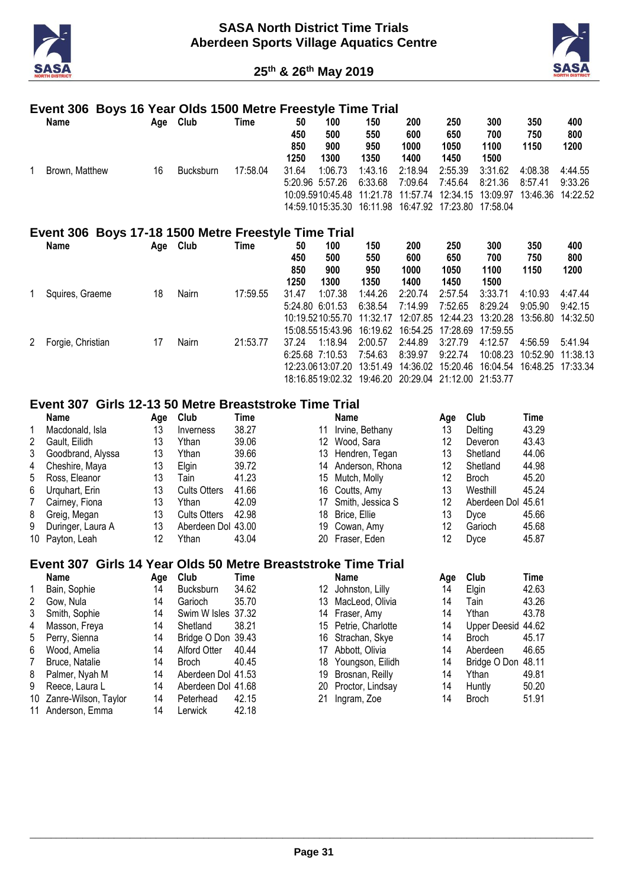# SASA North District Time Trials
## Aberdeen Sports Village Aquatics Centre

25th & 26th May 2019

### Event 306 Boys 16 Year Olds 1500 Metre Freestyle Time Trial

| | Name | Age | Club | Time | 50 / 450 / 850 / 1250 | 100 / 500 / 900 / 1300 | 150 / 550 / 950 / 1350 | 200 / 600 / 1000 / 1400 | 250 / 650 / 1050 / 1450 | 300 / 700 / 1100 / 1500 | 350 / 750 / 1150 | 400 / 800 / 1200 |
|---|---|---|---|---|---|---|---|---|---|---|---|---|
| 1 | Brown, Matthew | 16 | Bucksburn | 17:58.04 | 31.64 | 1:06.73 | 1:43.16 | 2:18.94 | 2:55.39 | 3:31.62 | 4:08.38 | 4:44.55 |
| | | | | | 5:20.96 | 5:57.26 | 6:33.68 | 7:09.64 | 7:45.64 | 8:21.36 | 8:57.41 | 9:33.26 |
| | | | | | 10:09.59 | 10:45.48 | 11:21.78 | 11:57.74 | 12:34.15 | 13:09.97 | 13:46.36 | 14:22.52 |
| | | | | | 14:59.10 | 15:35.30 | 16:11.98 | 16:47.92 | 17:23.80 | 17:58.04 | | |

### Event 306 Boys 17-18 1500 Metre Freestyle Time Trial

| | Name | Age | Club | Time | 50 / 450 / 850 / 1250 | 100 / 500 / 900 / 1300 | 150 / 550 / 950 / 1350 | 200 / 600 / 1000 / 1400 | 250 / 650 / 1050 / 1450 | 300 / 700 / 1100 / 1500 | 350 / 750 / 1150 | 400 / 800 / 1200 |
|---|---|---|---|---|---|---|---|---|---|---|---|---|
| 1 | Squires, Graeme | 18 | Nairn | 17:59.55 | 31.47 | 1:07.38 | 1:44.26 | 2:20.74 | 2:57.54 | 3:33.71 | 4:10.93 | 4:47.44 |
| | | | | | 5:24.80 | 6:01.53 | 6:38.54 | 7:14.99 | 7:52.65 | 8:29.24 | 9:05.90 | 9:42.15 |
| | | | | | 10:19.52 | 10:55.70 | 11:32.17 | 12:07.85 | 12:44.23 | 13:20.28 | 13:56.80 | 14:32.50 |
| | | | | | 15:08.55 | 15:43.96 | 16:19.62 | 16:54.25 | 17:28.69 | 17:59.55 | | |
| 2 | Forgie, Christian | 17 | Nairn | 21:53.77 | 37.24 | 1:18.94 | 2:00.57 | 2:44.89 | 3:27.79 | 4:12.57 | 4:56.59 | 5:41.94 |
| | | | | | 6:25.68 | 7:10.53 | 7:54.63 | 8:39.97 | 9:22.74 | 10:08.23 | 10:52.90 | 11:38.13 |
| | | | | | 12:23.06 | 13:07.20 | 13:51.49 | 14:36.02 | 15:20.46 | 16:04.54 | 16:48.25 | 17:33.34 |
| | | | | | 18:16.85 | 19:02.32 | 19:46.20 | 20:29.04 | 21:12.00 | 21:53.77 | | |

### Event 307 Girls 12-13 50 Metre Breaststroke Time Trial

| | Name | Age | Club | Time |
|---|---|---|---|---|
| 1 | Macdonald, Isla | 13 | Inverness | 38.27 |
| 2 | Gault, Eilidh | 13 | Ythan | 39.06 |
| 3 | Goodbrand, Alyssa | 13 | Ythan | 39.66 |
| 4 | Cheshire, Maya | 13 | Elgin | 39.72 |
| 5 | Ross, Eleanor | 13 | Tain | 41.23 |
| 6 | Urquhart, Erin | 13 | Cults Otters | 41.66 |
| 7 | Cairney, Fiona | 13 | Ythan | 42.09 |
| 8 | Greig, Megan | 13 | Cults Otters | 42.98 |
| 9 | Duringer, Laura A | 13 | Aberdeen Dol | 43.00 |
| 10 | Payton, Leah | 12 | Ythan | 43.04 |
| 11 | Irvine, Bethany | 13 | Delting | 43.29 |
| 12 | Wood, Sara | 12 | Deveron | 43.43 |
| 13 | Hendren, Tegan | 13 | Shetland | 44.06 |
| 14 | Anderson, Rhona | 12 | Shetland | 44.98 |
| 15 | Mutch, Molly | 12 | Broch | 45.20 |
| 16 | Coutts, Amy | 13 | Westhill | 45.24 |
| 17 | Smith, Jessica S | 12 | Aberdeen Dol | 45.61 |
| 18 | Brice, Ellie | 13 | Dyce | 45.66 |
| 19 | Cowan, Amy | 12 | Garioch | 45.68 |
| 20 | Fraser, Eden | 12 | Dyce | 45.87 |

### Event 307 Girls 14 Year Olds 50 Metre Breaststroke Time Trial

| | Name | Age | Club | Time |
|---|---|---|---|---|
| 1 | Bain, Sophie | 14 | Bucksburn | 34.62 |
| 2 | Gow, Nula | 14 | Garioch | 35.70 |
| 3 | Smith, Sophie | 14 | Swim W Isles | 37.32 |
| 4 | Masson, Freya | 14 | Shetland | 38.21 |
| 5 | Perry, Sienna | 14 | Bridge O Don | 39.43 |
| 6 | Wood, Amelia | 14 | Alford Otter | 40.44 |
| 7 | Bruce, Natalie | 14 | Broch | 40.45 |
| 8 | Palmer, Nyah M | 14 | Aberdeen Dol | 41.53 |
| 9 | Reece, Laura L | 14 | Aberdeen Dol | 41.68 |
| 10 | Zanre-Wilson, Taylor | 14 | Peterhead | 42.15 |
| 11 | Anderson, Emma | 14 | Lerwick | 42.18 |
| 12 | Johnston, Lilly | 14 | Elgin | 42.63 |
| 13 | MacLeod, Olivia | 14 | Tain | 43.26 |
| 14 | Fraser, Amy | 14 | Ythan | 43.78 |
| 15 | Petrie, Charlotte | 14 | Upper Deesid | 44.62 |
| 16 | Strachan, Skye | 14 | Broch | 45.17 |
| 17 | Abbott, Olivia | 14 | Aberdeen | 46.65 |
| 18 | Youngson, Eilidh | 14 | Bridge O Don | 48.11 |
| 19 | Brosnan, Reilly | 14 | Ythan | 49.81 |
| 20 | Proctor, Lindsay | 14 | Huntly | 50.20 |
| 21 | Ingram, Zoe | 14 | Broch | 51.91 |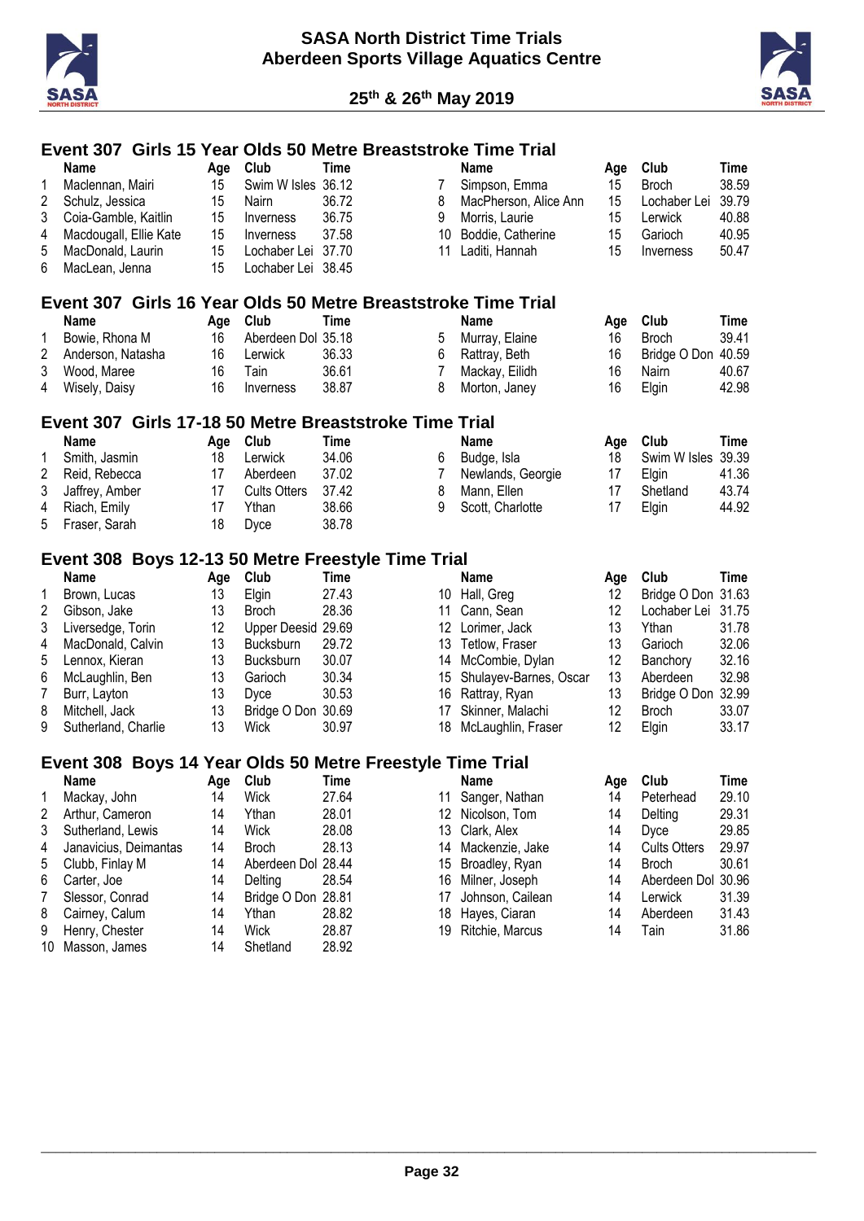# SASA North District Time Trials
## Aberdeen Sports Village Aquatics Centre

### 25th & 26th May 2019

### Event 307 Girls 15 Year Olds 50 Metre Breaststroke Time Trial

| | Name | Age | Club | Time |
|---|---|---|---|---|
| 1 | Maclennan, Mairi | 15 | Swim W Isles | 36.12 |
| 2 | Schulz, Jessica | 15 | Nairn | 36.72 |
| 3 | Coia-Gamble, Kaitlin | 15 | Inverness | 36.75 |
| 4 | Macdougall, Ellie Kate | 15 | Inverness | 37.58 |
| 5 | MacDonald, Laurin | 15 | Lochaber Lei | 37.70 |
| 6 | MacLean, Jenna | 15 | Lochaber Lei | 38.45 |
| 7 | Simpson, Emma | 15 | Broch | 38.59 |
| 8 | MacPherson, Alice Ann | 15 | Lochaber Lei | 39.79 |
| 9 | Morris, Laurie | 15 | Lerwick | 40.88 |
| 10 | Boddie, Catherine | 15 | Garioch | 40.95 |
| 11 | Laditi, Hannah | 15 | Inverness | 50.47 |

### Event 307 Girls 16 Year Olds 50 Metre Breaststroke Time Trial

| | Name | Age | Club | Time |
|---|---|---|---|---|
| 1 | Bowie, Rhona M | 16 | Aberdeen Dol | 35.18 |
| 2 | Anderson, Natasha | 16 | Lerwick | 36.33 |
| 3 | Wood, Maree | 16 | Tain | 36.61 |
| 4 | Wisely, Daisy | 16 | Inverness | 38.87 |
| 5 | Murray, Elaine | 16 | Broch | 39.41 |
| 6 | Rattray, Beth | 16 | Bridge O Don | 40.59 |
| 7 | Mackay, Eilidh | 16 | Nairn | 40.67 |
| 8 | Morton, Janey | 16 | Elgin | 42.98 |

### Event 307 Girls 17-18 50 Metre Breaststroke Time Trial

| | Name | Age | Club | Time |
|---|---|---|---|---|
| 1 | Smith, Jasmin | 18 | Lerwick | 34.06 |
| 2 | Reid, Rebecca | 17 | Aberdeen | 37.02 |
| 3 | Jaffrey, Amber | 17 | Cults Otters | 37.42 |
| 4 | Riach, Emily | 17 | Ythan | 38.66 |
| 5 | Fraser, Sarah | 18 | Dyce | 38.78 |
| 6 | Budge, Isla | 18 | Swim W Isles | 39.39 |
| 7 | Newlands, Georgie | 17 | Elgin | 41.36 |
| 8 | Mann, Ellen | 17 | Shetland | 43.74 |
| 9 | Scott, Charlotte | 17 | Elgin | 44.92 |

### Event 308 Boys 12-13 50 Metre Freestyle Time Trial

| | Name | Age | Club | Time |
|---|---|---|---|---|
| 1 | Brown, Lucas | 13 | Elgin | 27.43 |
| 2 | Gibson, Jake | 13 | Broch | 28.36 |
| 3 | Liversedge, Torin | 12 | Upper Deesid | 29.69 |
| 4 | MacDonald, Calvin | 13 | Bucksburn | 29.72 |
| 5 | Lennox, Kieran | 13 | Bucksburn | 30.07 |
| 6 | McLaughlin, Ben | 13 | Garioch | 30.34 |
| 7 | Burr, Layton | 13 | Dyce | 30.53 |
| 8 | Mitchell, Jack | 13 | Bridge O Don | 30.69 |
| 9 | Sutherland, Charlie | 13 | Wick | 30.97 |
| 10 | Hall, Greg | 12 | Bridge O Don | 31.63 |
| 11 | Cann, Sean | 12 | Lochaber Lei | 31.75 |
| 12 | Lorimer, Jack | 13 | Ythan | 31.78 |
| 13 | Tetlow, Fraser | 13 | Garioch | 32.06 |
| 14 | McCombie, Dylan | 12 | Banchory | 32.16 |
| 15 | Shulayev-Barnes, Oscar | 13 | Aberdeen | 32.98 |
| 16 | Rattray, Ryan | 13 | Bridge O Don | 32.99 |
| 17 | Skinner, Malachi | 12 | Broch | 33.07 |
| 18 | McLaughlin, Fraser | 12 | Elgin | 33.17 |

### Event 308 Boys 14 Year Olds 50 Metre Freestyle Time Trial

| | Name | Age | Club | Time |
|---|---|---|---|---|
| 1 | Mackay, John | 14 | Wick | 27.64 |
| 2 | Arthur, Cameron | 14 | Ythan | 28.01 |
| 3 | Sutherland, Lewis | 14 | Wick | 28.08 |
| 4 | Janavicius, Deimantas | 14 | Broch | 28.13 |
| 5 | Clubb, Finlay M | 14 | Aberdeen Dol | 28.44 |
| 6 | Carter, Joe | 14 | Delting | 28.54 |
| 7 | Slessor, Conrad | 14 | Bridge O Don | 28.81 |
| 8 | Cairney, Calum | 14 | Ythan | 28.82 |
| 9 | Henry, Chester | 14 | Wick | 28.87 |
| 10 | Masson, James | 14 | Shetland | 28.92 |
| 11 | Sanger, Nathan | 14 | Peterhead | 29.10 |
| 12 | Nicolson, Tom | 14 | Delting | 29.31 |
| 13 | Clark, Alex | 14 | Dyce | 29.85 |
| 14 | Mackenzie, Jake | 14 | Cults Otters | 29.97 |
| 15 | Broadley, Ryan | 14 | Broch | 30.61 |
| 16 | Milner, Joseph | 14 | Aberdeen Dol | 30.96 |
| 17 | Johnson, Cailean | 14 | Lerwick | 31.39 |
| 18 | Hayes, Ciaran | 14 | Aberdeen | 31.43 |
| 19 | Ritchie, Marcus | 14 | Tain | 31.86 |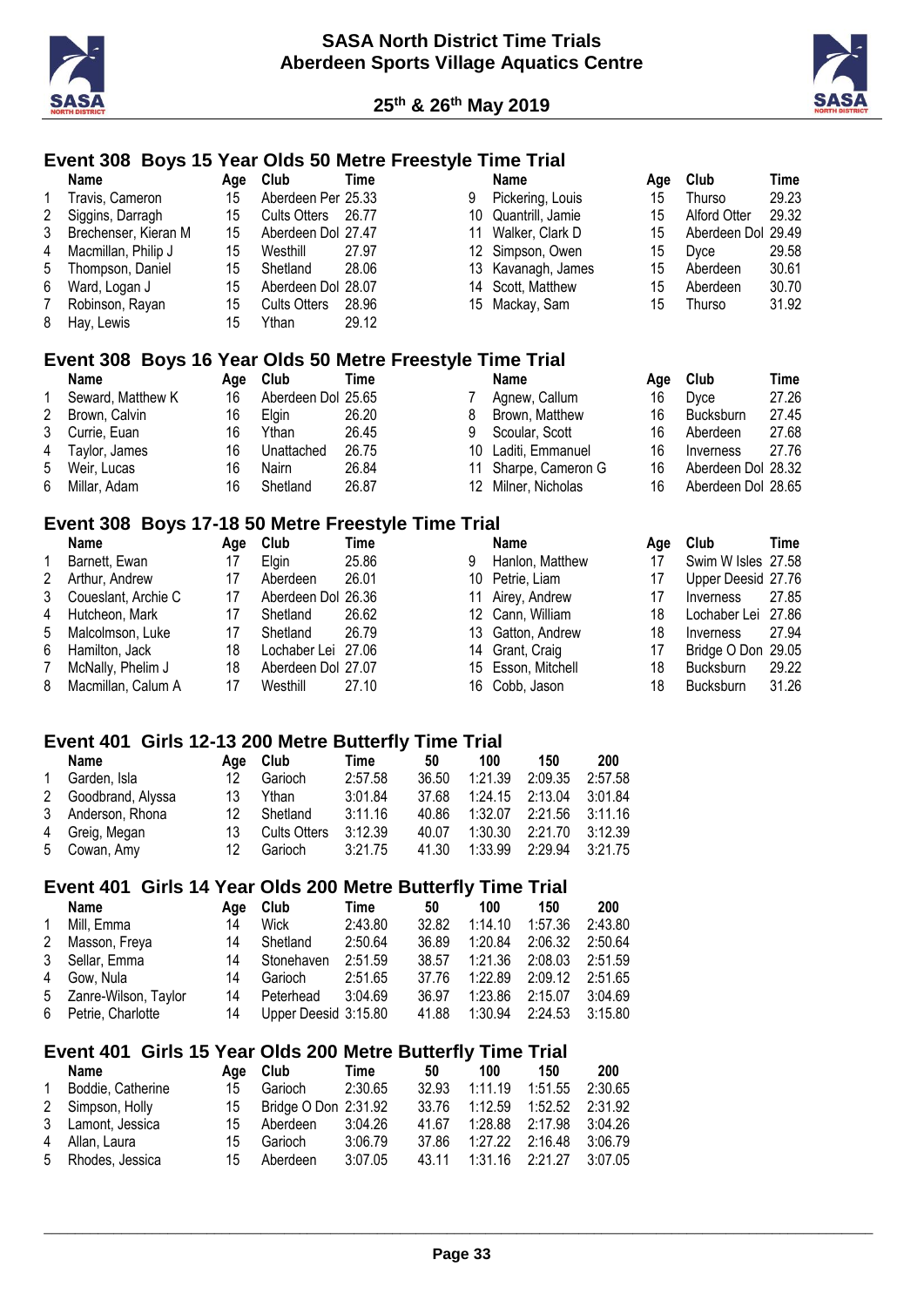# SASA North District Time Trials
## Aberdeen Sports Village Aquatics Centre

**25th & 26th May 2019**

### Event 308 Boys 15 Year Olds 50 Metre Freestyle Time Trial

| | Name | Age | Club | Time |
|---|---|---|---|---|
| 1 | Travis, Cameron | 15 | Aberdeen Per | 25.33 |
| 2 | Siggins, Darragh | 15 | Cults Otters | 26.77 |
| 3 | Brechenser, Kieran M | 15 | Aberdeen Dol | 27.47 |
| 4 | Macmillan, Philip J | 15 | Westhill | 27.97 |
| 5 | Thompson, Daniel | 15 | Shetland | 28.06 |
| 6 | Ward, Logan J | 15 | Aberdeen Dol | 28.07 |
| 7 | Robinson, Rayan | 15 | Cults Otters | 28.96 |
| 8 | Hay, Lewis | 15 | Ythan | 29.12 |
| 9 | Pickering, Louis | 15 | Thurso | 29.23 |
| 10 | Quantrill, Jamie | 15 | Alford Otter | 29.32 |
| 11 | Walker, Clark D | 15 | Aberdeen Dol | 29.49 |
| 12 | Simpson, Owen | 15 | Dyce | 29.58 |
| 13 | Kavanagh, James | 15 | Aberdeen | 30.61 |
| 14 | Scott, Matthew | 15 | Aberdeen | 30.70 |
| 15 | Mackay, Sam | 15 | Thurso | 31.92 |

### Event 308 Boys 16 Year Olds 50 Metre Freestyle Time Trial

| | Name | Age | Club | Time |
|---|---|---|---|---|
| 1 | Seward, Matthew K | 16 | Aberdeen Dol | 25.65 |
| 2 | Brown, Calvin | 16 | Elgin | 26.20 |
| 3 | Currie, Euan | 16 | Ythan | 26.45 |
| 4 | Taylor, James | 16 | Unattached | 26.75 |
| 5 | Weir, Lucas | 16 | Nairn | 26.84 |
| 6 | Millar, Adam | 16 | Shetland | 26.87 |
| 7 | Agnew, Callum | 16 | Dyce | 27.26 |
| 8 | Brown, Matthew | 16 | Bucksburn | 27.45 |
| 9 | Scoular, Scott | 16 | Aberdeen | 27.68 |
| 10 | Laditi, Emmanuel | 16 | Inverness | 27.76 |
| 11 | Sharpe, Cameron G | 16 | Aberdeen Dol | 28.32 |
| 12 | Milner, Nicholas | 16 | Aberdeen Dol | 28.65 |

### Event 308 Boys 17-18 50 Metre Freestyle Time Trial

| | Name | Age | Club | Time |
|---|---|---|---|---|
| 1 | Barnett, Ewan | 17 | Elgin | 25.86 |
| 2 | Arthur, Andrew | 17 | Aberdeen | 26.01 |
| 3 | Coueslant, Archie C | 17 | Aberdeen Dol | 26.36 |
| 4 | Hutcheon, Mark | 17 | Shetland | 26.62 |
| 5 | Malcolmson, Luke | 17 | Shetland | 26.79 |
| 6 | Hamilton, Jack | 18 | Lochaber Lei | 27.06 |
| 7 | McNally, Phelim J | 18 | Aberdeen Dol | 27.07 |
| 8 | Macmillan, Calum A | 17 | Westhill | 27.10 |
| 9 | Hanlon, Matthew | 17 | Swim W Isles | 27.58 |
| 10 | Petrie, Liam | 17 | Upper Deesid | 27.76 |
| 11 | Airey, Andrew | 17 | Inverness | 27.85 |
| 12 | Cann, William | 18 | Lochaber Lei | 27.86 |
| 13 | Gatton, Andrew | 18 | Inverness | 27.94 |
| 14 | Grant, Craig | 17 | Bridge O Don | 29.05 |
| 15 | Esson, Mitchell | 18 | Bucksburn | 29.22 |
| 16 | Cobb, Jason | 18 | Bucksburn | 31.26 |

### Event 401 Girls 12-13 200 Metre Butterfly Time Trial

| | Name | Age | Club | Time | 50 | 100 | 150 | 200 |
|---|---|---|---|---|---|---|---|---|
| 1 | Garden, Isla | 12 | Garioch | 2:57.58 | 36.50 | 1:21.39 | 2:09.35 | 2:57.58 |
| 2 | Goodbrand, Alyssa | 13 | Ythan | 3:01.84 | 37.68 | 1:24.15 | 2:13.04 | 3:01.84 |
| 3 | Anderson, Rhona | 12 | Shetland | 3:11.16 | 40.86 | 1:32.07 | 2:21.56 | 3:11.16 |
| 4 | Greig, Megan | 13 | Cults Otters | 3:12.39 | 40.07 | 1:30.30 | 2:21.70 | 3:12.39 |
| 5 | Cowan, Amy | 12 | Garioch | 3:21.75 | 41.30 | 1:33.99 | 2:29.94 | 3:21.75 |

### Event 401 Girls 14 Year Olds 200 Metre Butterfly Time Trial

| | Name | Age | Club | Time | 50 | 100 | 150 | 200 |
|---|---|---|---|---|---|---|---|---|
| 1 | Mill, Emma | 14 | Wick | 2:43.80 | 32.82 | 1:14.10 | 1:57.36 | 2:43.80 |
| 2 | Masson, Freya | 14 | Shetland | 2:50.64 | 36.89 | 1:20.84 | 2:06.32 | 2:50.64 |
| 3 | Sellar, Emma | 14 | Stonehaven | 2:51.59 | 38.57 | 1:21.36 | 2:08.03 | 2:51.59 |
| 4 | Gow, Nula | 14 | Garioch | 2:51.65 | 37.76 | 1:22.89 | 2:09.12 | 2:51.65 |
| 5 | Zanre-Wilson, Taylor | 14 | Peterhead | 3:04.69 | 36.97 | 1:23.86 | 2:15.07 | 3:04.69 |
| 6 | Petrie, Charlotte | 14 | Upper Deesid | 3:15.80 | 41.88 | 1:30.94 | 2:24.53 | 3:15.80 |

### Event 401 Girls 15 Year Olds 200 Metre Butterfly Time Trial

| | Name | Age | Club | Time | 50 | 100 | 150 | 200 |
|---|---|---|---|---|---|---|---|---|
| 1 | Boddie, Catherine | 15 | Garioch | 2:30.65 | 32.93 | 1:11.19 | 1:51.55 | 2:30.65 |
| 2 | Simpson, Holly | 15 | Bridge O Don | 2:31.92 | 33.76 | 1:12.59 | 1:52.52 | 2:31.92 |
| 3 | Lamont, Jessica | 15 | Aberdeen | 3:04.26 | 41.67 | 1:28.88 | 2:17.98 | 3:04.26 |
| 4 | Allan, Laura | 15 | Garioch | 3:06.79 | 37.86 | 1:27.22 | 2:16.48 | 3:06.79 |
| 5 | Rhodes, Jessica | 15 | Aberdeen | 3:07.05 | 43.11 | 1:31.16 | 2:21.27 | 3:07.05 |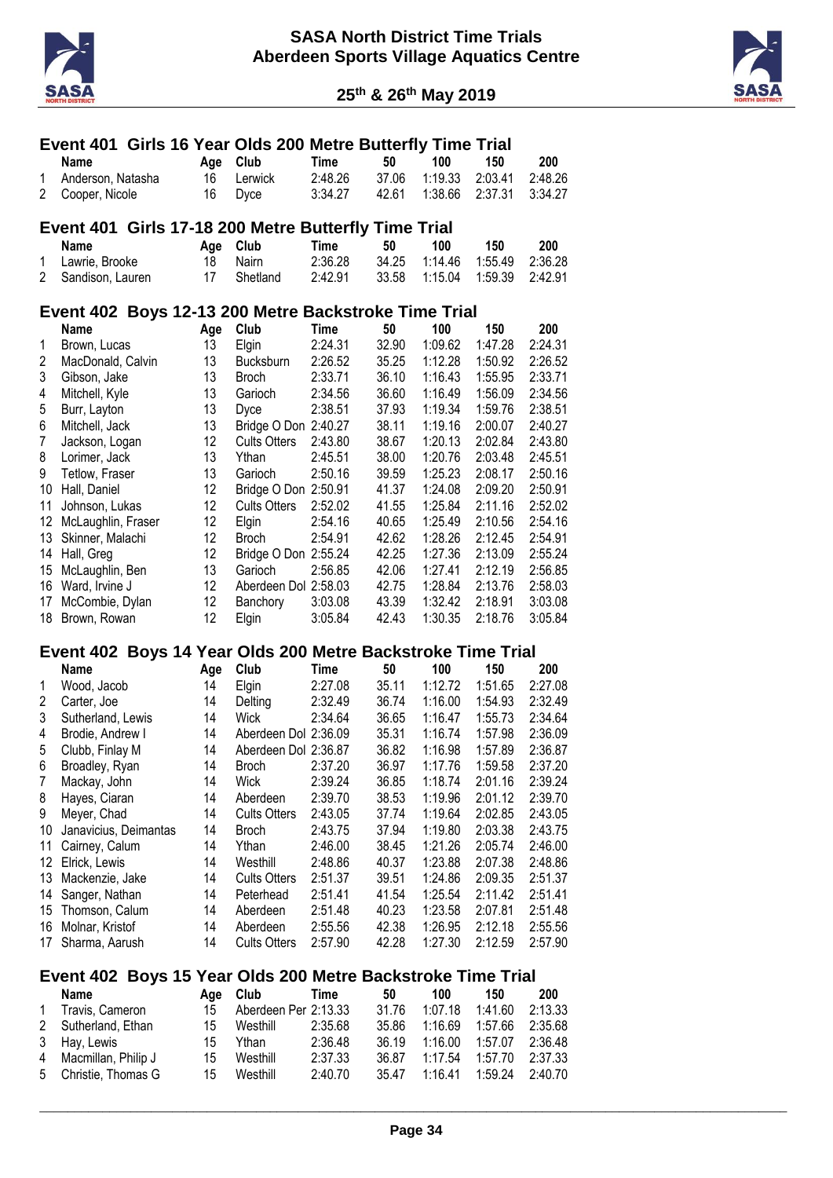## Event 401 Girls 16 Year Olds 200 Metre Butterfly Time Trial

| | Name | Age | Club | Time | 50 | 100 | 150 | 200 |
|---|---|---|---|---|---|---|---|---|
| 1 | Anderson, Natasha | 16 | Lerwick | 2:48.26 | 37.06 | 1:19.33 | 2:03.41 | 2:48.26 |
| 2 | Cooper, Nicole | 16 | Dyce | 3:34.27 | 42.61 | 1:38.66 | 2:37.31 | 3:34.27 |

## Event 401 Girls 17-18 200 Metre Butterfly Time Trial

| | Name | Age | Club | Time | 50 | 100 | 150 | 200 |
|---|---|---|---|---|---|---|---|---|
| 1 | Lawrie, Brooke | 18 | Nairn | 2:36.28 | 34.25 | 1:14.46 | 1:55.49 | 2:36.28 |
| 2 | Sandison, Lauren | 17 | Shetland | 2:42.91 | 33.58 | 1:15.04 | 1:59.39 | 2:42.91 |

## Event 402 Boys 12-13 200 Metre Backstroke Time Trial

| | Name | Age | Club | Time | 50 | 100 | 150 | 200 |
|---|---|---|---|---|---|---|---|---|
| 1 | Brown, Lucas | 13 | Elgin | 2:24.31 | 32.90 | 1:09.62 | 1:47.28 | 2:24.31 |
| 2 | MacDonald, Calvin | 13 | Bucksburn | 2:26.52 | 35.25 | 1:12.28 | 1:50.92 | 2:26.52 |
| 3 | Gibson, Jake | 13 | Broch | 2:33.71 | 36.10 | 1:16.43 | 1:55.95 | 2:33.71 |
| 4 | Mitchell, Kyle | 13 | Garioch | 2:34.56 | 36.60 | 1:16.49 | 1:56.09 | 2:34.56 |
| 5 | Burr, Layton | 13 | Dyce | 2:38.51 | 37.93 | 1:19.34 | 1:59.76 | 2:38.51 |
| 6 | Mitchell, Jack | 13 | Bridge O Don | 2:40.27 | 38.11 | 1:19.16 | 2:00.07 | 2:40.27 |
| 7 | Jackson, Logan | 12 | Cults Otters | 2:43.80 | 38.67 | 1:20.13 | 2:02.84 | 2:43.80 |
| 8 | Lorimer, Jack | 13 | Ythan | 2:45.51 | 38.00 | 1:20.76 | 2:03.48 | 2:45.51 |
| 9 | Tetlow, Fraser | 13 | Garioch | 2:50.16 | 39.59 | 1:25.23 | 2:08.17 | 2:50.16 |
| 10 | Hall, Daniel | 12 | Bridge O Don | 2:50.91 | 41.37 | 1:24.08 | 2:09.20 | 2:50.91 |
| 11 | Johnson, Lukas | 12 | Cults Otters | 2:52.02 | 41.55 | 1:25.84 | 2:11.16 | 2:52.02 |
| 12 | McLaughlin, Fraser | 12 | Elgin | 2:54.16 | 40.65 | 1:25.49 | 2:10.56 | 2:54.16 |
| 13 | Skinner, Malachi | 12 | Broch | 2:54.91 | 42.62 | 1:28.26 | 2:12.45 | 2:54.91 |
| 14 | Hall, Greg | 12 | Bridge O Don | 2:55.24 | 42.25 | 1:27.36 | 2:13.09 | 2:55.24 |
| 15 | McLaughlin, Ben | 13 | Garioch | 2:56.85 | 42.06 | 1:27.41 | 2:12.19 | 2:56.85 |
| 16 | Ward, Irvine J | 12 | Aberdeen Dol | 2:58.03 | 42.75 | 1:28.84 | 2:13.76 | 2:58.03 |
| 17 | McCombie, Dylan | 12 | Banchory | 3:03.08 | 43.39 | 1:32.42 | 2:18.91 | 3:03.08 |
| 18 | Brown, Rowan | 12 | Elgin | 3:05.84 | 42.43 | 1:30.35 | 2:18.76 | 3:05.84 |

## Event 402 Boys 14 Year Olds 200 Metre Backstroke Time Trial

| | Name | Age | Club | Time | 50 | 100 | 150 | 200 |
|---|---|---|---|---|---|---|---|---|
| 1 | Wood, Jacob | 14 | Elgin | 2:27.08 | 35.11 | 1:12.72 | 1:51.65 | 2:27.08 |
| 2 | Carter, Joe | 14 | Delting | 2:32.49 | 36.74 | 1:16.00 | 1:54.93 | 2:32.49 |
| 3 | Sutherland, Lewis | 14 | Wick | 2:34.64 | 36.65 | 1:16.47 | 1:55.73 | 2:34.64 |
| 4 | Brodie, Andrew I | 14 | Aberdeen Dol | 2:36.09 | 35.31 | 1:16.74 | 1:57.98 | 2:36.09 |
| 5 | Clubb, Finlay M | 14 | Aberdeen Dol | 2:36.87 | 36.82 | 1:16.98 | 1:57.89 | 2:36.87 |
| 6 | Broadley, Ryan | 14 | Broch | 2:37.20 | 36.97 | 1:17.76 | 1:59.58 | 2:37.20 |
| 7 | Mackay, John | 14 | Wick | 2:39.24 | 36.85 | 1:18.74 | 2:01.16 | 2:39.24 |
| 8 | Hayes, Ciaran | 14 | Aberdeen | 2:39.70 | 38.53 | 1:19.96 | 2:01.12 | 2:39.70 |
| 9 | Meyer, Chad | 14 | Cults Otters | 2:43.05 | 37.74 | 1:19.64 | 2:02.85 | 2:43.05 |
| 10 | Janavicius, Deimantas | 14 | Broch | 2:43.75 | 37.94 | 1:19.80 | 2:03.38 | 2:43.75 |
| 11 | Cairney, Calum | 14 | Ythan | 2:46.00 | 38.45 | 1:21.26 | 2:05.74 | 2:46.00 |
| 12 | Elrick, Lewis | 14 | Westhill | 2:48.86 | 40.37 | 1:23.88 | 2:07.38 | 2:48.86 |
| 13 | Mackenzie, Jake | 14 | Cults Otters | 2:51.37 | 39.51 | 1:24.86 | 2:09.35 | 2:51.37 |
| 14 | Sanger, Nathan | 14 | Peterhead | 2:51.41 | 41.54 | 1:25.54 | 2:11.42 | 2:51.41 |
| 15 | Thomson, Calum | 14 | Aberdeen | 2:51.48 | 40.23 | 1:23.58 | 2:07.81 | 2:51.48 |
| 16 | Molnar, Kristof | 14 | Aberdeen | 2:55.56 | 42.38 | 1:26.95 | 2:12.18 | 2:55.56 |
| 17 | Sharma, Aarush | 14 | Cults Otters | 2:57.90 | 42.28 | 1:27.30 | 2:12.59 | 2:57.90 |

## Event 402 Boys 15 Year Olds 200 Metre Backstroke Time Trial

| | Name | Age | Club | Time | 50 | 100 | 150 | 200 |
|---|---|---|---|---|---|---|---|---|
| 1 | Travis, Cameron | 15 | Aberdeen Per | 2:13.33 | 31.76 | 1:07.18 | 1:41.60 | 2:13.33 |
| 2 | Sutherland, Ethan | 15 | Westhill | 2:35.68 | 35.86 | 1:16.69 | 1:57.66 | 2:35.68 |
| 3 | Hay, Lewis | 15 | Ythan | 2:36.48 | 36.19 | 1:16.00 | 1:57.07 | 2:36.48 |
| 4 | Macmillan, Philip J | 15 | Westhill | 2:37.33 | 36.87 | 1:17.54 | 1:57.70 | 2:37.33 |
| 5 | Christie, Thomas G | 15 | Westhill | 2:40.70 | 35.47 | 1:16.41 | 1:59.24 | 2:40.70 |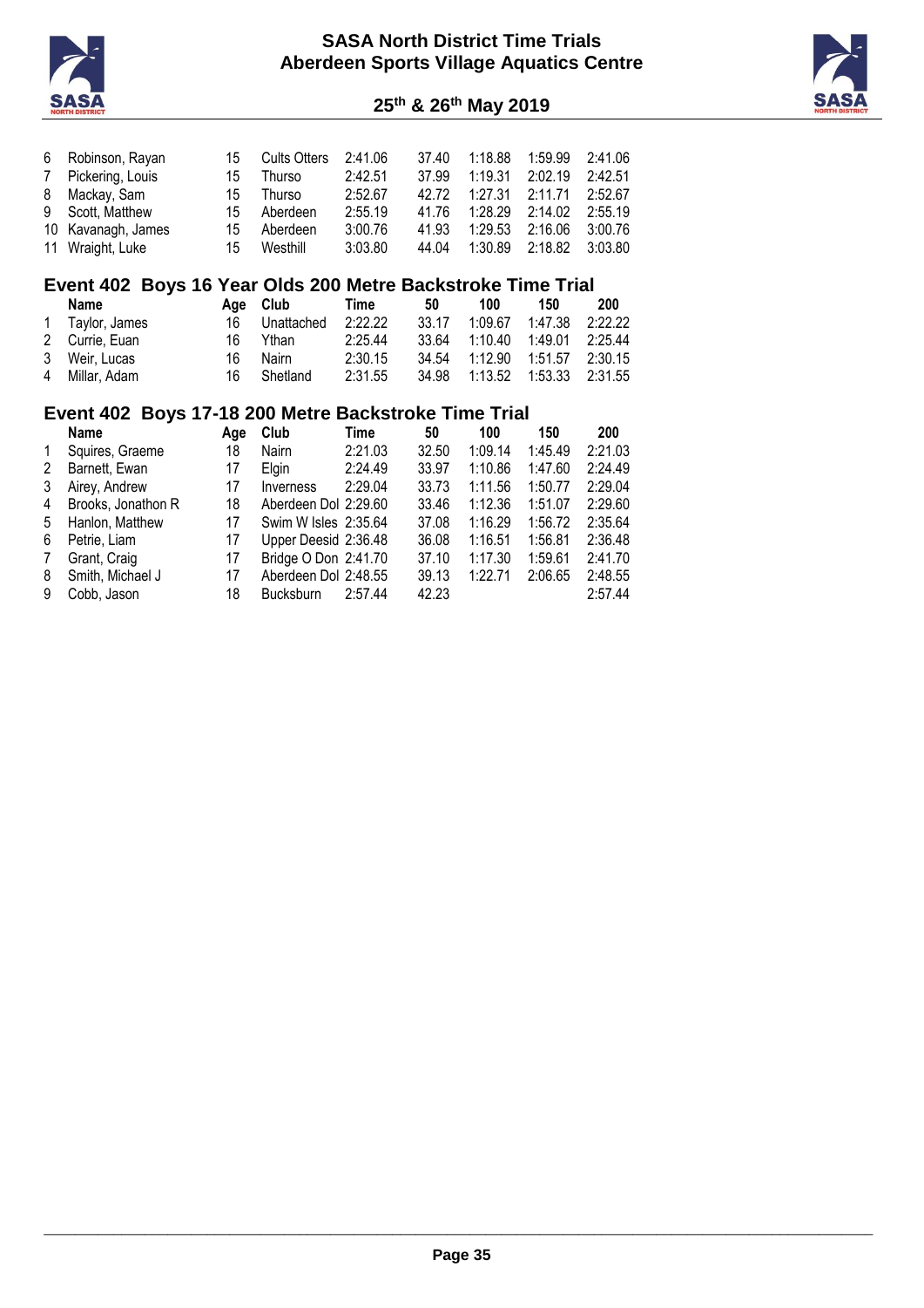| | Name | Age | Club | Time | 50 | 100 | 150 | 200 |
|---|---|---|---|---|---|---|---|---|
| 6 | Robinson, Rayan | 15 | Cults Otters | 2:41.06 | 37.40 | 1:18.88 | 1:59.99 | 2:41.06 |
| 7 | Pickering, Louis | 15 | Thurso | 2:42.51 | 37.99 | 1:19.31 | 2:02.19 | 2:42.51 |
| 8 | Mackay, Sam | 15 | Thurso | 2:52.67 | 42.72 | 1:27.31 | 2:11.71 | 2:52.67 |
| 9 | Scott, Matthew | 15 | Aberdeen | 2:55.19 | 41.76 | 1:28.29 | 2:14.02 | 2:55.19 |
| 10 | Kavanagh, James | 15 | Aberdeen | 3:00.76 | 41.93 | 1:29.53 | 2:16.06 | 3:00.76 |
| 11 | Wraight, Luke | 15 | Westhill | 3:03.80 | 44.04 | 1:30.89 | 2:18.82 | 3:03.80 |

## Event 402 Boys 16 Year Olds 200 Metre Backstroke Time Trial

| | Name | Age | Club | Time | 50 | 100 | 150 | 200 |
|---|---|---|---|---|---|---|---|---|
| 1 | Taylor, James | 16 | Unattached | 2:22.22 | 33.17 | 1:09.67 | 1:47.38 | 2:22.22 |
| 2 | Currie, Euan | 16 | Ythan | 2:25.44 | 33.64 | 1:10.40 | 1:49.01 | 2:25.44 |
| 3 | Weir, Lucas | 16 | Nairn | 2:30.15 | 34.54 | 1:12.90 | 1:51.57 | 2:30.15 |
| 4 | Millar, Adam | 16 | Shetland | 2:31.55 | 34.98 | 1:13.52 | 1:53.33 | 2:31.55 |

## Event 402 Boys 17-18 200 Metre Backstroke Time Trial

| | Name | Age | Club | Time | 50 | 100 | 150 | 200 |
|---|---|---|---|---|---|---|---|---|
| 1 | Squires, Graeme | 18 | Nairn | 2:21.03 | 32.50 | 1:09.14 | 1:45.49 | 2:21.03 |
| 2 | Barnett, Ewan | 17 | Elgin | 2:24.49 | 33.97 | 1:10.86 | 1:47.60 | 2:24.49 |
| 3 | Airey, Andrew | 17 | Inverness | 2:29.04 | 33.73 | 1:11.56 | 1:50.77 | 2:29.04 |
| 4 | Brooks, Jonathon R | 18 | Aberdeen Dol | 2:29.60 | 33.46 | 1:12.36 | 1:51.07 | 2:29.60 |
| 5 | Hanlon, Matthew | 17 | Swim W Isles | 2:35.64 | 37.08 | 1:16.29 | 1:56.72 | 2:35.64 |
| 6 | Petrie, Liam | 17 | Upper Deesid | 2:36.48 | 36.08 | 1:16.51 | 1:56.81 | 2:36.48 |
| 7 | Grant, Craig | 17 | Bridge O Don | 2:41.70 | 37.10 | 1:17.30 | 1:59.61 | 2:41.70 |
| 8 | Smith, Michael J | 17 | Aberdeen Dol | 2:48.55 | 39.13 | 1:22.71 | 2:06.65 | 2:48.55 |
| 9 | Cobb, Jason | 18 | Bucksburn | 2:57.44 | 42.23 | | | 2:57.44 |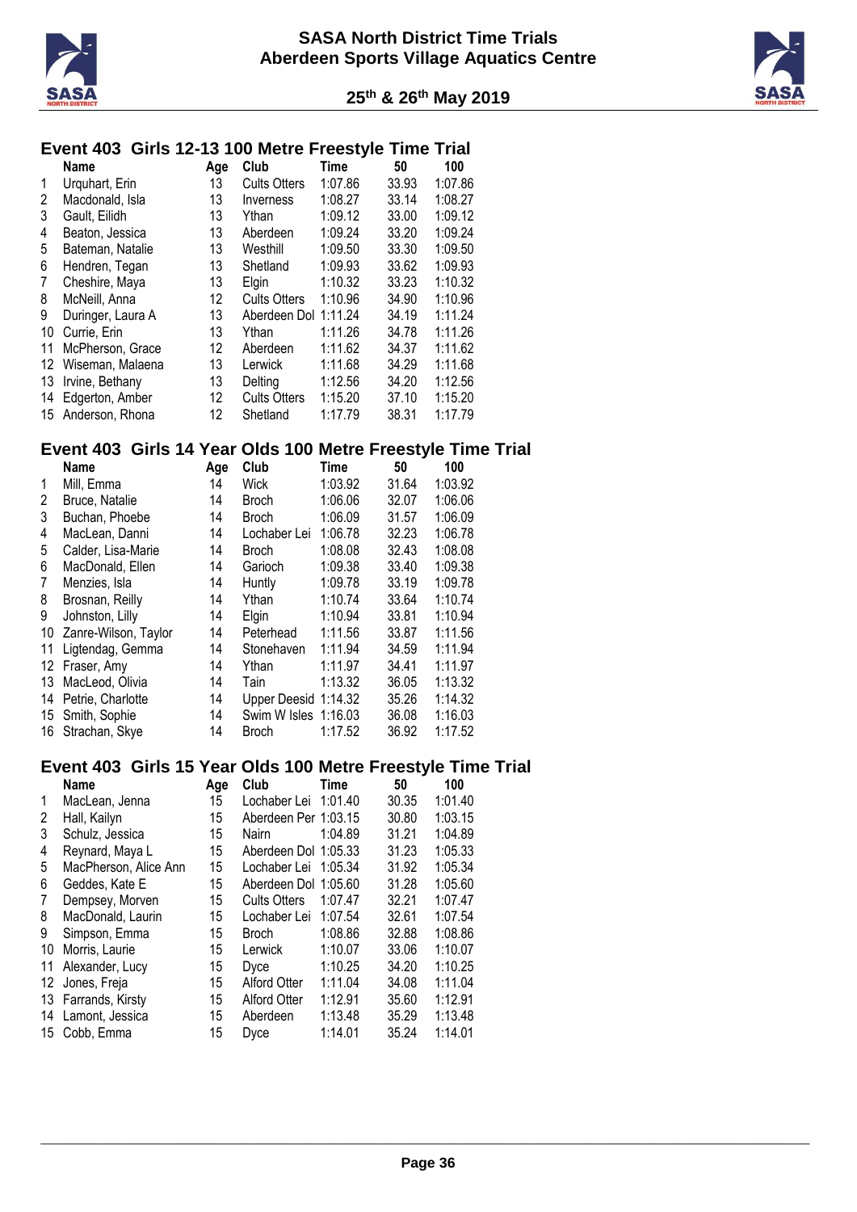## Event 403 Girls 12-13 100 Metre Freestyle Time Trial

| | Name | Age | Club | Time | 50 | 100 |
|---|---|---|---|---|---|---|
| 1 | Urquhart, Erin | 13 | Cults Otters | 1:07.86 | 33.93 | 1:07.86 |
| 2 | Macdonald, Isla | 13 | Inverness | 1:08.27 | 33.14 | 1:08.27 |
| 3 | Gault, Eilidh | 13 | Ythan | 1:09.12 | 33.00 | 1:09.12 |
| 4 | Beaton, Jessica | 13 | Aberdeen | 1:09.24 | 33.20 | 1:09.24 |
| 5 | Bateman, Natalie | 13 | Westhill | 1:09.50 | 33.30 | 1:09.50 |
| 6 | Hendren, Tegan | 13 | Shetland | 1:09.93 | 33.62 | 1:09.93 |
| 7 | Cheshire, Maya | 13 | Elgin | 1:10.32 | 33.23 | 1:10.32 |
| 8 | McNeill, Anna | 12 | Cults Otters | 1:10.96 | 34.90 | 1:10.96 |
| 9 | Duringer, Laura A | 13 | Aberdeen Dol | 1:11.24 | 34.19 | 1:11.24 |
| 10 | Currie, Erin | 13 | Ythan | 1:11.26 | 34.78 | 1:11.26 |
| 11 | McPherson, Grace | 12 | Aberdeen | 1:11.62 | 34.37 | 1:11.62 |
| 12 | Wiseman, Malaena | 13 | Lerwick | 1:11.68 | 34.29 | 1:11.68 |
| 13 | Irvine, Bethany | 13 | Delting | 1:12.56 | 34.20 | 1:12.56 |
| 14 | Edgerton, Amber | 12 | Cults Otters | 1:15.20 | 37.10 | 1:15.20 |
| 15 | Anderson, Rhona | 12 | Shetland | 1:17.79 | 38.31 | 1:17.79 |

## Event 403 Girls 14 Year Olds 100 Metre Freestyle Time Trial

| | Name | Age | Club | Time | 50 | 100 |
|---|---|---|---|---|---|---|
| 1 | Mill, Emma | 14 | Wick | 1:03.92 | 31.64 | 1:03.92 |
| 2 | Bruce, Natalie | 14 | Broch | 1:06.06 | 32.07 | 1:06.06 |
| 3 | Buchan, Phoebe | 14 | Broch | 1:06.09 | 31.57 | 1:06.09 |
| 4 | MacLean, Danni | 14 | Lochaber Lei | 1:06.78 | 32.23 | 1:06.78 |
| 5 | Calder, Lisa-Marie | 14 | Broch | 1:08.08 | 32.43 | 1:08.08 |
| 6 | MacDonald, Ellen | 14 | Garioch | 1:09.38 | 33.40 | 1:09.38 |
| 7 | Menzies, Isla | 14 | Huntly | 1:09.78 | 33.19 | 1:09.78 |
| 8 | Brosnan, Reilly | 14 | Ythan | 1:10.74 | 33.64 | 1:10.74 |
| 9 | Johnston, Lilly | 14 | Elgin | 1:10.94 | 33.81 | 1:10.94 |
| 10 | Zanre-Wilson, Taylor | 14 | Peterhead | 1:11.56 | 33.87 | 1:11.56 |
| 11 | Ligtendag, Gemma | 14 | Stonehaven | 1:11.94 | 34.59 | 1:11.94 |
| 12 | Fraser, Amy | 14 | Ythan | 1:11.97 | 34.41 | 1:11.97 |
| 13 | MacLeod, Olivia | 14 | Tain | 1:13.32 | 36.05 | 1:13.32 |
| 14 | Petrie, Charlotte | 14 | Upper Deesid | 1:14.32 | 35.26 | 1:14.32 |
| 15 | Smith, Sophie | 14 | Swim W Isles | 1:16.03 | 36.08 | 1:16.03 |
| 16 | Strachan, Skye | 14 | Broch | 1:17.52 | 36.92 | 1:17.52 |

## Event 403 Girls 15 Year Olds 100 Metre Freestyle Time Trial

| | Name | Age | Club | Time | 50 | 100 |
|---|---|---|---|---|---|---|
| 1 | MacLean, Jenna | 15 | Lochaber Lei | 1:01.40 | 30.35 | 1:01.40 |
| 2 | Hall, Kailyn | 15 | Aberdeen Per | 1:03.15 | 30.80 | 1:03.15 |
| 3 | Schulz, Jessica | 15 | Nairn | 1:04.89 | 31.21 | 1:04.89 |
| 4 | Reynard, Maya L | 15 | Aberdeen Dol | 1:05.33 | 31.23 | 1:05.33 |
| 5 | MacPherson, Alice Ann | 15 | Lochaber Lei | 1:05.34 | 31.92 | 1:05.34 |
| 6 | Geddes, Kate E | 15 | Aberdeen Dol | 1:05.60 | 31.28 | 1:05.60 |
| 7 | Dempsey, Morven | 15 | Cults Otters | 1:07.47 | 32.21 | 1:07.47 |
| 8 | MacDonald, Laurin | 15 | Lochaber Lei | 1:07.54 | 32.61 | 1:07.54 |
| 9 | Simpson, Emma | 15 | Broch | 1:08.86 | 32.88 | 1:08.86 |
| 10 | Morris, Laurie | 15 | Lerwick | 1:10.07 | 33.06 | 1:10.07 |
| 11 | Alexander, Lucy | 15 | Dyce | 1:10.25 | 34.20 | 1:10.25 |
| 12 | Jones, Freja | 15 | Alford Otter | 1:11.04 | 34.08 | 1:11.04 |
| 13 | Farrands, Kirsty | 15 | Alford Otter | 1:12.91 | 35.60 | 1:12.91 |
| 14 | Lamont, Jessica | 15 | Aberdeen | 1:13.48 | 35.29 | 1:13.48 |
| 15 | Cobb, Emma | 15 | Dyce | 1:14.01 | 35.24 | 1:14.01 |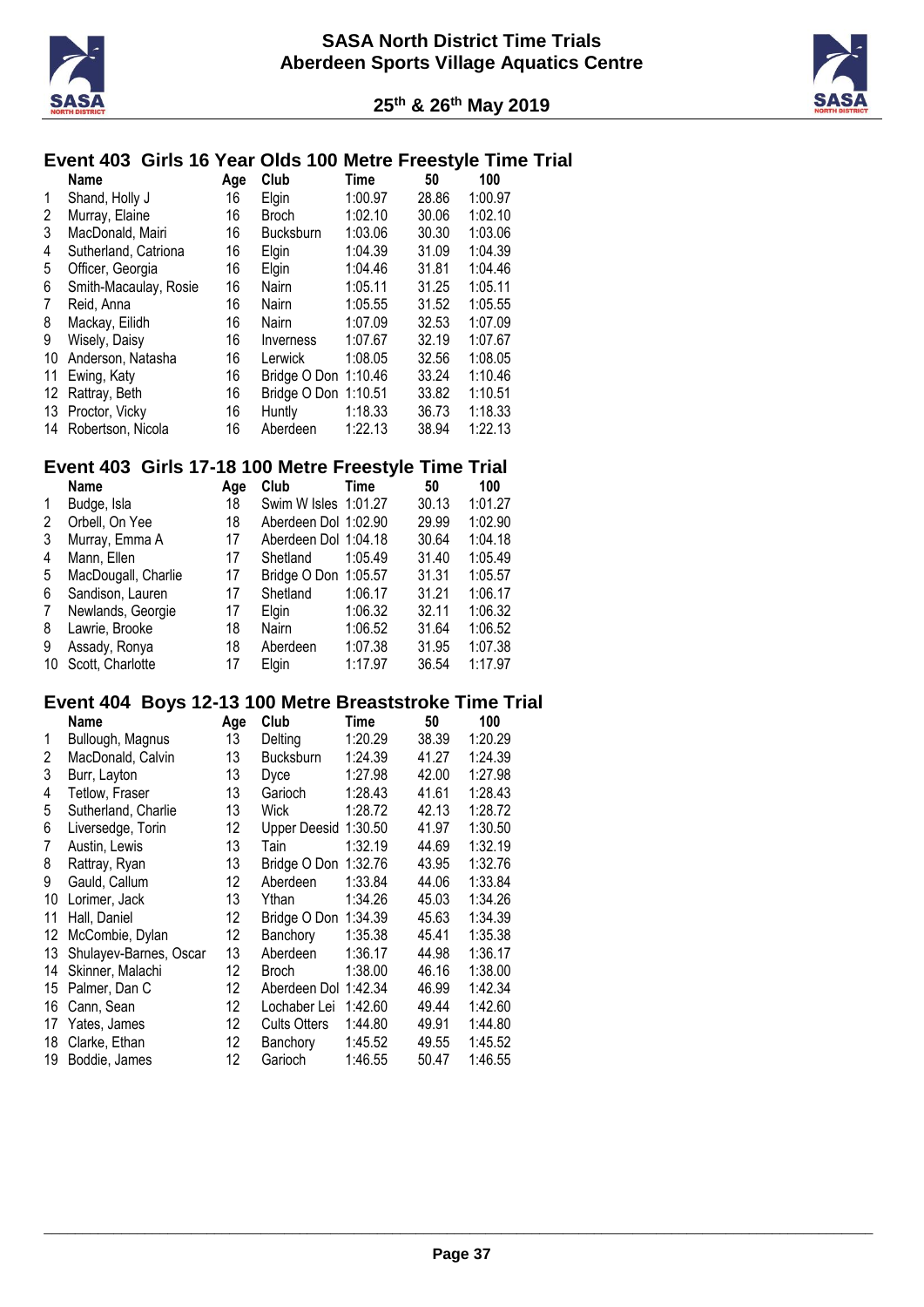## Event 403 Girls 16 Year Olds 100 Metre Freestyle Time Trial

| | Name | Age | Club | Time | 50 | 100 |
|---|---|---|---|---|---|---|
| 1 | Shand, Holly J | 16 | Elgin | 1:00.97 | 28.86 | 1:00.97 |
| 2 | Murray, Elaine | 16 | Broch | 1:02.10 | 30.06 | 1:02.10 |
| 3 | MacDonald, Mairi | 16 | Bucksburn | 1:03.06 | 30.30 | 1:03.06 |
| 4 | Sutherland, Catriona | 16 | Elgin | 1:04.39 | 31.09 | 1:04.39 |
| 5 | Officer, Georgia | 16 | Elgin | 1:04.46 | 31.81 | 1:04.46 |
| 6 | Smith-Macaulay, Rosie | 16 | Nairn | 1:05.11 | 31.25 | 1:05.11 |
| 7 | Reid, Anna | 16 | Nairn | 1:05.55 | 31.52 | 1:05.55 |
| 8 | Mackay, Eilidh | 16 | Nairn | 1:07.09 | 32.53 | 1:07.09 |
| 9 | Wisely, Daisy | 16 | Inverness | 1:07.67 | 32.19 | 1:07.67 |
| 10 | Anderson, Natasha | 16 | Lerwick | 1:08.05 | 32.56 | 1:08.05 |
| 11 | Ewing, Katy | 16 | Bridge O Don | 1:10.46 | 33.24 | 1:10.46 |
| 12 | Rattray, Beth | 16 | Bridge O Don | 1:10.51 | 33.82 | 1:10.51 |
| 13 | Proctor, Vicky | 16 | Huntly | 1:18.33 | 36.73 | 1:18.33 |
| 14 | Robertson, Nicola | 16 | Aberdeen | 1:22.13 | 38.94 | 1:22.13 |

## Event 403 Girls 17-18 100 Metre Freestyle Time Trial

| | Name | Age | Club | Time | 50 | 100 |
|---|---|---|---|---|---|---|
| 1 | Budge, Isla | 18 | Swim W Isles | 1:01.27 | 30.13 | 1:01.27 |
| 2 | Orbell, On Yee | 18 | Aberdeen Dol | 1:02.90 | 29.99 | 1:02.90 |
| 3 | Murray, Emma A | 17 | Aberdeen Dol | 1:04.18 | 30.64 | 1:04.18 |
| 4 | Mann, Ellen | 17 | Shetland | 1:05.49 | 31.40 | 1:05.49 |
| 5 | MacDougall, Charlie | 17 | Bridge O Don | 1:05.57 | 31.31 | 1:05.57 |
| 6 | Sandison, Lauren | 17 | Shetland | 1:06.17 | 31.21 | 1:06.17 |
| 7 | Newlands, Georgie | 17 | Elgin | 1:06.32 | 32.11 | 1:06.32 |
| 8 | Lawrie, Brooke | 18 | Nairn | 1:06.52 | 31.64 | 1:06.52 |
| 9 | Assady, Ronya | 18 | Aberdeen | 1:07.38 | 31.95 | 1:07.38 |
| 10 | Scott, Charlotte | 17 | Elgin | 1:17.97 | 36.54 | 1:17.97 |

## Event 404 Boys 12-13 100 Metre Breaststroke Time Trial

| | Name | Age | Club | Time | 50 | 100 |
|---|---|---|---|---|---|---|
| 1 | Bullough, Magnus | 13 | Delting | 1:20.29 | 38.39 | 1:20.29 |
| 2 | MacDonald, Calvin | 13 | Bucksburn | 1:24.39 | 41.27 | 1:24.39 |
| 3 | Burr, Layton | 13 | Dyce | 1:27.98 | 42.00 | 1:27.98 |
| 4 | Tetlow, Fraser | 13 | Garioch | 1:28.43 | 41.61 | 1:28.43 |
| 5 | Sutherland, Charlie | 13 | Wick | 1:28.72 | 42.13 | 1:28.72 |
| 6 | Liversedge, Torin | 12 | Upper Deesid | 1:30.50 | 41.97 | 1:30.50 |
| 7 | Austin, Lewis | 13 | Tain | 1:32.19 | 44.69 | 1:32.19 |
| 8 | Rattray, Ryan | 13 | Bridge O Don | 1:32.76 | 43.95 | 1:32.76 |
| 9 | Gauld, Callum | 12 | Aberdeen | 1:33.84 | 44.06 | 1:33.84 |
| 10 | Lorimer, Jack | 13 | Ythan | 1:34.26 | 45.03 | 1:34.26 |
| 11 | Hall, Daniel | 12 | Bridge O Don | 1:34.39 | 45.63 | 1:34.39 |
| 12 | McCombie, Dylan | 12 | Banchory | 1:35.38 | 45.41 | 1:35.38 |
| 13 | Shulayev-Barnes, Oscar | 13 | Aberdeen | 1:36.17 | 44.98 | 1:36.17 |
| 14 | Skinner, Malachi | 12 | Broch | 1:38.00 | 46.16 | 1:38.00 |
| 15 | Palmer, Dan C | 12 | Aberdeen Dol | 1:42.34 | 46.99 | 1:42.34 |
| 16 | Cann, Sean | 12 | Lochaber Lei | 1:42.60 | 49.44 | 1:42.60 |
| 17 | Yates, James | 12 | Cults Otters | 1:44.80 | 49.91 | 1:44.80 |
| 18 | Clarke, Ethan | 12 | Banchory | 1:45.52 | 49.55 | 1:45.52 |
| 19 | Boddie, James | 12 | Garioch | 1:46.55 | 50.47 | 1:46.55 |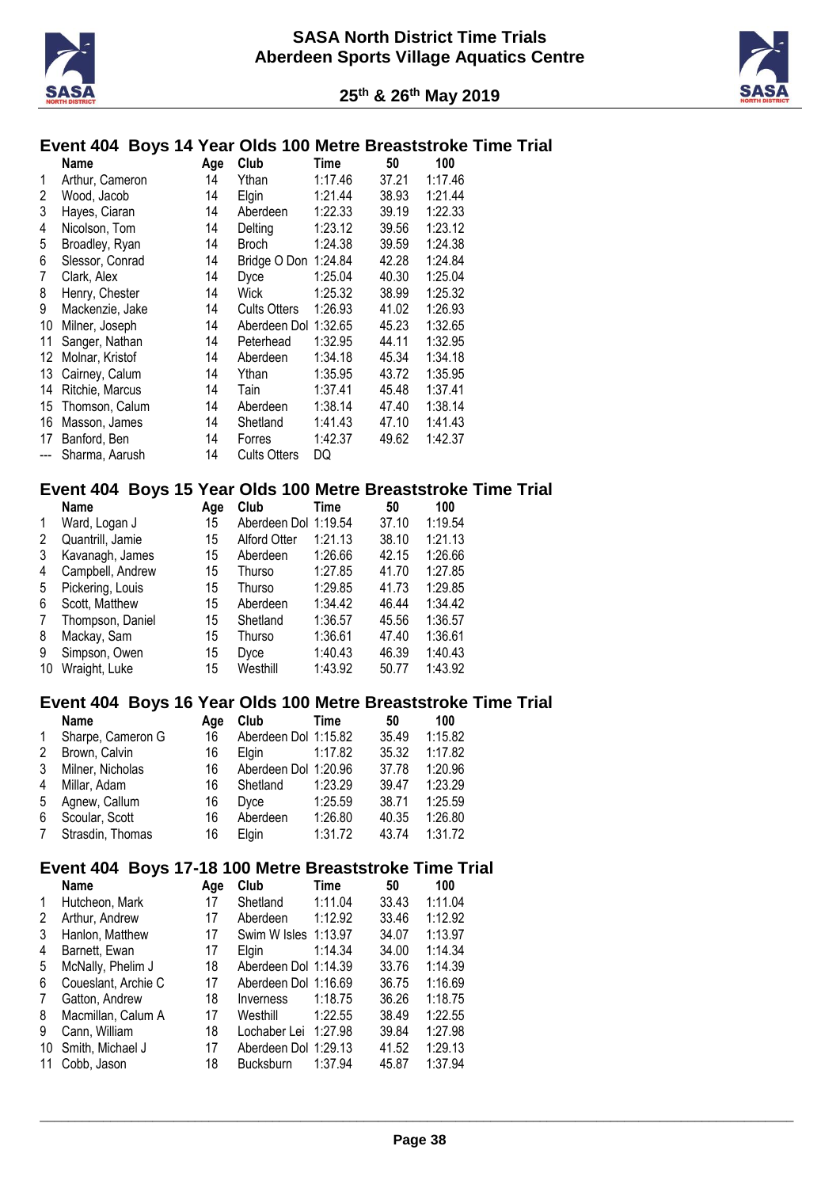# SASA North District Time Trials
## Aberdeen Sports Village Aquatics Centre

**25th & 26th May 2019**

### Event 404 Boys 14 Year Olds 100 Metre Breaststroke Time Trial

| | Name | Age | Club | Time | 50 | 100 |
|---|---|---|---|---|---|---|
| 1 | Arthur, Cameron | 14 | Ythan | 1:17.46 | 37.21 | 1:17.46 |
| 2 | Wood, Jacob | 14 | Elgin | 1:21.44 | 38.93 | 1:21.44 |
| 3 | Hayes, Ciaran | 14 | Aberdeen | 1:22.33 | 39.19 | 1:22.33 |
| 4 | Nicolson, Tom | 14 | Delting | 1:23.12 | 39.56 | 1:23.12 |
| 5 | Broadley, Ryan | 14 | Broch | 1:24.38 | 39.59 | 1:24.38 |
| 6 | Slessor, Conrad | 14 | Bridge O Don | 1:24.84 | 42.28 | 1:24.84 |
| 7 | Clark, Alex | 14 | Dyce | 1:25.04 | 40.30 | 1:25.04 |
| 8 | Henry, Chester | 14 | Wick | 1:25.32 | 38.99 | 1:25.32 |
| 9 | Mackenzie, Jake | 14 | Cults Otters | 1:26.93 | 41.02 | 1:26.93 |
| 10 | Milner, Joseph | 14 | Aberdeen Dol | 1:32.65 | 45.23 | 1:32.65 |
| 11 | Sanger, Nathan | 14 | Peterhead | 1:32.95 | 44.11 | 1:32.95 |
| 12 | Molnar, Kristof | 14 | Aberdeen | 1:34.18 | 45.34 | 1:34.18 |
| 13 | Cairney, Calum | 14 | Ythan | 1:35.95 | 43.72 | 1:35.95 |
| 14 | Ritchie, Marcus | 14 | Tain | 1:37.41 | 45.48 | 1:37.41 |
| 15 | Thomson, Calum | 14 | Aberdeen | 1:38.14 | 47.40 | 1:38.14 |
| 16 | Masson, James | 14 | Shetland | 1:41.43 | 47.10 | 1:41.43 |
| 17 | Banford, Ben | 14 | Forres | 1:42.37 | 49.62 | 1:42.37 |
| --- | Sharma, Aarush | 14 | Cults Otters | DQ | | |

### Event 404 Boys 15 Year Olds 100 Metre Breaststroke Time Trial

| | Name | Age | Club | Time | 50 | 100 |
|---|---|---|---|---|---|---|
| 1 | Ward, Logan J | 15 | Aberdeen Dol | 1:19.54 | 37.10 | 1:19.54 |
| 2 | Quantrill, Jamie | 15 | Alford Otter | 1:21.13 | 38.10 | 1:21.13 |
| 3 | Kavanagh, James | 15 | Aberdeen | 1:26.66 | 42.15 | 1:26.66 |
| 4 | Campbell, Andrew | 15 | Thurso | 1:27.85 | 41.70 | 1:27.85 |
| 5 | Pickering, Louis | 15 | Thurso | 1:29.85 | 41.73 | 1:29.85 |
| 6 | Scott, Matthew | 15 | Aberdeen | 1:34.42 | 46.44 | 1:34.42 |
| 7 | Thompson, Daniel | 15 | Shetland | 1:36.57 | 45.56 | 1:36.57 |
| 8 | Mackay, Sam | 15 | Thurso | 1:36.61 | 47.40 | 1:36.61 |
| 9 | Simpson, Owen | 15 | Dyce | 1:40.43 | 46.39 | 1:40.43 |
| 10 | Wraight, Luke | 15 | Westhill | 1:43.92 | 50.77 | 1:43.92 |

### Event 404 Boys 16 Year Olds 100 Metre Breaststroke Time Trial

| | Name | Age | Club | Time | 50 | 100 |
|---|---|---|---|---|---|---|
| 1 | Sharpe, Cameron G | 16 | Aberdeen Dol | 1:15.82 | 35.49 | 1:15.82 |
| 2 | Brown, Calvin | 16 | Elgin | 1:17.82 | 35.32 | 1:17.82 |
| 3 | Milner, Nicholas | 16 | Aberdeen Dol | 1:20.96 | 37.78 | 1:20.96 |
| 4 | Millar, Adam | 16 | Shetland | 1:23.29 | 39.47 | 1:23.29 |
| 5 | Agnew, Callum | 16 | Dyce | 1:25.59 | 38.71 | 1:25.59 |
| 6 | Scoular, Scott | 16 | Aberdeen | 1:26.80 | 40.35 | 1:26.80 |
| 7 | Strasdin, Thomas | 16 | Elgin | 1:31.72 | 43.74 | 1:31.72 |

### Event 404 Boys 17-18 100 Metre Breaststroke Time Trial

| | Name | Age | Club | Time | 50 | 100 |
|---|---|---|---|---|---|---|
| 1 | Hutcheon, Mark | 17 | Shetland | 1:11.04 | 33.43 | 1:11.04 |
| 2 | Arthur, Andrew | 17 | Aberdeen | 1:12.92 | 33.46 | 1:12.92 |
| 3 | Hanlon, Matthew | 17 | Swim W Isles | 1:13.97 | 34.07 | 1:13.97 |
| 4 | Barnett, Ewan | 17 | Elgin | 1:14.34 | 34.00 | 1:14.34 |
| 5 | McNally, Phelim J | 18 | Aberdeen Dol | 1:14.39 | 33.76 | 1:14.39 |
| 6 | Coueslant, Archie C | 17 | Aberdeen Dol | 1:16.69 | 36.75 | 1:16.69 |
| 7 | Gatton, Andrew | 18 | Inverness | 1:18.75 | 36.26 | 1:18.75 |
| 8 | Macmillan, Calum A | 17 | Westhill | 1:22.55 | 38.49 | 1:22.55 |
| 9 | Cann, William | 18 | Lochaber Lei | 1:27.98 | 39.84 | 1:27.98 |
| 10 | Smith, Michael J | 17 | Aberdeen Dol | 1:29.13 | 41.52 | 1:29.13 |
| 11 | Cobb, Jason | 18 | Bucksburn | 1:37.94 | 45.87 | 1:37.94 |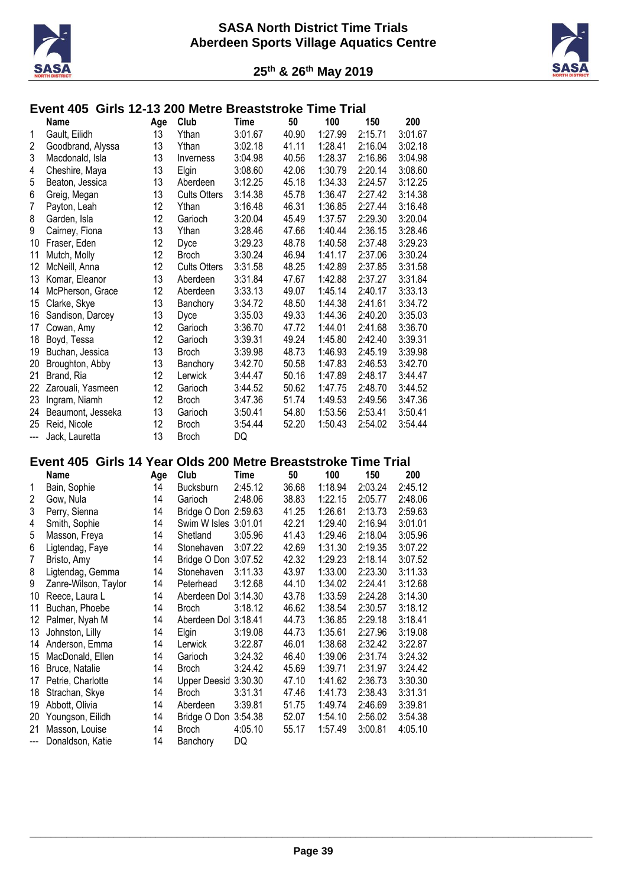# SASA North District Time Trials
## Aberdeen Sports Village Aquatics Centre

### 25th & 26th May 2019

## Event 405 Girls 12-13 200 Metre Breaststroke Time Trial

| | Name | Age | Club | Time | 50 | 100 | 150 | 200 |
|---|---|---|---|---|---|---|---|---|
| 1 | Gault, Eilidh | 13 | Ythan | 3:01.67 | 40.90 | 1:27.99 | 2:15.71 | 3:01.67 |
| 2 | Goodbrand, Alyssa | 13 | Ythan | 3:02.18 | 41.11 | 1:28.41 | 2:16.04 | 3:02.18 |
| 3 | Macdonald, Isla | 13 | Inverness | 3:04.98 | 40.56 | 1:28.37 | 2:16.86 | 3:04.98 |
| 4 | Cheshire, Maya | 13 | Elgin | 3:08.60 | 42.06 | 1:30.79 | 2:20.14 | 3:08.60 |
| 5 | Beaton, Jessica | 13 | Aberdeen | 3:12.25 | 45.18 | 1:34.33 | 2:24.57 | 3:12.25 |
| 6 | Greig, Megan | 13 | Cults Otters | 3:14.38 | 45.78 | 1:36.47 | 2:27.42 | 3:14.38 |
| 7 | Payton, Leah | 12 | Ythan | 3:16.48 | 46.31 | 1:36.85 | 2:27.44 | 3:16.48 |
| 8 | Garden, Isla | 12 | Garioch | 3:20.04 | 45.49 | 1:37.57 | 2:29.30 | 3:20.04 |
| 9 | Cairney, Fiona | 13 | Ythan | 3:28.46 | 47.66 | 1:40.44 | 2:36.15 | 3:28.46 |
| 10 | Fraser, Eden | 12 | Dyce | 3:29.23 | 48.78 | 1:40.58 | 2:37.48 | 3:29.23 |
| 11 | Mutch, Molly | 12 | Broch | 3:30.24 | 46.94 | 1:41.17 | 2:37.06 | 3:30.24 |
| 12 | McNeill, Anna | 12 | Cults Otters | 3:31.58 | 48.25 | 1:42.89 | 2:37.85 | 3:31.58 |
| 13 | Komar, Eleanor | 13 | Aberdeen | 3:31.84 | 47.67 | 1:42.88 | 2:37.27 | 3:31.84 |
| 14 | McPherson, Grace | 12 | Aberdeen | 3:33.13 | 49.07 | 1:45.14 | 2:40.17 | 3:33.13 |
| 15 | Clarke, Skye | 13 | Banchory | 3:34.72 | 48.50 | 1:44.38 | 2:41.61 | 3:34.72 |
| 16 | Sandison, Darcey | 13 | Dyce | 3:35.03 | 49.33 | 1:44.36 | 2:40.20 | 3:35.03 |
| 17 | Cowan, Amy | 12 | Garioch | 3:36.70 | 47.72 | 1:44.01 | 2:41.68 | 3:36.70 |
| 18 | Boyd, Tessa | 12 | Garioch | 3:39.31 | 49.24 | 1:45.80 | 2:42.40 | 3:39.31 |
| 19 | Buchan, Jessica | 13 | Broch | 3:39.98 | 48.73 | 1:46.93 | 2:45.19 | 3:39.98 |
| 20 | Broughton, Abby | 13 | Banchory | 3:42.70 | 50.58 | 1:47.83 | 2:46.53 | 3:42.70 |
| 21 | Brand, Ria | 12 | Lerwick | 3:44.47 | 50.16 | 1:47.89 | 2:48.17 | 3:44.47 |
| 22 | Zarouali, Yasmeen | 12 | Garioch | 3:44.52 | 50.62 | 1:47.75 | 2:48.70 | 3:44.52 |
| 23 | Ingram, Niamh | 12 | Broch | 3:47.36 | 51.74 | 1:49.53 | 2:49.56 | 3:47.36 |
| 24 | Beaumont, Jesseka | 13 | Garioch | 3:50.41 | 54.80 | 1:53.56 | 2:53.41 | 3:50.41 |
| 25 | Reid, Nicole | 12 | Broch | 3:54.44 | 52.20 | 1:50.43 | 2:54.02 | 3:54.44 |
| --- | Jack, Lauretta | 13 | Broch | DQ | | | | |

## Event 405 Girls 14 Year Olds 200 Metre Breaststroke Time Trial

| | Name | Age | Club | Time | 50 | 100 | 150 | 200 |
|---|---|---|---|---|---|---|---|---|
| 1 | Bain, Sophie | 14 | Bucksburn | 2:45.12 | 36.68 | 1:18.94 | 2:03.24 | 2:45.12 |
| 2 | Gow, Nula | 14 | Garioch | 2:48.06 | 38.83 | 1:22.15 | 2:05.77 | 2:48.06 |
| 3 | Perry, Sienna | 14 | Bridge O Don | 2:59.63 | 41.25 | 1:26.61 | 2:13.73 | 2:59.63 |
| 4 | Smith, Sophie | 14 | Swim W Isles | 3:01.01 | 42.21 | 1:29.40 | 2:16.94 | 3:01.01 |
| 5 | Masson, Freya | 14 | Shetland | 3:05.96 | 41.43 | 1:29.46 | 2:18.04 | 3:05.96 |
| 6 | Ligtendag, Faye | 14 | Stonehaven | 3:07.22 | 42.69 | 1:31.30 | 2:19.35 | 3:07.22 |
| 7 | Bristo, Amy | 14 | Bridge O Don | 3:07.52 | 42.32 | 1:29.23 | 2:18.14 | 3:07.52 |
| 8 | Ligtendag, Gemma | 14 | Stonehaven | 3:11.33 | 43.97 | 1:33.00 | 2:23.30 | 3:11.33 |
| 9 | Zanre-Wilson, Taylor | 14 | Peterhead | 3:12.68 | 44.10 | 1:34.02 | 2:24.41 | 3:12.68 |
| 10 | Reece, Laura L | 14 | Aberdeen Dol | 3:14.30 | 43.78 | 1:33.59 | 2:24.28 | 3:14.30 |
| 11 | Buchan, Phoebe | 14 | Broch | 3:18.12 | 46.62 | 1:38.54 | 2:30.57 | 3:18.12 |
| 12 | Palmer, Nyah M | 14 | Aberdeen Dol | 3:18.41 | 44.73 | 1:36.85 | 2:29.18 | 3:18.41 |
| 13 | Johnston, Lilly | 14 | Elgin | 3:19.08 | 44.73 | 1:35.61 | 2:27.96 | 3:19.08 |
| 14 | Anderson, Emma | 14 | Lerwick | 3:22.87 | 46.01 | 1:38.68 | 2:32.42 | 3:22.87 |
| 15 | MacDonald, Ellen | 14 | Garioch | 3:24.32 | 46.40 | 1:39.06 | 2:31.74 | 3:24.32 |
| 16 | Bruce, Natalie | 14 | Broch | 3:24.42 | 45.69 | 1:39.71 | 2:31.97 | 3:24.42 |
| 17 | Petrie, Charlotte | 14 | Upper Deesid | 3:30.30 | 47.10 | 1:41.62 | 2:36.73 | 3:30.30 |
| 18 | Strachan, Skye | 14 | Broch | 3:31.31 | 47.46 | 1:41.73 | 2:38.43 | 3:31.31 |
| 19 | Abbott, Olivia | 14 | Aberdeen | 3:39.81 | 51.75 | 1:49.74 | 2:46.69 | 3:39.81 |
| 20 | Youngson, Eilidh | 14 | Bridge O Don | 3:54.38 | 52.07 | 1:54.10 | 2:56.02 | 3:54.38 |
| 21 | Masson, Louise | 14 | Broch | 4:05.10 | 55.17 | 1:57.49 | 3:00.81 | 4:05.10 |
| --- | Donaldson, Katie | 14 | Banchory | DQ | | | | |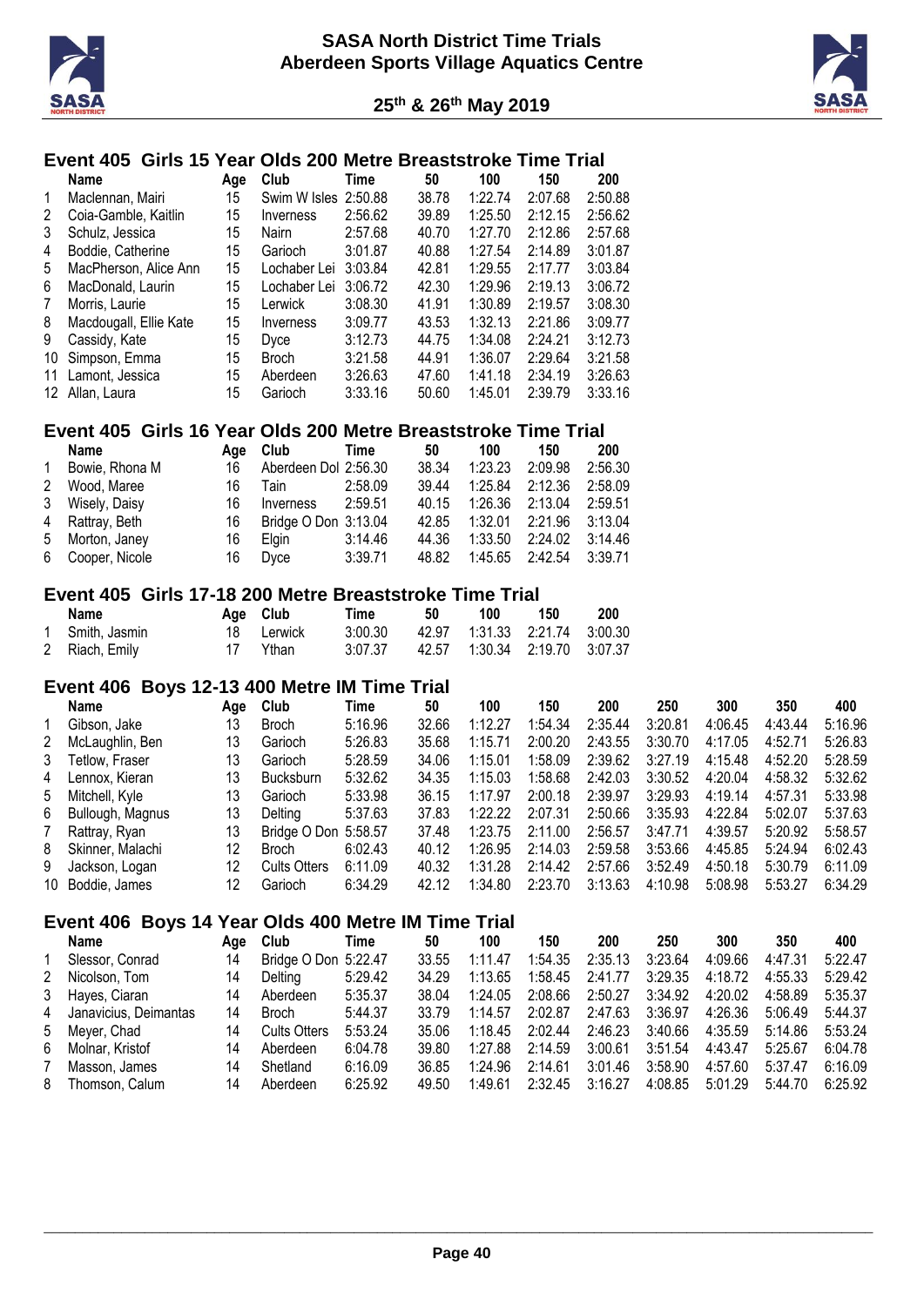## Event 405 Girls 15 Year Olds 200 Metre Breaststroke Time Trial

| | Name | Age | Club | Time | 50 | 100 | 150 | 200 |
|---|---|---|---|---|---|---|---|---|
| 1 | Maclennan, Mairi | 15 | Swim W Isles | 2:50.88 | 38.78 | 1:22.74 | 2:07.68 | 2:50.88 |
| 2 | Coia-Gamble, Kaitlin | 15 | Inverness | 2:56.62 | 39.89 | 1:25.50 | 2:12.15 | 2:56.62 |
| 3 | Schulz, Jessica | 15 | Nairn | 2:57.68 | 40.70 | 1:27.70 | 2:12.86 | 2:57.68 |
| 4 | Boddie, Catherine | 15 | Garioch | 3:01.87 | 40.88 | 1:27.54 | 2:14.89 | 3:01.87 |
| 5 | MacPherson, Alice Ann | 15 | Lochaber Lei | 3:03.84 | 42.81 | 1:29.55 | 2:17.77 | 3:03.84 |
| 6 | MacDonald, Laurin | 15 | Lochaber Lei | 3:06.72 | 42.30 | 1:29.96 | 2:19.13 | 3:06.72 |
| 7 | Morris, Laurie | 15 | Lerwick | 3:08.30 | 41.91 | 1:30.89 | 2:19.57 | 3:08.30 |
| 8 | Macdougall, Ellie Kate | 15 | Inverness | 3:09.77 | 43.53 | 1:32.13 | 2:21.86 | 3:09.77 |
| 9 | Cassidy, Kate | 15 | Dyce | 3:12.73 | 44.75 | 1:34.08 | 2:24.21 | 3:12.73 |
| 10 | Simpson, Emma | 15 | Broch | 3:21.58 | 44.91 | 1:36.07 | 2:29.64 | 3:21.58 |
| 11 | Lamont, Jessica | 15 | Aberdeen | 3:26.63 | 47.60 | 1:41.18 | 2:34.19 | 3:26.63 |
| 12 | Allan, Laura | 15 | Garioch | 3:33.16 | 50.60 | 1:45.01 | 2:39.79 | 3:33.16 |

## Event 405 Girls 16 Year Olds 200 Metre Breaststroke Time Trial

| | Name | Age | Club | Time | 50 | 100 | 150 | 200 |
|---|---|---|---|---|---|---|---|---|
| 1 | Bowie, Rhona M | 16 | Aberdeen Dol | 2:56.30 | 38.34 | 1:23.23 | 2:09.98 | 2:56.30 |
| 2 | Wood, Maree | 16 | Tain | 2:58.09 | 39.44 | 1:25.84 | 2:12.36 | 2:58.09 |
| 3 | Wisely, Daisy | 16 | Inverness | 2:59.51 | 40.15 | 1:26.36 | 2:13.04 | 2:59.51 |
| 4 | Rattray, Beth | 16 | Bridge O Don | 3:13.04 | 42.85 | 1:32.01 | 2:21.96 | 3:13.04 |
| 5 | Morton, Janey | 16 | Elgin | 3:14.46 | 44.36 | 1:33.50 | 2:24.02 | 3:14.46 |
| 6 | Cooper, Nicole | 16 | Dyce | 3:39.71 | 48.82 | 1:45.65 | 2:42.54 | 3:39.71 |

## Event 405 Girls 17-18 200 Metre Breaststroke Time Trial

| | Name | Age | Club | Time | 50 | 100 | 150 | 200 |
|---|---|---|---|---|---|---|---|---|
| 1 | Smith, Jasmin | 18 | Lerwick | 3:00.30 | 42.97 | 1:31.33 | 2:21.74 | 3:00.30 |
| 2 | Riach, Emily | 17 | Ythan | 3:07.37 | 42.57 | 1:30.34 | 2:19.70 | 3:07.37 |

## Event 406 Boys 12-13 400 Metre IM Time Trial

| | Name | Age | Club | Time | 50 | 100 | 150 | 200 | 250 | 300 | 350 | 400 |
|---|---|---|---|---|---|---|---|---|---|---|---|---|
| 1 | Gibson, Jake | 13 | Broch | 5:16.96 | 32.66 | 1:12.27 | 1:54.34 | 2:35.44 | 3:20.81 | 4:06.45 | 4:43.44 | 5:16.96 |
| 2 | McLaughlin, Ben | 13 | Garioch | 5:26.83 | 35.68 | 1:15.71 | 2:00.20 | 2:43.55 | 3:30.70 | 4:17.05 | 4:52.71 | 5:26.83 |
| 3 | Tetlow, Fraser | 13 | Garioch | 5:28.59 | 34.06 | 1:15.01 | 1:58.09 | 2:39.62 | 3:27.19 | 4:15.48 | 4:52.20 | 5:28.59 |
| 4 | Lennox, Kieran | 13 | Bucksburn | 5:32.62 | 34.35 | 1:15.03 | 1:58.68 | 2:42.03 | 3:30.52 | 4:20.04 | 4:58.32 | 5:32.62 |
| 5 | Mitchell, Kyle | 13 | Garioch | 5:33.98 | 36.15 | 1:17.97 | 2:00.18 | 2:39.97 | 3:29.93 | 4:19.14 | 4:57.31 | 5:33.98 |
| 6 | Bullough, Magnus | 13 | Delting | 5:37.63 | 37.83 | 1:22.22 | 2:07.31 | 2:50.66 | 3:35.93 | 4:22.84 | 5:02.07 | 5:37.63 |
| 7 | Rattray, Ryan | 13 | Bridge O Don | 5:58.57 | 37.48 | 1:23.75 | 2:11.00 | 2:56.57 | 3:47.71 | 4:39.57 | 5:20.92 | 5:58.57 |
| 8 | Skinner, Malachi | 12 | Broch | 6:02.43 | 40.12 | 1:26.95 | 2:14.03 | 2:59.58 | 3:53.66 | 4:45.85 | 5:24.94 | 6:02.43 |
| 9 | Jackson, Logan | 12 | Cults Otters | 6:11.09 | 40.32 | 1:31.28 | 2:14.42 | 2:57.66 | 3:52.49 | 4:50.18 | 5:30.79 | 6:11.09 |
| 10 | Boddie, James | 12 | Garioch | 6:34.29 | 42.12 | 1:34.80 | 2:23.70 | 3:13.63 | 4:10.98 | 5:08.98 | 5:53.27 | 6:34.29 |

## Event 406 Boys 14 Year Olds 400 Metre IM Time Trial

| | Name | Age | Club | Time | 50 | 100 | 150 | 200 | 250 | 300 | 350 | 400 |
|---|---|---|---|---|---|---|---|---|---|---|---|---|
| 1 | Slessor, Conrad | 14 | Bridge O Don | 5:22.47 | 33.55 | 1:11.47 | 1:54.35 | 2:35.13 | 3:23.64 | 4:09.66 | 4:47.31 | 5:22.47 |
| 2 | Nicolson, Tom | 14 | Delting | 5:29.42 | 34.29 | 1:13.65 | 1:58.45 | 2:41.77 | 3:29.35 | 4:18.72 | 4:55.33 | 5:29.42 |
| 3 | Hayes, Ciaran | 14 | Aberdeen | 5:35.37 | 38.04 | 1:24.05 | 2:08.66 | 2:50.27 | 3:34.92 | 4:20.02 | 4:58.89 | 5:35.37 |
| 4 | Janavicius, Deimantas | 14 | Broch | 5:44.37 | 33.79 | 1:14.57 | 2:02.87 | 2:47.63 | 3:36.97 | 4:26.36 | 5:06.49 | 5:44.37 |
| 5 | Meyer, Chad | 14 | Cults Otters | 5:53.24 | 35.06 | 1:18.45 | 2:02.44 | 2:46.23 | 3:40.66 | 4:35.59 | 5:14.86 | 5:53.24 |
| 6 | Molnar, Kristof | 14 | Aberdeen | 6:04.78 | 39.80 | 1:27.88 | 2:14.59 | 3:00.61 | 3:51.54 | 4:43.47 | 5:25.67 | 6:04.78 |
| 7 | Masson, James | 14 | Shetland | 6:16.09 | 36.85 | 1:24.96 | 2:14.61 | 3:01.46 | 3:58.90 | 4:57.60 | 5:37.47 | 6:16.09 |
| 8 | Thomson, Calum | 14 | Aberdeen | 6:25.92 | 49.50 | 1:49.61 | 2:32.45 | 3:16.27 | 4:08.85 | 5:01.29 | 5:44.70 | 6:25.92 |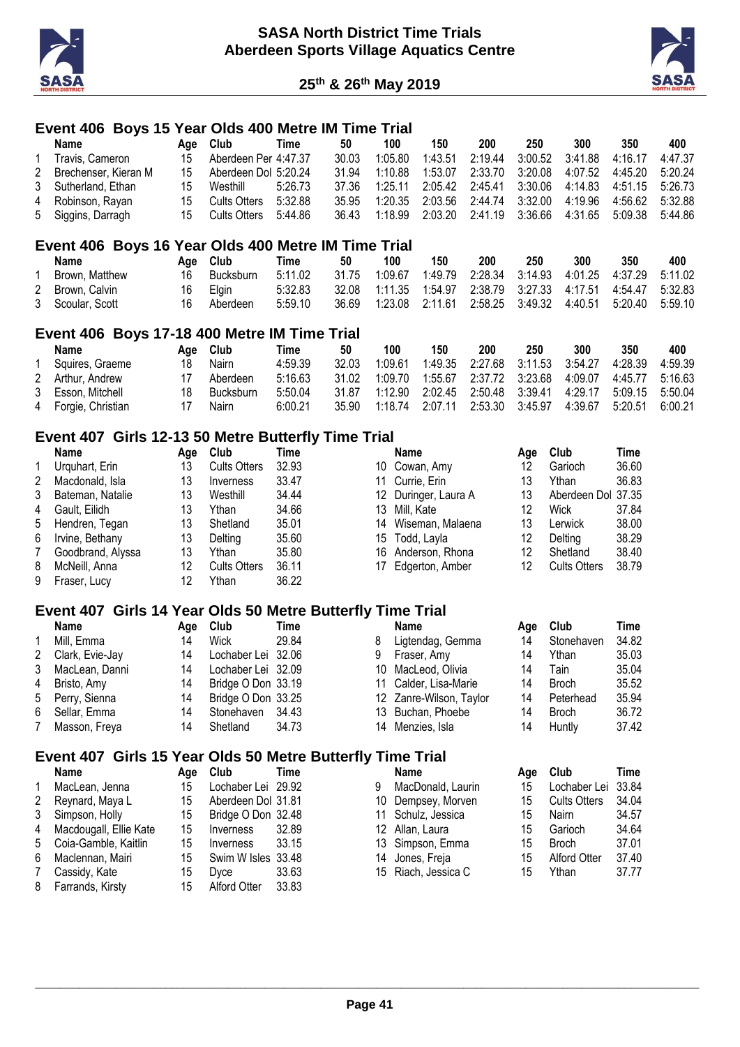# SASA North District Time Trials
## Aberdeen Sports Village Aquatics Centre

**25th & 26th May 2019**

### Event 406 Boys 15 Year Olds 400 Metre IM Time Trial

| | Name | Age | Club | Time | 50 | 100 | 150 | 200 | 250 | 300 | 350 | 400 |
|---|---|---|---|---|---|---|---|---|---|---|---|---|
| 1 | Travis, Cameron | 15 | Aberdeen Per | 4:47.37 | 30.03 | 1:05.80 | 1:43.51 | 2:19.44 | 3:00.52 | 3:41.88 | 4:16.17 | 4:47.37 |
| 2 | Brechenser, Kieran M | 15 | Aberdeen Dol | 5:20.24 | 31.94 | 1:10.88 | 1:53.07 | 2:33.70 | 3:20.08 | 4:07.52 | 4:45.20 | 5:20.24 |
| 3 | Sutherland, Ethan | 15 | Westhill | 5:26.73 | 37.36 | 1:25.11 | 2:05.42 | 2:45.41 | 3:30.06 | 4:14.83 | 4:51.15 | 5:26.73 |
| 4 | Robinson, Rayan | 15 | Cults Otters | 5:32.88 | 35.95 | 1:20.35 | 2:03.56 | 2:44.74 | 3:32.00 | 4:19.96 | 4:56.62 | 5:32.88 |
| 5 | Siggins, Darragh | 15 | Cults Otters | 5:44.86 | 36.43 | 1:18.99 | 2:03.20 | 2:41.19 | 3:36.66 | 4:31.65 | 5:09.38 | 5:44.86 |

### Event 406 Boys 16 Year Olds 400 Metre IM Time Trial

| | Name | Age | Club | Time | 50 | 100 | 150 | 200 | 250 | 300 | 350 | 400 |
|---|---|---|---|---|---|---|---|---|---|---|---|---|
| 1 | Brown, Matthew | 16 | Bucksburn | 5:11.02 | 31.75 | 1:09.67 | 1:49.79 | 2:28.34 | 3:14.93 | 4:01.25 | 4:37.29 | 5:11.02 |
| 2 | Brown, Calvin | 16 | Elgin | 5:32.83 | 32.08 | 1:11.35 | 1:54.97 | 2:38.79 | 3:27.33 | 4:17.51 | 4:54.47 | 5:32.83 |
| 3 | Scoular, Scott | 16 | Aberdeen | 5:59.10 | 36.69 | 1:23.08 | 2:11.61 | 2:58.25 | 3:49.32 | 4:40.51 | 5:20.40 | 5:59.10 |

### Event 406 Boys 17-18 400 Metre IM Time Trial

| | Name | Age | Club | Time | 50 | 100 | 150 | 200 | 250 | 300 | 350 | 400 |
|---|---|---|---|---|---|---|---|---|---|---|---|---|
| 1 | Squires, Graeme | 18 | Nairn | 4:59.39 | 32.03 | 1:09.61 | 1:49.35 | 2:27.68 | 3:11.53 | 3:54.27 | 4:28.39 | 4:59.39 |
| 2 | Arthur, Andrew | 17 | Aberdeen | 5:16.63 | 31.02 | 1:09.70 | 1:55.67 | 2:37.72 | 3:23.68 | 4:09.07 | 4:45.77 | 5:16.63 |
| 3 | Esson, Mitchell | 18 | Bucksburn | 5:50.04 | 31.87 | 1:12.90 | 2:02.45 | 2:50.48 | 3:39.41 | 4:29.17 | 5:09.15 | 5:50.04 |
| 4 | Forgie, Christian | 17 | Nairn | 6:00.21 | 35.90 | 1:18.74 | 2:07.11 | 2:53.30 | 3:45.97 | 4:39.67 | 5:20.51 | 6:00.21 |

### Event 407 Girls 12-13 50 Metre Butterfly Time Trial

| | Name | Age | Club | Time |
|---|---|---|---|---|
| 1 | Urquhart, Erin | 13 | Cults Otters | 32.93 |
| 2 | Macdonald, Isla | 13 | Inverness | 33.47 |
| 3 | Bateman, Natalie | 13 | Westhill | 34.44 |
| 4 | Gault, Eilidh | 13 | Ythan | 34.66 |
| 5 | Hendren, Tegan | 13 | Shetland | 35.01 |
| 6 | Irvine, Bethany | 13 | Delting | 35.60 |
| 7 | Goodbrand, Alyssa | 13 | Ythan | 35.80 |
| 8 | McNeill, Anna | 12 | Cults Otters | 36.11 |
| 9 | Fraser, Lucy | 12 | Ythan | 36.22 |
| 10 | Cowan, Amy | 12 | Garioch | 36.60 |
| 11 | Currie, Erin | 13 | Ythan | 36.83 |
| 12 | Duringer, Laura A | 13 | Aberdeen Dol | 37.35 |
| 13 | Mill, Kate | 12 | Wick | 37.84 |
| 14 | Wiseman, Malaena | 13 | Lerwick | 38.00 |
| 15 | Todd, Layla | 12 | Delting | 38.29 |
| 16 | Anderson, Rhona | 12 | Shetland | 38.40 |
| 17 | Edgerton, Amber | 12 | Cults Otters | 38.79 |

### Event 407 Girls 14 Year Olds 50 Metre Butterfly Time Trial

| | Name | Age | Club | Time |
|---|---|---|---|---|
| 1 | Mill, Emma | 14 | Wick | 29.84 |
| 2 | Clark, Evie-Jay | 14 | Lochaber Lei | 32.06 |
| 3 | MacLean, Danni | 14 | Lochaber Lei | 32.09 |
| 4 | Bristo, Amy | 14 | Bridge O Don | 33.19 |
| 5 | Perry, Sienna | 14 | Bridge O Don | 33.25 |
| 6 | Sellar, Emma | 14 | Stonehaven | 34.43 |
| 7 | Masson, Freya | 14 | Shetland | 34.73 |
| 8 | Ligtendag, Gemma | 14 | Stonehaven | 34.82 |
| 9 | Fraser, Amy | 14 | Ythan | 35.03 |
| 10 | MacLeod, Olivia | 14 | Tain | 35.04 |
| 11 | Calder, Lisa-Marie | 14 | Broch | 35.52 |
| 12 | Zanre-Wilson, Taylor | 14 | Peterhead | 35.94 |
| 13 | Buchan, Phoebe | 14 | Broch | 36.72 |
| 14 | Menzies, Isla | 14 | Huntly | 37.42 |

### Event 407 Girls 15 Year Olds 50 Metre Butterfly Time Trial

| | Name | Age | Club | Time |
|---|---|---|---|---|
| 1 | MacLean, Jenna | 15 | Lochaber Lei | 29.92 |
| 2 | Reynard, Maya L | 15 | Aberdeen Dol | 31.81 |
| 3 | Simpson, Holly | 15 | Bridge O Don | 32.48 |
| 4 | Macdougall, Ellie Kate | 15 | Inverness | 32.89 |
| 5 | Coia-Gamble, Kaitlin | 15 | Inverness | 33.15 |
| 6 | Maclennan, Mairi | 15 | Swim W Isles | 33.48 |
| 7 | Cassidy, Kate | 15 | Dyce | 33.63 |
| 8 | Farrands, Kirsty | 15 | Alford Otter | 33.83 |
| 9 | MacDonald, Laurin | 15 | Lochaber Lei | 33.84 |
| 10 | Dempsey, Morven | 15 | Cults Otters | 34.04 |
| 11 | Schulz, Jessica | 15 | Nairn | 34.57 |
| 12 | Allan, Laura | 15 | Garioch | 34.64 |
| 13 | Simpson, Emma | 15 | Broch | 37.01 |
| 14 | Jones, Freja | 15 | Alford Otter | 37.40 |
| 15 | Riach, Jessica C | 15 | Ythan | 37.77 |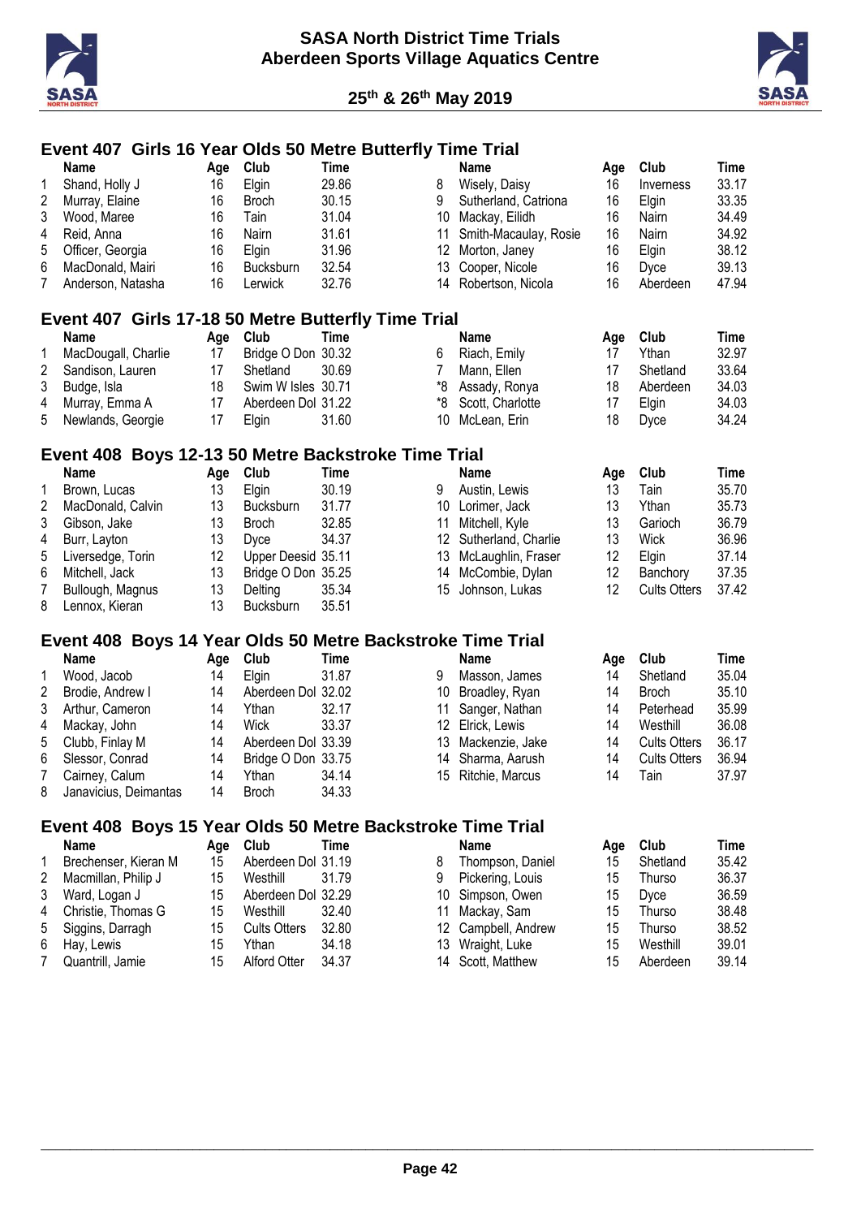## Event 407 Girls 16 Year Olds 50 Metre Butterfly Time Trial

| | Name | Age | Club | Time | | Name | Age | Club | Time |
|---|---|---|---|---|---|---|---|---|---|
| 1 | Shand, Holly J | 16 | Elgin | 29.86 | 8 | Wisely, Daisy | 16 | Inverness | 33.17 |
| 2 | Murray, Elaine | 16 | Broch | 30.15 | 9 | Sutherland, Catriona | 16 | Elgin | 33.35 |
| 3 | Wood, Maree | 16 | Tain | 31.04 | 10 | Mackay, Eilidh | 16 | Nairn | 34.49 |
| 4 | Reid, Anna | 16 | Nairn | 31.61 | 11 | Smith-Macaulay, Rosie | 16 | Nairn | 34.92 |
| 5 | Officer, Georgia | 16 | Elgin | 31.96 | 12 | Morton, Janey | 16 | Elgin | 38.12 |
| 6 | MacDonald, Mairi | 16 | Bucksburn | 32.54 | 13 | Cooper, Nicole | 16 | Dyce | 39.13 |
| 7 | Anderson, Natasha | 16 | Lerwick | 32.76 | 14 | Robertson, Nicola | 16 | Aberdeen | 47.94 |

## Event 407 Girls 17-18 50 Metre Butterfly Time Trial

| | Name | Age | Club | Time | | Name | Age | Club | Time |
|---|---|---|---|---|---|---|---|---|---|
| 1 | MacDougall, Charlie | 17 | Bridge O Don | 30.32 | 6 | Riach, Emily | 17 | Ythan | 32.97 |
| 2 | Sandison, Lauren | 17 | Shetland | 30.69 | 7 | Mann, Ellen | 17 | Shetland | 33.64 |
| 3 | Budge, Isla | 18 | Swim W Isles | 30.71 | *8 | Assady, Ronya | 18 | Aberdeen | 34.03 |
| 4 | Murray, Emma A | 17 | Aberdeen Dol | 31.22 | *8 | Scott, Charlotte | 17 | Elgin | 34.03 |
| 5 | Newlands, Georgie | 17 | Elgin | 31.60 | 10 | McLean, Erin | 18 | Dyce | 34.24 |

## Event 408 Boys 12-13 50 Metre Backstroke Time Trial

| | Name | Age | Club | Time | | Name | Age | Club | Time |
|---|---|---|---|---|---|---|---|---|---|
| 1 | Brown, Lucas | 13 | Elgin | 30.19 | 9 | Austin, Lewis | 13 | Tain | 35.70 |
| 2 | MacDonald, Calvin | 13 | Bucksburn | 31.77 | 10 | Lorimer, Jack | 13 | Ythan | 35.73 |
| 3 | Gibson, Jake | 13 | Broch | 32.85 | 11 | Mitchell, Kyle | 13 | Garioch | 36.79 |
| 4 | Burr, Layton | 13 | Dyce | 34.37 | 12 | Sutherland, Charlie | 13 | Wick | 36.96 |
| 5 | Liversedge, Torin | 12 | Upper Deesid | 35.11 | 13 | McLaughlin, Fraser | 12 | Elgin | 37.14 |
| 6 | Mitchell, Jack | 13 | Bridge O Don | 35.25 | 14 | McCombie, Dylan | 12 | Banchory | 37.35 |
| 7 | Bullough, Magnus | 13 | Delting | 35.34 | 15 | Johnson, Lukas | 12 | Cults Otters | 37.42 |
| 8 | Lennox, Kieran | 13 | Bucksburn | 35.51 | | | | | |

## Event 408 Boys 14 Year Olds 50 Metre Backstroke Time Trial

| | Name | Age | Club | Time | | Name | Age | Club | Time |
|---|---|---|---|---|---|---|---|---|---|
| 1 | Wood, Jacob | 14 | Elgin | 31.87 | 9 | Masson, James | 14 | Shetland | 35.04 |
| 2 | Brodie, Andrew I | 14 | Aberdeen Dol | 32.02 | 10 | Broadley, Ryan | 14 | Broch | 35.10 |
| 3 | Arthur, Cameron | 14 | Ythan | 32.17 | 11 | Sanger, Nathan | 14 | Peterhead | 35.99 |
| 4 | Mackay, John | 14 | Wick | 33.37 | 12 | Elrick, Lewis | 14 | Westhill | 36.08 |
| 5 | Clubb, Finlay M | 14 | Aberdeen Dol | 33.39 | 13 | Mackenzie, Jake | 14 | Cults Otters | 36.17 |
| 6 | Slessor, Conrad | 14 | Bridge O Don | 33.75 | 14 | Sharma, Aarush | 14 | Cults Otters | 36.94 |
| 7 | Cairney, Calum | 14 | Ythan | 34.14 | 15 | Ritchie, Marcus | 14 | Tain | 37.97 |
| 8 | Janavicius, Deimantas | 14 | Broch | 34.33 | | | | | |

## Event 408 Boys 15 Year Olds 50 Metre Backstroke Time Trial

| | Name | Age | Club | Time | | Name | Age | Club | Time |
|---|---|---|---|---|---|---|---|---|---|
| 1 | Brechenser, Kieran M | 15 | Aberdeen Dol | 31.19 | 8 | Thompson, Daniel | 15 | Shetland | 35.42 |
| 2 | Macmillan, Philip J | 15 | Westhill | 31.79 | 9 | Pickering, Louis | 15 | Thurso | 36.37 |
| 3 | Ward, Logan J | 15 | Aberdeen Dol | 32.29 | 10 | Simpson, Owen | 15 | Dyce | 36.59 |
| 4 | Christie, Thomas G | 15 | Westhill | 32.40 | 11 | Mackay, Sam | 15 | Thurso | 38.48 |
| 5 | Siggins, Darragh | 15 | Cults Otters | 32.80 | 12 | Campbell, Andrew | 15 | Thurso | 38.52 |
| 6 | Hay, Lewis | 15 | Ythan | 34.18 | 13 | Wraight, Luke | 15 | Westhill | 39.01 |
| 7 | Quantrill, Jamie | 15 | Alford Otter | 34.37 | 14 | Scott, Matthew | 15 | Aberdeen | 39.14 |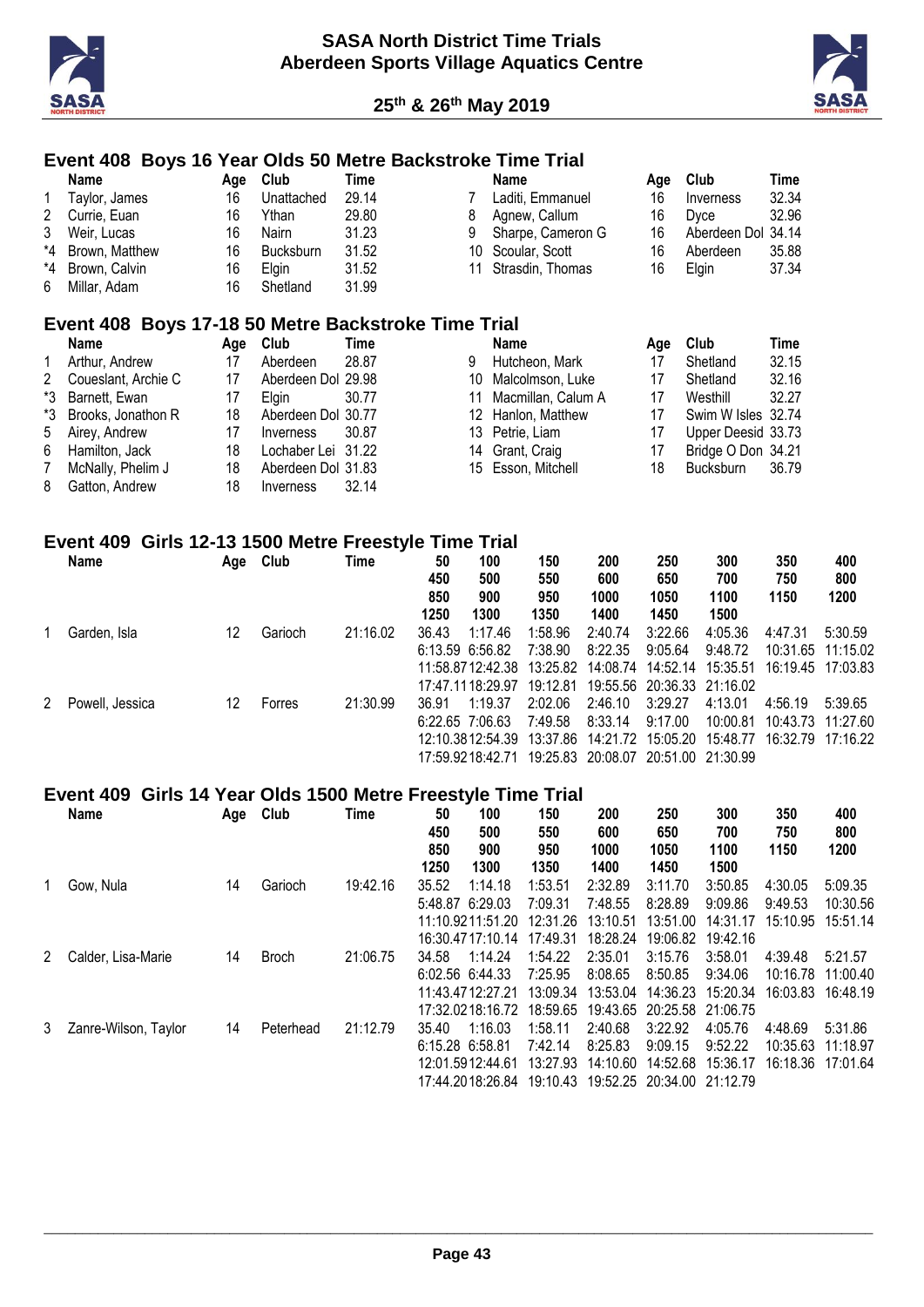# SASA North District Time Trials
## Aberdeen Sports Village Aquatics Centre

**25th & 26th May 2019**

### Event 408 Boys 16 Year Olds 50 Metre Backstroke Time Trial

| | Name | Age | Club | Time |
|---|---|---|---|---|
| 1 | Taylor, James | 16 | Unattached | 29.14 |
| 2 | Currie, Euan | 16 | Ythan | 29.80 |
| 3 | Weir, Lucas | 16 | Nairn | 31.23 |
| *4 | Brown, Matthew | 16 | Bucksburn | 31.52 |
| *4 | Brown, Calvin | 16 | Elgin | 31.52 |
| 6 | Millar, Adam | 16 | Shetland | 31.99 |
| 7 | Laditi, Emmanuel | 16 | Inverness | 32.34 |
| 8 | Agnew, Callum | 16 | Dyce | 32.96 |
| 9 | Sharpe, Cameron G | 16 | Aberdeen Dol | 34.14 |
| 10 | Scoular, Scott | 16 | Aberdeen | 35.88 |
| 11 | Strasdin, Thomas | 16 | Elgin | 37.34 |

### Event 408 Boys 17-18 50 Metre Backstroke Time Trial

| | Name | Age | Club | Time |
|---|---|---|---|---|
| 1 | Arthur, Andrew | 17 | Aberdeen | 28.87 |
| 2 | Coueslant, Archie C | 17 | Aberdeen Dol | 29.98 |
| *3 | Barnett, Ewan | 17 | Elgin | 30.77 |
| *3 | Brooks, Jonathon R | 18 | Aberdeen Dol | 30.77 |
| 5 | Airey, Andrew | 17 | Inverness | 30.87 |
| 6 | Hamilton, Jack | 18 | Lochaber Lei | 31.22 |
| 7 | McNally, Phelim J | 18 | Aberdeen Dol | 31.83 |
| 8 | Gatton, Andrew | 18 | Inverness | 32.14 |
| 9 | Hutcheon, Mark | 17 | Shetland | 32.15 |
| 10 | Malcolmson, Luke | 17 | Shetland | 32.16 |
| 11 | Macmillan, Calum A | 17 | Westhill | 32.27 |
| 12 | Hanlon, Matthew | 17 | Swim W Isles | 32.74 |
| 13 | Petrie, Liam | 17 | Upper Deesid | 33.73 |
| 14 | Grant, Craig | 17 | Bridge O Don | 34.21 |
| 15 | Esson, Mitchell | 18 | Bucksburn | 36.79 |

### Event 409 Girls 12-13 1500 Metre Freestyle Time Trial

| | Name | Age | Club | Time | 50<br>450<br>850<br>1250 | 100<br>500<br>900<br>1300 | 150<br>550<br>950<br>1350 | 200<br>600<br>1000<br>1400 | 250<br>650<br>1050<br>1450 | 300<br>700<br>1100<br>1500 | 350<br>750<br>1150 | 400<br>800<br>1200 |
|---|---|---|---|---|---|---|---|---|---|---|---|---|
| 1 | Garden, Isla | 12 | Garioch | 21:16.02 | 36.43 | 1:17.46 | 1:58.96 | 2:40.74 | 3:22.66 | 4:05.36 | 4:47.31 | 5:30.59 |
| | | | | | 6:13.59 | 6:56.82 | 7:38.90 | 8:22.35 | 9:05.64 | 9:48.72 | 10:31.65 | 11:15.02 |
| | | | | | 11:58.87 | 12:42.38 | 13:25.82 | 14:08.74 | 14:52.14 | 15:35.51 | 16:19.45 | 17:03.83 |
| | | | | | 17:47.11 | 18:29.97 | 19:12.81 | 19:55.56 | 20:36.33 | 21:16.02 | | |
| 2 | Powell, Jessica | 12 | Forres | 21:30.99 | 36.91 | 1:19.37 | 2:02.06 | 2:46.10 | 3:29.27 | 4:13.01 | 4:56.19 | 5:39.65 |
| | | | | | 6:22.65 | 7:06.63 | 7:49.58 | 8:33.14 | 9:17.00 | 10:00.81 | 10:43.73 | 11:27.60 |
| | | | | | 12:10.38 | 12:54.39 | 13:37.86 | 14:21.72 | 15:05.20 | 15:48.77 | 16:32.79 | 17:16.22 |
| | | | | | 17:59.92 | 18:42.71 | 19:25.83 | 20:08.07 | 20:51.00 | 21:30.99 | | |

### Event 409 Girls 14 Year Olds 1500 Metre Freestyle Time Trial

| | Name | Age | Club | Time | 50<br>450<br>850<br>1250 | 100<br>500<br>900<br>1300 | 150<br>550<br>950<br>1350 | 200<br>600<br>1000<br>1400 | 250<br>650<br>1050<br>1450 | 300<br>700<br>1100<br>1500 | 350<br>750<br>1150 | 400<br>800<br>1200 |
|---|---|---|---|---|---|---|---|---|---|---|---|---|
| 1 | Gow, Nula | 14 | Garioch | 19:42.16 | 35.52 | 1:14.18 | 1:53.51 | 2:32.89 | 3:11.70 | 3:50.85 | 4:30.05 | 5:09.35 |
| | | | | | 5:48.87 | 6:29.03 | 7:09.31 | 7:48.55 | 8:28.89 | 9:09.86 | 9:49.53 | 10:30.56 |
| | | | | | 11:10.92 | 11:51.20 | 12:31.26 | 13:10.51 | 13:51.00 | 14:31.17 | 15:10.95 | 15:51.14 |
| | | | | | 16:30.47 | 17:10.14 | 17:49.31 | 18:28.24 | 19:06.82 | 19:42.16 | | |
| 2 | Calder, Lisa-Marie | 14 | Broch | 21:06.75 | 34.58 | 1:14.24 | 1:54.22 | 2:35.01 | 3:15.76 | 3:58.01 | 4:39.48 | 5:21.57 |
| | | | | | 6:02.56 | 6:44.33 | 7:25.95 | 8:08.65 | 8:50.85 | 9:34.06 | 10:16.78 | 11:00.40 |
| | | | | | 11:43.47 | 12:27.21 | 13:09.34 | 13:53.04 | 14:36.23 | 15:20.34 | 16:03.83 | 16:48.19 |
| | | | | | 17:32.02 | 18:16.72 | 18:59.65 | 19:43.65 | 20:25.58 | 21:06.75 | | |
| 3 | Zanre-Wilson, Taylor | 14 | Peterhead | 21:12.79 | 35.40 | 1:16.03 | 1:58.11 | 2:40.68 | 3:22.92 | 4:05.76 | 4:48.69 | 5:31.86 |
| | | | | | 6:15.28 | 6:58.81 | 7:42.14 | 8:25.83 | 9:09.15 | 9:52.22 | 10:35.63 | 11:18.97 |
| | | | | | 12:01.59 | 12:44.61 | 13:27.93 | 14:10.60 | 14:52.68 | 15:36.17 | 16:18.36 | 17:01.64 |
| | | | | | 17:44.20 | 18:26.84 | 19:10.43 | 19:52.25 | 20:34.00 | 21:12.79 | | |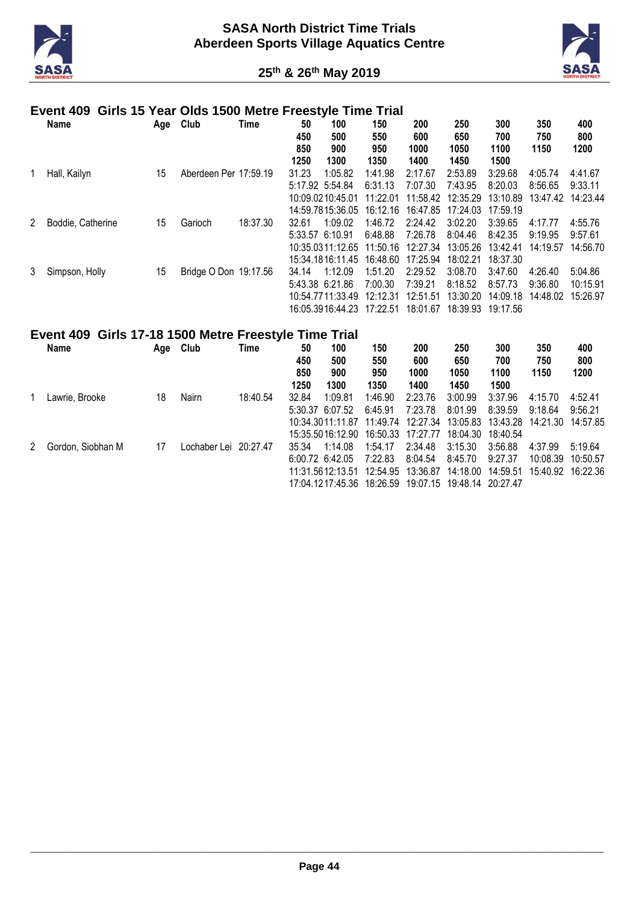# SASA North District Time Trials
## Aberdeen Sports Village Aquatics Centre

### 25th & 26th May 2019

### Event 409 Girls 15 Year Olds 1500 Metre Freestyle Time Trial

| | Name | Age | Club | Time | 50 | 100 | 150 | 200 | 250 | 300 | 350 | 400 |
|---|---|---|---|---|---|---|---|---|---|---|---|---|
| | | | | | 450 | 500 | 550 | 600 | 650 | 700 | 750 | 800 |
| | | | | | 850 | 900 | 950 | 1000 | 1050 | 1100 | 1150 | 1200 |
| | | | | | 1250 | 1300 | 1350 | 1400 | 1450 | 1500 | | |
| 1 | Hall, Kailyn | 15 | Aberdeen Per | 17:59.19 | 31.23 | 1:05.82 | 1:41.98 | 2:17.67 | 2:53.89 | 3:29.68 | 4:05.74 | 4:41.67 |
| | | | | | 5:17.92 | 5:54.84 | 6:31.13 | 7:07.30 | 7:43.95 | 8:20.03 | 8:56.65 | 9:33.11 |
| | | | | | 10:09.02 | 10:45.01 | 11:22.01 | 11:58.42 | 12:35.29 | 13:10.89 | 13:47.42 | 14:23.44 |
| | | | | | 14:59.78 | 15:36.05 | 16:12.16 | 16:47.85 | 17:24.03 | 17:59.19 | | |
| 2 | Boddie, Catherine | 15 | Garioch | 18:37.30 | 32.61 | 1:09.02 | 1:46.72 | 2:24.42 | 3:02.20 | 3:39.65 | 4:17.77 | 4:55.76 |
| | | | | | 5:33.57 | 6:10.91 | 6:48.88 | 7:26.78 | 8:04.46 | 8:42.35 | 9:19.95 | 9:57.61 |
| | | | | | 10:35.03 | 11:12.65 | 11:50.16 | 12:27.34 | 13:05.26 | 13:42.41 | 14:19.57 | 14:56.70 |
| | | | | | 15:34.18 | 16:11.45 | 16:48.60 | 17:25.94 | 18:02.21 | 18:37.30 | | |
| 3 | Simpson, Holly | 15 | Bridge O Don | 19:17.56 | 34.14 | 1:12.09 | 1:51.20 | 2:29.52 | 3:08.70 | 3:47.60 | 4:26.40 | 5:04.86 |
| | | | | | 5:43.38 | 6:21.86 | 7:00.30 | 7:39.21 | 8:18.52 | 8:57.73 | 9:36.80 | 10:15.91 |
| | | | | | 10:54.77 | 11:33.49 | 12:12.31 | 12:51.51 | 13:30.20 | 14:09.18 | 14:48.02 | 15:26.97 |
| | | | | | 16:05.39 | 16:44.23 | 17:22.51 | 18:01.67 | 18:39.93 | 19:17.56 | | |

### Event 409 Girls 17-18 1500 Metre Freestyle Time Trial

| | Name | Age | Club | Time | 50 | 100 | 150 | 200 | 250 | 300 | 350 | 400 |
|---|---|---|---|---|---|---|---|---|---|---|---|---|
| | | | | | 450 | 500 | 550 | 600 | 650 | 700 | 750 | 800 |
| | | | | | 850 | 900 | 950 | 1000 | 1050 | 1100 | 1150 | 1200 |
| | | | | | 1250 | 1300 | 1350 | 1400 | 1450 | 1500 | | |
| 1 | Lawrie, Brooke | 18 | Nairn | 18:40.54 | 32.84 | 1:09.81 | 1:46.90 | 2:23.76 | 3:00.99 | 3:37.96 | 4:15.70 | 4:52.41 |
| | | | | | 5:30.37 | 6:07.52 | 6:45.91 | 7:23.78 | 8:01.99 | 8:39.59 | 9:18.64 | 9:56.21 |
| | | | | | 10:34.30 | 11:11.87 | 11:49.74 | 12:27.34 | 13:05.83 | 13:43.28 | 14:21.30 | 14:57.85 |
| | | | | | 15:35.50 | 16:12.90 | 16:50.33 | 17:27.77 | 18:04.30 | 18:40.54 | | |
| 2 | Gordon, Siobhan M | 17 | Lochaber Lei | 20:27.47 | 35.34 | 1:14.08 | 1:54.17 | 2:34.48 | 3:15.30 | 3:56.88 | 4:37.99 | 5:19.64 |
| | | | | | 6:00.72 | 6:42.05 | 7:22.83 | 8:04.54 | 8:45.70 | 9:27.37 | 10:08.39 | 10:50.57 |
| | | | | | 11:31.56 | 12:13.51 | 12:54.95 | 13:36.87 | 14:18.00 | 14:59.51 | 15:40.92 | 16:22.36 |
| | | | | | 17:04.12 | 17:45.36 | 18:26.59 | 19:07.15 | 19:48.14 | 20:27.47 | | |